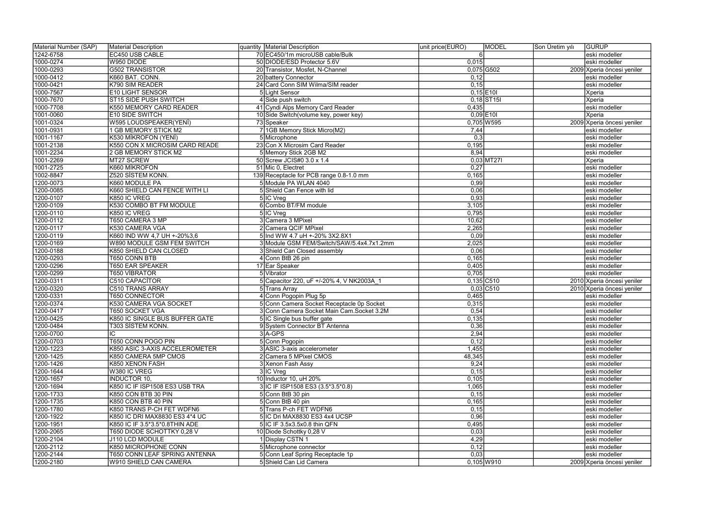| Material Number (SAP) | Material Description | quantity | Material Description | unit price(EURO) | MODEL | Son Üretim yılı | GURUP |
|---|---|---|---|---|---|---|---|
| 1242-6758 | EC450 USB CABLE | 70 | EC450/1m microUSB cable/Bulk | 6 | | | eski modeller |
| 1000-0274 | W950 DIODE | 50 | DIODE/ESD Protector 5.6V | 0,015 | | | eski modeller |
| 1000-0293 | G502 TRANSISTOR | 20 | Transistor, Mosfet, N-Channel | 0,075 | G502 | 2009 | Xperia öncesi yeniler |
| 1000-0412 | K660 BAT. CONN. | 20 | battery Connector | 0,12 | | | eski modeller |
| 1000-0421 | K790 SIM READER | 24 | Card Conn SIM Wilma/SIM reader | 0,15 | | | eski modeller |
| 1000-7567 | E10 LIGHT SENSOR | 5 | Light Sensor | 0,15 | E10I | | Xperia |
| 1000-7670 | ST15 SIDE PUSH SWITCH | 4 | Side push switch | 0,18 | ST15I | | Xperia |
| 1000-7708 | K550 MEMORY CARD READER | 41 | Cyndi Alps Memory Card Reader | 0,435 | | | eski modeller |
| 1001-0060 | E10 SIDE SWITCH | 10 | Side Switch(volume key, power key) | 0,09 | E10I | | Xperia |
| 1001-0324 | W595 LOUDSPEAKER(YENİ) | 73 | Speaker | 0,705 | W595 | 2009 | Xperia öncesi yeniler |
| 1001-0931 | 1 GB MEMORY STICK M2 | 7 | 1GB Memory Stick Micro(M2) | 7,44 | | | eski modeller |
| 1001-1167 | K530 MİKROFON (YENİ) | 5 | Microphone | 0,3 | | | eski modeller |
| 1001-2138 | K550 CON X MICROSIM CARD READE | 23 | Con X Microsim Card Reader | 0,195 | | | eski modeller |
| 1001-2234 | 2 GB MEMORY STICK M2 | 5 | Memory Stick 2GB M2 | 8,94 | | | eski modeller |
| 1001-2269 | MT27 SCREW | 50 | Screw JCIS#0 3.0 x 1.4 | 0,03 | MT27I | | Xperia |
| 1001-2725 | K660 MİKROFON | 51 | Mic 0, Electret | 0,27 | | | eski modeller |
| 1002-8847 | Z520 SİSTEM KONN. | 139 | Receptacle for PCB range 0.8-1.0 mm | 0,165 | | | eski modeller |
| 1200-0073 | K660 MODULE PA | 5 | Module PA WLAN 4040 | 0,99 | | | eski modeller |
| 1200-0085 | K660 SHIELD CAN FENCE WITH LI | 5 | Shield Can Fence with lid | 0,06 | | | eski modeller |
| 1200-0107 | K850 IC VREG | 5 | IC Vreg | 0,93 | | | eski modeller |
| 1200-0109 | K530 COMBO BT FM MODULE | 6 | Combo BT/FM module | 3,105 | | | eski modeller |
| 1200-0110 | K850 IC VREG | 5 | IC Vreg | 0,795 | | | eski modeller |
| 1200-0112 | T650 CAMERA 3 MP | 3 | Camera 3 MPixel | 10,62 | | | eski modeller |
| 1200-0117 | K530 CAMERA VGA | 2 | Camera QCIF MPixel | 2,265 | | | eski modeller |
| 1200-0119 | K660 IND WW 4,7 UH +-20%3,6 | 5 | Ind WW 4.7 uH +-20% 3X2.8X1 | 0,09 | | | eski modeller |
| 1200-0169 | W890 MODULE GSM FEM SWITCH | 3 | Module GSM FEM/Switch/SAW/5.4x4.7x1.2mm | 2,025 | | | eski modeller |
| 1200-0188 | K850 SHIELD CAN CLOSED | 3 | Shield Can Closed assembly | 0,06 | | | eski modeller |
| 1200-0293 | T650 CONN BTB | 4 | Conn BtB 26 pin | 0,165 | | | eski modeller |
| 1200-0296 | T650 EAR SPEAKER | 17 | Ear Speaker | 0,405 | | | eski modeller |
| 1200-0299 | T650 VİBRATOR | 5 | Vibrator | 0,705 | | | eski modeller |
| 1200-0311 | C510 CAPACİTOR | 5 | Capacitor 220, uF +/-20% 4, V NK2003A_1 | 0,135 | C510 | 2010 | Xperia öncesi yeniler |
| 1200-0320 | C510 TRANS ARRAY | 5 | Trans Array | 0,03 | C510 | 2010 | Xperia öncesi yeniler |
| 1200-0331 | T650 CONNECTOR | 4 | Conn Pogopin Plug 5p | 0,465 | | | eski modeller |
| 1200-0374 | K530 CAMERA VGA SOCKET | 5 | Conn Camera Socket Receptacle 0p Socket | 0,315 | | | eski modeller |
| 1200-0417 | T650 SOCKET VGA | 3 | Conn Camera Socket Main Cam.Socket 3.2M | 0,54 | | | eski modeller |
| 1200-0425 | K850 IC SINGLE BUS BUFFER GATE | 5 | IC Single bus buffer gate | 0,135 | | | eski modeller |
| 1200-0484 | T303 SİSTEM KONN. | 9 | System Connector BT Antenna | 0,36 | | | eski modeller |
| 1200-0700 | IC | 3 | A-GPS | 2,94 | | | eski modeller |
| 1200-0703 | T650 CONN POGO PIN | 5 | Conn Pogopin | 0,12 | | | eski modeller |
| 1200-1223 | K850 ASIC 3-AXIS ACCELEROMETER | 3 | ASIC 3-axis accelerometer | 1,455 | | | eski modeller |
| 1200-1425 | K850 CAMERA 5MP CMOS | 2 | Camera 5 MPixel CMOS | 48,345 | | | eski modeller |
| 1200-1426 | K850 XENON FASH | 3 | Xenon Fash Assy | 9,24 | | | eski modeller |
| 1200-1644 | W380 IC VREG | 3 | IC Vreg | 0,15 | | | eski modeller |
| 1200-1657 | INDUCTOR 10, | 10 | Inductor 10, uH 20% | 0,105 | | | eski modeller |
| 1200-1694 | K850 IC IF ISP1508 ES3 USB TRA | 3 | IC IF ISP1508 ES3 (3.5*3.5*0.8) | 1,065 | | | eski modeller |
| 1200-1733 | K850 CON BTB 30 PIN | 5 | Conn BtB 30 pin | 0,15 | | | eski modeller |
| 1200-1735 | K850 CON BTB 40 PIN | 5 | Conn BtB 40 pin | 0,165 | | | eski modeller |
| 1200-1780 | K850 TRANS P-CH FET WDFN6 | 5 | Trans P-ch FET WDFN6 | 0,15 | | | eski modeller |
| 1200-1922 | K850 IC DRI MAX8830 ES3 4*4 UC | 5 | IC Dri MAX8830 ES3 4x4 UCSP | 0,96 | | | eski modeller |
| 1200-1951 | K850 IC IF 3.5*3.5*0.8THIN ADE | 5 | IC IF 3.5x3.5x0.8 thin QFN | 0,495 | | | eski modeller |
| 1200-2065 | T650 DIODE SCHOTTKY 0,28 V | 10 | Diode Schottky 0,28 V | 0,03 | | | eski modeller |
| 1200-2104 | J110 LCD MODULE | 1 | Display CSTN 1 | 4,29 | | | eski modeller |
| 1200-2112 | K850 MICROPHONE CONN | 5 | Microphone connector | 0,12 | | | eski modeller |
| 1200-2144 | T650 CONN LEAF SPRING ANTENNA | 5 | Conn Leaf Spring Receptacle 1p | 0,03 | | | eski modeller |
| 1200-2180 | W910 SHIELD CAN CAMERA | 5 | Shield Can Lid Camera | 0,105 | W910 | 2009 | Xperia öncesi yeniler |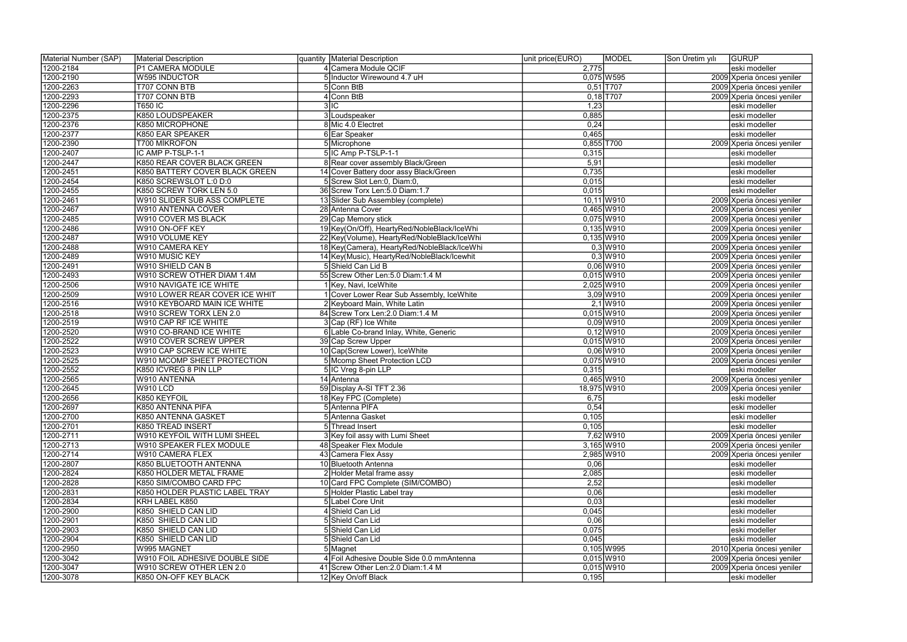| Material Number (SAP) | Material Description | quantity | Material Description | unit price(EURO) | MODEL | Son Üretim yılı | GURUP |
|---|---|---|---|---|---|---|---|
| 1200-2184 | P1 CAMERA MODULE | 4 | Camera Module QCIF | 2,775 | | | eski modeller |
| 1200-2190 | W595 INDUCTOR | 5 | Inductor Wirewound 4.7 uH | 0,075 | W595 | 2009 | Xperia öncesi yeniler |
| 1200-2263 | T707 CONN BTB | 5 | Conn BtB | 0,51 | T707 | 2009 | Xperia öncesi yeniler |
| 1200-2293 | T707 CONN BTB | 4 | Conn BtB | 0,18 | T707 | 2009 | Xperia öncesi yeniler |
| 1200-2296 | T650 IC | 3 | IC | 1,23 | | | eski modeller |
| 1200-2375 | K850 LOUDSPEAKER | 3 | Loudspeaker | 0,885 | | | eski modeller |
| 1200-2376 | K850 MICROPHONE | 8 | Mic 4.0 Electret | 0,24 | | | eski modeller |
| 1200-2377 | K850 EAR SPEAKER | 6 | Ear Speaker | 0,465 | | | eski modeller |
| 1200-2390 | T700 MİKROFON | 5 | Microphone | 0,855 | T700 | 2009 | Xperia öncesi yeniler |
| 1200-2407 | IC AMP P-TSLP-1-1 | 5 | IC Amp P-TSLP-1-1 | 0,315 | | | eski modeller |
| 1200-2447 | K850 REAR COVER BLACK GREEN | 8 | Rear cover assembly Black/Green | 5,91 | | | eski modeller |
| 1200-2451 | K850 BATTERY COVER BLACK GREEN | 14 | Cover Battery door assy Black/Green | 0,735 | | | eski modeller |
| 1200-2454 | K850 SCREWSLOT L:0 D:0 | 5 | Screw Slot Len:0, Diam:0, | 0,015 | | | eski modeller |
| 1200-2455 | K850 SCREW TORK LEN 5.0 | 36 | Screw Torx Len:5.0 Diam:1.7 | 0,015 | | | eski modeller |
| 1200-2461 | W910 SLIDER SUB ASS COMPLETE | 13 | Slider Sub Assembley (complete) | 10,11 | W910 | 2009 | Xperia öncesi yeniler |
| 1200-2467 | W910 ANTENNA COVER | 28 | Antenna Cover | 0,465 | W910 | 2009 | Xperia öncesi yeniler |
| 1200-2485 | W910 COVER MS BLACK | 29 | Cap Memory stick | 0,075 | W910 | 2009 | Xperia öncesi yeniler |
| 1200-2486 | W910 ON-OFF KEY | 19 | Key(On/Off), HeartyRed/NobleBlack/IceWhi | 0,135 | W910 | 2009 | Xperia öncesi yeniler |
| 1200-2487 | W910 VOLUME KEY | 22 | Key(Volume), HeartyRed/NobleBlack/IceWhi | 0,135 | W910 | 2009 | Xperia öncesi yeniler |
| 1200-2488 | W910 CAMERA KEY | 18 | Key(Camera), HeartyRed/NobleBlack/IceWhi | 0,3 | W910 | 2009 | Xperia öncesi yeniler |
| 1200-2489 | W910 MUSIC KEY | 14 | Key(Music), HeartyRed/NobleBlack/Icewhit | 0,3 | W910 | 2009 | Xperia öncesi yeniler |
| 1200-2491 | W910 SHIELD CAN B | 5 | Shield Can Lid B | 0,06 | W910 | 2009 | Xperia öncesi yeniler |
| 1200-2493 | W910 SCREW OTHER DIAM 1.4M | 55 | Screw Other Len:5.0 Diam:1.4 M | 0,015 | W910 | 2009 | Xperia öncesi yeniler |
| 1200-2506 | W910 NAVIGATE ICE WHITE | 1 | Key, Navi, IceWhite | 2,025 | W910 | 2009 | Xperia öncesi yeniler |
| 1200-2509 | W910 LOWER REAR COVER ICE WHIT | 1 | Cover Lower Rear Sub Assembly, IceWhite | 3,09 | W910 | 2009 | Xperia öncesi yeniler |
| 1200-2516 | W910 KEYBOARD MAIN ICE WHITE | 2 | Keyboard Main, White Latin | 2,1 | W910 | 2009 | Xperia öncesi yeniler |
| 1200-2518 | W910 SCREW TORX LEN 2.0 | 84 | Screw Torx Len:2.0 Diam:1.4 M | 0,015 | W910 | 2009 | Xperia öncesi yeniler |
| 1200-2519 | W910 CAP RF ICE WHITE | 3 | Cap (RF) Ice White | 0,09 | W910 | 2009 | Xperia öncesi yeniler |
| 1200-2520 | W910 CO-BRAND ICE WHITE | 6 | Lable Co-brand Inlay, White, Generic | 0,12 | W910 | 2009 | Xperia öncesi yeniler |
| 1200-2522 | W910 COVER SCREW UPPER | 39 | Cap Screw Upper | 0,015 | W910 | 2009 | Xperia öncesi yeniler |
| 1200-2523 | W910 CAP SCREW ICE WHITE | 10 | Cap(Screw Lower), IceWhite | 0,06 | W910 | 2009 | Xperia öncesi yeniler |
| 1200-2525 | W910 MCOMP SHEET PROTECTION | 5 | Mcomp Sheet Protection LCD | 0,075 | W910 | 2009 | Xperia öncesi yeniler |
| 1200-2552 | K850 ICVREG 8 PIN LLP | 5 | IC Vreg 8-pin LLP | 0,315 | | | eski modeller |
| 1200-2565 | W910 ANTENNA | 14 | Antenna | 0,465 | W910 | 2009 | Xperia öncesi yeniler |
| 1200-2645 | W910 LCD | 59 | Display A-SI TFT 2.36 | 18,975 | W910 | 2009 | Xperia öncesi yeniler |
| 1200-2656 | K850 KEYFOIL | 18 | Key FPC (Complete) | 6,75 | | | eski modeller |
| 1200-2697 | K850 ANTENNA PIFA | 5 | Antenna PIFA | 0,54 | | | eski modeller |
| 1200-2700 | K850 ANTENNA GASKET | 5 | Antenna Gasket | 0,105 | | | eski modeller |
| 1200-2701 | K850 TREAD INSERT | 5 | Thread Insert | 0,105 | | | eski modeller |
| 1200-2711 | W910 KEYFOIL WITH LUMI SHEEL | 3 | Key foil assy with Lumi Sheet | 7,62 | W910 | 2009 | Xperia öncesi yeniler |
| 1200-2713 | W910 SPEAKER FLEX MODULE | 48 | Speaker Flex Module | 3,165 | W910 | 2009 | Xperia öncesi yeniler |
| 1200-2714 | W910 CAMERA FLEX | 43 | Camera Flex Assy | 2,985 | W910 | 2009 | Xperia öncesi yeniler |
| 1200-2807 | K850 BLUETOOTH ANTENNA | 10 | Bluetooth Antenna | 0,06 | | | eski modeller |
| 1200-2824 | K850 HOLDER METAL FRAME | 2 | Holder Metal frame assy | 2,085 | | | eski modeller |
| 1200-2828 | K850 SIM/COMBO CARD FPC | 10 | Card FPC Complete (SIM/COMBO) | 2,52 | | | eski modeller |
| 1200-2831 | K850 HOLDER PLASTIC LABEL TRAY | 5 | Holder Plastic Label tray | 0,06 | | | eski modeller |
| 1200-2834 | KRH LABEL K850 | 5 | Label Core Unit | 0,03 | | | eski modeller |
| 1200-2900 | K850 SHIELD CAN LID | 4 | Shield Can Lid | 0,045 | | | eski modeller |
| 1200-2901 | K850 SHIELD CAN LID | 5 | Shield Can Lid | 0,06 | | | eski modeller |
| 1200-2903 | K850 SHIELD CAN LID | 5 | Shield Can Lid | 0,075 | | | eski modeller |
| 1200-2904 | K850 SHIELD CAN LID | 5 | Shield Can Lid | 0,045 | | | eski modeller |
| 1200-2950 | W995 MAGNET | 5 | Magnet | 0,105 | W995 | 2010 | Xperia öncesi yeniler |
| 1200-3042 | W910 FOIL ADHESIVE DOUBLE SIDE | 4 | Foil Adhesive Double Side 0.0 mmAntenna | 0,015 | W910 | 2009 | Xperia öncesi yeniler |
| 1200-3047 | W910 SCREW OTHER LEN 2.0 | 41 | Screw Other Len:2.0 Diam:1.4 M | 0,015 | W910 | 2009 | Xperia öncesi yeniler |
| 1200-3078 | K850 ON-OFF KEY BLACK | 12 | Key On/off Black | 0,195 | | | eski modeller |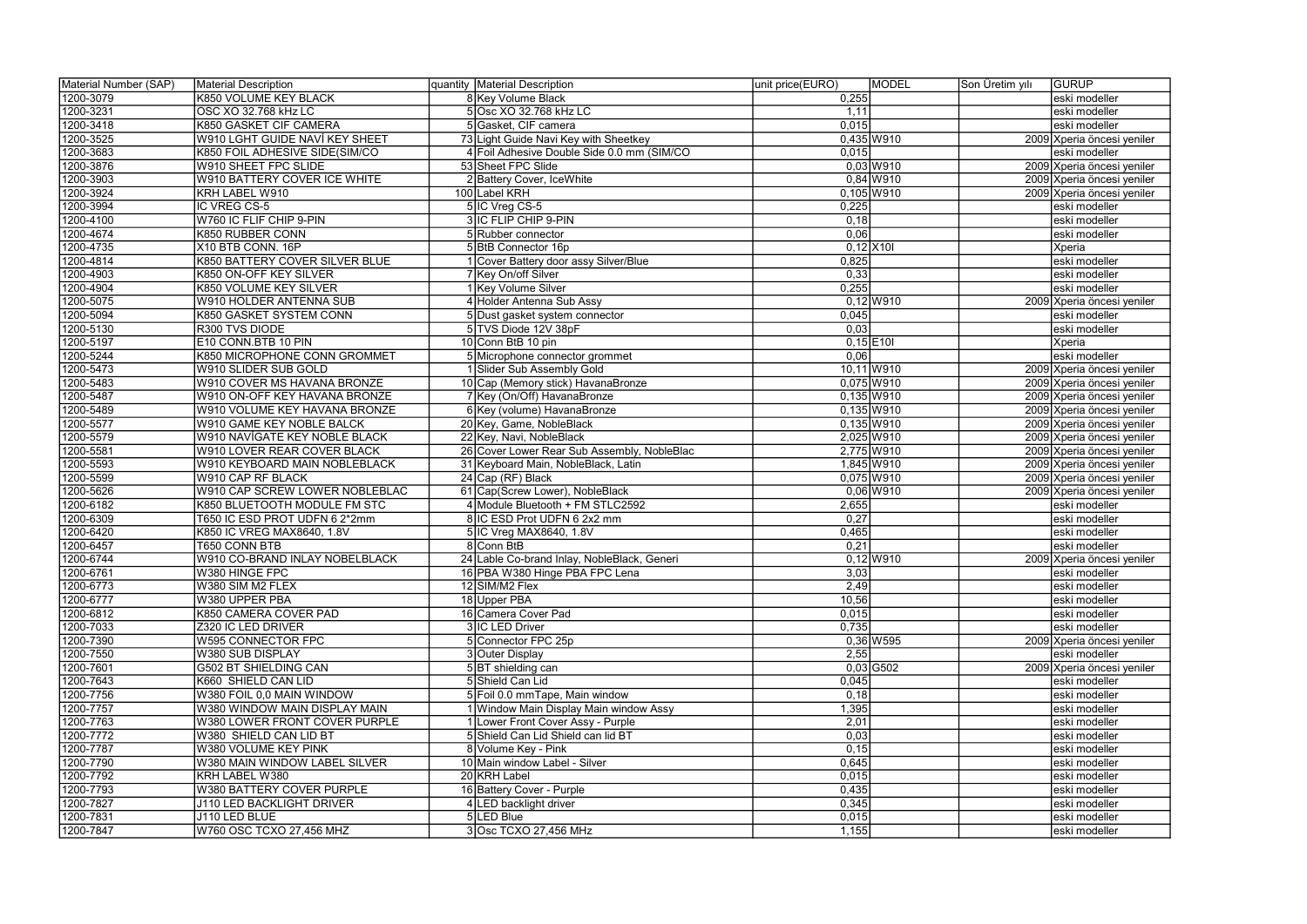| Material Number (SAP) | Material Description | quantity | Material Description | unit price(EURO) | MODEL | Son Üretim yılı | GURUP |
|---|---|---|---|---|---|---|---|
| 1200-3079 | K850 VOLUME KEY BLACK | 8 | Key Volume Black | 0,255 | | | eski modeller |
| 1200-3231 | OSC XO 32.768 kHz LC | 5 | Osc XO 32.768 kHz LC | 1,11 | | | eski modeller |
| 1200-3418 | K850 GASKET CIF CAMERA | 5 | Gasket, CIF camera | 0,015 | | | eski modeller |
| 1200-3525 | W910 LGHT GUIDE NAVİ KEY SHEET | 73 | Light Guide Navi Key with Sheetkey | 0,435 | W910 | 2009 | Xperia öncesi yeniler |
| 1200-3683 | K850 FOIL ADHESIVE SIDE(SIM/CO | 4 | Foil Adhesive Double Side 0.0 mm (SIM/CO | 0,015 | | | eski modeller |
| 1200-3876 | W910 SHEET FPC SLIDE | 53 | Sheet FPC Slide | 0,03 | W910 | 2009 | Xperia öncesi yeniler |
| 1200-3903 | W910 BATTERY COVER ICE WHITE | 2 | Battery Cover, IceWhite | 0,84 | W910 | 2009 | Xperia öncesi yeniler |
| 1200-3924 | KRH LABEL W910 | 100 | Label KRH | 0,105 | W910 | 2009 | Xperia öncesi yeniler |
| 1200-3994 | IC VREG CS-5 | 5 | IC Vreg CS-5 | 0,225 | | | eski modeller |
| 1200-4100 | W760 IC FLIF CHIP 9-PIN | 3 | IC FLIP CHIP 9-PIN | 0,18 | | | eski modeller |
| 1200-4674 | K850 RUBBER CONN | 5 | Rubber connector | 0,06 | | | eski modeller |
| 1200-4735 | X10 BTB CONN. 16P | 5 | BtB Connector 16p | 0,12 | X10I | | Xperia |
| 1200-4814 | K850 BATTERY COVER SILVER BLUE | 1 | Cover Battery door assy Silver/Blue | 0,825 | | | eski modeller |
| 1200-4903 | K850 ON-OFF KEY SILVER | 7 | Key On/off Silver | 0,33 | | | eski modeller |
| 1200-4904 | K850 VOLUME KEY SILVER | 1 | Key Volume Silver | 0,255 | | | eski modeller |
| 1200-5075 | W910 HOLDER ANTENNA SUB | 4 | Holder Antenna Sub Assy | 0,12 | W910 | 2009 | Xperia öncesi yeniler |
| 1200-5094 | K850 GASKET SYSTEM CONN | 5 | Dust gasket system connector | 0,045 | | | eski modeller |
| 1200-5130 | R300 TVS DIODE | 5 | TVS Diode 12V 38pF | 0,03 | | | eski modeller |
| 1200-5197 | E10 CONN.BTB 10 PIN | 10 | Conn BtB 10 pin | 0,15 | E10I | | Xperia |
| 1200-5244 | K850 MICROPHONE CONN GROMMET | 5 | Microphone connector grommet | 0,06 | | | eski modeller |
| 1200-5473 | W910 SLIDER SUB GOLD | 1 | Slider Sub Assembly Gold | 10,11 | W910 | 2009 | Xperia öncesi yeniler |
| 1200-5483 | W910 COVER MS HAVANA BRONZE | 10 | Cap (Memory stick) HavanaBronze | 0,075 | W910 | 2009 | Xperia öncesi yeniler |
| 1200-5487 | W910 ON-OFF KEY HAVANA BRONZE | 7 | Key (On/Off) HavanaBronze | 0,135 | W910 | 2009 | Xperia öncesi yeniler |
| 1200-5489 | W910 VOLUME KEY HAVANA BRONZE | 6 | Key (volume) HavanaBronze | 0,135 | W910 | 2009 | Xperia öncesi yeniler |
| 1200-5577 | W910 GAME KEY NOBLE BALCK | 20 | Key, Game, NobleBlack | 0,135 | W910 | 2009 | Xperia öncesi yeniler |
| 1200-5579 | W910 NAVİGATE KEY NOBLE BLACK | 22 | Key, Navi, NobleBlack | 2,025 | W910 | 2009 | Xperia öncesi yeniler |
| 1200-5581 | W910 LOVER REAR COVER BLACK | 26 | Cover Lower Rear Sub Assembly, NobleBlac | 2,775 | W910 | 2009 | Xperia öncesi yeniler |
| 1200-5593 | W910 KEYBOARD MAIN NOBLEBLACK | 31 | Keyboard Main, NobleBlack, Latin | 1,845 | W910 | 2009 | Xperia öncesi yeniler |
| 1200-5599 | W910 CAP RF BLACK | 24 | Cap (RF) Black | 0,075 | W910 | 2009 | Xperia öncesi yeniler |
| 1200-5626 | W910 CAP SCREW LOWER NOBLEBLAC | 61 | Cap(Screw Lower), NobleBlack | 0,06 | W910 | 2009 | Xperia öncesi yeniler |
| 1200-6182 | K850 BLUETOOTH MODULE FM STC | 4 | Module Bluetooth + FM STLC2592 | 2,655 | | | eski modeller |
| 1200-6309 | T650 IC ESD PROT UDFN 6 2*2mm | 8 | IC ESD Prot UDFN 6 2x2 mm | 0,27 | | | eski modeller |
| 1200-6420 | K850 IC VREG MAX8640, 1.8V | 5 | IC Vreg MAX8640, 1.8V | 0,465 | | | eski modeller |
| 1200-6457 | T650 CONN BTB | 8 | Conn BtB | 0,21 | | | eski modeller |
| 1200-6744 | W910 CO-BRAND INLAY NOBELBLACK | 24 | Lable Co-brand Inlay, NobleBlack, Generi | 0,12 | W910 | 2009 | Xperia öncesi yeniler |
| 1200-6761 | W380 HINGE FPC | 16 | PBA W380 Hinge PBA FPC Lena | 3,03 | | | eski modeller |
| 1200-6773 | W380 SIM M2 FLEX | 12 | SIM/M2 Flex | 2,49 | | | eski modeller |
| 1200-6777 | W380 UPPER PBA | 18 | Upper PBA | 10,56 | | | eski modeller |
| 1200-6812 | K850 CAMERA COVER PAD | 16 | Camera Cover Pad | 0,015 | | | eski modeller |
| 1200-7033 | Z320 IC LED DRIVER | 3 | IC LED Driver | 0,735 | | | eski modeller |
| 1200-7390 | W595 CONNECTOR FPC | 5 | Connector FPC 25p | 0,36 | W595 | 2009 | Xperia öncesi yeniler |
| 1200-7550 | W380 SUB DISPLAY | 3 | Outer Display | 2,55 | | | eski modeller |
| 1200-7601 | G502 BT SHIELDING CAN | 5 | BT shielding can | 0,03 | G502 | 2009 | Xperia öncesi yeniler |
| 1200-7643 | K660 SHIELD CAN LID | 5 | Shield Can Lid | 0,045 | | | eski modeller |
| 1200-7756 | W380 FOIL 0,0 MAIN WINDOW | 5 | Foil 0.0 mmTape, Main window | 0,18 | | | eski modeller |
| 1200-7757 | W380 WINDOW MAIN DISPLAY MAIN | 1 | Window Main Display Main window Assy | 1,395 | | | eski modeller |
| 1200-7763 | W380 LOWER FRONT COVER PURPLE | 1 | Lower Front Cover Assy - Purple | 2,01 | | | eski modeller |
| 1200-7772 | W380 SHIELD CAN LID BT | 5 | Shield Can Lid Shield can lid BT | 0,03 | | | eski modeller |
| 1200-7787 | W380 VOLUME KEY PINK | 8 | Volume Key - Pink | 0,15 | | | eski modeller |
| 1200-7790 | W380 MAIN WINDOW LABEL SILVER | 10 | Main window Label - Silver | 0,645 | | | eski modeller |
| 1200-7792 | KRH LABEL W380 | 20 | KRH Label | 0,015 | | | eski modeller |
| 1200-7793 | W380 BATTERY COVER PURPLE | 16 | Battery Cover - Purple | 0,435 | | | eski modeller |
| 1200-7827 | J110 LED BACKLIGHT DRIVER | 4 | LED backlight driver | 0,345 | | | eski modeller |
| 1200-7831 | J110 LED BLUE | 5 | LED Blue | 0,015 | | | eski modeller |
| 1200-7847 | W760 OSC TCXO 27,456 MHZ | 3 | Osc TCXO 27,456 MHz | 1,155 | | | eski modeller |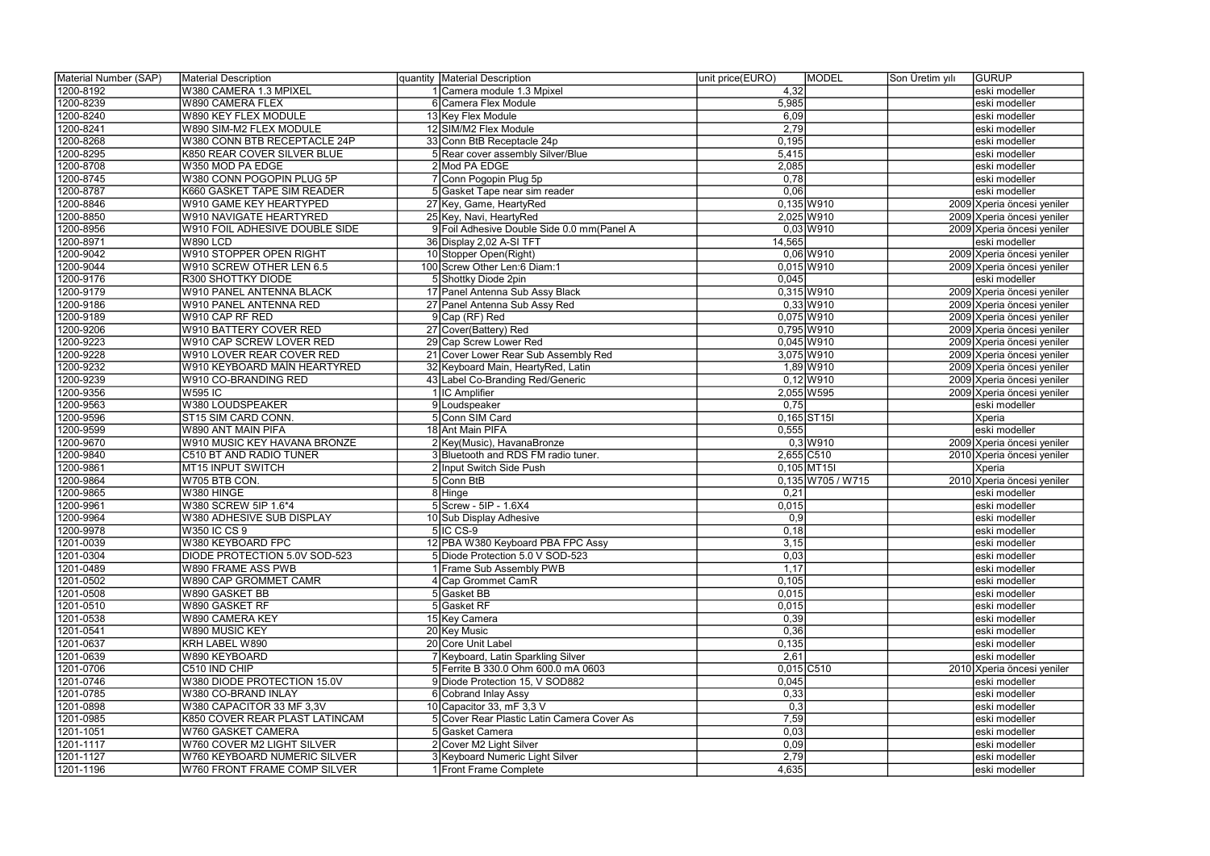| Material Number (SAP) | Material Description | quantity | Material Description | unit price(EURO) | MODEL | Son Üretim yılı | GURUP |
| --- | --- | --- | --- | --- | --- | --- | --- |
| 1200-8192 | W380 CAMERA 1.3 MPIXEL | 1 | Camera module 1.3 Mpixel | 4,32 | | | eski modeller |
| 1200-8239 | W890 CAMERA FLEX | 6 | Camera Flex Module | 5,985 | | | eski modeller |
| 1200-8240 | W890 KEY FLEX MODULE | 13 | Key Flex Module | 6,09 | | | eski modeller |
| 1200-8241 | W890 SIM-M2 FLEX MODULE | 12 | SIM/M2 Flex Module | 2,79 | | | eski modeller |
| 1200-8268 | W380 CONN BTB RECEPTACLE 24P | 33 | Conn BtB Receptacle 24p | 0,195 | | | eski modeller |
| 1200-8295 | K850 REAR COVER SILVER BLUE | 5 | Rear cover assembly Silver/Blue | 5,415 | | | eski modeller |
| 1200-8708 | W350 MOD PA EDGE | 2 | Mod PA EDGE | 2,085 | | | eski modeller |
| 1200-8745 | W380 CONN POGOPIN PLUG 5P | 7 | Conn Pogopin Plug 5p | 0,78 | | | eski modeller |
| 1200-8787 | K660 GASKET TAPE SIM READER | 5 | Gasket Tape near sim reader | 0,06 | | | eski modeller |
| 1200-8846 | W910 GAME KEY HEARTYRED | 27 | Key, Game, HeartyRed | 0,135 | W910 | 2009 | Xperia öncesi yeniler |
| 1200-8850 | W910 NAVIGATE HEARTYRED | 25 | Key, Navi, HeartyRed | 2,025 | W910 | 2009 | Xperia öncesi yeniler |
| 1200-8956 | W910 FOIL ADHESIVE DOUBLE SIDE | 9 | Foil Adhesive Double Side 0.0 mm(Panel A | 0,03 | W910 | 2009 | Xperia öncesi yeniler |
| 1200-8971 | W890 LCD | 36 | Display 2,02 A-SI TFT | 14,565 | | | eski modeller |
| 1200-9042 | W910 STOPPER OPEN RIGHT | 10 | Stopper Open(Right) | 0,06 | W910 | 2009 | Xperia öncesi yeniler |
| 1200-9044 | W910 SCREW OTHER LEN 6.5 | 100 | Screw Other Len:6 Diam:1 | 0,015 | W910 | 2009 | Xperia öncesi yeniler |
| 1200-9176 | R300 SHOTTKY DIODE | 5 | Shottky Diode 2pin | 0,045 | | | eski modeller |
| 1200-9179 | W910 PANEL ANTENNA BLACK | 17 | Panel Antenna Sub Assy Black | 0,315 | W910 | 2009 | Xperia öncesi yeniler |
| 1200-9186 | W910 PANEL ANTENNA RED | 27 | Panel Antenna Sub Assy Red | 0,33 | W910 | 2009 | Xperia öncesi yeniler |
| 1200-9189 | W910 CAP RF RED | 9 | Cap (RF) Red | 0,075 | W910 | 2009 | Xperia öncesi yeniler |
| 1200-9206 | W910 BATTERY COVER RED | 27 | Cover(Battery) Red | 0,795 | W910 | 2009 | Xperia öncesi yeniler |
| 1200-9223 | W910 CAP SCREW LOWER RED | 29 | Cap Screw Lower Red | 0,045 | W910 | 2009 | Xperia öncesi yeniler |
| 1200-9228 | W910 LOVER REAR COVER RED | 21 | Cover Lower Rear Sub Assembly Red | 3,075 | W910 | 2009 | Xperia öncesi yeniler |
| 1200-9232 | W910 KEYBOARD MAIN HEARTYRED | 32 | Keyboard Main, HeartyRed, Latin | 1,89 | W910 | 2009 | Xperia öncesi yeniler |
| 1200-9239 | W910 CO-BRANDING RED | 43 | Label Co-Branding Red/Generic | 0,12 | W910 | 2009 | Xperia öncesi yeniler |
| 1200-9356 | W595 IC | 1 | IC Amplifier | 2,055 | W595 | 2009 | Xperia öncesi yeniler |
| 1200-9563 | W380 LOUDSPEAKER | 9 | Loudspeaker | 0,75 | | | eski modeller |
| 1200-9596 | ST15 SIM CARD CONN. | 5 | Conn SIM Card | 0,165 | ST15I | | Xperia |
| 1200-9599 | W890 ANT MAIN PIFA | 18 | Ant Main PIFA | 0,555 | | | eski modeller |
| 1200-9670 | W910 MUSIC KEY HAVANA BRONZE | 2 | Key(Music), HavanaBronze | 0,3 | W910 | 2009 | Xperia öncesi yeniler |
| 1200-9840 | C510 BT AND RADIO TUNER | 3 | Bluetooth and RDS FM radio tuner. | 2,655 | C510 | 2010 | Xperia öncesi yeniler |
| 1200-9861 | MT15 INPUT SWITCH | 2 | Input Switch Side Push | 0,105 | MT15I | | Xperia |
| 1200-9864 | W705 BTB CON. | 5 | Conn BtB | 0,135 | W705 / W715 | 2010 | Xperia öncesi yeniler |
| 1200-9865 | W380 HINGE | 8 | Hinge | 0,21 | | | eski modeller |
| 1200-9961 | W380 SCREW 5IP 1.6*4 | 5 | Screw - 5IP - 1.6X4 | 0,015 | | | eski modeller |
| 1200-9964 | W380 ADHESIVE SUB DISPLAY | 10 | Sub Display Adhesive | 0,9 | | | eski modeller |
| 1200-9978 | W350 IC CS 9 | 5 | IC CS-9 | 0,18 | | | eski modeller |
| 1201-0039 | W380 KEYBOARD FPC | 12 | PBA W380 Keyboard PBA FPC Assy | 3,15 | | | eski modeller |
| 1201-0304 | DIODE PROTECTION 5.0V SOD-523 | 5 | Diode Protection 5.0 V SOD-523 | 0,03 | | | eski modeller |
| 1201-0489 | W890 FRAME ASS PWB | 1 | Frame Sub Assembly PWB | 1,17 | | | eski modeller |
| 1201-0502 | W890 CAP GROMMET CAMR | 4 | Cap Grommet CamR | 0,105 | | | eski modeller |
| 1201-0508 | W890 GASKET BB | 5 | Gasket BB | 0,015 | | | eski modeller |
| 1201-0510 | W890 GASKET RF | 5 | Gasket RF | 0,015 | | | eski modeller |
| 1201-0538 | W890 CAMERA KEY | 15 | Key Camera | 0,39 | | | eski modeller |
| 1201-0541 | W890 MUSIC KEY | 20 | Key Music | 0,36 | | | eski modeller |
| 1201-0637 | KRH LABEL W890 | 20 | Core Unit Label | 0,135 | | | eski modeller |
| 1201-0639 | W890 KEYBOARD | 7 | Keyboard, Latin Sparkling Silver | 2,61 | | | eski modeller |
| 1201-0706 | C510 IND CHIP | 5 | Ferrite B 330.0 Ohm 600.0 mA 0603 | 0,015 | C510 | 2010 | Xperia öncesi yeniler |
| 1201-0746 | W380 DIODE PROTECTION 15.0V | 9 | Diode Protection 15, V SOD882 | 0,045 | | | eski modeller |
| 1201-0785 | W380 CO-BRAND INLAY | 6 | Cobrand Inlay Assy | 0,33 | | | eski modeller |
| 1201-0898 | W380 CAPACITOR 33 MF 3,3V | 10 | Capacitor 33, mF 3,3 V | 0,3 | | | eski modeller |
| 1201-0985 | K850 COVER REAR PLAST LATINCAM | 5 | Cover Rear Plastic Latin Camera Cover As | 7,59 | | | eski modeller |
| 1201-1051 | W760 GASKET CAMERA | 5 | Gasket Camera | 0,03 | | | eski modeller |
| 1201-1117 | W760 COVER M2 LIGHT SILVER | 2 | Cover M2 Light Silver | 0,09 | | | eski modeller |
| 1201-1127 | W760 KEYBOARD NUMERIC SILVER | 3 | Keyboard Numeric Light Silver | 2,79 | | | eski modeller |
| 1201-1196 | W760 FRONT FRAME COMP SILVER | 1 | Front Frame Complete | 4,635 | | | eski modeller |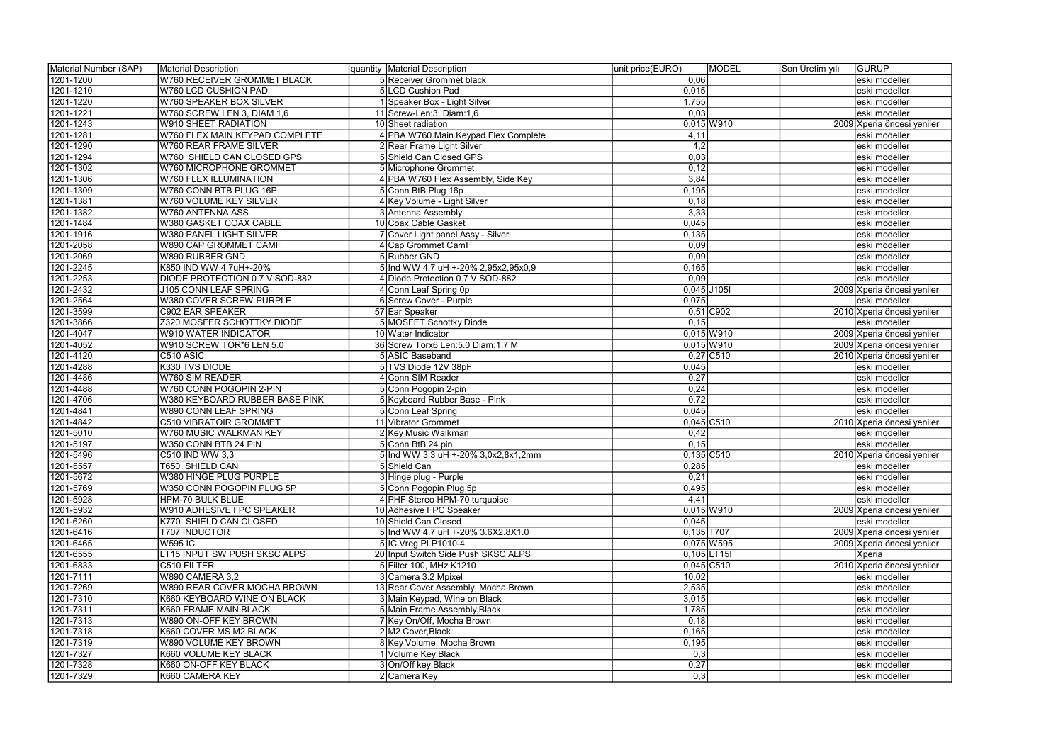| Material Number (SAP) | Material Description | quantity | Material Description | unit price(EURO) | MODEL | Son Üretim yılı | GURUP |
|---|---|---|---|---|---|---|---|
| 1201-1200 | W760 RECEIVER GROMMET BLACK | 5 | Receiver Grommet black | 0,06 | | | eski modeller |
| 1201-1210 | W760 LCD CUSHION PAD | 5 | LCD Cushion Pad | 0,015 | | | eski modeller |
| 1201-1220 | W760 SPEAKER BOX SILVER | 1 | Speaker Box - Light Silver | 1,755 | | | eski modeller |
| 1201-1221 | W760 SCREW LEN 3, DIAM 1,6 | 11 | Screw-Len:3, Diam:1,6 | 0,03 | | | eski modeller |
| 1201-1243 | W910 SHEET RADIATION | 10 | Sheet radiation | 0,015 | W910 | 2009 | Xperia öncesi yeniler |
| 1201-1281 | W760 FLEX MAIN KEYPAD COMPLETE | 4 | PBA W760 Main Keypad Flex Complete | 4,11 | | | eski modeller |
| 1201-1290 | W760 REAR FRAME SILVER | 2 | Rear Frame Light Silver | 1,2 | | | eski modeller |
| 1201-1294 | W760 SHIELD CAN CLOSED GPS | 5 | Shield Can Closed GPS | 0,03 | | | eski modeller |
| 1201-1302 | W760 MICROPHONE GROMMET | 5 | Microphone Grommet | 0,12 | | | eski modeller |
| 1201-1306 | W760 FLEX ILLUMINATION | 4 | PBA W760 Flex Assembly, Side Key | 3,84 | | | eski modeller |
| 1201-1309 | W760 CONN BTB PLUG 16P | 5 | Conn BtB Plug 16p | 0,195 | | | eski modeller |
| 1201-1381 | W760 VOLUME KEY SILVER | 4 | Key Volume - Light Silver | 0,18 | | | eski modeller |
| 1201-1382 | W760 ANTENNA ASS | 3 | Antenna Assembly | 3,33 | | | eski modeller |
| 1201-1484 | W380 GASKET COAX CABLE | 10 | Coax Cable Gasket | 0,045 | | | eski modeller |
| 1201-1916 | W380 PANEL LIGHT SILVER | 7 | Cover Light panel Assy - Silver | 0,135 | | | eski modeller |
| 1201-2058 | W890 CAP GROMMET CAMF | 4 | Cap Grommet CamF | 0,09 | | | eski modeller |
| 1201-2069 | W890 RUBBER GND | 5 | Rubber GND | 0,09 | | | eski modeller |
| 1201-2245 | K850 IND WW 4.7uH+-20% | 5 | Ind WW 4.7 uH +-20% 2,95x2,95x0,9 | 0,165 | | | eski modeller |
| 1201-2253 | DIODE PROTECTION 0.7 V SOD-882 | 4 | Diode Protection 0.7 V SOD-882 | 0,09 | | | eski modeller |
| 1201-2432 | J105 CONN LEAF SPRING | 4 | Conn Leaf Spring 0p | 0,045 | J105I | 2009 | Xperia öncesi yeniler |
| 1201-2564 | W380 COVER SCREW PURPLE | 6 | Screw Cover - Purple | 0,075 | | | eski modeller |
| 1201-3599 | C902 EAR SPEAKER | 57 | Ear Speaker | 0,51 | C902 | 2010 | Xperia öncesi yeniler |
| 1201-3866 | Z320 MOSFER SCHOTTKY DIODE | 5 | MOSFET Schottky Diode | 0,15 | | | eski modeller |
| 1201-4047 | W910 WATER INDICATOR | 10 | Water Indicator | 0,015 | W910 | 2009 | Xperia öncesi yeniler |
| 1201-4052 | W910 SCREW TOR*6 LEN 5.0 | 36 | Screw Torx6 Len:5.0 Diam:1.7 M | 0,015 | W910 | 2009 | Xperia öncesi yeniler |
| 1201-4120 | C510 ASIC | 5 | ASIC Baseband | 0,27 | C510 | 2010 | Xperia öncesi yeniler |
| 1201-4288 | K330 TVS DIODE | 5 | TVS Diode 12V 38pF | 0,045 | | | eski modeller |
| 1201-4486 | W760 SIM READER | 4 | Conn SIM Reader | 0,27 | | | eski modeller |
| 1201-4488 | W760 CONN POGOPIN 2-PIN | 5 | Conn Pogopin 2-pin | 0,24 | | | eski modeller |
| 1201-4706 | W380 KEYBOARD RUBBER BASE PINK | 5 | Keyboard Rubber Base - Pink | 0,72 | | | eski modeller |
| 1201-4841 | W890 CONN LEAF SPRING | 5 | Conn Leaf Spring | 0,045 | | | eski modeller |
| 1201-4842 | C510 VIBRATOIR GROMMET | 11 | Vibrator Grommet | 0,045 | C510 | 2010 | Xperia öncesi yeniler |
| 1201-5010 | W760 MUSIC WALKMAN KEY | 2 | Key Music Walkman | 0,42 | | | eski modeller |
| 1201-5197 | W350 CONN BTB 24 PIN | 5 | Conn BtB 24 pin | 0,15 | | | eski modeller |
| 1201-5496 | C510 IND WW 3,3 | 5 | Ind WW 3.3 uH +-20% 3,0x2,8x1,2mm | 0,135 | C510 | 2010 | Xperia öncesi yeniler |
| 1201-5557 | T650 SHIELD CAN | 5 | Shield Can | 0,285 | | | eski modeller |
| 1201-5672 | W380 HINGE PLUG PURPLE | 3 | Hinge plug - Purple | 0,21 | | | eski modeller |
| 1201-5769 | W350 CONN POGOPIN PLUG 5P | 5 | Conn Pogopin Plug 5p | 0,495 | | | eski modeller |
| 1201-5928 | HPM-70 BULK BLUE | 4 | PHF Stereo HPM-70 turquoise | 4,41 | | | eski modeller |
| 1201-5932 | W910 ADHESIVE FPC SPEAKER | 10 | Adhesive FPC Speaker | 0,015 | W910 | 2009 | Xperia öncesi yeniler |
| 1201-6260 | K770 SHIELD CAN CLOSED | 10 | Shield Can Closed | 0,045 | | | eski modeller |
| 1201-6416 | T707 INDUCTOR | 5 | Ind WW 4.7 uH +-20% 3.6X2.8X1.0 | 0,135 | T707 | 2009 | Xperia öncesi yeniler |
| 1201-6465 | W595 IC | 5 | IC Vreg PLP1010-4 | 0,075 | W595 | 2009 | Xperia öncesi yeniler |
| 1201-6555 | LT15 INPUT SW PUSH SKSC ALPS | 20 | Input Switch Side Push SKSC ALPS | 0,105 | LT15I | | Xperia |
| 1201-6833 | C510 FILTER | 5 | Filter 100, MHz K1210 | 0,045 | C510 | 2010 | Xperia öncesi yeniler |
| 1201-7111 | W890 CAMERA 3,2 | 3 | Camera 3.2 Mpixel | 10,02 | | | eski modeller |
| 1201-7269 | W890 REAR COVER MOCHA BROWN | 13 | Rear Cover Assembly, Mocha Brown | 2,535 | | | eski modeller |
| 1201-7310 | K660 KEYBOARD WINE ON BLACK | 3 | Main Keypad, Wine on Black | 3,015 | | | eski modeller |
| 1201-7311 | K660 FRAME MAIN BLACK | 5 | Main Frame Assembly,Black | 1,785 | | | eski modeller |
| 1201-7313 | W890 ON-OFF KEY BROWN | 7 | Key On/Off, Mocha Brown | 0,18 | | | eski modeller |
| 1201-7318 | K660 COVER MS M2 BLACK | 2 | M2 Cover,Black | 0,165 | | | eski modeller |
| 1201-7319 | W890 VOLUME KEY BROWN | 8 | Key Volume, Mocha Brown | 0,195 | | | eski modeller |
| 1201-7327 | K660 VOLUME KEY BLACK | 1 | Volume Key,Black | 0,3 | | | eski modeller |
| 1201-7328 | K660 ON-OFF KEY BLACK | 3 | On/Off key,Black | 0,27 | | | eski modeller |
| 1201-7329 | K660 CAMERA KEY | 2 | Camera Key | 0,3 | | | eski modeller |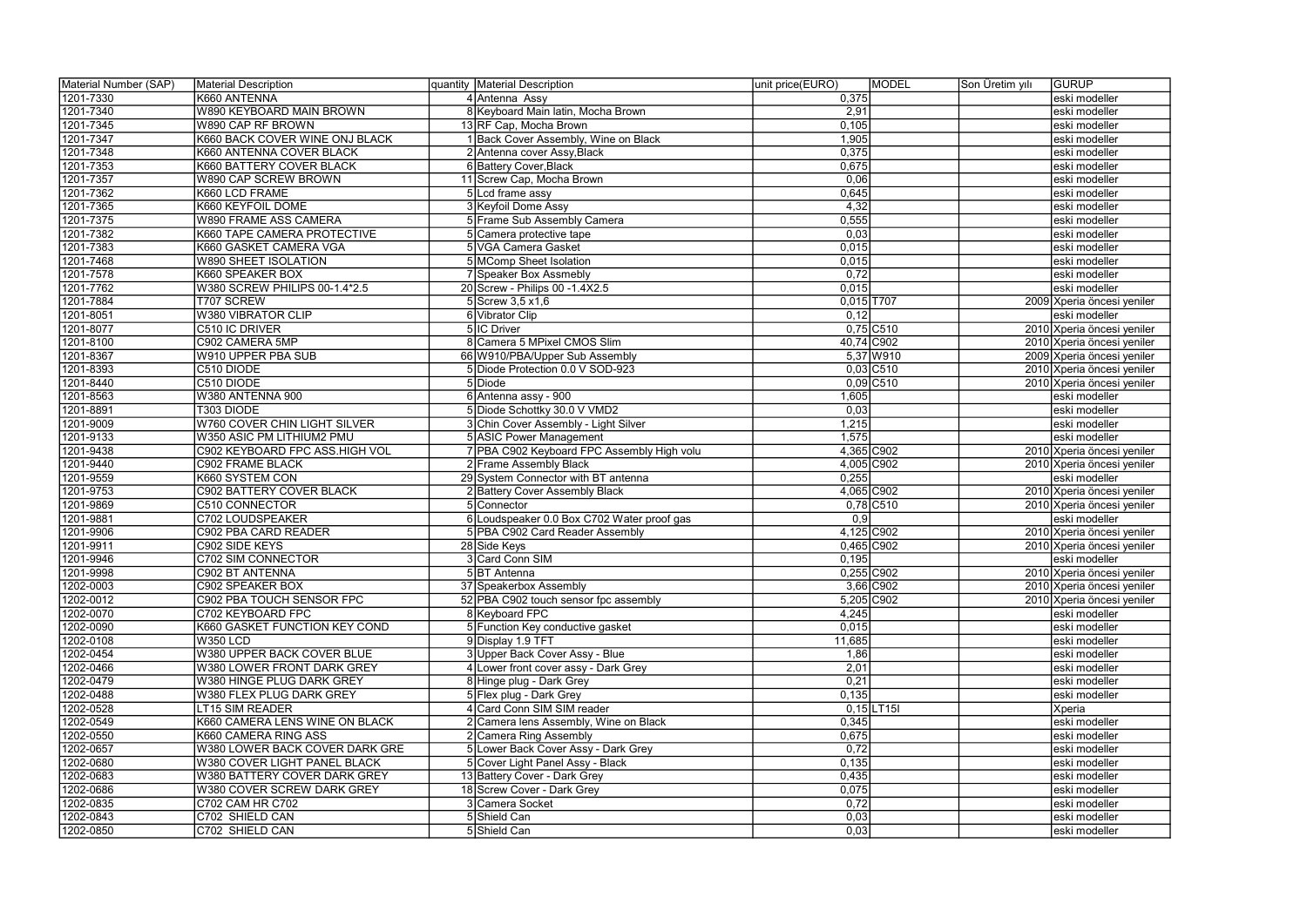| Material Number (SAP) | Material Description | quantity | Material Description | unit price(EURO) | MODEL | Son Üretim yılı | GURUP |
|---|---|---|---|---|---|---|---|
| 1201-7330 | K660 ANTENNA | 4 | Antenna Assy | 0,375 | | | eski modeller |
| 1201-7340 | W890 KEYBOARD MAIN BROWN | 8 | Keyboard Main latin, Mocha Brown | 2,91 | | | eski modeller |
| 1201-7345 | W890 CAP RF BROWN | 13 | RF Cap, Mocha Brown | 0,105 | | | eski modeller |
| 1201-7347 | K660 BACK COVER WINE ONJ BLACK | 1 | Back Cover Assembly, Wine on Black | 1,905 | | | eski modeller |
| 1201-7348 | K660 ANTENNA COVER BLACK | 2 | Antenna cover Assy,Black | 0,375 | | | eski modeller |
| 1201-7353 | K660 BATTERY COVER BLACK | 6 | Battery Cover,Black | 0,675 | | | eski modeller |
| 1201-7357 | W890 CAP SCREW BROWN | 11 | Screw Cap, Mocha Brown | 0,06 | | | eski modeller |
| 1201-7362 | K660 LCD FRAME | 5 | Lcd frame assy | 0,645 | | | eski modeller |
| 1201-7365 | K660 KEYFOIL DOME | 3 | Keyfoil Dome Assy | 4,32 | | | eski modeller |
| 1201-7375 | W890 FRAME ASS CAMERA | 5 | Frame Sub Assembly Camera | 0,555 | | | eski modeller |
| 1201-7382 | K660 TAPE CAMERA PROTECTIVE | 5 | Camera protective tape | 0,03 | | | eski modeller |
| 1201-7383 | K660 GASKET CAMERA VGA | 5 | VGA Camera Gasket | 0,015 | | | eski modeller |
| 1201-7468 | W890 SHEET ISOLATION | 5 | MComp Sheet Isolation | 0,015 | | | eski modeller |
| 1201-7578 | K660 SPEAKER BOX | 7 | Speaker Box Assmebly | 0,72 | | | eski modeller |
| 1201-7762 | W380 SCREW PHILIPS 00-1.4*2.5 | 20 | Screw - Philips 00 -1.4X2.5 | 0,015 | | | eski modeller |
| 1201-7884 | T707 SCREW | 5 | Screw 3,5 x1,6 | 0,015 | T707 | 2009 | Xperia öncesi yeniler |
| 1201-8051 | W380 VIBRATOR CLIP | 6 | Vibrator Clip | 0,12 | | | eski modeller |
| 1201-8077 | C510 IC DRIVER | 5 | IC Driver | 0,75 | C510 | 2010 | Xperia öncesi yeniler |
| 1201-8100 | C902 CAMERA 5MP | 8 | Camera 5 MPixel CMOS Slim | 40,74 | C902 | 2010 | Xperia öncesi yeniler |
| 1201-8367 | W910 UPPER PBA SUB | 66 | W910/PBA/Upper Sub Assembly | 5,37 | W910 | 2009 | Xperia öncesi yeniler |
| 1201-8393 | C510 DIODE | 5 | Diode Protection 0.0 V SOD-923 | 0,03 | C510 | 2010 | Xperia öncesi yeniler |
| 1201-8440 | C510 DIODE | 5 | Diode | 0,09 | C510 | 2010 | Xperia öncesi yeniler |
| 1201-8563 | W380 ANTENNA 900 | 6 | Antenna assy - 900 | 1,605 | | | eski modeller |
| 1201-8891 | T303 DIODE | 5 | Diode Schottky 30.0 V VMD2 | 0,03 | | | eski modeller |
| 1201-9009 | W760 COVER CHIN LIGHT SILVER | 3 | Chin Cover Assembly - Light Silver | 1,215 | | | eski modeller |
| 1201-9133 | W350 ASIC PM LITHIUM2 PMU | 5 | ASIC Power Management | 1,575 | | | eski modeller |
| 1201-9438 | C902 KEYBOARD FPC ASS.HIGH VOL | 7 | PBA C902 Keyboard FPC Assembly High volu | 4,365 | C902 | 2010 | Xperia öncesi yeniler |
| 1201-9440 | C902 FRAME BLACK | 2 | Frame Assembly Black | 4,005 | C902 | 2010 | Xperia öncesi yeniler |
| 1201-9559 | K660 SYSTEM CON | 29 | System Connector with BT antenna | 0,255 | | | eski modeller |
| 1201-9753 | C902 BATTERY COVER BLACK | 2 | Battery Cover Assembly Black | 4,065 | C902 | 2010 | Xperia öncesi yeniler |
| 1201-9869 | C510 CONNECTOR | 5 | Connector | 0,78 | C510 | 2010 | Xperia öncesi yeniler |
| 1201-9881 | C702 LOUDSPEAKER | 6 | Loudspeaker 0.0 Box C702 Water proof gas | 0,9 | | | eski modeller |
| 1201-9906 | C902 PBA CARD READER | 5 | PBA C902 Card Reader Assembly | 4,125 | C902 | 2010 | Xperia öncesi yeniler |
| 1201-9911 | C902 SIDE KEYS | 28 | Side Keys | 0,465 | C902 | 2010 | Xperia öncesi yeniler |
| 1201-9946 | C702 SIM CONNECTOR | 3 | Card Conn SIM | 0,195 | | | eski modeller |
| 1201-9998 | C902 BT ANTENNA | 5 | BT Antenna | 0,255 | C902 | 2010 | Xperia öncesi yeniler |
| 1202-0003 | C902 SPEAKER BOX | 37 | Speakerbox Assembly | 3,66 | C902 | 2010 | Xperia öncesi yeniler |
| 1202-0012 | C902 PBA TOUCH SENSOR FPC | 52 | PBA C902 touch sensor fpc assembly | 5,205 | C902 | 2010 | Xperia öncesi yeniler |
| 1202-0070 | C702 KEYBOARD FPC | 8 | Keyboard FPC | 4,245 | | | eski modeller |
| 1202-0090 | K660 GASKET FUNCTION KEY COND | 5 | Function Key conductive gasket | 0,015 | | | eski modeller |
| 1202-0108 | W350 LCD | 9 | Display 1.9 TFT | 11,685 | | | eski modeller |
| 1202-0454 | W380 UPPER BACK COVER BLUE | 3 | Upper Back Cover Assy - Blue | 1,86 | | | eski modeller |
| 1202-0466 | W380 LOWER FRONT DARK GREY | 4 | Lower front cover assy - Dark Grey | 2,01 | | | eski modeller |
| 1202-0479 | W380 HINGE PLUG DARK GREY | 8 | Hinge plug - Dark Grey | 0,21 | | | eski modeller |
| 1202-0488 | W380 FLEX PLUG DARK GREY | 5 | Flex plug - Dark Grey | 0,135 | | | eski modeller |
| 1202-0528 | LT15 SIM READER | 4 | Card Conn SIM SIM reader | 0,15 | LT15I | | Xperia |
| 1202-0549 | K660 CAMERA LENS WINE ON BLACK | 2 | Camera lens Assembly, Wine on Black | 0,345 | | | eski modeller |
| 1202-0550 | K660 CAMERA RING ASS | 2 | Camera Ring Assembly | 0,675 | | | eski modeller |
| 1202-0657 | W380 LOWER BACK COVER DARK GRE | 5 | Lower Back Cover Assy - Dark Grey | 0,72 | | | eski modeller |
| 1202-0680 | W380 COVER LIGHT PANEL BLACK | 5 | Cover Light Panel Assy - Black | 0,135 | | | eski modeller |
| 1202-0683 | W380 BATTERY COVER DARK GREY | 13 | Battery Cover - Dark Grey | 0,435 | | | eski modeller |
| 1202-0686 | W380 COVER SCREW DARK GREY | 18 | Screw Cover - Dark Grey | 0,075 | | | eski modeller |
| 1202-0835 | C702 CAM HR C702 | 3 | Camera Socket | 0,72 | | | eski modeller |
| 1202-0843 | C702 SHIELD CAN | 5 | Shield Can | 0,03 | | | eski modeller |
| 1202-0850 | C702 SHIELD CAN | 5 | Shield Can | 0,03 | | | eski modeller |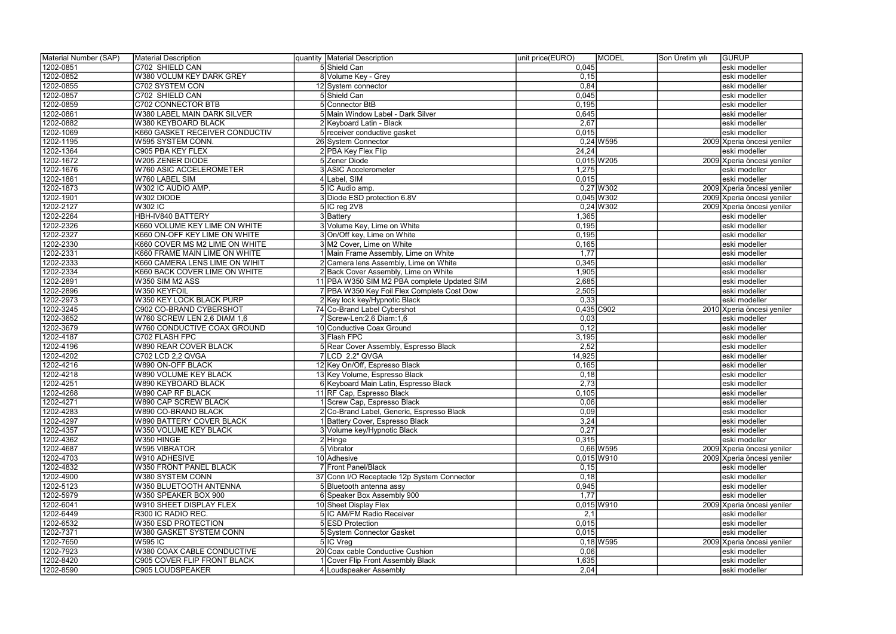| Material Number (SAP) | Material Description | quantity | Material Description | unit price(EURO) | MODEL | Son Üretim yılı | GURUP |
|---|---|---|---|---|---|---|---|
| 1202-0851 | C702 SHIELD CAN | 5 | Shield Can | 0,045 | | | eski modeller |
| 1202-0852 | W380 VOLUM KEY DARK GREY | 8 | Volume Key - Grey | 0,15 | | | eski modeller |
| 1202-0855 | C702 SYSTEM CON | 12 | System connector | 0,84 | | | eski modeller |
| 1202-0857 | C702 SHIELD CAN | 5 | Shield Can | 0,045 | | | eski modeller |
| 1202-0859 | C702 CONNECTOR BTB | 5 | Connector BtB | 0,195 | | | eski modeller |
| 1202-0861 | W380 LABEL MAIN DARK SILVER | 5 | Main Window Label - Dark Silver | 0,645 | | | eski modeller |
| 1202-0882 | W380 KEYBOARD BLACK | 2 | Keyboard Latin - Black | 2,67 | | | eski modeller |
| 1202-1069 | K660 GASKET RECEIVER CONDUCTIV | 5 | receiver conductive gasket | 0,015 | | | eski modeller |
| 1202-1195 | W595 SYSTEM CONN. | 26 | System Connector | 0,24 | W595 | 2009 | Xperia öncesi yeniler |
| 1202-1364 | C905 PBA KEY FLEX | 2 | PBA Key Flex Flip | 24,24 | | | eski modeller |
| 1202-1672 | W205 ZENER DIODE | 5 | Zener Diode | 0,015 | W205 | 2009 | Xperia öncesi yeniler |
| 1202-1676 | W760 ASIC ACCELEROMETER | 3 | ASIC Accelerometer | 1,275 | | | eski modeller |
| 1202-1861 | W760 LABEL SIM | 4 | Label, SIM | 0,015 | | | eski modeller |
| 1202-1873 | W302 IC AUDIO AMP. | 5 | IC Audio amp. | 0,27 | W302 | 2009 | Xperia öncesi yeniler |
| 1202-1901 | W302 DIODE | 3 | Diode ESD protection 6.8V | 0,045 | W302 | 2009 | Xperia öncesi yeniler |
| 1202-2127 | W302 IC | 5 | IC reg 2V8 | 0,24 | W302 | 2009 | Xperia öncesi yeniler |
| 1202-2264 | HBH-IV840 BATTERY | 3 | Battery | 1,365 | | | eski modeller |
| 1202-2326 | K660 VOLUME KEY LIME ON WHITE | 3 | Volume Key, Lime on White | 0,195 | | | eski modeller |
| 1202-2327 | K660 ON-OFF KEY LIME ON WHITE | 3 | On/Off key, Lime on White | 0,195 | | | eski modeller |
| 1202-2330 | K660 COVER MS M2 LIME ON WHITE | 3 | M2 Cover, Lime on White | 0,165 | | | eski modeller |
| 1202-2331 | K660 FRAME MAIN LIME ON WHITE | 1 | Main Frame Assembly, Lime on White | 1,77 | | | eski modeller |
| 1202-2333 | K660 CAMERA LENS LIME ON WIHIT | 2 | Camera lens Assembly, Lime on White | 0,345 | | | eski modeller |
| 1202-2334 | K660 BACK COVER LIME ON WHITE | 2 | Back Cover Assembly, Lime on White | 1,905 | | | eski modeller |
| 1202-2891 | W350 SIM M2 ASS | 11 | PBA W350 SIM M2 PBA complete Updated SIM | 2,685 | | | eski modeller |
| 1202-2896 | W350 KEYFOIL | 7 | PBA W350 Key Foil Flex Complete Cost Dow | 2,505 | | | eski modeller |
| 1202-2973 | W350 KEY LOCK BLACK PURP | 2 | Key lock key/Hypnotic Black | 0,33 | | | eski modeller |
| 1202-3245 | C902 CO-BRAND CYBERSHOT | 74 | Co-Brand Label Cybershot | 0,435 | C902 | 2010 | Xperia öncesi yeniler |
| 1202-3652 | W760 SCREW LEN 2,6 DIAM 1,6 | 7 | Screw-Len:2,6 Diam:1,6 | 0,03 | | | eski modeller |
| 1202-3679 | W760 CONDUCTIVE COAX GROUND | 10 | Conductive Coax Ground | 0,12 | | | eski modeller |
| 1202-4187 | C702 FLASH FPC | 3 | Flash FPC | 3,195 | | | eski modeller |
| 1202-4196 | W890 REAR COVER BLACK | 5 | Rear Cover Assembly, Espresso Black | 2,52 | | | eski modeller |
| 1202-4202 | C702 LCD 2,2 QVGA | 7 | LCD 2.2" QVGA | 14,925 | | | eski modeller |
| 1202-4216 | W890 ON-OFF BLACK | 12 | Key On/Off, Espresso Black | 0,165 | | | eski modeller |
| 1202-4218 | W890 VOLUME KEY BLACK | 13 | Key Volume, Espresso Black | 0,18 | | | eski modeller |
| 1202-4251 | W890 KEYBOARD BLACK | 6 | Keyboard Main Latin, Espresso Black | 2,73 | | | eski modeller |
| 1202-4268 | W890 CAP RF BLACK | 11 | RF Cap, Espresso Black | 0,105 | | | eski modeller |
| 1202-4271 | W890 CAP SCREW BLACK | 1 | Screw Cap, Espresso Black | 0,06 | | | eski modeller |
| 1202-4283 | W890 CO-BRAND BLACK | 2 | Co-Brand Label, Generic, Espresso Black | 0,09 | | | eski modeller |
| 1202-4297 | W890 BATTERY COVER BLACK | 1 | Battery Cover, Espresso Black | 3,24 | | | eski modeller |
| 1202-4357 | W350 VOLUME KEY BLACK | 3 | Volume key/Hypnotic Black | 0,27 | | | eski modeller |
| 1202-4362 | W350 HINGE | 2 | Hinge | 0,315 | | | eski modeller |
| 1202-4687 | W595 VIBRATOR | 5 | Vibrator | 0,66 | W595 | 2009 | Xperia öncesi yeniler |
| 1202-4703 | W910 ADHESIVE | 10 | Adhesive | 0,015 | W910 | 2009 | Xperia öncesi yeniler |
| 1202-4832 | W350 FRONT PANEL BLACK | 7 | Front Panel/Black | 0,15 | | | eski modeller |
| 1202-4900 | W380 SYSTEM CONN | 37 | Conn I/O Receptacle 12p System Connector | 0,18 | | | eski modeller |
| 1202-5123 | W350 BLUETOOTH ANTENNA | 5 | Bluetooth antenna assy | 0,945 | | | eski modeller |
| 1202-5979 | W350 SPEAKER BOX 900 | 6 | Speaker Box Assembly 900 | 1,77 | | | eski modeller |
| 1202-6041 | W910 SHEET DISPLAY FLEX | 10 | Sheet Display Flex | 0,015 | W910 | 2009 | Xperia öncesi yeniler |
| 1202-6449 | R300 IC RADIO REC. | 5 | IC AM/FM Radio Receiver | 2,1 | | | eski modeller |
| 1202-6532 | W350 ESD PROTECTION | 5 | ESD Protection | 0,015 | | | eski modeller |
| 1202-7371 | W380 GASKET SYSTEM CONN | 5 | System Connector Gasket | 0,015 | | | eski modeller |
| 1202-7650 | W595 IC | 5 | IC Vreg | 0,18 | W595 | 2009 | Xperia öncesi yeniler |
| 1202-7923 | W380 COAX CABLE CONDUCTIVE | 20 | Coax cable Conductive Cushion | 0,06 | | | eski modeller |
| 1202-8420 | C905 COVER FLIP FRONT BLACK | 1 | Cover Flip Front Assembly Black | 1,635 | | | eski modeller |
| 1202-8590 | C905 LOUDSPEAKER | 4 | Loudspeaker Assembly | 2,04 | | | eski modeller |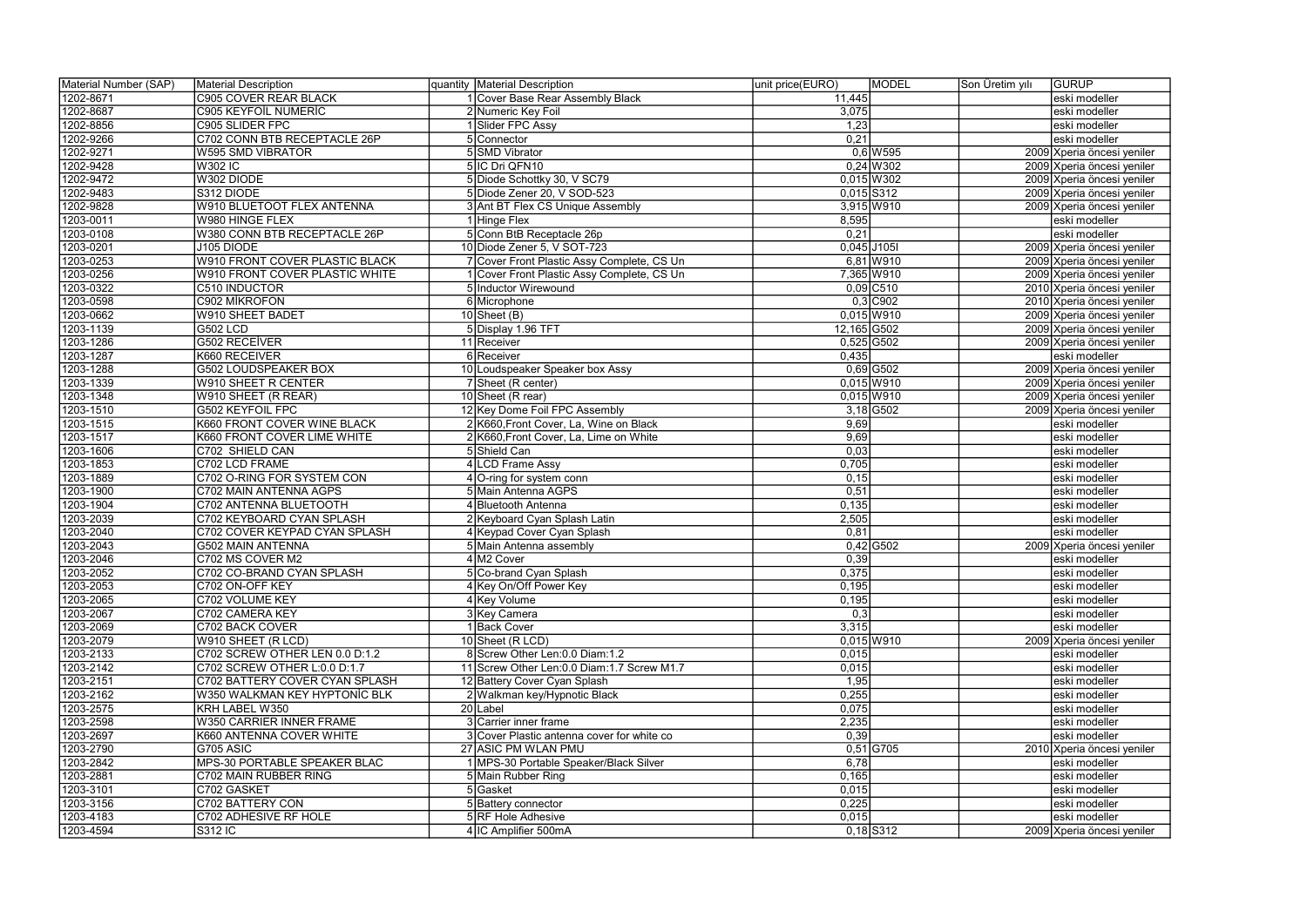| Material Number (SAP) | Material Description | quantity | Material Description | unit price(EURO) | MODEL | Son Üretim yılı | GURUP |
|---|---|---|---|---|---|---|---|
| 1202-8671 | C905 COVER REAR BLACK | 1 | Cover Base Rear Assembly Black | 11,445 | | | eski modeller |
| 1202-8687 | C905 KEYFOİL NUMERİC | 2 | Numeric Key Foil | 3,075 | | | eski modeller |
| 1202-8856 | C905 SLIDER FPC | 1 | Slider FPC Assy | 1,23 | | | eski modeller |
| 1202-9266 | C702 CONN BTB RECEPTACLE 26P | 5 | Connector | 0,21 | | | eski modeller |
| 1202-9271 | W595 SMD VIBRATOR | 5 | SMD Vibrator | 0,6 | W595 | 2009 | Xperia öncesi yeniler |
| 1202-9428 | W302 IC | 5 | IC Dri QFN10 | 0,24 | W302 | 2009 | Xperia öncesi yeniler |
| 1202-9472 | W302 DIODE | 5 | Diode Schottky 30, V SC79 | 0,015 | W302 | 2009 | Xperia öncesi yeniler |
| 1202-9483 | S312 DIODE | 5 | Diode Zener 20, V SOD-523 | 0,015 | S312 | 2009 | Xperia öncesi yeniler |
| 1202-9828 | W910 BLUETOOT FLEX ANTENNA | 3 | Ant BT Flex CS Unique Assembly | 3,915 | W910 | 2009 | Xperia öncesi yeniler |
| 1203-0011 | W980 HINGE FLEX | 1 | Hinge Flex | 8,595 | | | eski modeller |
| 1203-0108 | W380 CONN BTB RECEPTACLE 26P | 5 | Conn BtB Receptacle 26p | 0,21 | | | eski modeller |
| 1203-0201 | J105 DIODE | 10 | Diode Zener 5, V SOT-723 | 0,045 | J105I | 2009 | Xperia öncesi yeniler |
| 1203-0253 | W910 FRONT COVER PLASTIC BLACK | 7 | Cover Front Plastic Assy Complete, CS Un | 6,81 | W910 | 2009 | Xperia öncesi yeniler |
| 1203-0256 | W910 FRONT COVER PLASTIC WHITE | 1 | Cover Front Plastic Assy Complete, CS Un | 7,365 | W910 | 2009 | Xperia öncesi yeniler |
| 1203-0322 | C510 INDUCTOR | 5 | Inductor Wirewound | 0,09 | C510 | 2010 | Xperia öncesi yeniler |
| 1203-0598 | C902 MİKROFON | 6 | Microphone | 0,3 | C902 | 2010 | Xperia öncesi yeniler |
| 1203-0662 | W910 SHEET BADET | 10 | Sheet (B) | 0,015 | W910 | 2009 | Xperia öncesi yeniler |
| 1203-1139 | G502 LCD | 5 | Display 1.96 TFT | 12,165 | G502 | 2009 | Xperia öncesi yeniler |
| 1203-1286 | G502 RECEİVER | 11 | Receiver | 0,525 | G502 | 2009 | Xperia öncesi yeniler |
| 1203-1287 | K660 RECEIVER | 6 | Receiver | 0,435 | | | eski modeller |
| 1203-1288 | G502 LOUDSPEAKER BOX | 10 | Loudspeaker Speaker box Assy | 0,69 | G502 | 2009 | Xperia öncesi yeniler |
| 1203-1339 | W910 SHEET R CENTER | 7 | Sheet (R center) | 0,015 | W910 | 2009 | Xperia öncesi yeniler |
| 1203-1348 | W910 SHEET (R REAR) | 10 | Sheet (R rear) | 0,015 | W910 | 2009 | Xperia öncesi yeniler |
| 1203-1510 | G502 KEYFOIL FPC | 12 | Key Dome Foil FPC Assembly | 3,18 | G502 | 2009 | Xperia öncesi yeniler |
| 1203-1515 | K660 FRONT COVER WINE BLACK | 2 | K660,Front Cover, La, Wine on Black | 9,69 | | | eski modeller |
| 1203-1517 | K660 FRONT COVER LIME WHITE | 2 | K660,Front Cover, La, Lime on White | 9,69 | | | eski modeller |
| 1203-1606 | C702 SHIELD CAN | 5 | Shield Can | 0,03 | | | eski modeller |
| 1203-1853 | C702 LCD FRAME | 4 | LCD Frame Assy | 0,705 | | | eski modeller |
| 1203-1889 | C702 O-RING FOR SYSTEM CON | 4 | O-ring for system conn | 0,15 | | | eski modeller |
| 1203-1900 | C702 MAIN ANTENNA AGPS | 5 | Main Antenna AGPS | 0,51 | | | eski modeller |
| 1203-1904 | C702 ANTENNA BLUETOOTH | 4 | Bluetooth Antenna | 0,135 | | | eski modeller |
| 1203-2039 | C702 KEYBOARD CYAN SPLASH | 2 | Keyboard Cyan Splash Latin | 2,505 | | | eski modeller |
| 1203-2040 | C702 COVER KEYPAD CYAN SPLASH | 4 | Keypad Cover Cyan Splash | 0,81 | | | eski modeller |
| 1203-2043 | G502 MAIN ANTENNA | 5 | Main Antenna assembly | 0,42 | G502 | 2009 | Xperia öncesi yeniler |
| 1203-2046 | C702 MS COVER M2 | 4 | M2 Cover | 0,39 | | | eski modeller |
| 1203-2052 | C702 CO-BRAND CYAN SPLASH | 5 | Co-brand Cyan Splash | 0,375 | | | eski modeller |
| 1203-2053 | C702 ON-OFF KEY | 4 | Key On/Off Power Key | 0,195 | | | eski modeller |
| 1203-2065 | C702 VOLUME KEY | 4 | Key Volume | 0,195 | | | eski modeller |
| 1203-2067 | C702 CAMERA KEY | 3 | Key Camera | 0,3 | | | eski modeller |
| 1203-2069 | C702 BACK COVER | 1 | Back Cover | 3,315 | | | eski modeller |
| 1203-2079 | W910 SHEET (R LCD) | 10 | Sheet (R LCD) | 0,015 | W910 | 2009 | Xperia öncesi yeniler |
| 1203-2133 | C702 SCREW OTHER LEN 0.0 D:1.2 | 8 | Screw Other Len:0.0 Diam:1.2 | 0,015 | | | eski modeller |
| 1203-2142 | C702 SCREW OTHER L:0.0 D:1.7 | 11 | Screw Other Len:0.0 Diam:1.7 Screw M1.7 | 0,015 | | | eski modeller |
| 1203-2151 | C702 BATTERY COVER CYAN SPLASH | 12 | Battery Cover Cyan Splash | 1,95 | | | eski modeller |
| 1203-2162 | W350 WALKMAN KEY HYPTONİC BLK | 2 | Walkman key/Hypnotic Black | 0,255 | | | eski modeller |
| 1203-2575 | KRH LABEL W350 | 20 | Label | 0,075 | | | eski modeller |
| 1203-2598 | W350 CARRIER INNER FRAME | 3 | Carrier inner frame | 2,235 | | | eski modeller |
| 1203-2697 | K660 ANTENNA COVER WHITE | 3 | Cover Plastic antenna cover for white co | 0,39 | | | eski modeller |
| 1203-2790 | G705 ASIC | 27 | ASIC PM WLAN PMU | 0,51 | G705 | 2010 | Xperia öncesi yeniler |
| 1203-2842 | MPS-30 PORTABLE SPEAKER BLAC | 1 | MPS-30 Portable Speaker/Black Silver | 6,78 | | | eski modeller |
| 1203-2881 | C702 MAIN RUBBER RING | 5 | Main Rubber Ring | 0,165 | | | eski modeller |
| 1203-3101 | C702 GASKET | 5 | Gasket | 0,015 | | | eski modeller |
| 1203-3156 | C702 BATTERY CON | 5 | Battery connector | 0,225 | | | eski modeller |
| 1203-4183 | C702 ADHESIVE RF HOLE | 5 | RF Hole Adhesive | 0,015 | | | eski modeller |
| 1203-4594 | S312 IC | 4 | IC Amplifier 500mA | 0,18 | S312 | 2009 | Xperia öncesi yeniler |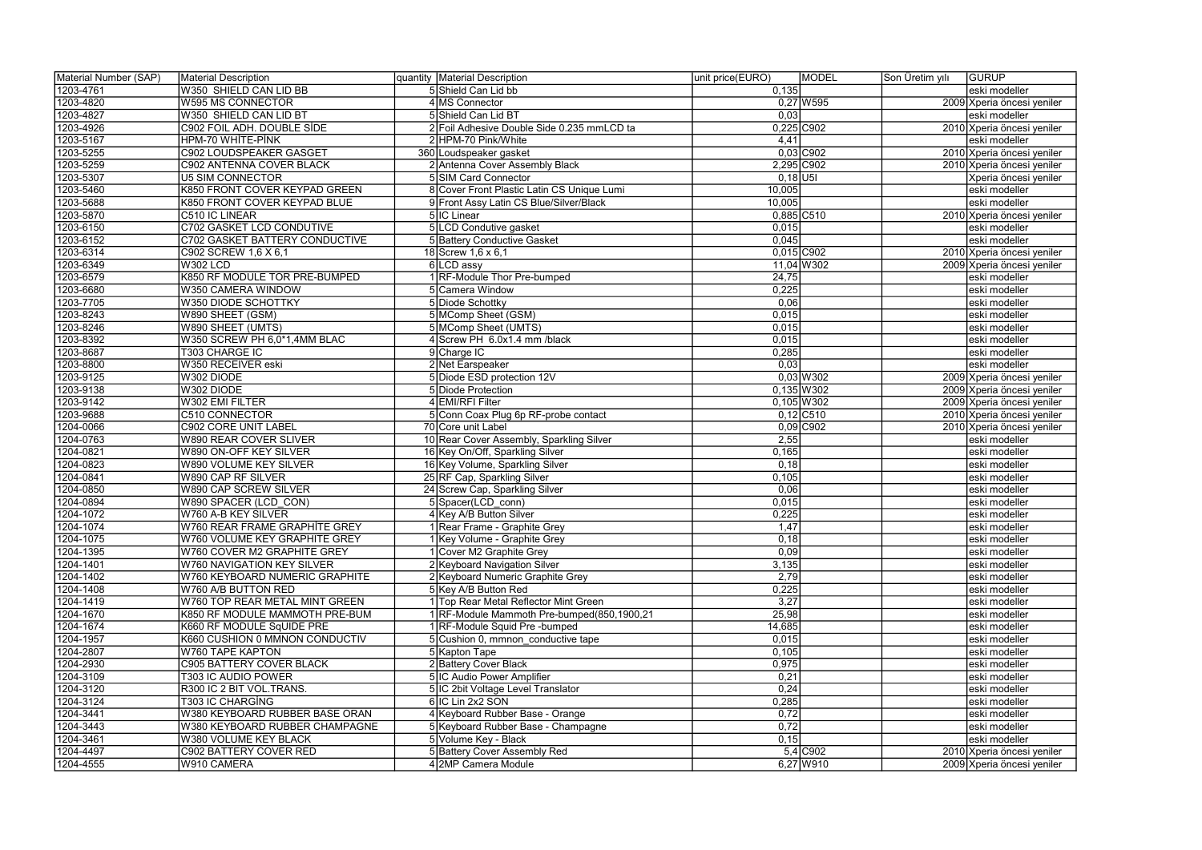| Material Number (SAP) | Material Description | quantity | Material Description | unit price(EURO) | MODEL | Son Üretim yılı | GURUP |
|---|---|---|---|---|---|---|---|
| 1203-4761 | W350 SHIELD CAN LID BB | 5 | Shield Can Lid bb | 0,135 | | | eski modeller |
| 1203-4820 | W595 MS CONNECTOR | 4 | MS Connector | 0,27 | W595 | 2009 | Xperia öncesi yeniler |
| 1203-4827 | W350 SHIELD CAN LID BT | 5 | Shield Can Lid BT | 0,03 | | | eski modeller |
| 1203-4926 | C902 FOIL ADH. DOUBLE SİDE | 2 | Foil Adhesive Double Side 0.235 mmLCD ta | 0,225 | C902 | 2010 | Xperia öncesi yeniler |
| 1203-5167 | HPM-70 WHİTE-PİNK | 2 | HPM-70 Pink/White | 4,41 | | | eski modeller |
| 1203-5255 | C902 LOUDSPEAKER GASGET | 360 | Loudspeaker gasket | 0,03 | C902 | 2010 | Xperia öncesi yeniler |
| 1203-5259 | C902 ANTENNA COVER BLACK | 2 | Antenna Cover Assembly Black | 2,295 | C902 | 2010 | Xperia öncesi yeniler |
| 1203-5307 | U5 SIM CONNECTOR | 5 | SIM Card Connector | 0,18 | U5I | | Xperia öncesi yeniler |
| 1203-5460 | K850 FRONT COVER KEYPAD GREEN | 8 | Cover Front Plastic Latin CS Unique Lumi | 10,005 | | | eski modeller |
| 1203-5688 | K850 FRONT COVER KEYPAD BLUE | 9 | Front Assy Latin CS Blue/Silver/Black | 10,005 | | | eski modeller |
| 1203-5870 | C510 IC LINEAR | 5 | IC Linear | 0,885 | C510 | 2010 | Xperia öncesi yeniler |
| 1203-6150 | C702 GASKET LCD CONDUTIVE | 5 | LCD Condutive gasket | 0,015 | | | eski modeller |
| 1203-6152 | C702 GASKET BATTERY CONDUCTIVE | 5 | Battery Conductive Gasket | 0,045 | | | eski modeller |
| 1203-6314 | C902 SCREW 1,6 X 6,1 | 18 | Screw 1,6 x 6,1 | 0,015 | C902 | 2010 | Xperia öncesi yeniler |
| 1203-6349 | W302 LCD | 6 | LCD assy | 11,04 | W302 | 2009 | Xperia öncesi yeniler |
| 1203-6579 | K850 RF MODULE TOR PRE-BUMPED | 1 | RF-Module Thor Pre-bumped | 24,75 | | | eski modeller |
| 1203-6680 | W350 CAMERA WINDOW | 5 | Camera Window | 0,225 | | | eski modeller |
| 1203-7705 | W350 DIODE SCHOTTKY | 5 | Diode Schottky | 0,06 | | | eski modeller |
| 1203-8243 | W890 SHEET (GSM) | 5 | MComp Sheet (GSM) | 0,015 | | | eski modeller |
| 1203-8246 | W890 SHEET (UMTS) | 5 | MComp Sheet (UMTS) | 0,015 | | | eski modeller |
| 1203-8392 | W350 SCREW PH 6,0*1,4MM BLAC | 4 | Screw PH 6.0x1.4 mm /black | 0,015 | | | eski modeller |
| 1203-8687 | T303 CHARGE IC | 9 | Charge IC | 0,285 | | | eski modeller |
| 1203-8800 | W350 RECEIVER eski | 2 | Net Earspeaker | 0,03 | | | eski modeller |
| 1203-9125 | W302 DIODE | 5 | Diode ESD protection 12V | 0,03 | W302 | 2009 | Xperia öncesi yeniler |
| 1203-9138 | W302 DIODE | 5 | Diode Protection | 0,135 | W302 | 2009 | Xperia öncesi yeniler |
| 1203-9142 | W302 EMI FILTER | 4 | EMI/RFI Filter | 0,105 | W302 | 2009 | Xperia öncesi yeniler |
| 1203-9688 | C510 CONNECTOR | 5 | Conn Coax Plug 6p RF-probe contact | 0,12 | C510 | 2010 | Xperia öncesi yeniler |
| 1204-0066 | C902 CORE UNIT LABEL | 70 | Core unit Label | 0,09 | C902 | 2010 | Xperia öncesi yeniler |
| 1204-0763 | W890 REAR COVER SLIVER | 10 | Rear Cover Assembly, Sparkling Silver | 2,55 | | | eski modeller |
| 1204-0821 | W890 ON-OFF KEY SILVER | 16 | Key On/Off, Sparkling Silver | 0,165 | | | eski modeller |
| 1204-0823 | W890 VOLUME KEY SILVER | 16 | Key Volume, Sparkling Silver | 0,18 | | | eski modeller |
| 1204-0841 | W890 CAP RF SILVER | 25 | RF Cap, Sparkling Silver | 0,105 | | | eski modeller |
| 1204-0850 | W890 CAP SCREW SILVER | 24 | Screw Cap, Sparkling Silver | 0,06 | | | eski modeller |
| 1204-0894 | W890 SPACER (LCD_CON) | 5 | Spacer(LCD_conn) | 0,015 | | | eski modeller |
| 1204-1072 | W760 A-B KEY SILVER | 4 | Key A/B Button Silver | 0,225 | | | eski modeller |
| 1204-1074 | W760 REAR FRAME GRAPHİTE GREY | 1 | Rear Frame - Graphite Grey | 1,47 | | | eski modeller |
| 1204-1075 | W760 VOLUME KEY GRAPHITE GREY | 1 | Key Volume - Graphite Grey | 0,18 | | | eski modeller |
| 1204-1395 | W760 COVER M2 GRAPHITE GREY | 1 | Cover M2 Graphite Grey | 0,09 | | | eski modeller |
| 1204-1401 | W760 NAVIGATION KEY SILVER | 2 | Keyboard Navigation Silver | 3,135 | | | eski modeller |
| 1204-1402 | W760 KEYBOARD NUMERIC GRAPHITE | 2 | Keyboard Numeric Graphite Grey | 2,79 | | | eski modeller |
| 1204-1408 | W760 A/B BUTTON RED | 5 | Key A/B Button Red | 0,225 | | | eski modeller |
| 1204-1419 | W760 TOP REAR METAL MINT GREEN | 1 | Top Rear Metal Reflector Mint Green | 3,27 | | | eski modeller |
| 1204-1670 | K850 RF MODULE MAMMOTH PRE-BUM | 1 | RF-Module Mammoth Pre-bumped(850,1900,21 | 25,98 | | | eski modeller |
| 1204-1674 | K660 RF MODULE SqUIDE PRE | 1 | RF-Module Squid Pre -bumped | 14,685 | | | eski modeller |
| 1204-1957 | K660 CUSHION 0 MMNON CONDUCTIV | 5 | Cushion 0, mmnon_conductive tape | 0,015 | | | eski modeller |
| 1204-2807 | W760 TAPE KAPTON | 5 | Kapton Tape | 0,105 | | | eski modeller |
| 1204-2930 | C905 BATTERY COVER BLACK | 2 | Battery Cover Black | 0,975 | | | eski modeller |
| 1204-3109 | T303 IC AUDIO POWER | 5 | IC Audio Power Amplifier | 0,21 | | | eski modeller |
| 1204-3120 | R300 IC 2 BIT VOL.TRANS. | 5 | IC 2bit Voltage Level Translator | 0,24 | | | eski modeller |
| 1204-3124 | T303 IC CHARGİNG | 6 | IC Lin 2x2 SON | 0,285 | | | eski modeller |
| 1204-3441 | W380 KEYBOARD RUBBER BASE ORAN | 4 | Keyboard Rubber Base - Orange | 0,72 | | | eski modeller |
| 1204-3443 | W380 KEYBOARD RUBBER CHAMPAGNE | 5 | Keyboard Rubber Base - Champagne | 0,72 | | | eski modeller |
| 1204-3461 | W380 VOLUME KEY BLACK | 5 | Volume Key - Black | 0,15 | | | eski modeller |
| 1204-4497 | C902 BATTERY COVER RED | 5 | Battery Cover Assembly Red | 5,4 | C902 | 2010 | Xperia öncesi yeniler |
| 1204-4555 | W910 CAMERA | 4 | 2MP Camera Module | 6,27 | W910 | 2009 | Xperia öncesi yeniler |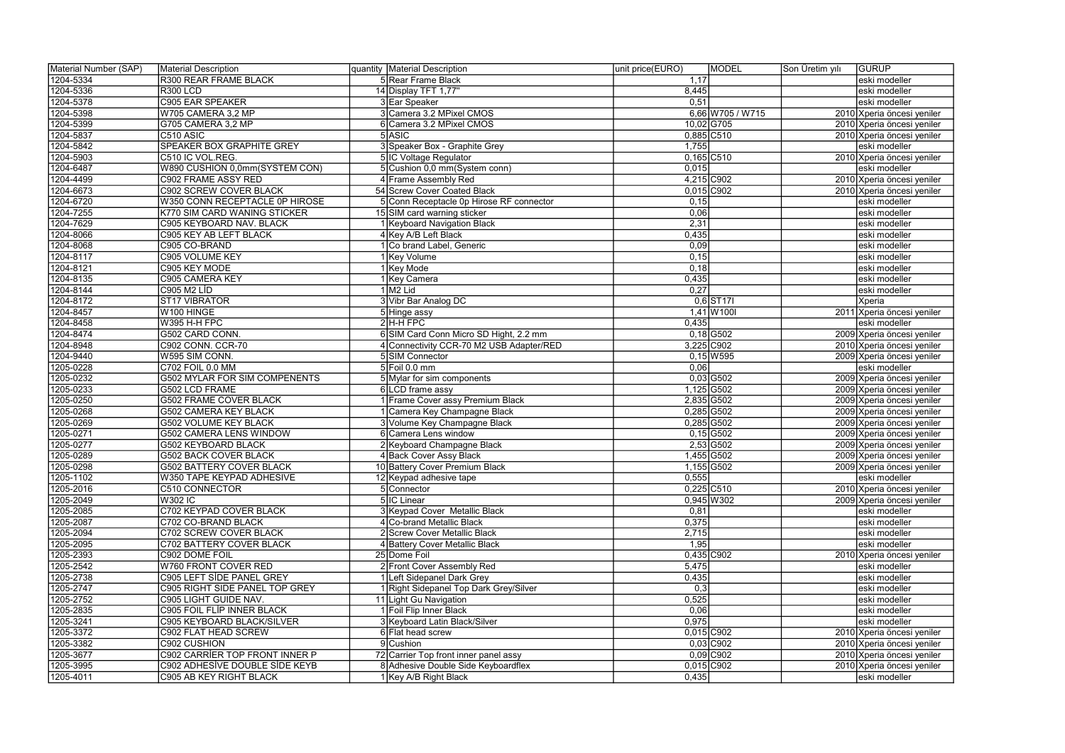| Material Number (SAP) | Material Description | quantity | Material Description | unit price(EURO) | MODEL | Son Üretim yılı | GURUP |
|---|---|---|---|---|---|---|---|
| 1204-5334 | R300 REAR FRAME BLACK | 5 | Rear Frame Black | 1,17 | | | eski modeller |
| 1204-5336 | R300 LCD | 14 | Display TFT 1,77" | 8,445 | | | eski modeller |
| 1204-5378 | C905 EAR SPEAKER | 3 | Ear Speaker | 0,51 | | | eski modeller |
| 1204-5398 | W705 CAMERA 3,2 MP | 3 | Camera 3.2 MPixel CMOS | 6,66 | W705 / W715 | 2010 | Xperia öncesi yeniler |
| 1204-5399 | G705 CAMERA 3,2 MP | 6 | Camera 3.2 MPixel CMOS | 10,02 | G705 | 2010 | Xperia öncesi yeniler |
| 1204-5837 | C510 ASIC | 5 | ASIC | 0,885 | C510 | 2010 | Xperia öncesi yeniler |
| 1204-5842 | SPEAKER BOX GRAPHITE GREY | 3 | Speaker Box - Graphite Grey | 1,755 | | | eski modeller |
| 1204-5903 | C510 IC VOL.REG. | 5 | IC Voltage Regulator | 0,165 | C510 | 2010 | Xperia öncesi yeniler |
| 1204-6487 | W890 CUSHION 0,0mm(SYSTEM CON) | 5 | Cushion 0,0 mm(System conn) | 0,015 | | | eski modeller |
| 1204-4499 | C902 FRAME ASSY RED | 4 | Frame Assembly Red | 4,215 | C902 | 2010 | Xperia öncesi yeniler |
| 1204-6673 | C902 SCREW COVER BLACK | 54 | Screw Cover Coated Black | 0,015 | C902 | 2010 | Xperia öncesi yeniler |
| 1204-6720 | W350 CONN RECEPTACLE 0P HIROSE | 5 | Conn Receptacle 0p Hirose RF connector | 0,15 | | | eski modeller |
| 1204-7255 | K770 SIM CARD WANING STICKER | 15 | SIM card warning sticker | 0,06 | | | eski modeller |
| 1204-7629 | C905 KEYBOARD NAV. BLACK | 1 | Keyboard Navigation Black | 2,31 | | | eski modeller |
| 1204-8066 | C905 KEY AB LEFT BLACK | 4 | Key A/B Left Black | 0,435 | | | eski modeller |
| 1204-8068 | C905 CO-BRAND | 1 | Co brand Label, Generic | 0,09 | | | eski modeller |
| 1204-8117 | C905 VOLUME KEY | 1 | Key Volume | 0,15 | | | eski modeller |
| 1204-8121 | C905 KEY MODE | 1 | Key Mode | 0,18 | | | eski modeller |
| 1204-8135 | C905 CAMERA KEY | 1 | Key Camera | 0,435 | | | eski modeller |
| 1204-8144 | C905 M2 LİD | 1 | M2 Lid | 0,27 | | | eski modeller |
| 1204-8172 | ST17 VIBRATOR | 3 | Vibr Bar Analog DC | 0,6 | ST17I | | Xperia |
| 1204-8457 | W100 HINGE | 5 | Hinge assy | 1,41 | W100I | 2011 | Xperia öncesi yeniler |
| 1204-8458 | W395 H-H FPC | 2 | H-H FPC | 0,435 | | | eski modeller |
| 1204-8474 | G502 CARD CONN. | 6 | SIM Card Conn Micro SD Hight, 2.2 mm | 0,18 | G502 | 2009 | Xperia öncesi yeniler |
| 1204-8948 | C902 CONN. CCR-70 | 4 | Connectivity CCR-70 M2 USB Adapter/RED | 3,225 | C902 | 2010 | Xperia öncesi yeniler |
| 1204-9440 | W595 SIM CONN. | 5 | SIM Connector | 0,15 | W595 | 2009 | Xperia öncesi yeniler |
| 1205-0228 | C702 FOIL 0.0 MM | 5 | Foil 0.0 mm | 0,06 | | | eski modeller |
| 1205-0232 | G502 MYLAR FOR SIM COMPENENTS | 5 | Mylar for sim components | 0,03 | G502 | 2009 | Xperia öncesi yeniler |
| 1205-0233 | G502 LCD FRAME | 6 | LCD frame assy | 1,125 | G502 | 2009 | Xperia öncesi yeniler |
| 1205-0250 | G502 FRAME COVER BLACK | 1 | Frame Cover assy Premium Black | 2,835 | G502 | 2009 | Xperia öncesi yeniler |
| 1205-0268 | G502 CAMERA KEY BLACK | 1 | Camera Key Champagne Black | 0,285 | G502 | 2009 | Xperia öncesi yeniler |
| 1205-0269 | G502 VOLUME KEY BLACK | 3 | Volume Key Champagne Black | 0,285 | G502 | 2009 | Xperia öncesi yeniler |
| 1205-0271 | G502 CAMERA LENS WINDOW | 6 | Camera Lens window | 0,15 | G502 | 2009 | Xperia öncesi yeniler |
| 1205-0277 | G502 KEYBOARD BLACK | 2 | Keyboard Champagne Black | 2,53 | G502 | 2009 | Xperia öncesi yeniler |
| 1205-0289 | G502 BACK COVER BLACK | 4 | Back Cover Assy Black | 1,455 | G502 | 2009 | Xperia öncesi yeniler |
| 1205-0298 | G502 BATTERY COVER BLACK | 10 | Battery Cover Premium Black | 1,155 | G502 | 2009 | Xperia öncesi yeniler |
| 1205-1102 | W350 TAPE KEYPAD ADHESIVE | 12 | Keypad adhesive tape | 0,555 | | | eski modeller |
| 1205-2016 | C510 CONNECTOR | 5 | Connector | 0,225 | C510 | 2010 | Xperia öncesi yeniler |
| 1205-2049 | W302 IC | 5 | IC Linear | 0,945 | W302 | 2009 | Xperia öncesi yeniler |
| 1205-2085 | C702 KEYPAD COVER BLACK | 3 | Keypad Cover Metallic Black | 0,81 | | | eski modeller |
| 1205-2087 | C702 CO-BRAND BLACK | 4 | Co-brand Metallic Black | 0,375 | | | eski modeller |
| 1205-2094 | C702 SCREW COVER BLACK | 2 | Screw Cover Metallic Black | 2,715 | | | eski modeller |
| 1205-2095 | C702 BATTERY COVER BLACK | 4 | Battery Cover Metallic Black | 1,95 | | | eski modeller |
| 1205-2393 | C902 DOME FOIL | 25 | Dome Foil | 0,435 | C902 | 2010 | Xperia öncesi yeniler |
| 1205-2542 | W760 FRONT COVER RED | 2 | Front Cover Assembly Red | 5,475 | | | eski modeller |
| 1205-2738 | C905 LEFT SİDE PANEL GREY | 1 | Left Sidepanel Dark Grey | 0,435 | | | eski modeller |
| 1205-2747 | C905 RIGHT SIDE PANEL TOP GREY | 1 | Right Sidepanel Top Dark Grey/Silver | 0,3 | | | eski modeller |
| 1205-2752 | C905 LIGHT GUIDE NAV. | 11 | Light Gu Navigation | 0,525 | | | eski modeller |
| 1205-2835 | C905 FOIL FLİP INNER BLACK | 1 | Foil Flip Inner Black | 0,06 | | | eski modeller |
| 1205-3241 | C905 KEYBOARD BLACK/SILVER | 3 | Keyboard Latin Black/Silver | 0,975 | | | eski modeller |
| 1205-3372 | C902 FLAT HEAD SCREW | 6 | Flat head screw | 0,015 | C902 | 2010 | Xperia öncesi yeniler |
| 1205-3382 | C902 CUSHION | 9 | Cushion | 0,03 | C902 | 2010 | Xperia öncesi yeniler |
| 1205-3677 | C902 CARRİER TOP FRONT INNER P | 72 | Carrier Top front inner panel assy | 0,09 | C902 | 2010 | Xperia öncesi yeniler |
| 1205-3995 | C902 ADHESİVE DOUBLE SİDE KEYB | 8 | Adhesive Double Side Keyboardflex | 0,015 | C902 | 2010 | Xperia öncesi yeniler |
| 1205-4011 | C905 AB KEY RIGHT BLACK | 1 | Key A/B Right Black | 0,435 | | | eski modeller |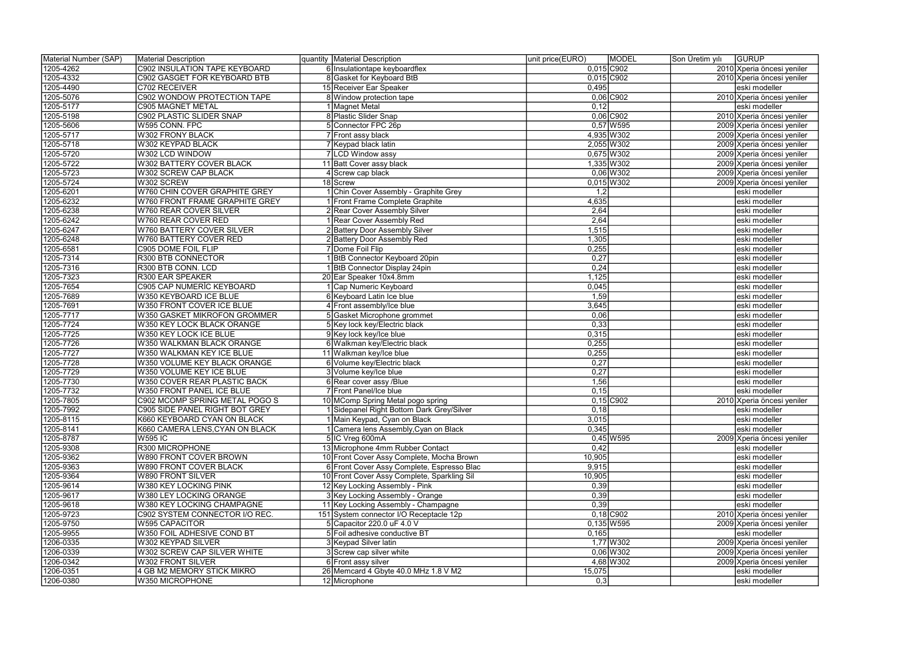| Material Number (SAP) | Material Description | quantity | Material Description | unit price(EURO) | MODEL | Son Üretim yılı | GURUP |
|---|---|---|---|---|---|---|---|
| 1205-4262 | C902 INSULATION TAPE KEYBOARD | 6 | Insulationtape keyboardflex | 0,015 | C902 | 2010 | Xperia öncesi yeniler |
| 1205-4332 | C902 GASGET FOR KEYBOARD BTB | 8 | Gasket for Keyboard BtB | 0,015 | C902 | 2010 | Xperia öncesi yeniler |
| 1205-4490 | C702 RECEIVER | 15 | Receiver Ear Speaker | 0,495 | | | eski modeller |
| 1205-5076 | C902 WONDOW PROTECTION TAPE | 8 | Window protection tape | 0,06 | C902 | 2010 | Xperia öncesi yeniler |
| 1205-5177 | C905 MAGNET METAL | 1 | Magnet Metal | 0,12 | | | eski modeller |
| 1205-5198 | C902 PLASTIC SLIDER SNAP | 8 | Plastic Slider Snap | 0,06 | C902 | 2010 | Xperia öncesi yeniler |
| 1205-5606 | W595 CONN. FPC | 5 | Connector FPC 26p | 0,57 | W595 | 2009 | Xperia öncesi yeniler |
| 1205-5717 | W302 FRONY BLACK | 7 | Front assy black | 4,935 | W302 | 2009 | Xperia öncesi yeniler |
| 1205-5718 | W302 KEYPAD BLACK | 7 | Keypad black latin | 2,055 | W302 | 2009 | Xperia öncesi yeniler |
| 1205-5720 | W302 LCD WINDOW | 7 | LCD Window assy | 0,675 | W302 | 2009 | Xperia öncesi yeniler |
| 1205-5722 | W302 BATTERY COVER BLACK | 11 | Batt Cover assy black | 1,335 | W302 | 2009 | Xperia öncesi yeniler |
| 1205-5723 | W302 SCREW CAP BLACK | 4 | Screw cap black | 0,06 | W302 | 2009 | Xperia öncesi yeniler |
| 1205-5724 | W302 SCREW | 18 | Screw | 0,015 | W302 | 2009 | Xperia öncesi yeniler |
| 1205-6201 | W760 CHIN COVER GRAPHITE GREY | 1 | Chin Cover Assembly - Graphite Grey | 1,2 | | | eski modeller |
| 1205-6232 | W760 FRONT FRAME GRAPHITE GREY | 1 | Front Frame Complete Graphite | 4,635 | | | eski modeller |
| 1205-6238 | W760 REAR COVER SILVER | 2 | Rear Cover Assembly Silver | 2,64 | | | eski modeller |
| 1205-6242 | W760 REAR COVER RED | 1 | Rear Cover Assembly Red | 2,64 | | | eski modeller |
| 1205-6247 | W760 BATTERY COVER SILVER | 2 | Battery Door Assembly Silver | 1,515 | | | eski modeller |
| 1205-6248 | W760 BATTERY COVER RED | 2 | Battery Door Assembly Red | 1,305 | | | eski modeller |
| 1205-6581 | C905 DOME FOIL FLIP | 7 | Dome Foil Flip | 0,255 | | | eski modeller |
| 1205-7314 | R300 BTB CONNECTOR | 1 | BtB Connector Keyboard 20pin | 0,27 | | | eski modeller |
| 1205-7316 | R300 BTB CONN. LCD | 1 | BtB Connector Display 24pin | 0,24 | | | eski modeller |
| 1205-7323 | R300 EAR SPEAKER | 20 | Ear Speaker 10x4.8mm | 1,125 | | | eski modeller |
| 1205-7654 | C905 CAP NUMERİC KEYBOARD | 1 | Cap Numeric Keyboard | 0,045 | | | eski modeller |
| 1205-7689 | W350 KEYBOARD ICE BLUE | 6 | Keyboard Latin Ice blue | 1,59 | | | eski modeller |
| 1205-7691 | W350 FRONT COVER ICE BLUE | 4 | Front assembly/Ice blue | 3,645 | | | eski modeller |
| 1205-7717 | W350 GASKET MIKROFON GROMMER | 5 | Gasket Microphone grommet | 0,06 | | | eski modeller |
| 1205-7724 | W350 KEY LOCK BLACK ORANGE | 5 | Key lock key/Electric black | 0,33 | | | eski modeller |
| 1205-7725 | W350 KEY LOCK ICE BLUE | 9 | Key lock key/Ice blue | 0,315 | | | eski modeller |
| 1205-7726 | W350 WALKMAN BLACK ORANGE | 6 | Walkman key/Electric black | 0,255 | | | eski modeller |
| 1205-7727 | W350 WALKMAN KEY ICE BLUE | 11 | Walkman key/Ice blue | 0,255 | | | eski modeller |
| 1205-7728 | W350 VOLUME KEY BLACK ORANGE | 6 | Volume key/Electric black | 0,27 | | | eski modeller |
| 1205-7729 | W350 VOLUME KEY ICE BLUE | 3 | Volume key/Ice blue | 0,27 | | | eski modeller |
| 1205-7730 | W350 COVER REAR PLASTIC BACK | 6 | Rear cover assy /Blue | 1,56 | | | eski modeller |
| 1205-7732 | W350 FRONT PANEL ICE BLUE | 7 | Front Panel/Ice blue | 0,15 | | | eski modeller |
| 1205-7805 | C902 MCOMP SPRING METAL POGO S | 10 | MComp Spring Metal pogo spring | 0,15 | C902 | 2010 | Xperia öncesi yeniler |
| 1205-7992 | C905 SIDE PANEL RIGHT BOT GREY | 1 | Sidepanel Right Bottom Dark Grey/Silver | 0,18 | | | eski modeller |
| 1205-8115 | K660 KEYBOARD CYAN ON BLACK | 1 | Main Keypad, Cyan on Black | 3,015 | | | eski modeller |
| 1205-8141 | K660 CAMERA LENS,CYAN ON BLACK | 1 | Camera lens Assembly,Cyan on Black | 0,345 | | | eski modeller |
| 1205-8787 | W595 IC | 5 | IC Vreg 600mA | 0,45 | W595 | 2009 | Xperia öncesi yeniler |
| 1205-9308 | R300 MICROPHONE | 13 | Microphone 4mm Rubber Contact | 0,42 | | | eski modeller |
| 1205-9362 | W890 FRONT COVER BROWN | 10 | Front Cover Assy Complete, Mocha Brown | 10,905 | | | eski modeller |
| 1205-9363 | W890 FRONT COVER BLACK | 6 | Front Cover Assy Complete, Espresso Blac | 9,915 | | | eski modeller |
| 1205-9364 | W890 FRONT SILVER | 10 | Front Cover Assy Complete, Sparkling Sil | 10,905 | | | eski modeller |
| 1205-9614 | W380 KEY LOCKING PINK | 12 | Key Locking Assembly - Pink | 0,39 | | | eski modeller |
| 1205-9617 | W380 LEY LOCKING ORANGE | 3 | Key Locking Assembly - Orange | 0,39 | | | eski modeller |
| 1205-9618 | W380 KEY LOCKING CHAMPAGNE | 11 | Key Locking Assembly - Champagne | 0,39 | | | eski modeller |
| 1205-9723 | C902 SYSTEM CONNECTOR I/O REC. | 151 | System connector I/O Receptacle 12p | 0,18 | C902 | 2010 | Xperia öncesi yeniler |
| 1205-9750 | W595 CAPACITOR | 5 | Capacitor 220.0 uF 4.0 V | 0,135 | W595 | 2009 | Xperia öncesi yeniler |
| 1205-9955 | W350 FOIL ADHESIVE COND BT | 5 | Foil adhesive conductive BT | 0,165 | | | eski modeller |
| 1206-0335 | W302 KEYPAD SILVER | 3 | Keypad Silver latin | 1,77 | W302 | 2009 | Xperia öncesi yeniler |
| 1206-0339 | W302 SCREW CAP SILVER WHITE | 3 | Screw cap silver white | 0,06 | W302 | 2009 | Xperia öncesi yeniler |
| 1206-0342 | W302 FRONT SILVER | 6 | Front assy silver | 4,68 | W302 | 2009 | Xperia öncesi yeniler |
| 1206-0351 | 4 GB M2 MEMORY STICK MIKRO | 26 | Memcard 4 Gbyte 40.0 MHz 1.8 V M2 | 15,075 | | | eski modeller |
| 1206-0380 | W350 MICROPHONE | 12 | Microphone | 0,3 | | | eski modeller |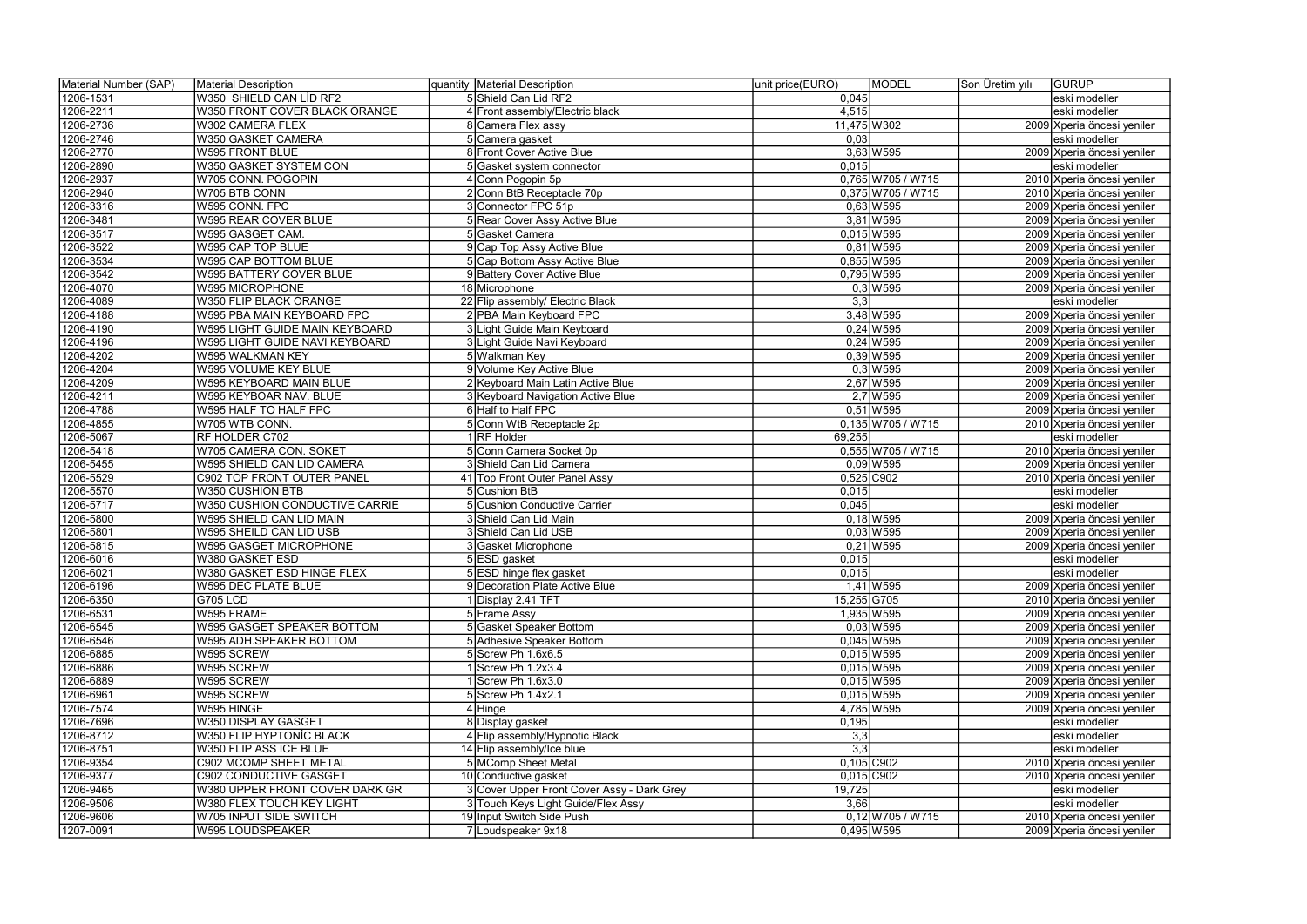| Material Number (SAP) | Material Description | quantity | Material Description | unit price(EURO) | MODEL | Son Üretim yılı | GURUP |
|---|---|---|---|---|---|---|---|
| 1206-1531 | W350  SHIELD CAN LİD RF2 | 5 | Shield Can Lid RF2 | 0,045 | | | eski modeller |
| 1206-2211 | W350 FRONT COVER BLACK ORANGE | 4 | Front assembly/Electric black | 4,515 | | | eski modeller |
| 1206-2736 | W302 CAMERA FLEX | 8 | Camera Flex assy | 11,475 | W302 | 2009 | Xperia öncesi yeniler |
| 1206-2746 | W350 GASKET CAMERA | 5 | Camera gasket | 0,03 | | | eski modeller |
| 1206-2770 | W595 FRONT BLUE | 8 | Front Cover Active Blue | 3,63 | W595 | 2009 | Xperia öncesi yeniler |
| 1206-2890 | W350 GASKET SYSTEM CON | 5 | Gasket system connector | 0,015 | | | eski modeller |
| 1206-2937 | W705 CONN. POGOPIN | 4 | Conn Pogopin 5p | 0,765 | W705 / W715 | 2010 | Xperia öncesi yeniler |
| 1206-2940 | W705 BTB CONN | 2 | Conn BtB Receptacle 70p | 0,375 | W705 / W715 | 2010 | Xperia öncesi yeniler |
| 1206-3316 | W595 CONN. FPC | 3 | Connector FPC 51p | 0,63 | W595 | 2009 | Xperia öncesi yeniler |
| 1206-3481 | W595 REAR COVER BLUE | 5 | Rear Cover Assy Active Blue | 3,81 | W595 | 2009 | Xperia öncesi yeniler |
| 1206-3517 | W595 GASGET CAM. | 5 | Gasket Camera | 0,015 | W595 | 2009 | Xperia öncesi yeniler |
| 1206-3522 | W595 CAP TOP BLUE | 9 | Cap Top Assy Active Blue | 0,81 | W595 | 2009 | Xperia öncesi yeniler |
| 1206-3534 | W595 CAP BOTTOM BLUE | 5 | Cap Bottom Assy Active Blue | 0,855 | W595 | 2009 | Xperia öncesi yeniler |
| 1206-3542 | W595 BATTERY COVER BLUE | 9 | Battery Cover Active Blue | 0,795 | W595 | 2009 | Xperia öncesi yeniler |
| 1206-4070 | W595 MICROPHONE | 18 | Microphone | 0,3 | W595 | 2009 | Xperia öncesi yeniler |
| 1206-4089 | W350 FLIP BLACK ORANGE | 22 | Flip assembly/ Electric Black | 3,3 | | | eski modeller |
| 1206-4188 | W595 PBA MAIN KEYBOARD FPC | 2 | PBA Main Keyboard FPC | 3,48 | W595 | 2009 | Xperia öncesi yeniler |
| 1206-4190 | W595 LIGHT GUIDE MAIN KEYBOARD | 3 | Light Guide Main Keyboard | 0,24 | W595 | 2009 | Xperia öncesi yeniler |
| 1206-4196 | W595 LIGHT GUIDE NAVI KEYBOARD | 3 | Light Guide Navi Keyboard | 0,24 | W595 | 2009 | Xperia öncesi yeniler |
| 1206-4202 | W595 WALKMAN KEY | 5 | Walkman Key | 0,39 | W595 | 2009 | Xperia öncesi yeniler |
| 1206-4204 | W595 VOLUME KEY BLUE | 9 | Volume Key Active Blue | 0,3 | W595 | 2009 | Xperia öncesi yeniler |
| 1206-4209 | W595 KEYBOARD MAIN BLUE | 2 | Keyboard Main Latin Active Blue | 2,67 | W595 | 2009 | Xperia öncesi yeniler |
| 1206-4211 | W595 KEYBOAR NAV. BLUE | 3 | Keyboard Navigation Active Blue | 2,7 | W595 | 2009 | Xperia öncesi yeniler |
| 1206-4788 | W595 HALF TO HALF FPC | 6 | Half to Half FPC | 0,51 | W595 | 2009 | Xperia öncesi yeniler |
| 1206-4855 | W705 WTB CONN. | 5 | Conn WtB Receptacle 2p | 0,135 | W705 / W715 | 2010 | Xperia öncesi yeniler |
| 1206-5067 | RF HOLDER C702 | 1 | RF Holder | 69,255 | | | eski modeller |
| 1206-5418 | W705 CAMERA CON. SOKET | 5 | Conn Camera Socket 0p | 0,555 | W705 / W715 | 2010 | Xperia öncesi yeniler |
| 1206-5455 | W595 SHIELD CAN LID CAMERA | 3 | Shield Can Lid Camera | 0,09 | W595 | 2009 | Xperia öncesi yeniler |
| 1206-5529 | C902 TOP FRONT OUTER PANEL | 41 | Top Front Outer Panel Assy | 0,525 | C902 | 2010 | Xperia öncesi yeniler |
| 1206-5570 | W350 CUSHION BTB | 5 | Cushion BtB | 0,015 | | | eski modeller |
| 1206-5717 | W350 CUSHION CONDUCTIVE CARRIE | 5 | Cushion Conductive Carrier | 0,045 | | | eski modeller |
| 1206-5800 | W595 SHIELD CAN LID MAIN | 3 | Shield Can Lid Main | 0,18 | W595 | 2009 | Xperia öncesi yeniler |
| 1206-5801 | W595 SHEILD CAN LID USB | 3 | Shield Can Lid USB | 0,03 | W595 | 2009 | Xperia öncesi yeniler |
| 1206-5815 | W595 GASGET MICROPHONE | 3 | Gasket Microphone | 0,21 | W595 | 2009 | Xperia öncesi yeniler |
| 1206-6016 | W380 GASKET ESD | 5 | ESD gasket | 0,015 | | | eski modeller |
| 1206-6021 | W380 GASKET ESD HINGE FLEX | 5 | ESD hinge flex gasket | 0,015 | | | eski modeller |
| 1206-6196 | W595 DEC PLATE BLUE | 9 | Decoration Plate Active Blue | 1,41 | W595 | 2009 | Xperia öncesi yeniler |
| 1206-6350 | G705 LCD | 1 | Display 2.41 TFT | 15,255 | G705 | 2010 | Xperia öncesi yeniler |
| 1206-6531 | W595 FRAME | 5 | Frame Assy | 1,935 | W595 | 2009 | Xperia öncesi yeniler |
| 1206-6545 | W595 GASGET SPEAKER BOTTOM | 5 | Gasket Speaker Bottom | 0,03 | W595 | 2009 | Xperia öncesi yeniler |
| 1206-6546 | W595 ADH.SPEAKER BOTTOM | 5 | Adhesive Speaker Bottom | 0,045 | W595 | 2009 | Xperia öncesi yeniler |
| 1206-6885 | W595 SCREW | 5 | Screw Ph 1.6x6.5 | 0,015 | W595 | 2009 | Xperia öncesi yeniler |
| 1206-6886 | W595 SCREW | 1 | Screw Ph 1.2x3.4 | 0,015 | W595 | 2009 | Xperia öncesi yeniler |
| 1206-6889 | W595 SCREW | 1 | Screw Ph 1.6x3.0 | 0,015 | W595 | 2009 | Xperia öncesi yeniler |
| 1206-6961 | W595 SCREW | 5 | Screw Ph 1.4x2.1 | 0,015 | W595 | 2009 | Xperia öncesi yeniler |
| 1206-7574 | W595 HINGE | 4 | Hinge | 4,785 | W595 | 2009 | Xperia öncesi yeniler |
| 1206-7696 | W350 DISPLAY GASGET | 8 | Display gasket | 0,195 | | | eski modeller |
| 1206-8712 | W350 FLIP HYPTONİC BLACK | 4 | Flip assembly/Hypnotic Black | 3,3 | | | eski modeller |
| 1206-8751 | W350 FLIP ASS ICE BLUE | 14 | Flip assembly/Ice blue | 3,3 | | | eski modeller |
| 1206-9354 | C902 MCOMP SHEET METAL | 5 | MComp Sheet Metal | 0,105 | C902 | 2010 | Xperia öncesi yeniler |
| 1206-9377 | C902 CONDUCTIVE GASGET | 10 | Conductive gasket | 0,015 | C902 | 2010 | Xperia öncesi yeniler |
| 1206-9465 | W380 UPPER FRONT COVER DARK GR | 3 | Cover Upper Front Cover Assy - Dark Grey | 19,725 | | | eski modeller |
| 1206-9506 | W380 FLEX TOUCH KEY LIGHT | 3 | Touch Keys Light Guide/Flex Assy | 3,66 | | | eski modeller |
| 1206-9606 | W705 INPUT SIDE SWITCH | 19 | Input Switch Side Push | 0,12 | W705 / W715 | 2010 | Xperia öncesi yeniler |
| 1207-0091 | W595 LOUDSPEAKER | 7 | Loudspeaker 9x18 | 0,495 | W595 | 2009 | Xperia öncesi yeniler |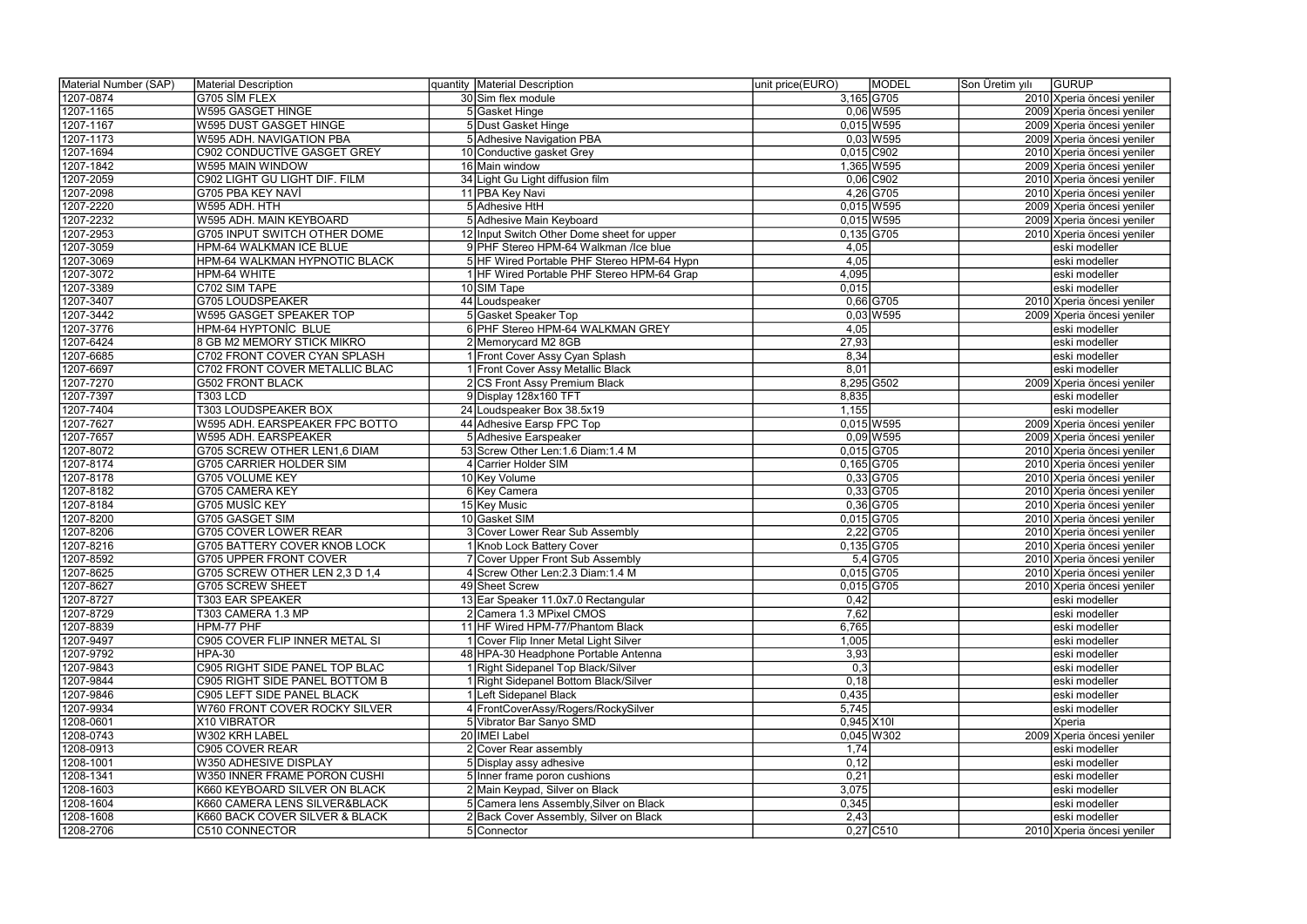| Material Number (SAP) | Material Description | quantity | Material Description | unit price(EURO) | MODEL | Son Üretim yılı | GURUP |
|---|---|---|---|---|---|---|---|
| 1207-0874 | G705 SİM FLEX | 30 | Sim flex module | 3,165 | G705 | 2010 | Xperia öncesi yeniler |
| 1207-1165 | W595 GASGET HINGE | 5 | Gasket Hinge | 0,06 | W595 | 2009 | Xperia öncesi yeniler |
| 1207-1167 | W595 DUST GASGET HINGE | 5 | Dust Gasket Hinge | 0,015 | W595 | 2009 | Xperia öncesi yeniler |
| 1207-1173 | W595 ADH. NAVIGATION PBA | 5 | Adhesive Navigation PBA | 0,03 | W595 | 2009 | Xperia öncesi yeniler |
| 1207-1694 | C902 CONDUCTİVE GASGET GREY | 10 | Conductive gasket Grey | 0,015 | C902 | 2010 | Xperia öncesi yeniler |
| 1207-1842 | W595 MAIN WINDOW | 16 | Main window | 1,365 | W595 | 2009 | Xperia öncesi yeniler |
| 1207-2059 | C902 LIGHT GU LIGHT DIF. FILM | 34 | Light Gu Light diffusion film | 0,06 | C902 | 2010 | Xperia öncesi yeniler |
| 1207-2098 | G705 PBA KEY NAVİ | 11 | PBA Key Navi | 4,26 | G705 | 2010 | Xperia öncesi yeniler |
| 1207-2220 | W595 ADH. HTH | 5 | Adhesive HtH | 0,015 | W595 | 2009 | Xperia öncesi yeniler |
| 1207-2232 | W595 ADH. MAIN KEYBOARD | 5 | Adhesive Main Keyboard | 0,015 | W595 | 2009 | Xperia öncesi yeniler |
| 1207-2953 | G705 INPUT SWITCH OTHER DOME | 12 | Input Switch Other Dome sheet for upper | 0,135 | G705 | 2010 | Xperia öncesi yeniler |
| 1207-3059 | HPM-64 WALKMAN ICE BLUE | 9 | PHF Stereo HPM-64 Walkman /Ice blue | 4,05 | | | eski modeller |
| 1207-3069 | HPM-64 WALKMAN HYPNOTIC BLACK | 5 | HF Wired Portable PHF Stereo HPM-64 Hypn | 4,05 | | | eski modeller |
| 1207-3072 | HPM-64 WHITE | 1 | HF Wired Portable PHF Stereo HPM-64 Grap | 4,095 | | | eski modeller |
| 1207-3389 | C702 SIM TAPE | 10 | SIM Tape | 0,015 | | | eski modeller |
| 1207-3407 | G705 LOUDSPEAKER | 44 | Loudspeaker | 0,66 | G705 | 2010 | Xperia öncesi yeniler |
| 1207-3442 | W595 GASGET SPEAKER TOP | 5 | Gasket Speaker Top | 0,03 | W595 | 2009 | Xperia öncesi yeniler |
| 1207-3776 | HPM-64 HYPTONİC BLUE | 6 | PHF Stereo HPM-64 WALKMAN GREY | 4,05 | | | eski modeller |
| 1207-6424 | 8 GB M2 MEMORY STICK MIKRO | 2 | Memorycard M2 8GB | 27,93 | | | eski modeller |
| 1207-6685 | C702 FRONT COVER CYAN SPLASH | 1 | Front Cover Assy Cyan Splash | 8,34 | | | eski modeller |
| 1207-6697 | C702 FRONT COVER METALLIC BLAC | 1 | Front Cover Assy Metallic Black | 8,01 | | | eski modeller |
| 1207-7270 | G502 FRONT BLACK | 2 | CS Front Assy Premium Black | 8,295 | G502 | 2009 | Xperia öncesi yeniler |
| 1207-7397 | T303 LCD | 9 | Display 128x160 TFT | 8,835 | | | eski modeller |
| 1207-7404 | T303 LOUDSPEAKER BOX | 24 | Loudspeaker Box 38.5x19 | 1,155 | | | eski modeller |
| 1207-7627 | W595 ADH. EARSPEAKER FPC BOTTO | 44 | Adhesive Earsp FPC Top | 0,015 | W595 | 2009 | Xperia öncesi yeniler |
| 1207-7657 | W595 ADH. EARSPEAKER | 5 | Adhesive Earspeaker | 0,09 | W595 | 2009 | Xperia öncesi yeniler |
| 1207-8072 | G705 SCREW OTHER LEN1,6 DIAM | 53 | Screw Other Len:1.6 Diam:1.4 M | 0,015 | G705 | 2010 | Xperia öncesi yeniler |
| 1207-8174 | G705 CARRIER HOLDER SIM | 4 | Carrier Holder SIM | 0,165 | G705 | 2010 | Xperia öncesi yeniler |
| 1207-8178 | G705 VOLUME KEY | 10 | Key Volume | 0,33 | G705 | 2010 | Xperia öncesi yeniler |
| 1207-8182 | G705 CAMERA KEY | 6 | Key Camera | 0,33 | G705 | 2010 | Xperia öncesi yeniler |
| 1207-8184 | G705 MUSİC KEY | 15 | Key Music | 0,36 | G705 | 2010 | Xperia öncesi yeniler |
| 1207-8200 | G705 GASGET SIM | 10 | Gasket SIM | 0,015 | G705 | 2010 | Xperia öncesi yeniler |
| 1207-8206 | G705 COVER LOWER REAR | 3 | Cover Lower Rear Sub Assembly | 2,22 | G705 | 2010 | Xperia öncesi yeniler |
| 1207-8216 | G705 BATTERY COVER KNOB LOCK | 1 | Knob Lock Battery Cover | 0,135 | G705 | 2010 | Xperia öncesi yeniler |
| 1207-8592 | G705 UPPER FRONT COVER | 7 | Cover Upper Front Sub Assembly | 5,4 | G705 | 2010 | Xperia öncesi yeniler |
| 1207-8625 | G705 SCREW OTHER LEN 2,3 D 1,4 | 4 | Screw Other Len:2.3 Diam:1.4 M | 0,015 | G705 | 2010 | Xperia öncesi yeniler |
| 1207-8627 | G705 SCREW SHEET | 49 | Sheet Screw | 0,015 | G705 | 2010 | Xperia öncesi yeniler |
| 1207-8727 | T303 EAR SPEAKER | 13 | Ear Speaker 11.0x7.0 Rectangular | 0,42 | | | eski modeller |
| 1207-8729 | T303 CAMERA 1.3 MP | 2 | Camera 1.3 MPixel CMOS | 7,62 | | | eski modeller |
| 1207-8839 | HPM-77 PHF | 11 | HF Wired HPM-77/Phantom Black | 6,765 | | | eski modeller |
| 1207-9497 | C905 COVER FLIP INNER METAL SI | 1 | Cover Flip Inner Metal Light Silver | 1,005 | | | eski modeller |
| 1207-9792 | HPA-30 | 48 | HPA-30 Headphone Portable Antenna | 3,93 | | | eski modeller |
| 1207-9843 | C905 RIGHT SIDE PANEL TOP BLAC | 1 | Right Sidepanel Top Black/Silver | 0,3 | | | eski modeller |
| 1207-9844 | C905 RIGHT SIDE PANEL BOTTOM B | 1 | Right Sidepanel Bottom Black/Silver | 0,18 | | | eski modeller |
| 1207-9846 | C905 LEFT SIDE PANEL BLACK | 1 | Left Sidepanel Black | 0,435 | | | eski modeller |
| 1207-9934 | W760 FRONT COVER ROCKY SILVER | 4 | FrontCoverAssy/Rogers/RockySilver | 5,745 | | | eski modeller |
| 1208-0601 | X10 VIBRATOR | 5 | Vibrator Bar Sanyo SMD | 0,945 | X10I | | Xperia |
| 1208-0743 | W302 KRH LABEL | 20 | IMEI Label | 0,045 | W302 | 2009 | Xperia öncesi yeniler |
| 1208-0913 | C905 COVER REAR | 2 | Cover Rear assembly | 1,74 | | | eski modeller |
| 1208-1001 | W350 ADHESIVE DISPLAY | 5 | Display assy adhesive | 0,12 | | | eski modeller |
| 1208-1341 | W350 INNER FRAME PORON CUSHI | 5 | Inner frame poron cushions | 0,21 | | | eski modeller |
| 1208-1603 | K660 KEYBOARD SILVER ON BLACK | 2 | Main Keypad, Silver on Black | 3,075 | | | eski modeller |
| 1208-1604 | K660 CAMERA LENS SILVER&BLACK | 5 | Camera lens Assembly,Silver on Black | 0,345 | | | eski modeller |
| 1208-1608 | K660 BACK COVER SILVER & BLACK | 2 | Back Cover Assembly, Silver on Black | 2,43 | | | eski modeller |
| 1208-2706 | C510 CONNECTOR | 5 | Connector | 0,27 | C510 | 2010 | Xperia öncesi yeniler |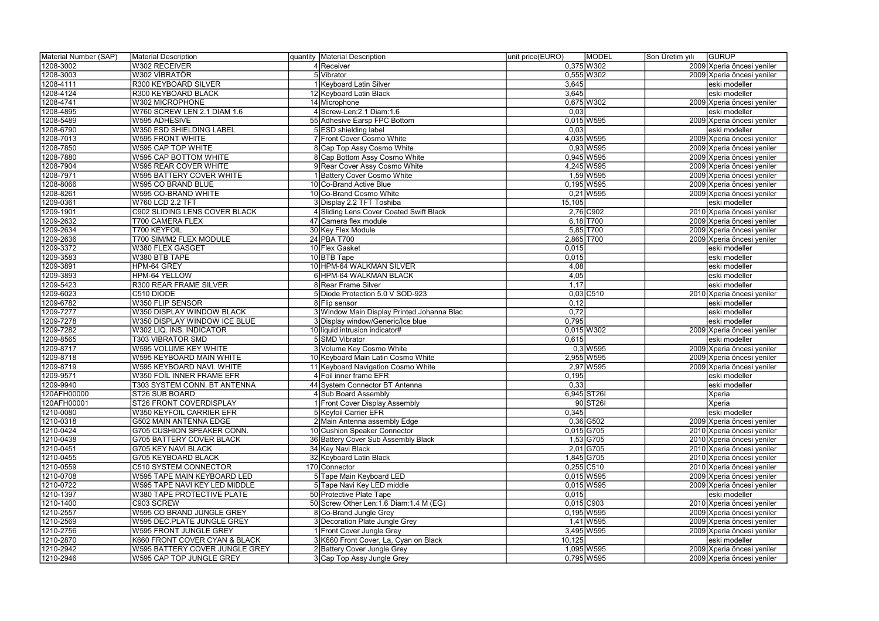| Material Number (SAP) | Material Description | quantity | Material Description | unit price(EURO) | MODEL | Son Üretim yılı | GURUP |
|---|---|---|---|---|---|---|---|
| 1208-3002 | W302 RECEIVER | 4 | Receiver | 0,375 | W302 | 2009 | Xperia öncesi yeniler |
| 1208-3003 | W302 VİBRATOR | 5 | Vibrator | 0,555 | W302 | 2009 | Xperia öncesi yeniler |
| 1208-4111 | R300 KEYBOARD SILVER | 1 | Keyboard Latin Silver | 3,645 | | | eski modeller |
| 1208-4124 | R300 KEYBOARD BLACK | 12 | Keyboard Latin Black | 3,645 | | | eski modeller |
| 1208-4741 | W302 MICROPHONE | 14 | Microphone | 0,675 | W302 | 2009 | Xperia öncesi yeniler |
| 1208-4895 | W760 SCREW LEN 2.1 DIAM 1.6 | 4 | Screw-Len:2.1 Diam:1.6 | 0,03 | | | eski modeller |
| 1208-5489 | W595 ADHESIVE | 55 | Adhesive Earsp FPC Bottom | 0,015 | W595 | 2009 | Xperia öncesi yeniler |
| 1208-6790 | W350 ESD SHIELDING LABEL | 5 | ESD shielding label | 0,03 | | | eski modeller |
| 1208-7013 | W595 FRONT WHITE | 7 | Front Cover Cosmo White | 4,035 | W595 | 2009 | Xperia öncesi yeniler |
| 1208-7850 | W595 CAP TOP WHITE | 8 | Cap Top Assy Cosmo White | 0,93 | W595 | 2009 | Xperia öncesi yeniler |
| 1208-7880 | W595 CAP BOTTOM WHITE | 8 | Cap Bottom Assy Cosmo White | 0,945 | W595 | 2009 | Xperia öncesi yeniler |
| 1208-7904 | W595 REAR COVER WHITE | 9 | Rear Cover Assy Cosmo White | 4,245 | W595 | 2009 | Xperia öncesi yeniler |
| 1208-7971 | W595 BATTERY COVER WHITE | 1 | Battery Cover Cosmo White | 1,59 | W595 | 2009 | Xperia öncesi yeniler |
| 1208-8066 | W595 CO BRAND BLUE | 10 | Co-Brand Active Blue | 0,195 | W595 | 2009 | Xperia öncesi yeniler |
| 1208-8261 | W595 CO-BRAND WHITE | 10 | Co-Brand Cosmo White | 0,21 | W595 | 2009 | Xperia öncesi yeniler |
| 1209-0361 | W760 LCD 2.2 TFT | 3 | Display 2.2 TFT Toshiba | 15,105 | | | eski modeller |
| 1209-1901 | C902 SLIDING LENS COVER BLACK | 4 | Sliding Lens Cover Coated Swift Black | 2,76 | C902 | 2010 | Xperia öncesi yeniler |
| 1209-2632 | T700 CAMERA FLEX | 47 | Camera flex module | 6,18 | T700 | 2009 | Xperia öncesi yeniler |
| 1209-2634 | T700 KEYFOIL | 30 | Key Flex Module | 5,85 | T700 | 2009 | Xperia öncesi yeniler |
| 1209-2636 | T700 SIM/M2 FLEX MODULE | 24 | PBA T700 | 2,865 | T700 | 2009 | Xperia öncesi yeniler |
| 1209-3372 | W380 FLEX GASGET | 10 | Flex Gasket | 0,015 | | | eski modeller |
| 1209-3583 | W380 BTB TAPE | 10 | BTB Tape | 0,015 | | | eski modeller |
| 1209-3891 | HPM-64 GREY | 10 | HPM-64 WALKMAN SILVER | 4,08 | | | eski modeller |
| 1209-3893 | HPM-64 YELLOW | 6 | HPM-64 WALKMAN BLACK | 4,05 | | | eski modeller |
| 1209-5423 | R300 REAR FRAME SILVER | 8 | Rear Frame Silver | 1,17 | | | eski modeller |
| 1209-6023 | C510 DIODE | 5 | Diode Protection 5.0 V SOD-923 | 0,03 | C510 | 2010 | Xperia öncesi yeniler |
| 1209-6782 | W350 FLIP SENSOR | 8 | Flip sensor | 0,12 | | | eski modeller |
| 1209-7277 | W350 DISPLAY WINDOW BLACK | 3 | Window Main Display Printed Johanna Blac | 0,72 | | | eski modeller |
| 1209-7278 | W350 DISPLAY WINDOW ICE BLUE | 3 | Display window/Generic/Ice blue | 0,795 | | | eski modeller |
| 1209-7282 | W302 LIQ. INS. INDICATOR | 10 | liquid intrusion indicator# | 0,015 | W302 | 2009 | Xperia öncesi yeniler |
| 1209-8565 | T303 VIBRATOR SMD | 5 | SMD Vibrator | 0,615 | | | eski modeller |
| 1209-8717 | W595 VOLUME KEY WHITE | 3 | Volume Key Cosmo White | 0,3 | W595 | 2009 | Xperia öncesi yeniler |
| 1209-8718 | W595 KEYBOARD MAIN WHITE | 10 | Keyboard Main Latin Cosmo White | 2,955 | W595 | 2009 | Xperia öncesi yeniler |
| 1209-8719 | W595 KEYBOARD NAVI. WHITE | 11 | Keyboard Navigation Cosmo White | 2,97 | W595 | 2009 | Xperia öncesi yeniler |
| 1209-9571 | W350 FOIL INNER FRAME EFR | 4 | Foil inner frame EFR | 0,195 | | | eski modeller |
| 1209-9940 | T303 SYSTEM CONN. BT ANTENNA | 44 | System Connector BT Antenna | 0,33 | | | eski modeller |
| 120AFH00000 | ST26 SUB BOARD | 4 | Sub Board Assembly | 6,945 | ST26I | | Xperia |
| 120AFH00001 | ST26 FRONT COVERDISPLAY | 1 | Front Cover Display Assembly | 90 | ST26I | | Xperia |
| 1210-0080 | W350 KEYFOIL CARRIER EFR | 5 | Keyfoil Carrier EFR | 0,345 | | | eski modeller |
| 1210-0318 | G502 MAIN ANTENNA EDGE | 2 | Main Antenna assembly Edge | 0,36 | G502 | 2009 | Xperia öncesi yeniler |
| 1210-0424 | G705 CUSHION SPEAKER CONN. | 10 | Cushion Speaker Connector | 0,015 | G705 | 2010 | Xperia öncesi yeniler |
| 1210-0438 | G705 BATTERY COVER BLACK | 36 | Battery Cover Sub Assembly Black | 1,53 | G705 | 2010 | Xperia öncesi yeniler |
| 1210-0451 | G705 KEY NAVİ BLACK | 34 | Key Navi Black | 2,01 | G705 | 2010 | Xperia öncesi yeniler |
| 1210-0455 | G705 KEYBOARD BLACK | 32 | Keyboard Latin Black | 1,845 | G705 | 2010 | Xperia öncesi yeniler |
| 1210-0559 | C510 SYSTEM CONNECTOR | 170 | Connector | 0,255 | C510 | 2010 | Xperia öncesi yeniler |
| 1210-0708 | W595 TAPE MAIN KEYBOARD LED | 5 | Tape Main Keyboard LED | 0,015 | W595 | 2009 | Xperia öncesi yeniler |
| 1210-0722 | W595 TAPE NAVI KEY LED MIDDLE | 5 | Tape Navi Key LED middle | 0,015 | W595 | 2009 | Xperia öncesi yeniler |
| 1210-1397 | W380 TAPE PROTECTIVE PLATE | 50 | Protective Plate Tape | 0,015 | | | eski modeller |
| 1210-1400 | C903 SCREW | 50 | Screw Other Len:1.6 Diam:1.4 M (EG) | 0,015 | C903 | 2010 | Xperia öncesi yeniler |
| 1210-2557 | W595 CO BRAND JUNGLE GREY | 8 | Co-Brand Jungle Grey | 0,195 | W595 | 2009 | Xperia öncesi yeniler |
| 1210-2569 | W595 DEC.PLATE JUNGLE GREY | 3 | Decoration Plate Jungle Grey | 1,41 | W595 | 2009 | Xperia öncesi yeniler |
| 1210-2756 | W595 FRONT JUNGLE GREY | 1 | Front Cover Jungle Grey | 3,495 | W595 | 2009 | Xperia öncesi yeniler |
| 1210-2870 | K660 FRONT COVER CYAN & BLACK | 3 | K660 Front Cover, La, Cyan on Black | 10,125 | | | eski modeller |
| 1210-2942 | W595 BATTERY COVER JUNGLE GREY | 2 | Battery Cover Jungle Grey | 1,095 | W595 | 2009 | Xperia öncesi yeniler |
| 1210-2946 | W595 CAP TOP JUNGLE GREY | 3 | Cap Top Assy Jungle Grey | 0,795 | W595 | 2009 | Xperia öncesi yeniler |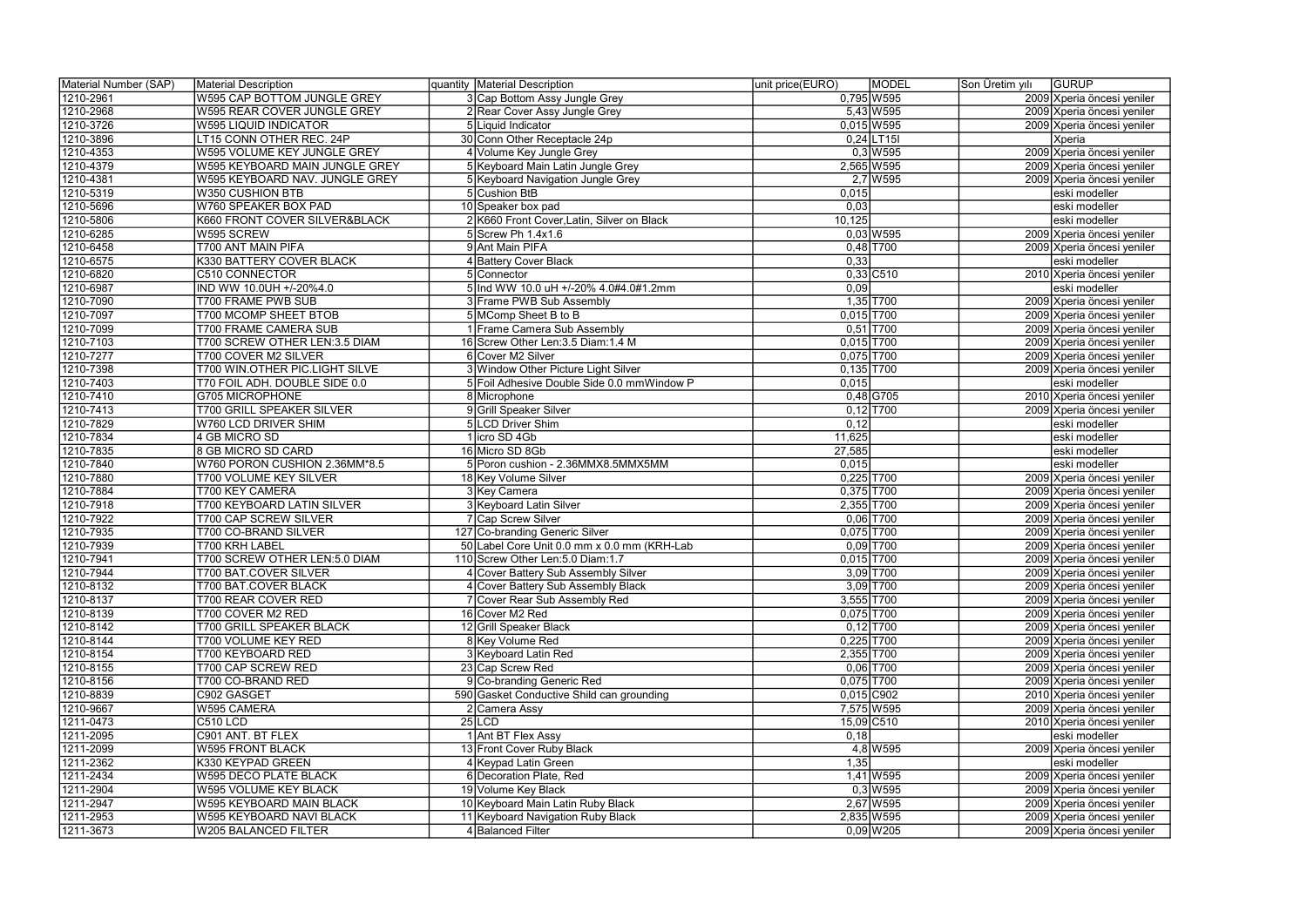| Material Number (SAP) | Material Description | quantity | Material Description | unit price(EURO) | MODEL | Son Üretim yılı | GURUP |
|---|---|---|---|---|---|---|---|
| 1210-2961 | W595 CAP BOTTOM JUNGLE GREY | 3 | Cap Bottom Assy Jungle Grey | 0,795 | W595 | 2009 | Xperia öncesi yeniler |
| 1210-2968 | W595 REAR COVER JUNGLE GREY | 2 | Rear Cover Assy Jungle Grey | 5,43 | W595 | 2009 | Xperia öncesi yeniler |
| 1210-3726 | W595 LIQUID INDICATOR | 5 | Liquid Indicator | 0,015 | W595 | 2009 | Xperia öncesi yeniler |
| 1210-3896 | LT15 CONN OTHER REC. 24P | 30 | Conn Other Receptacle 24p | 0,24 | LT15I | | Xperia |
| 1210-4353 | W595 VOLUME KEY JUNGLE GREY | 4 | Volume Key Jungle Grey | 0,3 | W595 | 2009 | Xperia öncesi yeniler |
| 1210-4379 | W595 KEYBOARD MAIN JUNGLE GREY | 5 | Keyboard Main Latin Jungle Grey | 2,565 | W595 | 2009 | Xperia öncesi yeniler |
| 1210-4381 | W595 KEYBOARD NAV. JUNGLE GREY | 5 | Keyboard Navigation Jungle Grey | 2,7 | W595 | 2009 | Xperia öncesi yeniler |
| 1210-5319 | W350 CUSHION BTB | 5 | Cushion BtB | 0,015 | | | eski modeller |
| 1210-5696 | W760 SPEAKER BOX PAD | 10 | Speaker box pad | 0,03 | | | eski modeller |
| 1210-5806 | K660 FRONT COVER SILVER&BLACK | 2 | K660 Front Cover,Latin, Silver on Black | 10,125 | | | eski modeller |
| 1210-6285 | W595 SCREW | 5 | Screw Ph 1.4x1.6 | 0,03 | W595 | 2009 | Xperia öncesi yeniler |
| 1210-6458 | T700 ANT MAIN PIFA | 9 | Ant Main PIFA | 0,48 | T700 | 2009 | Xperia öncesi yeniler |
| 1210-6575 | K330 BATTERY COVER BLACK | 4 | Battery Cover Black | 0,33 | | | eski modeller |
| 1210-6820 | C510 CONNECTOR | 5 | Connector | 0,33 | C510 | 2010 | Xperia öncesi yeniler |
| 1210-6987 | IND WW 10.0UH +/-20%4.0 | 5 | Ind WW 10.0 uH +/-20% 4.0#4.0#1.2mm | 0,09 | | | eski modeller |
| 1210-7090 | T700 FRAME PWB SUB | 3 | Frame PWB Sub Assembly | 1,35 | T700 | 2009 | Xperia öncesi yeniler |
| 1210-7097 | T700 MCOMP SHEET BTOB | 5 | MComp Sheet B to B | 0,015 | T700 | 2009 | Xperia öncesi yeniler |
| 1210-7099 | T700 FRAME CAMERA SUB | 1 | Frame Camera Sub Assembly | 0,51 | T700 | 2009 | Xperia öncesi yeniler |
| 1210-7103 | T700 SCREW OTHER LEN:3.5 DIAM | 16 | Screw Other Len:3.5 Diam:1.4 M | 0,015 | T700 | 2009 | Xperia öncesi yeniler |
| 1210-7277 | T700 COVER M2 SILVER | 6 | Cover M2 Silver | 0,075 | T700 | 2009 | Xperia öncesi yeniler |
| 1210-7398 | T700 WIN.OTHER PIC.LIGHT SILVE | 3 | Window Other Picture Light Silver | 0,135 | T700 | 2009 | Xperia öncesi yeniler |
| 1210-7403 | T70 FOIL ADH. DOUBLE SIDE 0.0 | 5 | Foil Adhesive Double Side 0.0 mmWindow P | 0,015 | | | eski modeller |
| 1210-7410 | G705 MICROPHONE | 8 | Microphone | 0,48 | G705 | 2010 | Xperia öncesi yeniler |
| 1210-7413 | T700 GRILL SPEAKER SILVER | 9 | Grill Speaker Silver | 0,12 | T700 | 2009 | Xperia öncesi yeniler |
| 1210-7829 | W760 LCD DRIVER SHIM | 5 | LCD Driver Shim | 0,12 | | | eski modeller |
| 1210-7834 | 4 GB MICRO SD | 1 | icro SD 4Gb | 11,625 | | | eski modeller |
| 1210-7835 | 8 GB MICRO SD CARD | 16 | Micro SD 8Gb | 27,585 | | | eski modeller |
| 1210-7840 | W760 PORON CUSHION 2.36MM*8.5 | 5 | Poron cushion - 2.36MMX8.5MMX5MM | 0,015 | | | eski modeller |
| 1210-7880 | T700 VOLUME KEY SILVER | 18 | Key Volume Silver | 0,225 | T700 | 2009 | Xperia öncesi yeniler |
| 1210-7884 | T700 KEY CAMERA | 3 | Key Camera | 0,375 | T700 | 2009 | Xperia öncesi yeniler |
| 1210-7918 | T700 KEYBOARD LATIN SILVER | 3 | Keyboard Latin Silver | 2,355 | T700 | 2009 | Xperia öncesi yeniler |
| 1210-7922 | T700 CAP SCREW SILVER | 7 | Cap Screw Silver | 0,06 | T700 | 2009 | Xperia öncesi yeniler |
| 1210-7935 | T700 CO-BRAND SILVER | 127 | Co-branding Generic Silver | 0,075 | T700 | 2009 | Xperia öncesi yeniler |
| 1210-7939 | T700 KRH LABEL | 50 | Label Core Unit 0.0 mm x 0.0 mm (KRH-Lab | 0,09 | T700 | 2009 | Xperia öncesi yeniler |
| 1210-7941 | T700 SCREW OTHER LEN:5.0 DIAM | 110 | Screw Other Len:5.0 Diam:1.7 | 0,015 | T700 | 2009 | Xperia öncesi yeniler |
| 1210-7944 | T700 BAT.COVER SILVER | 4 | Cover Battery Sub Assembly Silver | 3,09 | T700 | 2009 | Xperia öncesi yeniler |
| 1210-8132 | T700 BAT.COVER BLACK | 4 | Cover Battery Sub Assembly Black | 3,09 | T700 | 2009 | Xperia öncesi yeniler |
| 1210-8137 | T700 REAR COVER RED | 7 | Cover Rear Sub Assembly Red | 3,555 | T700 | 2009 | Xperia öncesi yeniler |
| 1210-8139 | T700 COVER M2 RED | 16 | Cover M2 Red | 0,075 | T700 | 2009 | Xperia öncesi yeniler |
| 1210-8142 | T700 GRILL SPEAKER BLACK | 12 | Grill Speaker Black | 0,12 | T700 | 2009 | Xperia öncesi yeniler |
| 1210-8144 | T700 VOLUME KEY RED | 8 | Key Volume Red | 0,225 | T700 | 2009 | Xperia öncesi yeniler |
| 1210-8154 | T700 KEYBOARD RED | 3 | Keyboard Latin Red | 2,355 | T700 | 2009 | Xperia öncesi yeniler |
| 1210-8155 | T700 CAP SCREW RED | 23 | Cap Screw Red | 0,06 | T700 | 2009 | Xperia öncesi yeniler |
| 1210-8156 | T700 CO-BRAND RED | 9 | Co-branding Generic Red | 0,075 | T700 | 2009 | Xperia öncesi yeniler |
| 1210-8839 | C902 GASGET | 590 | Gasket Conductive Shild can grounding | 0,015 | C902 | 2010 | Xperia öncesi yeniler |
| 1210-9667 | W595 CAMERA | 2 | Camera Assy | 7,575 | W595 | 2009 | Xperia öncesi yeniler |
| 1211-0473 | C510 LCD | 25 | LCD | 15,09 | C510 | 2010 | Xperia öncesi yeniler |
| 1211-2095 | C901 ANT. BT FLEX | 1 | Ant BT Flex Assy | 0,18 | | | eski modeller |
| 1211-2099 | W595 FRONT BLACK | 13 | Front Cover Ruby Black | 4,8 | W595 | 2009 | Xperia öncesi yeniler |
| 1211-2362 | K330 KEYPAD GREEN | 4 | Keypad Latin Green | 1,35 | | | eski modeller |
| 1211-2434 | W595 DECO PLATE BLACK | 6 | Decoration Plate, Red | 1,41 | W595 | 2009 | Xperia öncesi yeniler |
| 1211-2904 | W595 VOLUME KEY BLACK | 19 | Volume Key Black | 0,3 | W595 | 2009 | Xperia öncesi yeniler |
| 1211-2947 | W595 KEYBOARD MAIN BLACK | 10 | Keyboard Main Latin Ruby Black | 2,67 | W595 | 2009 | Xperia öncesi yeniler |
| 1211-2953 | W595 KEYBOARD NAVI BLACK | 11 | Keyboard Navigation Ruby Black | 2,835 | W595 | 2009 | Xperia öncesi yeniler |
| 1211-3673 | W205 BALANCED FILTER | 4 | Balanced Filter | 0,09 | W205 | 2009 | Xperia öncesi yeniler |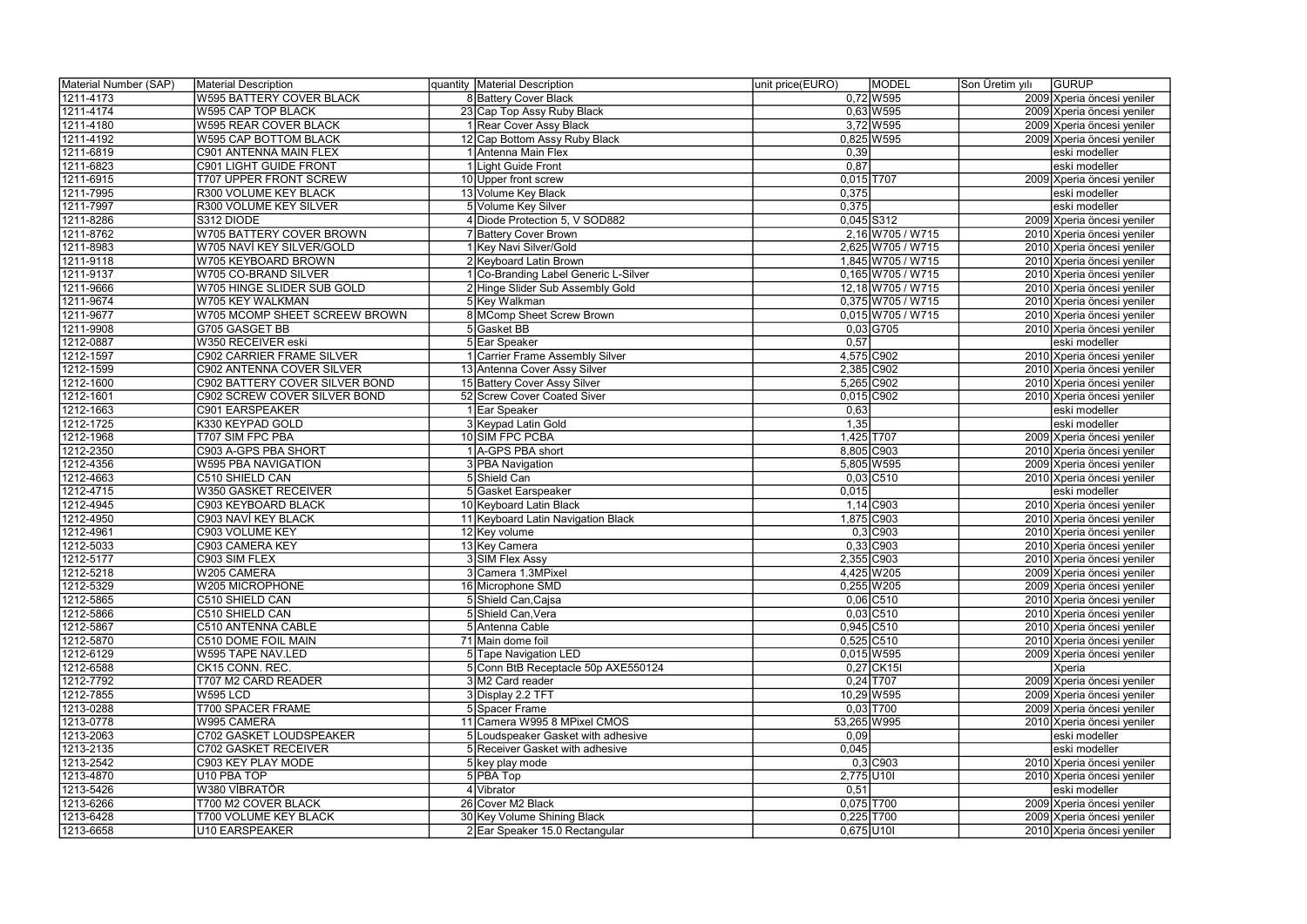| Material Number (SAP) | Material Description | quantity | Material Description | unit price(EURO) | MODEL | Son Üretim yılı | GURUP |
|---|---|---|---|---|---|---|---|
| 1211-4173 | W595 BATTERY COVER BLACK | 8 | Battery Cover Black | 0,72 | W595 | 2009 | Xperia öncesi yeniler |
| 1211-4174 | W595 CAP TOP BLACK | 23 | Cap Top Assy Ruby Black | 0,63 | W595 | 2009 | Xperia öncesi yeniler |
| 1211-4180 | W595 REAR COVER BLACK | 1 | Rear Cover Assy Black | 3,72 | W595 | 2009 | Xperia öncesi yeniler |
| 1211-4192 | W595 CAP BOTTOM BLACK | 12 | Cap Bottom Assy Ruby Black | 0,825 | W595 | 2009 | Xperia öncesi yeniler |
| 1211-6819 | C901 ANTENNA MAIN FLEX | 1 | Antenna Main Flex | 0,39 | | | eski modeller |
| 1211-6823 | C901 LIGHT GUIDE FRONT | 1 | Light Guide Front | 0,87 | | | eski modeller |
| 1211-6915 | T707 UPPER FRONT SCREW | 10 | Upper front screw | 0,015 | T707 | 2009 | Xperia öncesi yeniler |
| 1211-7995 | R300 VOLUME KEY BLACK | 13 | Volume Key Black | 0,375 | | | eski modeller |
| 1211-7997 | R300 VOLUME KEY SILVER | 5 | Volume Key Silver | 0,375 | | | eski modeller |
| 1211-8286 | S312 DIODE | 4 | Diode Protection 5, V SOD882 | 0,045 | S312 | 2009 | Xperia öncesi yeniler |
| 1211-8762 | W705 BATTERY COVER BROWN | 7 | Battery Cover Brown | 2,16 | W705 / W715 | 2010 | Xperia öncesi yeniler |
| 1211-8983 | W705 NAVİ KEY SILVER/GOLD | 1 | Key Navi Silver/Gold | 2,625 | W705 / W715 | 2010 | Xperia öncesi yeniler |
| 1211-9118 | W705 KEYBOARD BROWN | 2 | Keyboard Latin Brown | 1,845 | W705 / W715 | 2010 | Xperia öncesi yeniler |
| 1211-9137 | W705 CO-BRAND SILVER | 1 | Co-Branding Label Generic L-Silver | 0,165 | W705 / W715 | 2010 | Xperia öncesi yeniler |
| 1211-9666 | W705 HINGE SLIDER SUB GOLD | 2 | Hinge Slider Sub Assembly Gold | 12,18 | W705 / W715 | 2010 | Xperia öncesi yeniler |
| 1211-9674 | W705 KEY WALKMAN | 5 | Key Walkman | 0,375 | W705 / W715 | 2010 | Xperia öncesi yeniler |
| 1211-9677 | W705 MCOMP SHEET SCREEW BROWN | 8 | MComp Sheet Screw Brown | 0,015 | W705 / W715 | 2010 | Xperia öncesi yeniler |
| 1211-9908 | G705 GASGET BB | 5 | Gasket BB | 0,03 | G705 | 2010 | Xperia öncesi yeniler |
| 1212-0887 | W350 RECEIVER eski | 5 | Ear Speaker | 0,57 | | | eski modeller |
| 1212-1597 | C902 CARRIER FRAME SILVER | 1 | Carrier Frame Assembly Silver | 4,575 | C902 | 2010 | Xperia öncesi yeniler |
| 1212-1599 | C902 ANTENNA COVER SILVER | 13 | Antenna Cover Assy Silver | 2,385 | C902 | 2010 | Xperia öncesi yeniler |
| 1212-1600 | C902 BATTERY COVER SILVER BOND | 15 | Battery Cover Assy Silver | 5,265 | C902 | 2010 | Xperia öncesi yeniler |
| 1212-1601 | C902 SCREW COVER SILVER BOND | 52 | Screw Cover Coated Siver | 0,015 | C902 | 2010 | Xperia öncesi yeniler |
| 1212-1663 | C901 EARSPEAKER | 1 | Ear Speaker | 0,63 | | | eski modeller |
| 1212-1725 | K330 KEYPAD GOLD | 3 | Keypad Latin Gold | 1,35 | | | eski modeller |
| 1212-1968 | T707 SIM FPC PBA | 10 | SIM FPC PCBA | 1,425 | T707 | 2009 | Xperia öncesi yeniler |
| 1212-2350 | C903 A-GPS PBA SHORT | 1 | A-GPS PBA short | 8,805 | C903 | 2010 | Xperia öncesi yeniler |
| 1212-4356 | W595 PBA NAVIGATION | 3 | PBA Navigation | 5,805 | W595 | 2009 | Xperia öncesi yeniler |
| 1212-4663 | C510 SHIELD CAN | 5 | Shield Can | 0,03 | C510 | 2010 | Xperia öncesi yeniler |
| 1212-4715 | W350 GASKET RECEIVER | 5 | Gasket Earspeaker | 0,015 | | | eski modeller |
| 1212-4945 | C903 KEYBOARD BLACK | 10 | Keyboard Latin Black | 1,14 | C903 | 2010 | Xperia öncesi yeniler |
| 1212-4950 | C903 NAVİ KEY BLACK | 11 | Keyboard Latin Navigation Black | 1,875 | C903 | 2010 | Xperia öncesi yeniler |
| 1212-4961 | C903 VOLUME KEY | 12 | Key volume | 0,3 | C903 | 2010 | Xperia öncesi yeniler |
| 1212-5033 | C903 CAMERA KEY | 13 | Key Camera | 0,33 | C903 | 2010 | Xperia öncesi yeniler |
| 1212-5177 | C903 SIM FLEX | 3 | SIM Flex Assy | 2,355 | C903 | 2010 | Xperia öncesi yeniler |
| 1212-5218 | W205 CAMERA | 3 | Camera 1.3MPixel | 4,425 | W205 | 2009 | Xperia öncesi yeniler |
| 1212-5329 | W205 MICROPHONE | 16 | Microphone SMD | 0,255 | W205 | 2009 | Xperia öncesi yeniler |
| 1212-5865 | C510 SHIELD CAN | 5 | Shield Can,Cajsa | 0,06 | C510 | 2010 | Xperia öncesi yeniler |
| 1212-5866 | C510 SHIELD CAN | 5 | Shield Can,Vera | 0,03 | C510 | 2010 | Xperia öncesi yeniler |
| 1212-5867 | C510 ANTENNA CABLE | 5 | Antenna Cable | 0,945 | C510 | 2010 | Xperia öncesi yeniler |
| 1212-5870 | C510 DOME FOIL MAIN | 71 | Main dome foil | 0,525 | C510 | 2010 | Xperia öncesi yeniler |
| 1212-6129 | W595 TAPE NAV.LED | 5 | Tape Navigation LED | 0,015 | W595 | 2009 | Xperia öncesi yeniler |
| 1212-6588 | CK15 CONN. REC. | 5 | Conn BtB Receptacle 50p AXE550124 | 0,27 | CK15I | | Xperia |
| 1212-7792 | T707 M2 CARD READER | 3 | M2 Card reader | 0,24 | T707 | 2009 | Xperia öncesi yeniler |
| 1212-7855 | W595 LCD | 3 | Display 2.2 TFT | 10,29 | W595 | 2009 | Xperia öncesi yeniler |
| 1213-0288 | T700 SPACER FRAME | 5 | Spacer Frame | 0,03 | T700 | 2009 | Xperia öncesi yeniler |
| 1213-0778 | W995 CAMERA | 11 | Camera W995 8 MPixel CMOS | 53,265 | W995 | 2010 | Xperia öncesi yeniler |
| 1213-2063 | C702 GASKET LOUDSPEAKER | 5 | Loudspeaker Gasket with adhesive | 0,09 | | | eski modeller |
| 1213-2135 | C702 GASKET RECEIVER | 5 | Receiver Gasket with adhesive | 0,045 | | | eski modeller |
| 1213-2542 | C903 KEY PLAY MODE | 5 | key play mode | 0,3 | C903 | 2010 | Xperia öncesi yeniler |
| 1213-4870 | U10 PBA TOP | 5 | PBA Top | 2,775 | U10I | 2010 | Xperia öncesi yeniler |
| 1213-5426 | W380 VİBRATÖR | 4 | Vibrator | 0,51 | | | eski modeller |
| 1213-6266 | T700 M2 COVER BLACK | 26 | Cover M2 Black | 0,075 | T700 | 2009 | Xperia öncesi yeniler |
| 1213-6428 | T700 VOLUME KEY BLACK | 30 | Key Volume Shining Black | 0,225 | T700 | 2009 | Xperia öncesi yeniler |
| 1213-6658 | U10 EARSPEAKER | 2 | Ear Speaker 15.0 Rectangular | 0,675 | U10I | 2010 | Xperia öncesi yeniler |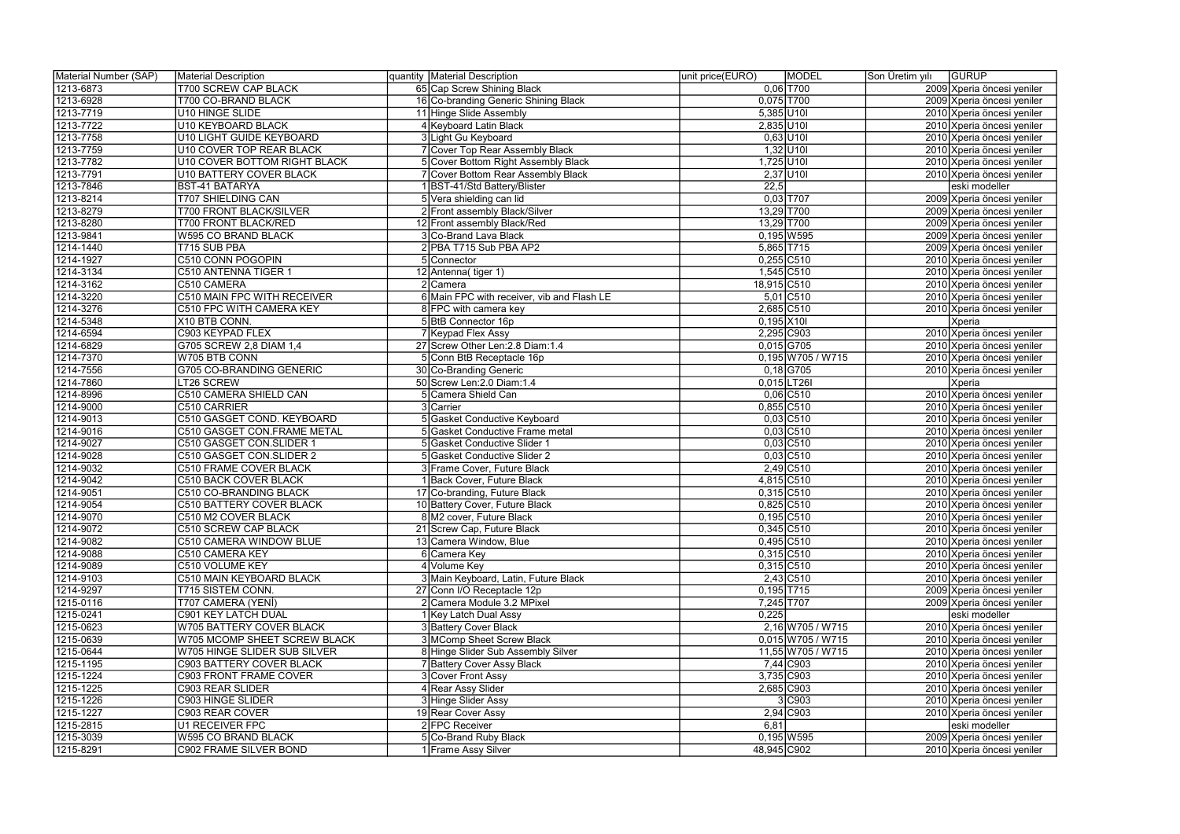| Material Number (SAP) | Material Description | quantity | Material Description | unit price(EURO) | MODEL | Son Üretim yılı | GURUP |
|---|---|---|---|---|---|---|---|
| 1213-6873 | T700 SCREW CAP BLACK | 65 | Cap Screw Shining Black | 0,06 | T700 | 2009 | Xperia öncesi yeniler |
| 1213-6928 | T700 CO-BRAND BLACK | 16 | Co-branding Generic Shining Black | 0,075 | T700 | 2009 | Xperia öncesi yeniler |
| 1213-7719 | U10 HINGE SLIDE | 11 | Hinge Slide Assembly | 5,385 | U10I | 2010 | Xperia öncesi yeniler |
| 1213-7722 | U10 KEYBOARD BLACK | 4 | Keyboard Latin Black | 2,835 | U10I | 2010 | Xperia öncesi yeniler |
| 1213-7758 | U10 LIGHT GUIDE KEYBOARD | 3 | Light Gu Keyboard | 0,63 | U10I | 2010 | Xperia öncesi yeniler |
| 1213-7759 | U10 COVER TOP REAR BLACK | 7 | Cover Top Rear Assembly Black | 1,32 | U10I | 2010 | Xperia öncesi yeniler |
| 1213-7782 | U10 COVER BOTTOM RIGHT BLACK | 5 | Cover Bottom Right Assembly Black | 1,725 | U10I | 2010 | Xperia öncesi yeniler |
| 1213-7791 | U10 BATTERY COVER BLACK | 7 | Cover Bottom Rear Assembly Black | 2,37 | U10I | 2010 | Xperia öncesi yeniler |
| 1213-7846 | BST-41 BATARYA | 1 | BST-41/Std Battery/Blister | 22,5 | | | eski modeller |
| 1213-8214 | T707 SHIELDING CAN | 5 | Vera shielding can lid | 0,03 | T707 | 2009 | Xperia öncesi yeniler |
| 1213-8279 | T700 FRONT BLACK/SILVER | 2 | Front assembly Black/Silver | 13,29 | T700 | 2009 | Xperia öncesi yeniler |
| 1213-8280 | T700 FRONT BLACK/RED | 12 | Front assembly Black/Red | 13,29 | T700 | 2009 | Xperia öncesi yeniler |
| 1213-9841 | W595 CO BRAND BLACK | 3 | Co-Brand Lava Black | 0,195 | W595 | 2009 | Xperia öncesi yeniler |
| 1214-1440 | T715 SUB PBA | 2 | PBA T715 Sub PBA AP2 | 5,865 | T715 | 2009 | Xperia öncesi yeniler |
| 1214-1927 | C510 CONN POGOPIN | 5 | Connector | 0,255 | C510 | 2010 | Xperia öncesi yeniler |
| 1214-3134 | C510 ANTENNA TIGER 1 | 12 | Antenna( tiger 1) | 1,545 | C510 | 2010 | Xperia öncesi yeniler |
| 1214-3162 | C510 CAMERA | 2 | Camera | 18,915 | C510 | 2010 | Xperia öncesi yeniler |
| 1214-3220 | C510 MAIN FPC WITH RECEIVER | 6 | Main FPC with receiver, vib and Flash LE | 5,01 | C510 | 2010 | Xperia öncesi yeniler |
| 1214-3276 | C510 FPC WITH CAMERA KEY | 8 | FPC with camera key | 2,685 | C510 | 2010 | Xperia öncesi yeniler |
| 1214-5348 | X10 BTB CONN. | 5 | BtB Connector 16p | 0,195 | X10I | | Xperia |
| 1214-6594 | C903 KEYPAD FLEX | 7 | Keypad Flex Assy | 2,295 | C903 | 2010 | Xperia öncesi yeniler |
| 1214-6829 | G705 SCREW 2,8 DIAM 1,4 | 27 | Screw Other Len:2.8 Diam:1.4 | 0,015 | G705 | 2010 | Xperia öncesi yeniler |
| 1214-7370 | W705 BTB CONN | 5 | Conn BtB Receptacle 16p | 0,195 | W705 / W715 | 2010 | Xperia öncesi yeniler |
| 1214-7556 | G705 CO-BRANDING GENERIC | 30 | Co-Branding Generic | 0,18 | G705 | 2010 | Xperia öncesi yeniler |
| 1214-7860 | LT26 SCREW | 50 | Screw Len:2.0 Diam:1.4 | 0,015 | LT26I | | Xperia |
| 1214-8996 | C510 CAMERA SHIELD CAN | 5 | Camera Shield Can | 0,06 | C510 | 2010 | Xperia öncesi yeniler |
| 1214-9000 | C510 CARRIER | 3 | Carrier | 0,855 | C510 | 2010 | Xperia öncesi yeniler |
| 1214-9013 | C510 GASGET COND. KEYBOARD | 5 | Gasket Conductive Keyboard | 0,03 | C510 | 2010 | Xperia öncesi yeniler |
| 1214-9016 | C510 GASGET CON.FRAME METAL | 5 | Gasket Conductive Frame metal | 0,03 | C510 | 2010 | Xperia öncesi yeniler |
| 1214-9027 | C510 GASGET CON.SLIDER 1 | 5 | Gasket Conductive Slider 1 | 0,03 | C510 | 2010 | Xperia öncesi yeniler |
| 1214-9028 | C510 GASGET CON.SLIDER 2 | 5 | Gasket Conductive Slider 2 | 0,03 | C510 | 2010 | Xperia öncesi yeniler |
| 1214-9032 | C510 FRAME COVER BLACK | 3 | Frame Cover, Future Black | 2,49 | C510 | 2010 | Xperia öncesi yeniler |
| 1214-9042 | C510 BACK COVER BLACK | 1 | Back Cover, Future Black | 4,815 | C510 | 2010 | Xperia öncesi yeniler |
| 1214-9051 | C510 CO-BRANDING BLACK | 17 | Co-branding, Future Black | 0,315 | C510 | 2010 | Xperia öncesi yeniler |
| 1214-9054 | C510 BATTERY COVER BLACK | 10 | Battery Cover, Future Black | 0,825 | C510 | 2010 | Xperia öncesi yeniler |
| 1214-9070 | C510 M2 COVER BLACK | 8 | M2 cover, Future Black | 0,195 | C510 | 2010 | Xperia öncesi yeniler |
| 1214-9072 | C510 SCREW CAP BLACK | 21 | Screw Cap, Future Black | 0,345 | C510 | 2010 | Xperia öncesi yeniler |
| 1214-9082 | C510 CAMERA WINDOW BLUE | 13 | Camera Window, Blue | 0,495 | C510 | 2010 | Xperia öncesi yeniler |
| 1214-9088 | C510 CAMERA KEY | 6 | Camera Key | 0,315 | C510 | 2010 | Xperia öncesi yeniler |
| 1214-9089 | C510 VOLUME KEY | 4 | Volume Key | 0,315 | C510 | 2010 | Xperia öncesi yeniler |
| 1214-9103 | C510 MAIN KEYBOARD BLACK | 3 | Main Keyboard, Latin, Future Black | 2,43 | C510 | 2010 | Xperia öncesi yeniler |
| 1214-9297 | T715 SISTEM CONN. | 27 | Conn I/O Receptacle 12p | 0,195 | T715 | 2009 | Xperia öncesi yeniler |
| 1215-0116 | T707 CAMERA (YENİ) | 2 | Camera Module 3.2 MPixel | 7,245 | T707 | 2009 | Xperia öncesi yeniler |
| 1215-0241 | C901 KEY LATCH DUAL | 1 | Key Latch Dual Assy | 0,225 | | | eski modeller |
| 1215-0623 | W705 BATTERY COVER BLACK | 3 | Battery Cover Black | 2,16 | W705 / W715 | 2010 | Xperia öncesi yeniler |
| 1215-0639 | W705 MCOMP SHEET SCREW BLACK | 3 | MComp Sheet Screw Black | 0,015 | W705 / W715 | 2010 | Xperia öncesi yeniler |
| 1215-0644 | W705 HINGE SLIDER SUB SILVER | 8 | Hinge Slider Sub Assembly Silver | 11,55 | W705 / W715 | 2010 | Xperia öncesi yeniler |
| 1215-1195 | C903 BATTERY COVER BLACK | 7 | Battery Cover Assy Black | 7,44 | C903 | 2010 | Xperia öncesi yeniler |
| 1215-1224 | C903 FRONT FRAME COVER | 3 | Cover Front Assy | 3,735 | C903 | 2010 | Xperia öncesi yeniler |
| 1215-1225 | C903 REAR SLIDER | 4 | Rear Assy Slider | 2,685 | C903 | 2010 | Xperia öncesi yeniler |
| 1215-1226 | C903 HINGE SLIDER | 3 | Hinge Slider Assy | 3 | C903 | 2010 | Xperia öncesi yeniler |
| 1215-1227 | C903 REAR COVER | 19 | Rear Cover Assy | 2,94 | C903 | 2010 | Xperia öncesi yeniler |
| 1215-2815 | U1 RECEIVER FPC | 2 | FPC Receiver | 6,81 | | | eski modeller |
| 1215-3039 | W595 CO BRAND BLACK | 5 | Co-Brand Ruby Black | 0,195 | W595 | 2009 | Xperia öncesi yeniler |
| 1215-8291 | C902 FRAME SILVER BOND | 1 | Frame Assy Silver | 48,945 | C902 | 2010 | Xperia öncesi yeniler |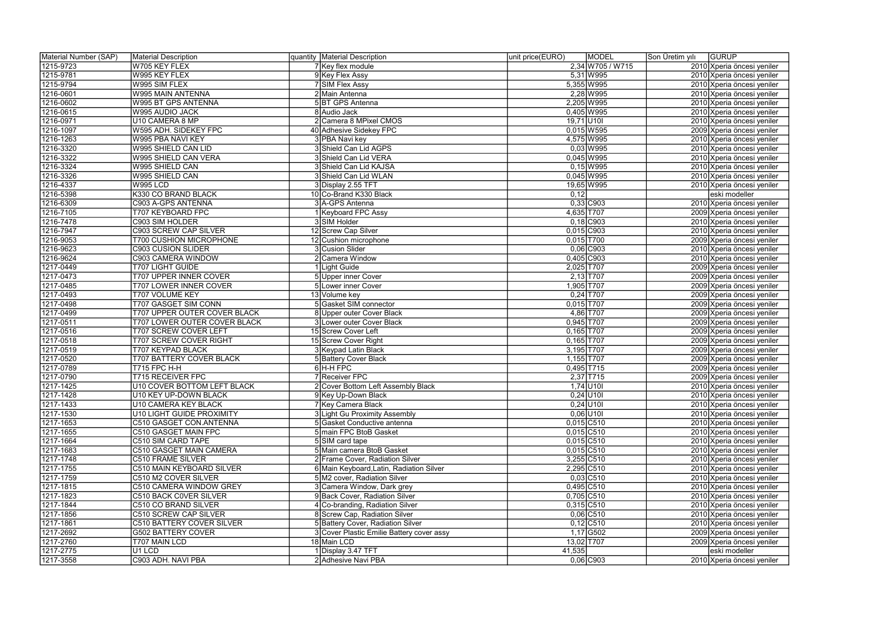| Material Number (SAP) | Material Description | quantity | Material Description | unit price(EURO) | MODEL | Son Üretim yılı | GURUP |
|---|---|---|---|---|---|---|---|
| 1215-9723 | W705 KEY FLEX | 7 | Key flex module | 2,34 | W705 / W715 | 2010 | Xperia öncesi yeniler |
| 1215-9781 | W995 KEY FLEX | 9 | Key Flex Assy | 5,31 | W995 | 2010 | Xperia öncesi yeniler |
| 1215-9794 | W995 SIM FLEX | 7 | SIM Flex Assy | 5,355 | W995 | 2010 | Xperia öncesi yeniler |
| 1216-0601 | W995 MAIN ANTENNA | 2 | Main Antenna | 2,28 | W995 | 2010 | Xperia öncesi yeniler |
| 1216-0602 | W995 BT GPS ANTENNA | 5 | BT GPS Antenna | 2,205 | W995 | 2010 | Xperia öncesi yeniler |
| 1216-0615 | W995 AUDIO JACK | 8 | Audio Jack | 0,405 | W995 | 2010 | Xperia öncesi yeniler |
| 1216-0971 | U10 CAMERA 8 MP | 2 | Camera 8 MPixel CMOS | 19,71 | U10I | 2010 | Xperia öncesi yeniler |
| 1216-1097 | W595 ADH. SIDEKEY FPC | 40 | Adhesive Sidekey FPC | 0,015 | W595 | 2009 | Xperia öncesi yeniler |
| 1216-1263 | W995 PBA NAVI KEY | 3 | PBA Navi key | 4,575 | W995 | 2010 | Xperia öncesi yeniler |
| 1216-3320 | W995 SHIELD CAN LID | 3 | Shield Can Lid AGPS | 0,03 | W995 | 2010 | Xperia öncesi yeniler |
| 1216-3322 | W995 SHIELD CAN VERA | 3 | Shield Can Lid VERA | 0,045 | W995 | 2010 | Xperia öncesi yeniler |
| 1216-3324 | W995 SHIELD CAN | 3 | Shield Can Lid KAJSA | 0,15 | W995 | 2010 | Xperia öncesi yeniler |
| 1216-3326 | W995 SHIELD CAN | 3 | Shield Can Lid WLAN | 0,045 | W995 | 2010 | Xperia öncesi yeniler |
| 1216-4337 | W995 LCD | 3 | Display 2.55 TFT | 19,65 | W995 | 2010 | Xperia öncesi yeniler |
| 1216-5398 | K330 CO BRAND BLACK | 10 | Co-Brand K330 Black | 0,12 | | | eski modeller |
| 1216-6309 | C903 A-GPS ANTENNA | 3 | A-GPS Antenna | 0,33 | C903 | 2010 | Xperia öncesi yeniler |
| 1216-7105 | T707 KEYBOARD FPC | 1 | Keyboard FPC Assy | 4,635 | T707 | 2009 | Xperia öncesi yeniler |
| 1216-7478 | C903 SIM HOLDER | 3 | SIM Holder | 0,18 | C903 | 2010 | Xperia öncesi yeniler |
| 1216-7947 | C903 SCREW CAP SILVER | 12 | Screw Cap Silver | 0,015 | C903 | 2010 | Xperia öncesi yeniler |
| 1216-9053 | T700 CUSHION MICROPHONE | 12 | Cushion microphone | 0,015 | T700 | 2009 | Xperia öncesi yeniler |
| 1216-9623 | C903 CUSION SLIDER | 3 | Cusion Slider | 0,06 | C903 | 2010 | Xperia öncesi yeniler |
| 1216-9624 | C903 CAMERA WINDOW | 2 | Camera Window | 0,405 | C903 | 2010 | Xperia öncesi yeniler |
| 1217-0449 | T707 LIGHT GUIDE | 1 | Light Guide | 2,025 | T707 | 2009 | Xperia öncesi yeniler |
| 1217-0473 | T707 UPPER INNER COVER | 5 | Upper inner Cover | 2,13 | T707 | 2009 | Xperia öncesi yeniler |
| 1217-0485 | T707 LOWER INNER COVER | 5 | Lower inner Cover | 1,905 | T707 | 2009 | Xperia öncesi yeniler |
| 1217-0493 | T707 VOLUME KEY | 13 | Volume key | 0,24 | T707 | 2009 | Xperia öncesi yeniler |
| 1217-0498 | T707 GASGET SIM CONN | 5 | Gasket SIM connector | 0,015 | T707 | 2009 | Xperia öncesi yeniler |
| 1217-0499 | T707 UPPER OUTER COVER BLACK | 8 | Upper outer Cover Black | 4,86 | T707 | 2009 | Xperia öncesi yeniler |
| 1217-0511 | T707 LOWER OUTER COVER BLACK | 3 | Lower outer Cover Black | 0,945 | T707 | 2009 | Xperia öncesi yeniler |
| 1217-0516 | T707 SCREW COVER LEFT | 15 | Screw Cover Left | 0,165 | T707 | 2009 | Xperia öncesi yeniler |
| 1217-0518 | T707 SCREW COVER RIGHT | 15 | Screw Cover Right | 0,165 | T707 | 2009 | Xperia öncesi yeniler |
| 1217-0519 | T707 KEYPAD BLACK | 3 | Keypad Latin Black | 3,195 | T707 | 2009 | Xperia öncesi yeniler |
| 1217-0520 | T707 BATTERY COVER BLACK | 5 | Battery Cover Black | 1,155 | T707 | 2009 | Xperia öncesi yeniler |
| 1217-0789 | T715 FPC H-H | 6 | H-H FPC | 0,495 | T715 | 2009 | Xperia öncesi yeniler |
| 1217-0790 | T715 RECEIVER FPC | 7 | Receiver FPC | 2,37 | T715 | 2009 | Xperia öncesi yeniler |
| 1217-1425 | U10 COVER BOTTOM LEFT BLACK | 2 | Cover Bottom Left Assembly Black | 1,74 | U10I | 2010 | Xperia öncesi yeniler |
| 1217-1428 | U10 KEY UP-DOWN BLACK | 9 | Key Up-Down Black | 0,24 | U10I | 2010 | Xperia öncesi yeniler |
| 1217-1433 | U10 CAMERA KEY BLACK | 7 | Key Camera Black | 0,24 | U10I | 2010 | Xperia öncesi yeniler |
| 1217-1530 | U10 LIGHT GUIDE PROXIMITY | 3 | Light Gu Proximity Assembly | 0,06 | U10I | 2010 | Xperia öncesi yeniler |
| 1217-1653 | C510 GASGET CON.ANTENNA | 5 | Gasket Conductive antenna | 0,015 | C510 | 2010 | Xperia öncesi yeniler |
| 1217-1655 | C510 GASGET MAIN FPC | 5 | main FPC BtoB Gasket | 0,015 | C510 | 2010 | Xperia öncesi yeniler |
| 1217-1664 | C510 SIM CARD TAPE | 5 | SIM card tape | 0,015 | C510 | 2010 | Xperia öncesi yeniler |
| 1217-1683 | C510 GASGET MAIN CAMERA | 5 | Main camera BtoB Gasket | 0,015 | C510 | 2010 | Xperia öncesi yeniler |
| 1217-1748 | C510 FRAME SILVER | 2 | Frame Cover, Radiation Silver | 3,255 | C510 | 2010 | Xperia öncesi yeniler |
| 1217-1755 | C510 MAIN KEYBOARD SILVER | 6 | Main Keyboard,Latin, Radiation Silver | 2,295 | C510 | 2010 | Xperia öncesi yeniler |
| 1217-1759 | C510 M2 COVER SILVER | 5 | M2 cover, Radiation Silver | 0,03 | C510 | 2010 | Xperia öncesi yeniler |
| 1217-1815 | C510 CAMERA WINDOW GREY | 3 | Camera Window, Dark grey | 0,495 | C510 | 2010 | Xperia öncesi yeniler |
| 1217-1823 | C510 BACK C0VER SILVER | 9 | Back Cover, Radiation Silver | 0,705 | C510 | 2010 | Xperia öncesi yeniler |
| 1217-1844 | C510 CO BRAND SILVER | 4 | Co-branding, Radiation Silver | 0,315 | C510 | 2010 | Xperia öncesi yeniler |
| 1217-1856 | C510 SCREW CAP SILVER | 8 | Screw Cap, Radiation Silver | 0,06 | C510 | 2010 | Xperia öncesi yeniler |
| 1217-1861 | C510 BATTERY COVER SILVER | 5 | Battery Cover, Radiation Silver | 0,12 | C510 | 2010 | Xperia öncesi yeniler |
| 1217-2692 | G502 BATTERY COVER | 3 | Cover Plastic Emilie Battery cover assy | 1,17 | G502 | 2009 | Xperia öncesi yeniler |
| 1217-2760 | T707 MAIN LCD | 18 | Main LCD | 13,02 | T707 | 2009 | Xperia öncesi yeniler |
| 1217-2775 | U1 LCD | 1 | Display 3.47 TFT | 41,535 | | | eski modeller |
| 1217-3558 | C903 ADH. NAVI PBA | 2 | Adhesive Navi PBA | 0,06 | C903 | 2010 | Xperia öncesi yeniler |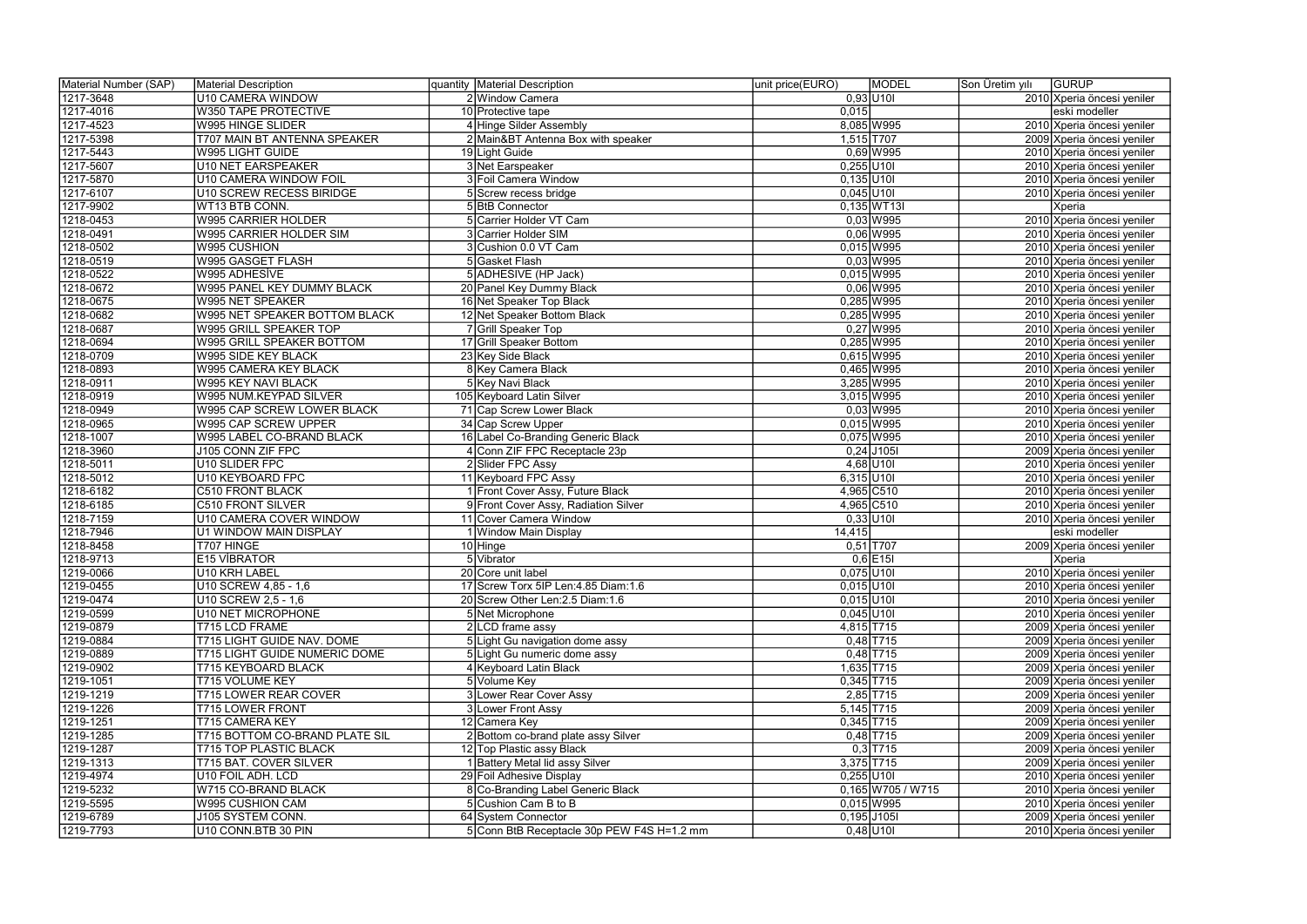| Material Number (SAP) | Material Description | quantity | Material Description | unit price(EURO) | MODEL | Son Üretim yılı | GURUP |
|---|---|---|---|---|---|---|---|
| 1217-3648 | U10 CAMERA WINDOW | 2 | Window Camera | 0,93 | U10I | 2010 | Xperia öncesi yeniler |
| 1217-4016 | W350 TAPE PROTECTIVE | 10 | Protective tape | 0,015 | | | eski modeller |
| 1217-4523 | W995 HINGE SLIDER | 4 | Hinge Silder Assembly | 8,085 | W995 | 2010 | Xperia öncesi yeniler |
| 1217-5398 | T707 MAIN BT ANTENNA SPEAKER | 2 | Main&BT Antenna Box with speaker | 1,515 | T707 | 2009 | Xperia öncesi yeniler |
| 1217-5443 | W995 LIGHT GUIDE | 19 | Light Guide | 0,69 | W995 | 2010 | Xperia öncesi yeniler |
| 1217-5607 | U10 NET EARSPEAKER | 3 | Net Earspeaker | 0,255 | U10I | 2010 | Xperia öncesi yeniler |
| 1217-5870 | U10 CAMERA WINDOW FOIL | 3 | Foil Camera Window | 0,135 | U10I | 2010 | Xperia öncesi yeniler |
| 1217-6107 | U10 SCREW RECESS BIRIDGE | 5 | Screw recess bridge | 0,045 | U10I | 2010 | Xperia öncesi yeniler |
| 1217-9902 | WT13 BTB CONN. | 5 | BtB Connector | 0,135 | WT13I | | Xperia |
| 1218-0453 | W995 CARRIER HOLDER | 5 | Carrier Holder VT Cam | 0,03 | W995 | 2010 | Xperia öncesi yeniler |
| 1218-0491 | W995 CARRIER HOLDER SIM | 3 | Carrier Holder SIM | 0,06 | W995 | 2010 | Xperia öncesi yeniler |
| 1218-0502 | W995 CUSHION | 3 | Cushion 0.0 VT Cam | 0,015 | W995 | 2010 | Xperia öncesi yeniler |
| 1218-0519 | W995 GASGET FLASH | 5 | Gasket Flash | 0,03 | W995 | 2010 | Xperia öncesi yeniler |
| 1218-0522 | W995 ADHESİVE | 5 | ADHESIVE (HP Jack) | 0,015 | W995 | 2010 | Xperia öncesi yeniler |
| 1218-0672 | W995 PANEL KEY DUMMY BLACK | 20 | Panel Key Dummy Black | 0,06 | W995 | 2010 | Xperia öncesi yeniler |
| 1218-0675 | W995 NET SPEAKER | 16 | Net Speaker Top Black | 0,285 | W995 | 2010 | Xperia öncesi yeniler |
| 1218-0682 | W995 NET SPEAKER BOTTOM BLACK | 12 | Net Speaker Bottom Black | 0,285 | W995 | 2010 | Xperia öncesi yeniler |
| 1218-0687 | W995 GRILL SPEAKER TOP | 7 | Grill Speaker Top | 0,27 | W995 | 2010 | Xperia öncesi yeniler |
| 1218-0694 | W995 GRILL SPEAKER BOTTOM | 17 | Grill Speaker Bottom | 0,285 | W995 | 2010 | Xperia öncesi yeniler |
| 1218-0709 | W995 SIDE KEY BLACK | 23 | Key Side Black | 0,615 | W995 | 2010 | Xperia öncesi yeniler |
| 1218-0893 | W995 CAMERA KEY BLACK | 8 | Key Camera Black | 0,465 | W995 | 2010 | Xperia öncesi yeniler |
| 1218-0911 | W995 KEY NAVI BLACK | 5 | Key Navi Black | 3,285 | W995 | 2010 | Xperia öncesi yeniler |
| 1218-0919 | W995 NUM.KEYPAD SILVER | 105 | Keyboard Latin Silver | 3,015 | W995 | 2010 | Xperia öncesi yeniler |
| 1218-0949 | W995 CAP SCREW LOWER BLACK | 71 | Cap Screw Lower Black | 0,03 | W995 | 2010 | Xperia öncesi yeniler |
| 1218-0965 | W995 CAP SCREW UPPER | 34 | Cap Screw Upper | 0,015 | W995 | 2010 | Xperia öncesi yeniler |
| 1218-1007 | W995 LABEL CO-BRAND BLACK | 16 | Label Co-Branding Generic Black | 0,075 | W995 | 2010 | Xperia öncesi yeniler |
| 1218-3960 | J105 CONN ZIF FPC | 4 | Conn ZIF FPC Receptacle 23p | 0,24 | J105I | 2009 | Xperia öncesi yeniler |
| 1218-5011 | U10 SLIDER FPC | 2 | Slider FPC Assy | 4,68 | U10I | 2010 | Xperia öncesi yeniler |
| 1218-5012 | U10 KEYBOARD FPC | 11 | Keyboard FPC Assy | 6,315 | U10I | 2010 | Xperia öncesi yeniler |
| 1218-6182 | C510 FRONT BLACK | 1 | Front Cover Assy, Future Black | 4,965 | C510 | 2010 | Xperia öncesi yeniler |
| 1218-6185 | C510 FRONT SILVER | 9 | Front Cover Assy, Radiation Silver | 4,965 | C510 | 2010 | Xperia öncesi yeniler |
| 1218-7159 | U10 CAMERA COVER WINDOW | 11 | Cover Camera Window | 0,33 | U10I | 2010 | Xperia öncesi yeniler |
| 1218-7946 | U1 WINDOW MAIN DISPLAY | 1 | Window Main Display | 14,415 | | | eski modeller |
| 1218-8458 | T707 HINGE | 10 | Hinge | 0,51 | T707 | 2009 | Xperia öncesi yeniler |
| 1218-9713 | E15 VİBRATOR | 5 | Vibrator | 0,6 | E15I | | Xperia |
| 1219-0066 | U10 KRH LABEL | 20 | Core unit label | 0,075 | U10I | 2010 | Xperia öncesi yeniler |
| 1219-0455 | U10 SCREW 4,85 - 1,6 | 17 | Screw Torx 5IP Len:4.85 Diam:1.6 | 0,015 | U10I | 2010 | Xperia öncesi yeniler |
| 1219-0474 | U10 SCREW 2,5 - 1,6 | 20 | Screw Other Len:2.5 Diam:1.6 | 0,015 | U10I | 2010 | Xperia öncesi yeniler |
| 1219-0599 | U10 NET MICROPHONE | 5 | Net Microphone | 0,045 | U10I | 2010 | Xperia öncesi yeniler |
| 1219-0879 | T715 LCD FRAME | 2 | LCD frame assy | 4,815 | T715 | 2009 | Xperia öncesi yeniler |
| 1219-0884 | T715 LIGHT GUIDE NAV. DOME | 5 | Light Gu navigation dome assy | 0,48 | T715 | 2009 | Xperia öncesi yeniler |
| 1219-0889 | T715 LIGHT GUIDE NUMERIC DOME | 5 | Light Gu numeric dome assy | 0,48 | T715 | 2009 | Xperia öncesi yeniler |
| 1219-0902 | T715 KEYBOARD BLACK | 4 | Keyboard Latin Black | 1,635 | T715 | 2009 | Xperia öncesi yeniler |
| 1219-1051 | T715 VOLUME KEY | 5 | Volume Key | 0,345 | T715 | 2009 | Xperia öncesi yeniler |
| 1219-1219 | T715 LOWER REAR COVER | 3 | Lower Rear Cover Assy | 2,85 | T715 | 2009 | Xperia öncesi yeniler |
| 1219-1226 | T715 LOWER FRONT | 3 | Lower Front Assy | 5,145 | T715 | 2009 | Xperia öncesi yeniler |
| 1219-1251 | T715 CAMERA KEY | 12 | Camera Key | 0,345 | T715 | 2009 | Xperia öncesi yeniler |
| 1219-1285 | T715 BOTTOM CO-BRAND PLATE SIL | 2 | Bottom co-brand plate assy Silver | 0,48 | T715 | 2009 | Xperia öncesi yeniler |
| 1219-1287 | T715 TOP PLASTIC BLACK | 12 | Top Plastic assy Black | 0,3 | T715 | 2009 | Xperia öncesi yeniler |
| 1219-1313 | T715 BAT. COVER SILVER | 1 | Battery Metal lid assy Silver | 3,375 | T715 | 2009 | Xperia öncesi yeniler |
| 1219-4974 | U10 FOIL ADH. LCD | 29 | Foil Adhesive Display | 0,255 | U10I | 2010 | Xperia öncesi yeniler |
| 1219-5232 | W715 CO-BRAND BLACK | 8 | Co-Branding Label Generic Black | 0,165 | W705 / W715 | 2010 | Xperia öncesi yeniler |
| 1219-5595 | W995 CUSHION CAM | 5 | Cushion Cam B to B | 0,015 | W995 | 2010 | Xperia öncesi yeniler |
| 1219-6789 | J105 SYSTEM CONN. | 64 | System Connector | 0,195 | J105I | 2009 | Xperia öncesi yeniler |
| 1219-7793 | U10 CONN.BTB 30 PIN | 5 | Conn BtB Receptacle 30p PEW F4S H=1.2 mm | 0,48 | U10I | 2010 | Xperia öncesi yeniler |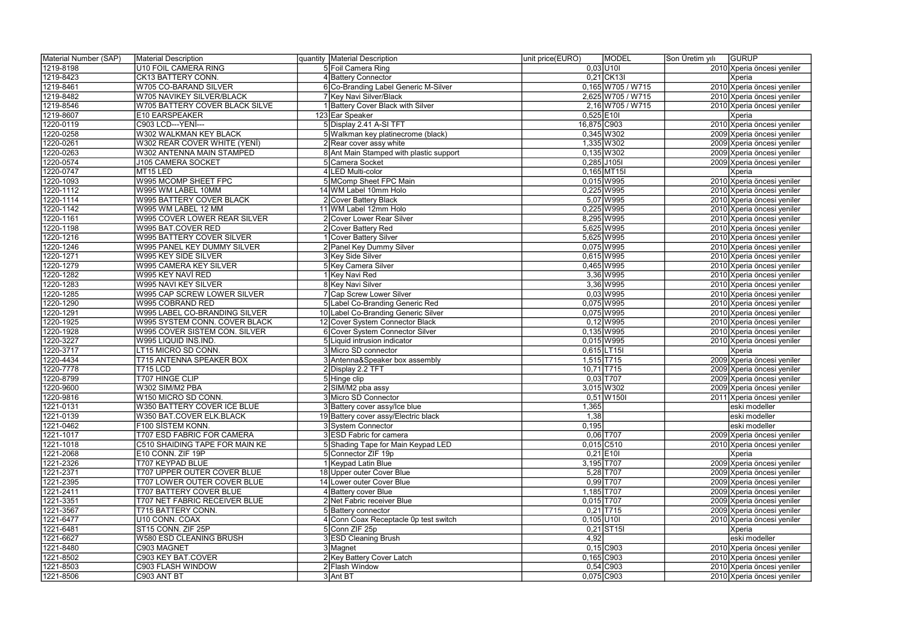| Material Number (SAP) | Material Description | quantity | Material Description | unit price(EURO) | MODEL | Son Üretim yılı | GURUP |
|---|---|---|---|---|---|---|---|
| 1219-8198 | U10 FOIL CAMERA RING | 5 | Foil Camera Ring | 0,03 | U10I | 2010 | Xperia öncesi yeniler |
| 1219-8423 | CK13 BATTERY CONN. | 4 | Battery Connector | 0,21 | CK13I | | Xperia |
| 1219-8461 | W705 CO-BARAND SILVER | 6 | Co-Branding Label Generic M-Silver | 0,165 | W705 / W715 | 2010 | Xperia öncesi yeniler |
| 1219-8482 | W705 NAVIKEY SILVER/BLACK | 7 | Key Navi Silver/Black | 2,625 | W705 / W715 | 2010 | Xperia öncesi yeniler |
| 1219-8546 | W705 BATTERY COVER BLACK SILVE | 1 | Battery Cover Black with Silver | 2,16 | W705 / W715 | 2010 | Xperia öncesi yeniler |
| 1219-8607 | E10 EARSPEAKER | 123 | Ear Speaker | 0,525 | E10I | | Xperia |
| 1220-0119 | C903 LCD---YENİ--- | 5 | Display 2.41 A-SI TFT | 16,875 | C903 | 2010 | Xperia öncesi yeniler |
| 1220-0258 | W302 WALKMAN KEY BLACK | 5 | Walkman key platinecrome (black) | 0,345 | W302 | 2009 | Xperia öncesi yeniler |
| 1220-0261 | W302 REAR COVER WHITE (YENİ) | 2 | Rear cover assy white | 1,335 | W302 | 2009 | Xperia öncesi yeniler |
| 1220-0263 | W302 ANTENNA MAIN STAMPED | 8 | Ant Main Stamped with plastic support | 0,135 | W302 | 2009 | Xperia öncesi yeniler |
| 1220-0574 | J105 CAMERA SOCKET | 5 | Camera Socket | 0,285 | J105I | 2009 | Xperia öncesi yeniler |
| 1220-0747 | MT15 LED | 4 | LED Multi-color | 0,165 | MT15I | | Xperia |
| 1220-1093 | W995 MCOMP SHEET FPC | 5 | MComp Sheet FPC Main | 0,015 | W995 | 2010 | Xperia öncesi yeniler |
| 1220-1112 | W995 WM LABEL 10MM | 14 | WM Label 10mm Holo | 0,225 | W995 | 2010 | Xperia öncesi yeniler |
| 1220-1114 | W995 BATTERY COVER BLACK | 2 | Cover Battery Black | 5,07 | W995 | 2010 | Xperia öncesi yeniler |
| 1220-1142 | W995 WM LABEL 12 MM | 11 | WM Label 12mm Holo | 0,225 | W995 | 2010 | Xperia öncesi yeniler |
| 1220-1161 | W995 COVER LOWER REAR SILVER | 2 | Cover Lower Rear Silver | 8,295 | W995 | 2010 | Xperia öncesi yeniler |
| 1220-1198 | W995 BAT.COVER RED | 2 | Cover Battery Red | 5,625 | W995 | 2010 | Xperia öncesi yeniler |
| 1220-1216 | W995 BATTERY COVER SILVER | 1 | Cover Battery Silver | 5,625 | W995 | 2010 | Xperia öncesi yeniler |
| 1220-1246 | W995 PANEL KEY DUMMY SILVER | 2 | Panel Key Dummy Silver | 0,075 | W995 | 2010 | Xperia öncesi yeniler |
| 1220-1271 | W995 KEY SIDE SILVER | 3 | Key Side Silver | 0,615 | W995 | 2010 | Xperia öncesi yeniler |
| 1220-1279 | W995 CAMERA KEY SILVER | 5 | Key Camera Silver | 0,465 | W995 | 2010 | Xperia öncesi yeniler |
| 1220-1282 | W995 KEY NAVİ RED | 1 | Key Navi Red | 3,36 | W995 | 2010 | Xperia öncesi yeniler |
| 1220-1283 | W995 NAVI KEY SILVER | 8 | Key Navi Silver | 3,36 | W995 | 2010 | Xperia öncesi yeniler |
| 1220-1285 | W995 CAP SCREW LOWER SILVER | 7 | Cap Screw Lower Silver | 0,03 | W995 | 2010 | Xperia öncesi yeniler |
| 1220-1290 | W995 COBRAND RED | 5 | Label Co-Branding Generic Red | 0,075 | W995 | 2010 | Xperia öncesi yeniler |
| 1220-1291 | W995 LABEL CO-BRANDING SILVER | 10 | Label Co-Branding Generic Silver | 0,075 | W995 | 2010 | Xperia öncesi yeniler |
| 1220-1925 | W995 SYSTEM CONN. COVER BLACK | 12 | Cover System Connector Black | 0,12 | W995 | 2010 | Xperia öncesi yeniler |
| 1220-1928 | W995 COVER SISTEM CON. SILVER | 6 | Cover System Connector Silver | 0,135 | W995 | 2010 | Xperia öncesi yeniler |
| 1220-3227 | W995 LIQUID INS.IND. | 5 | Liquid intrusion indicator | 0,015 | W995 | 2010 | Xperia öncesi yeniler |
| 1220-3717 | LT15 MICRO SD CONN. | 3 | Micro SD connector | 0,615 | LT15I | | Xperia |
| 1220-4434 | T715 ANTENNA SPEAKER BOX | 3 | Antenna&Speaker box assembly | 1,515 | T715 | 2009 | Xperia öncesi yeniler |
| 1220-7778 | T715 LCD | 2 | Display 2.2 TFT | 10,71 | T715 | 2009 | Xperia öncesi yeniler |
| 1220-8799 | T707 HINGE CLIP | 5 | Hinge clip | 0,03 | T707 | 2009 | Xperia öncesi yeniler |
| 1220-9600 | W302 SIM/M2 PBA | 2 | SIM/M2 pba assy | 3,015 | W302 | 2009 | Xperia öncesi yeniler |
| 1220-9816 | W150 MICRO SD CONN. | 3 | Micro SD Connector | 0,51 | W150I | 2011 | Xperia öncesi yeniler |
| 1221-0131 | W350 BATTERY COVER ICE BLUE | 3 | Battery cover assy/Ice blue | 1,365 | | | eski modeller |
| 1221-0139 | W350 BAT.COVER ELK.BLACK | 19 | Battery cover assy/Electric black | 1,38 | | | eski modeller |
| 1221-0462 | F100 SİSTEM KONN. | 3 | System Connector | 0,195 | | | eski modeller |
| 1221-1017 | T707 ESD FABRIC FOR CAMERA | 3 | ESD Fabric for camera | 0,06 | T707 | 2009 | Xperia öncesi yeniler |
| 1221-1018 | C510 SHAIDING TAPE FOR MAIN KE | 5 | Shading Tape for Main Keypad LED | 0,015 | C510 | 2010 | Xperia öncesi yeniler |
| 1221-2068 | E10 CONN. ZIF 19P | 5 | Connector ZIF 19p | 0,21 | E10I | | Xperia |
| 1221-2326 | T707 KEYPAD BLUE | 1 | Keypad Latin Blue | 3,195 | T707 | 2009 | Xperia öncesi yeniler |
| 1221-2371 | T707 UPPER OUTER COVER BLUE | 18 | Upper outer Cover Blue | 5,28 | T707 | 2009 | Xperia öncesi yeniler |
| 1221-2395 | T707 LOWER OUTER COVER BLUE | 14 | Lower outer Cover Blue | 0,99 | T707 | 2009 | Xperia öncesi yeniler |
| 1221-2411 | T707 BATTERY COVER BLUE | 4 | Battery cover Blue | 1,185 | T707 | 2009 | Xperia öncesi yeniler |
| 1221-3351 | T707 NET FABRIC RECEIVER BLUE | 2 | Net Fabric receiver Blue | 0,015 | T707 | 2009 | Xperia öncesi yeniler |
| 1221-3567 | T715 BATTERY CONN. | 5 | Battery connector | 0,21 | T715 | 2009 | Xperia öncesi yeniler |
| 1221-6477 | U10 CONN. COAX | 4 | Conn Coax Receptacle 0p test switch | 0,105 | U10I | 2010 | Xperia öncesi yeniler |
| 1221-6481 | ST15 CONN. ZIF 25P | 5 | Conn ZIF 25p | 0,21 | ST15I | | Xperia |
| 1221-6627 | W580 ESD CLEANING BRUSH | 3 | ESD Cleaning Brush | 4,92 | | | eski modeller |
| 1221-8480 | C903 MAGNET | 3 | Magnet | 0,15 | C903 | 2010 | Xperia öncesi yeniler |
| 1221-8502 | C903 KEY BAT.COVER | 2 | Key Battery Cover Latch | 0,165 | C903 | 2010 | Xperia öncesi yeniler |
| 1221-8503 | C903 FLASH WINDOW | 2 | Flash Window | 0,54 | C903 | 2010 | Xperia öncesi yeniler |
| 1221-8506 | C903 ANT BT | 3 | Ant BT | 0,075 | C903 | 2010 | Xperia öncesi yeniler |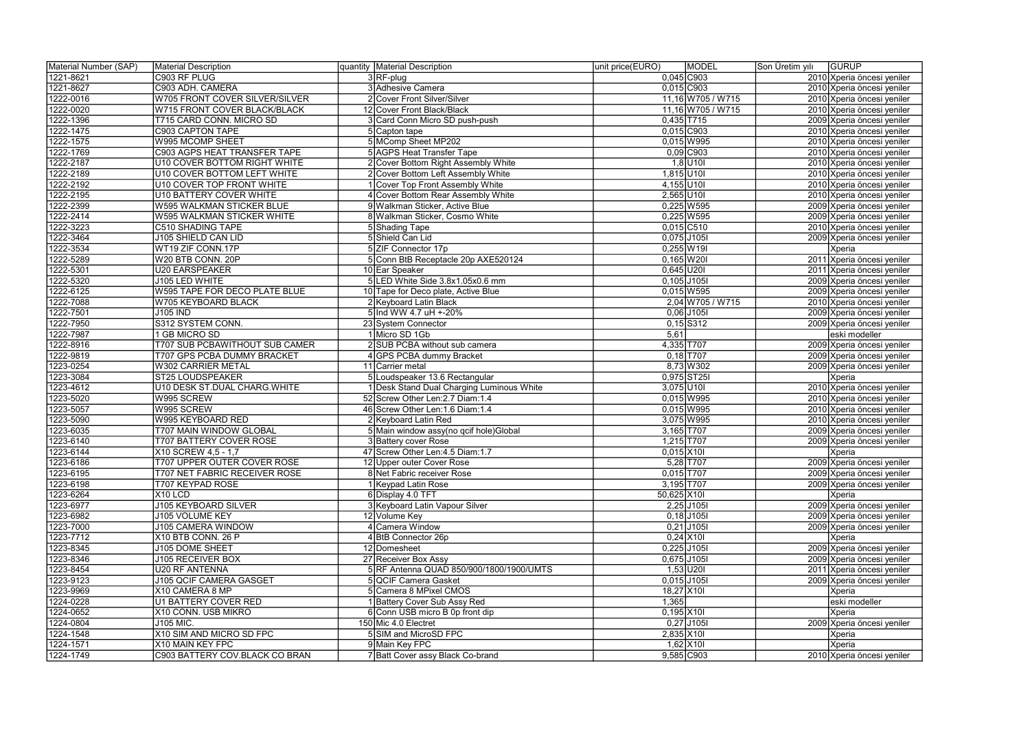| Material Number (SAP) | Material Description | quantity | Material Description | unit price(EURO) | MODEL | Son Üretim yılı | GURUP |
|---|---|---|---|---|---|---|---|
| 1221-8621 | C903 RF PLUG | 3 | RF-plug | 0,045 | C903 | 2010 | Xperia öncesi yeniler |
| 1221-8627 | C903 ADH. CAMERA | 3 | Adhesive Camera | 0,015 | C903 | 2010 | Xperia öncesi yeniler |
| 1222-0016 | W705 FRONT COVER SILVER/SILVER | 2 | Cover Front Silver/Silver | 11,16 | W705 / W715 | 2010 | Xperia öncesi yeniler |
| 1222-0020 | W715 FRONT COVER BLACK/BLACK | 12 | Cover Front Black/Black | 11,16 | W705 / W715 | 2010 | Xperia öncesi yeniler |
| 1222-1396 | T715 CARD CONN. MICRO SD | 3 | Card Conn Micro SD push-push | 0,435 | T715 | 2009 | Xperia öncesi yeniler |
| 1222-1475 | C903 CAPTON TAPE | 5 | Capton tape | 0,015 | C903 | 2010 | Xperia öncesi yeniler |
| 1222-1575 | W995 MCOMP SHEET | 5 | MComp Sheet MP202 | 0,015 | W995 | 2010 | Xperia öncesi yeniler |
| 1222-1769 | C903 AGPS HEAT TRANSFER TAPE | 5 | AGPS Heat Transfer Tape | 0,09 | C903 | 2010 | Xperia öncesi yeniler |
| 1222-2187 | U10 COVER BOTTOM RIGHT WHITE | 2 | Cover Bottom Right Assembly White | 1,8 | U10I | 2010 | Xperia öncesi yeniler |
| 1222-2189 | U10 COVER BOTTOM LEFT WHITE | 2 | Cover Bottom Left Assembly White | 1,815 | U10I | 2010 | Xperia öncesi yeniler |
| 1222-2192 | U10 COVER TOP FRONT WHITE | 1 | Cover Top Front Assembly White | 4,155 | U10I | 2010 | Xperia öncesi yeniler |
| 1222-2195 | U10 BATTERY COVER WHITE | 4 | Cover Bottom Rear Assembly White | 2,565 | U10I | 2010 | Xperia öncesi yeniler |
| 1222-2399 | W595 WALKMAN STICKER BLUE | 9 | Walkman Sticker, Active Blue | 0,225 | W595 | 2009 | Xperia öncesi yeniler |
| 1222-2414 | W595 WALKMAN STICKER WHITE | 8 | Walkman Sticker, Cosmo White | 0,225 | W595 | 2009 | Xperia öncesi yeniler |
| 1222-3223 | C510 SHADING TAPE | 5 | Shading Tape | 0,015 | C510 | 2010 | Xperia öncesi yeniler |
| 1222-3464 | J105 SHIELD CAN LID | 5 | Shield Can Lid | 0,075 | J105I | 2009 | Xperia öncesi yeniler |
| 1222-3534 | WT19 ZIF CONN.17P | 5 | ZIF Connector 17p | 0,255 | W19I | | Xperia |
| 1222-5289 | W20 BTB CONN. 20P | 5 | Conn BtB Receptacle 20p AXE520124 | 0,165 | W20I | 2011 | Xperia öncesi yeniler |
| 1222-5301 | U20 EARSPEAKER | 10 | Ear Speaker | 0,645 | U20I | 2011 | Xperia öncesi yeniler |
| 1222-5320 | J105 LED WHITE | 5 | LED White Side 3.8x1.05x0.6 mm | 0,105 | J105I | 2009 | Xperia öncesi yeniler |
| 1222-6125 | W595 TAPE FOR DECO PLATE BLUE | 10 | Tape for Deco plate, Active Blue | 0,015 | W595 | 2009 | Xperia öncesi yeniler |
| 1222-7088 | W705 KEYBOARD BLACK | 2 | Keyboard Latin Black | 2,04 | W705 / W715 | 2010 | Xperia öncesi yeniler |
| 1222-7501 | J105 IND | 5 | Ind WW 4.7 uH +-20% | 0,06 | J105I | 2009 | Xperia öncesi yeniler |
| 1222-7950 | S312 SYSTEM CONN. | 23 | System Connector | 0,15 | S312 | 2009 | Xperia öncesi yeniler |
| 1222-7987 | 1 GB MICRO SD | 1 | Micro SD 1Gb | 5,61 | | | eski modeller |
| 1222-8916 | T707 SUB PCBAWITHOUT SUB CAMER | 2 | SUB PCBA without sub camera | 4,335 | T707 | 2009 | Xperia öncesi yeniler |
| 1222-9819 | T707 GPS PCBA DUMMY BRACKET | 4 | GPS PCBA dummy Bracket | 0,18 | T707 | 2009 | Xperia öncesi yeniler |
| 1223-0254 | W302 CARRIER METAL | 11 | Carrier metal | 8,73 | W302 | 2009 | Xperia öncesi yeniler |
| 1223-3084 | ST25 LOUDSPEAKER | 5 | Loudspeaker 13.6 Rectangular | 0,975 | ST25I | | Xperia |
| 1223-4612 | U10 DESK ST.DUAL CHARG.WHITE | 1 | Desk Stand Dual Charging Luminous White | 3,075 | U10I | 2010 | Xperia öncesi yeniler |
| 1223-5020 | W995 SCREW | 52 | Screw Other Len:2.7 Diam:1.4 | 0,015 | W995 | 2010 | Xperia öncesi yeniler |
| 1223-5057 | W995 SCREW | 46 | Screw Other Len:1.6 Diam:1.4 | 0,015 | W995 | 2010 | Xperia öncesi yeniler |
| 1223-5090 | W995 KEYBOARD RED | 2 | Keyboard Latin Red | 3,075 | W995 | 2010 | Xperia öncesi yeniler |
| 1223-6035 | T707 MAIN WINDOW GLOBAL | 5 | Main window assy(no qcif hole)Global | 3,165 | T707 | 2009 | Xperia öncesi yeniler |
| 1223-6140 | T707 BATTERY COVER ROSE | 3 | Battery cover Rose | 1,215 | T707 | 2009 | Xperia öncesi yeniler |
| 1223-6144 | X10 SCREW 4,5 - 1,7 | 47 | Screw Other Len:4.5 Diam:1.7 | 0,015 | X10I | | Xperia |
| 1223-6186 | T707 UPPER OUTER COVER ROSE | 12 | Upper outer Cover Rose | 5,28 | T707 | 2009 | Xperia öncesi yeniler |
| 1223-6195 | T707 NET FABRIC RECEIVER ROSE | 8 | Net Fabric receiver Rose | 0,015 | T707 | 2009 | Xperia öncesi yeniler |
| 1223-6198 | T707 KEYPAD ROSE | 1 | Keypad Latin Rose | 3,195 | T707 | 2009 | Xperia öncesi yeniler |
| 1223-6264 | X10 LCD | 6 | Display 4.0 TFT | 50,625 | X10I | | Xperia |
| 1223-6977 | J105 KEYBOARD SILVER | 3 | Keyboard Latin Vapour Silver | 2,25 | J105I | 2009 | Xperia öncesi yeniler |
| 1223-6982 | J105 VOLUME KEY | 12 | Volume Key | 0,18 | J105I | 2009 | Xperia öncesi yeniler |
| 1223-7000 | J105 CAMERA WINDOW | 4 | Camera Window | 0,21 | J105I | 2009 | Xperia öncesi yeniler |
| 1223-7712 | X10 BTB CONN. 26 P | 4 | BtB Connector 26p | 0,24 | X10I | | Xperia |
| 1223-8345 | J105 DOME SHEET | 12 | Domesheet | 0,225 | J105I | 2009 | Xperia öncesi yeniler |
| 1223-8346 | J105 RECEIVER BOX | 27 | Receiver Box Assy | 0,675 | J105I | 2009 | Xperia öncesi yeniler |
| 1223-8454 | U20 RF ANTENNA | 5 | RF Antenna QUAD 850/900/1800/1900/UMTS | 1,53 | U20I | 2011 | Xperia öncesi yeniler |
| 1223-9123 | J105 QCIF CAMERA GASGET | 5 | QCIF Camera Gasket | 0,015 | J105I | 2009 | Xperia öncesi yeniler |
| 1223-9969 | X10 CAMERA 8 MP | 5 | Camera 8 MPixel CMOS | 18,27 | X10I | | Xperia |
| 1224-0228 | U1 BATTERY COVER RED | 1 | Battery Cover Sub Assy Red | 1,365 | | | eski modeller |
| 1224-0652 | X10 CONN. USB MIKRO | 6 | Conn USB micro B 0p front dip | 0,195 | X10I | | Xperia |
| 1224-0804 | J105 MIC. | 150 | Mic 4.0 Electret | 0,27 | J105I | 2009 | Xperia öncesi yeniler |
| 1224-1548 | X10 SIM AND MICRO SD FPC | 5 | SIM and MicroSD FPC | 2,835 | X10I | | Xperia |
| 1224-1571 | X10 MAIN KEY FPC | 9 | Main Key FPC | 1,62 | X10I | | Xperia |
| 1224-1749 | C903 BATTERY COV.BLACK CO BRAN | 7 | Batt Cover assy Black Co-brand | 9,585 | C903 | 2010 | Xperia öncesi yeniler |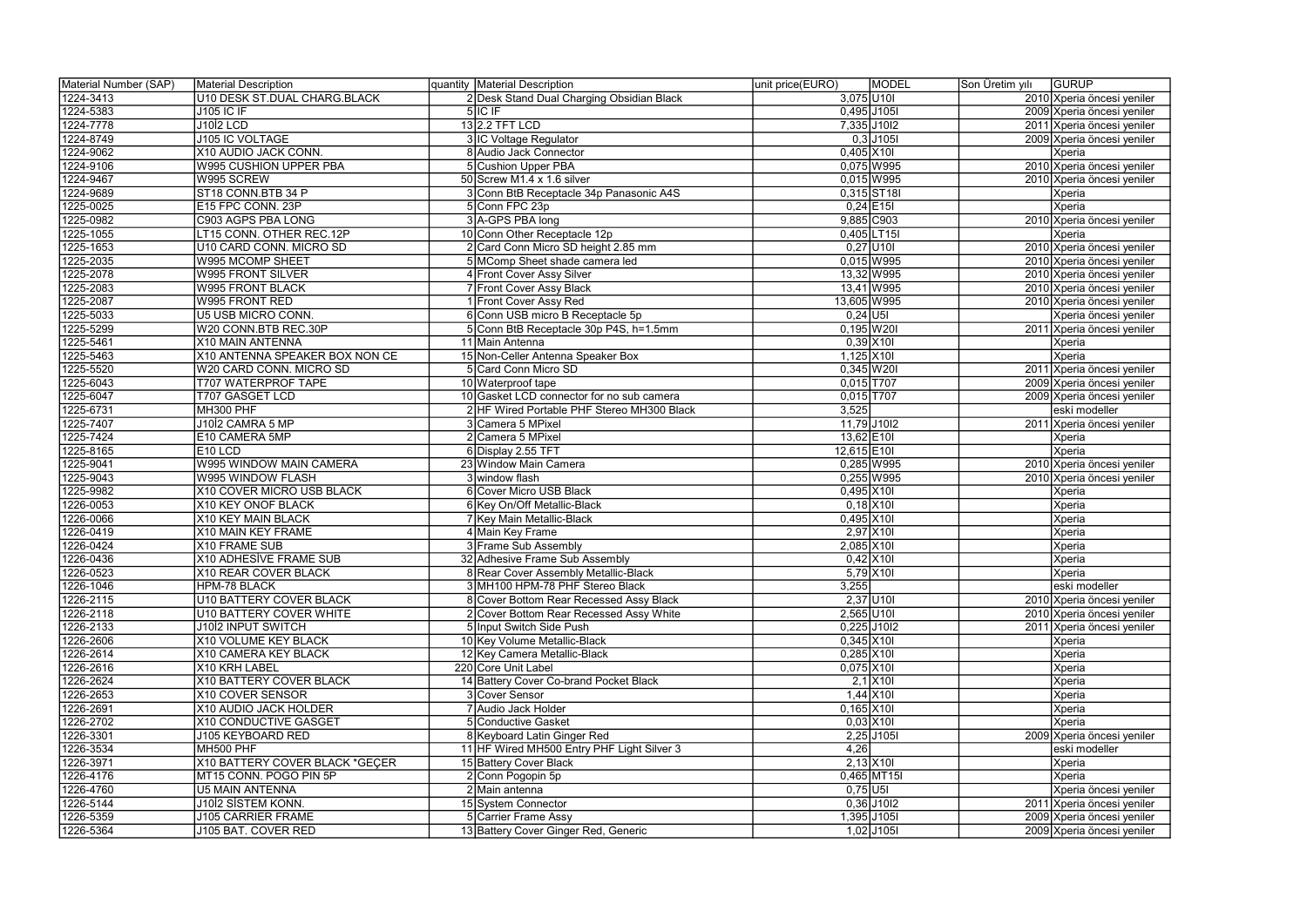| Material Number (SAP) | Material Description | quantity | Material Description | unit price(EURO) | MODEL | Son Üretim yılı | GURUP |
|---|---|---|---|---|---|---|---|
| 1224-3413 | U10 DESK ST.DUAL CHARG.BLACK | 2 | Desk Stand Dual Charging Obsidian Black | 3,075 | U10I | 2010 | Xperia öncesi yeniler |
| 1224-5383 | J105 IC IF | 5 | IC IF | 0,495 | J105I | 2009 | Xperia öncesi yeniler |
| 1224-7778 | J10I2 LCD | 13 | 2.2 TFT LCD | 7,335 | J10I2 | 2011 | Xperia öncesi yeniler |
| 1224-8749 | J105 IC VOLTAGE | 3 | IC Voltage Regulator | 0,3 | J105I | 2009 | Xperia öncesi yeniler |
| 1224-9062 | X10 AUDIO JACK CONN. | 8 | Audio Jack Connector | 0,405 | X10I | | Xperia |
| 1224-9106 | W995 CUSHION UPPER PBA | 5 | Cushion Upper PBA | 0,075 | W995 | 2010 | Xperia öncesi yeniler |
| 1224-9467 | W995 SCREW | 50 | Screw M1.4 x 1.6 silver | 0,015 | W995 | 2010 | Xperia öncesi yeniler |
| 1224-9689 | ST18 CONN.BTB 34 P | 3 | Conn BtB Receptacle 34p Panasonic A4S | 0,315 | ST18I | | Xperia |
| 1225-0025 | E15 FPC CONN. 23P | 5 | Conn FPC 23p | 0,24 | E15I | | Xperia |
| 1225-0982 | C903 AGPS PBA LONG | 3 | A-GPS PBA long | 9,885 | C903 | 2010 | Xperia öncesi yeniler |
| 1225-1055 | LT15 CONN. OTHER REC.12P | 10 | Conn Other Receptacle 12p | 0,405 | LT15I | | Xperia |
| 1225-1653 | U10 CARD CONN. MICRO SD | 2 | Card Conn Micro SD height 2.85 mm | 0,27 | U10I | 2010 | Xperia öncesi yeniler |
| 1225-2035 | W995 MCOMP SHEET | 5 | MComp Sheet shade camera led | 0,015 | W995 | 2010 | Xperia öncesi yeniler |
| 1225-2078 | W995 FRONT SILVER | 4 | Front Cover Assy Silver | 13,32 | W995 | 2010 | Xperia öncesi yeniler |
| 1225-2083 | W995 FRONT BLACK | 7 | Front Cover Assy Black | 13,41 | W995 | 2010 | Xperia öncesi yeniler |
| 1225-2087 | W995 FRONT RED | 1 | Front Cover Assy Red | 13,605 | W995 | 2010 | Xperia öncesi yeniler |
| 1225-5033 | U5 USB MICRO CONN. | 6 | Conn USB micro B Receptacle 5p | 0,24 | U5I | | Xperia öncesi yeniler |
| 1225-5299 | W20 CONN.BTB REC.30P | 5 | Conn BtB Receptacle 30p P4S, h=1.5mm | 0,195 | W20I | 2011 | Xperia öncesi yeniler |
| 1225-5461 | X10 MAIN ANTENNA | 11 | Main Antenna | 0,39 | X10I | | Xperia |
| 1225-5463 | X10 ANTENNA SPEAKER BOX NON CE | 15 | Non-Celler Antenna Speaker Box | 1,125 | X10I | | Xperia |
| 1225-5520 | W20 CARD CONN. MICRO SD | 5 | Card Conn Micro SD | 0,345 | W20I | 2011 | Xperia öncesi yeniler |
| 1225-6043 | T707 WATERPROF TAPE | 10 | Waterproof tape | 0,015 | T707 | 2009 | Xperia öncesi yeniler |
| 1225-6047 | T707 GASGET LCD | 10 | Gasket LCD connector for no sub camera | 0,015 | T707 | 2009 | Xperia öncesi yeniler |
| 1225-6731 | MH300 PHF | 2 | HF Wired Portable PHF Stereo MH300 Black | 3,525 | | | eski modeller |
| 1225-7407 | J10I2 CAMRA 5 MP | 3 | Camera 5 MPixel | 11,79 | J10I2 | 2011 | Xperia öncesi yeniler |
| 1225-7424 | E10 CAMERA 5MP | 2 | Camera 5 MPixel | 13,62 | E10I | | Xperia |
| 1225-8165 | E10 LCD | 6 | Display 2.55 TFT | 12,615 | E10I | | Xperia |
| 1225-9041 | W995 WINDOW MAIN CAMERA | 23 | Window Main Camera | 0,285 | W995 | 2010 | Xperia öncesi yeniler |
| 1225-9043 | W995 WINDOW FLASH | 3 | window flash | 0,255 | W995 | 2010 | Xperia öncesi yeniler |
| 1225-9982 | X10 COVER MICRO USB BLACK | 6 | Cover Micro USB Black | 0,495 | X10I | | Xperia |
| 1226-0053 | X10 KEY ONOF BLACK | 6 | Key On/Off Metallic-Black | 0,18 | X10I | | Xperia |
| 1226-0066 | X10 KEY MAIN BLACK | 7 | Key Main Metallic-Black | 0,495 | X10I | | Xperia |
| 1226-0419 | X10 MAIN KEY FRAME | 4 | Main Key Frame | 2,97 | X10I | | Xperia |
| 1226-0424 | X10 FRAME SUB | 3 | Frame Sub Assembly | 2,085 | X10I | | Xperia |
| 1226-0436 | X10 ADHESİVE FRAME SUB | 32 | Adhesive Frame Sub Assembly | 0,42 | X10I | | Xperia |
| 1226-0523 | X10 REAR COVER BLACK | 8 | Rear Cover Assembly Metallic-Black | 5,79 | X10I | | Xperia |
| 1226-1046 | HPM-78 BLACK | 3 | MH100 HPM-78 PHF Stereo Black | 3,255 | | | eski modeller |
| 1226-2115 | U10 BATTERY COVER BLACK | 8 | Cover Bottom Rear Recessed Assy Black | 2,37 | U10I | 2010 | Xperia öncesi yeniler |
| 1226-2118 | U10 BATTERY COVER WHITE | 2 | Cover Bottom Rear Recessed Assy White | 2,565 | U10I | 2010 | Xperia öncesi yeniler |
| 1226-2133 | J10I2 INPUT SWITCH | 5 | Input Switch Side Push | 0,225 | J10I2 | 2011 | Xperia öncesi yeniler |
| 1226-2606 | X10 VOLUME KEY BLACK | 10 | Key Volume Metallic-Black | 0,345 | X10I | | Xperia |
| 1226-2614 | X10 CAMERA KEY BLACK | 12 | Key Camera Metallic-Black | 0,285 | X10I | | Xperia |
| 1226-2616 | X10 KRH LABEL | 220 | Core Unit Label | 0,075 | X10I | | Xperia |
| 1226-2624 | X10 BATTERY COVER BLACK | 14 | Battery Cover Co-brand Pocket Black | 2,1 | X10I | | Xperia |
| 1226-2653 | X10 COVER SENSOR | 3 | Cover Sensor | 1,44 | X10I | | Xperia |
| 1226-2691 | X10 AUDIO JACK HOLDER | 7 | Audio Jack Holder | 0,165 | X10I | | Xperia |
| 1226-2702 | X10 CONDUCTIVE GASGET | 5 | Conductive Gasket | 0,03 | X10I | | Xperia |
| 1226-3301 | J105 KEYBOARD RED | 8 | Keyboard Latin Ginger Red | 2,25 | J105I | 2009 | Xperia öncesi yeniler |
| 1226-3534 | MH500 PHF | 11 | HF Wired MH500 Entry PHF Light Silver 3 | 4,26 | | | eski modeller |
| 1226-3971 | X10 BATTERY COVER BLACK *GEÇER | 15 | Battery Cover Black | 2,13 | X10I | | Xperia |
| 1226-4176 | MT15 CONN. POGO PIN 5P | 2 | Conn Pogopin 5p | 0,465 | MT15I | | Xperia |
| 1226-4760 | U5 MAIN ANTENNA | 2 | Main antenna | 0,75 | U5I | | Xperia öncesi yeniler |
| 1226-5144 | J10I2 SİSTEM KONN. | 15 | System Connector | 0,36 | J10I2 | 2011 | Xperia öncesi yeniler |
| 1226-5359 | J105 CARRIER FRAME | 5 | Carrier Frame Assy | 1,395 | J105I | 2009 | Xperia öncesi yeniler |
| 1226-5364 | J105 BAT. COVER RED | 13 | Battery Cover Ginger Red, Generic | 1,02 | J105I | 2009 | Xperia öncesi yeniler |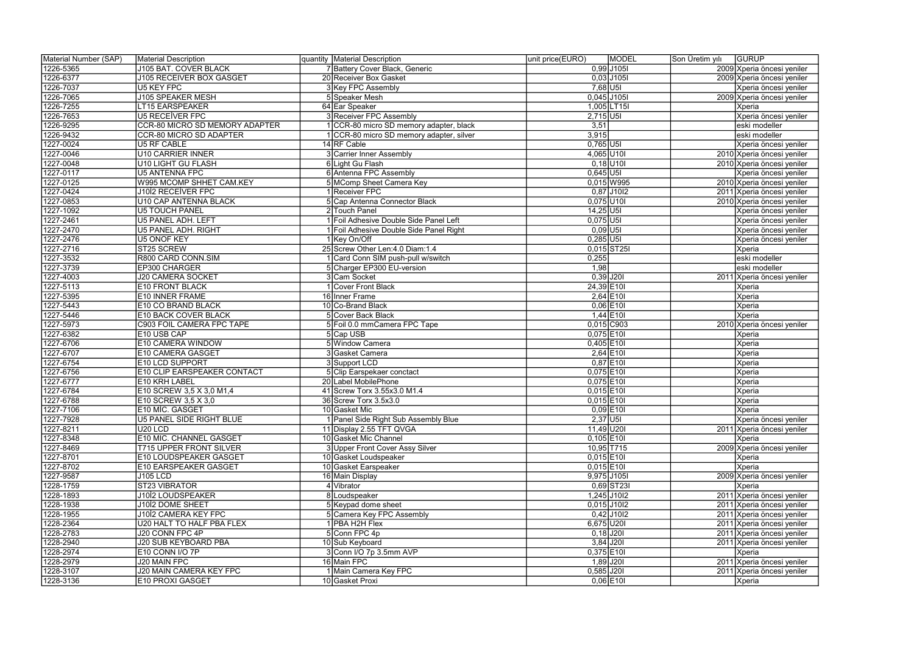| Material Number (SAP) | Material Description | quantity | Material Description | unit price(EURO) | MODEL | Son Üretim yılı | GURUP |
|---|---|---|---|---|---|---|---|
| 1226-5365 | J105 BAT. COVER BLACK | 7 | Battery Cover Black, Generic | 0,99 | J105I | 2009 | Xperia öncesi yeniler |
| 1226-6377 | J105 RECEIVER BOX GASGET | 20 | Receiver Box Gasket | 0,03 | J105I | 2009 | Xperia öncesi yeniler |
| 1226-7037 | U5 KEY FPC | 3 | Key FPC Assembly | 7,68 | U5I | | Xperia öncesi yeniler |
| 1226-7065 | J105 SPEAKER MESH | 5 | Speaker Mesh | 0,045 | J105I | 2009 | Xperia öncesi yeniler |
| 1226-7255 | LT15 EARSPEAKER | 64 | Ear Speaker | 1,005 | LT15I | | Xperia |
| 1226-7653 | U5 RECEİVER FPC | 3 | Receiver FPC Assembly | 2,715 | U5I | | Xperia öncesi yeniler |
| 1226-9295 | CCR-80 MICRO SD MEMORY ADAPTER | 1 | CCR-80 micro SD memory adapter, black | 3,51 | | | eski modeller |
| 1226-9432 | CCR-80 MICRO SD ADAPTER | 1 | CCR-80 micro SD memory adapter, silver | 3,915 | | | eski modeller |
| 1227-0024 | U5 RF CABLE | 14 | RF Cable | 0,765 | U5I | | Xperia öncesi yeniler |
| 1227-0046 | U10 CARRIER INNER | 3 | Carrier Inner Assembly | 4,065 | U10I | 2010 | Xperia öncesi yeniler |
| 1227-0048 | U10 LIGHT GU FLASH | 6 | Light Gu Flash | 0,18 | U10I | 2010 | Xperia öncesi yeniler |
| 1227-0117 | U5 ANTENNA FPC | 6 | Antenna FPC Assembly | 0,645 | U5I | | Xperia öncesi yeniler |
| 1227-0125 | W995 MCOMP SHHET CAM.KEY | 5 | MComp Sheet Camera Key | 0,015 | W995 | 2010 | Xperia öncesi yeniler |
| 1227-0424 | J10İ2 RECEİVER FPC | 1 | Receiver FPC | 0,87 | J10I2 | 2011 | Xperia öncesi yeniler |
| 1227-0853 | U10 CAP ANTENNA BLACK | 5 | Cap Antenna Connector Black | 0,075 | U10I | 2010 | Xperia öncesi yeniler |
| 1227-1092 | U5 TOUCH PANEL | 2 | Touch Panel | 14,25 | U5I | | Xperia öncesi yeniler |
| 1227-2461 | U5 PANEL ADH. LEFT | 1 | Foil Adhesive Double Side Panel Left | 0,075 | U5I | | Xperia öncesi yeniler |
| 1227-2470 | U5 PANEL ADH. RIGHT | 1 | Foil Adhesive Double Side Panel Right | 0,09 | U5I | | Xperia öncesi yeniler |
| 1227-2476 | U5 ONOF KEY | 1 | Key On/Off | 0,285 | U5I | | Xperia öncesi yeniler |
| 1227-2716 | ST25 SCREW | 25 | Screw Other Len:4.0 Diam:1.4 | 0,015 | ST25I | | Xperia |
| 1227-3532 | R800 CARD CONN.SIM | 1 | Card Conn SIM push-pull w/switch | 0,255 | | | eski modeller |
| 1227-3739 | EP300 CHARGER | 5 | Charger EP300 EU-version | 1,98 | | | eski modeller |
| 1227-4003 | J20 CAMERA SOCKET | 3 | Cam Socket | 0,39 | J20I | 2011 | Xperia öncesi yeniler |
| 1227-5113 | E10 FRONT BLACK | 1 | Cover Front Black | 24,39 | E10I | | Xperia |
| 1227-5395 | E10 INNER FRAME | 16 | Inner Frame | 2,64 | E10I | | Xperia |
| 1227-5443 | E10 CO BRAND BLACK | 10 | Co-Brand Black | 0,06 | E10I | | Xperia |
| 1227-5446 | E10 BACK COVER BLACK | 5 | Cover Back Black | 1,44 | E10I | | Xperia |
| 1227-5973 | C903 FOIL CAMERA FPC TAPE | 5 | Foil 0.0 mmCamera FPC Tape | 0,015 | C903 | 2010 | Xperia öncesi yeniler |
| 1227-6382 | E10 USB CAP | 5 | Cap USB | 0,075 | E10I | | Xperia |
| 1227-6706 | E10 CAMERA WINDOW | 5 | Window Camera | 0,405 | E10I | | Xperia |
| 1227-6707 | E10 CAMERA GASGET | 3 | Gasket Camera | 2,64 | E10I | | Xperia |
| 1227-6754 | E10 LCD SUPPORT | 3 | Support LCD | 0,87 | E10I | | Xperia |
| 1227-6756 | E10 CLIP EARSPEAKER CONTACT | 5 | Clip Earspekaer conctact | 0,075 | E10I | | Xperia |
| 1227-6777 | E10 KRH LABEL | 20 | Label MobilePhone | 0,075 | E10I | | Xperia |
| 1227-6784 | E10 SCREW 3,5 X 3,0 M1,4 | 41 | Screw Torx 3.55x3.0 M1.4 | 0,015 | E10I | | Xperia |
| 1227-6788 | E10 SCREW 3,5 X 3,0 | 36 | Screw Torx 3.5x3.0 | 0,015 | E10I | | Xperia |
| 1227-7106 | E10 MİC. GASGET | 10 | Gasket Mic | 0,09 | E10I | | Xperia |
| 1227-7928 | U5 PANEL SIDE RIGHT BLUE | 1 | Panel Side Right Sub Assembly Blue | 2,37 | U5I | | Xperia öncesi yeniler |
| 1227-8211 | U20 LCD | 11 | Display 2.55 TFT QVGA | 11,49 | U20I | 2011 | Xperia öncesi yeniler |
| 1227-8348 | E10 MIC. CHANNEL GASGET | 10 | Gasket Mic Channel | 0,105 | E10I | | Xperia |
| 1227-8469 | T715 UPPER FRONT SILVER | 3 | Upper Front Cover Assy Silver | 10,95 | T715 | 2009 | Xperia öncesi yeniler |
| 1227-8701 | E10 LOUDSPEAKER GASGET | 10 | Gasket Loudspeaker | 0,015 | E10I | | Xperia |
| 1227-8702 | E10 EARSPEAKER GASGET | 10 | Gasket Earspeaker | 0,015 | E10I | | Xperia |
| 1227-9587 | J105 LCD | 16 | Main Display | 9,975 | J105I | 2009 | Xperia öncesi yeniler |
| 1228-1759 | ST23 VIBRATOR | 4 | Vibrator | 0,69 | ST23I | | Xperia |
| 1228-1893 | J10İ2 LOUDSPEAKER | 8 | Loudspeaker | 1,245 | J10I2 | 2011 | Xperia öncesi yeniler |
| 1228-1938 | J10İ2 DOME SHEET | 5 | Keypad dome sheet | 0,015 | J10I2 | 2011 | Xperia öncesi yeniler |
| 1228-1955 | J10İ2 CAMERA KEY FPC | 5 | Camera Key FPC Assembly | 0,42 | J10I2 | 2011 | Xperia öncesi yeniler |
| 1228-2364 | U20 HALT TO HALF PBA FLEX | 1 | PBA H2H Flex | 6,675 | U20I | 2011 | Xperia öncesi yeniler |
| 1228-2783 | J20 CONN FPC 4P | 5 | Conn FPC 4p | 0,18 | J20I | 2011 | Xperia öncesi yeniler |
| 1228-2940 | J20 SUB KEYBOARD PBA | 10 | Sub Keyboard | 3,84 | J20I | 2011 | Xperia öncesi yeniler |
| 1228-2974 | E10 CONN I/O 7P | 3 | Conn I/O 7p 3.5mm AVP | 0,375 | E10I | | Xperia |
| 1228-2979 | J20 MAIN FPC | 16 | Main FPC | 1,89 | J20I | 2011 | Xperia öncesi yeniler |
| 1228-3107 | J20 MAIN CAMERA KEY FPC | 1 | Main Camera Key FPC | 0,585 | J20I | 2011 | Xperia öncesi yeniler |
| 1228-3136 | E10 PROXI GASGET | 10 | Gasket Proxi | 0,06 | E10I | | Xperia |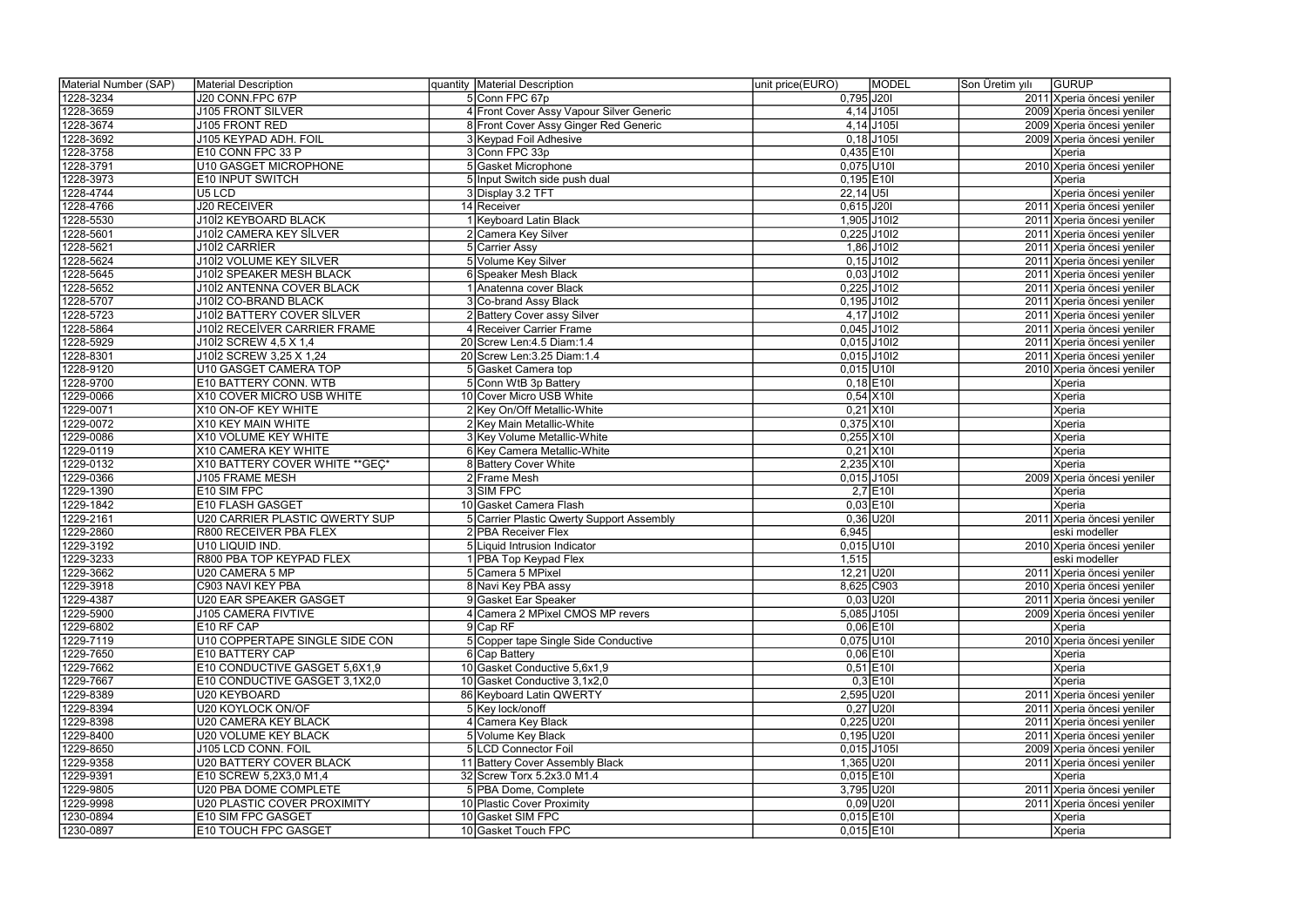| Material Number (SAP) | Material Description | quantity | Material Description | unit price(EURO) | MODEL | Son Üretim yılı | GURUP |
|---|---|---|---|---|---|---|---|
| 1228-3234 | J20 CONN.FPC 67P | 5 | Conn FPC 67p | 0,795 | J20I | 2011 | Xperia öncesi yeniler |
| 1228-3659 | J105 FRONT SILVER | 4 | Front Cover Assy Vapour Silver Generic | 4,14 | J105I | 2009 | Xperia öncesi yeniler |
| 1228-3674 | J105 FRONT RED | 8 | Front Cover Assy Ginger Red Generic | 4,14 | J105I | 2009 | Xperia öncesi yeniler |
| 1228-3692 | J105 KEYPAD ADH. FOIL | 3 | Keypad Foil Adhesive | 0,18 | J105I | 2009 | Xperia öncesi yeniler |
| 1228-3758 | E10 CONN FPC 33 P | 3 | Conn FPC 33p | 0,435 | E10I | | Xperia |
| 1228-3791 | U10 GASGET MICROPHONE | 5 | Gasket Microphone | 0,075 | U10I | 2010 | Xperia öncesi yeniler |
| 1228-3973 | E10 INPUT SWITCH | 5 | Input Switch side push dual | 0,195 | E10I | | Xperia |
| 1228-4744 | U5 LCD | 3 | Display 3.2 TFT | 22,14 | U5I | | Xperia öncesi yeniler |
| 1228-4766 | J20 RECEIVER | 14 | Receiver | 0,615 | J20I | 2011 | Xperia öncesi yeniler |
| 1228-5530 | J10İ2 KEYBOARD BLACK | 1 | Keyboard Latin Black | 1,905 | J10I2 | 2011 | Xperia öncesi yeniler |
| 1228-5601 | J10İ2 CAMERA KEY SİLVER | 2 | Camera Key Silver | 0,225 | J10I2 | 2011 | Xperia öncesi yeniler |
| 1228-5621 | J10İ2 CARRİER | 5 | Carrier Assy | 1,86 | J10I2 | 2011 | Xperia öncesi yeniler |
| 1228-5624 | J10İ2 VOLUME KEY SILVER | 5 | Volume Key Silver | 0,15 | J10I2 | 2011 | Xperia öncesi yeniler |
| 1228-5645 | J10İ2 SPEAKER MESH BLACK | 6 | Speaker Mesh Black | 0,03 | J10I2 | 2011 | Xperia öncesi yeniler |
| 1228-5652 | J10İ2 ANTENNA COVER BLACK | 1 | Anatenna cover Black | 0,225 | J10I2 | 2011 | Xperia öncesi yeniler |
| 1228-5707 | J10İ2 CO-BRAND BLACK | 3 | Co-brand Assy Black | 0,195 | J10I2 | 2011 | Xperia öncesi yeniler |
| 1228-5723 | J10İ2 BATTERY COVER SİLVER | 2 | Battery Cover assy Silver | 4,17 | J10I2 | 2011 | Xperia öncesi yeniler |
| 1228-5864 | J10İ2 RECEİVER CARRIER FRAME | 4 | Receiver Carrier Frame | 0,045 | J10I2 | 2011 | Xperia öncesi yeniler |
| 1228-5929 | J10İ2 SCREW 4,5 X 1,4 | 20 | Screw Len:4.5 Diam:1.4 | 0,015 | J10I2 | 2011 | Xperia öncesi yeniler |
| 1228-8301 | J10İ2 SCREW 3,25 X 1,24 | 20 | Screw Len:3.25 Diam:1.4 | 0,015 | J10I2 | 2011 | Xperia öncesi yeniler |
| 1228-9120 | U10 GASGET CAMERA TOP | 5 | Gasket Camera top | 0,015 | U10I | 2010 | Xperia öncesi yeniler |
| 1228-9700 | E10 BATTERY CONN. WTB | 5 | Conn WtB 3p Battery | 0,18 | E10I | | Xperia |
| 1229-0066 | X10 COVER MICRO USB WHITE | 10 | Cover Micro USB White | 0,54 | X10I | | Xperia |
| 1229-0071 | X10 ON-OF KEY WHITE | 2 | Key On/Off Metallic-White | 0,21 | X10I | | Xperia |
| 1229-0072 | X10 KEY MAIN WHITE | 2 | Key Main Metallic-White | 0,375 | X10I | | Xperia |
| 1229-0086 | X10 VOLUME KEY WHITE | 3 | Key Volume Metallic-White | 0,255 | X10I | | Xperia |
| 1229-0119 | X10 CAMERA KEY WHITE | 6 | Key Camera Metallic-White | 0,21 | X10I | | Xperia |
| 1229-0132 | X10 BATTERY COVER WHITE **GEÇ* | 8 | Battery Cover White | 2,235 | X10I | | Xperia |
| 1229-0366 | J105 FRAME MESH | 2 | Frame Mesh | 0,015 | J105I | 2009 | Xperia öncesi yeniler |
| 1229-1390 | E10 SIM FPC | 3 | SIM FPC | 2,7 | E10I | | Xperia |
| 1229-1842 | E10 FLASH GASGET | 10 | Gasket Camera Flash | 0,03 | E10I | | Xperia |
| 1229-2161 | U20 CARRIER PLASTIC QWERTY SUP | 5 | Carrier Plastic Qwerty Support Assembly | 0,36 | U20I | 2011 | Xperia öncesi yeniler |
| 1229-2860 | R800 RECEIVER PBA FLEX | 2 | PBA Receiver Flex | 6,945 | | | eski modeller |
| 1229-3192 | U10 LIQUID IND. | 5 | Liquid Intrusion Indicator | 0,015 | U10I | 2010 | Xperia öncesi yeniler |
| 1229-3233 | R800 PBA TOP KEYPAD FLEX | 1 | PBA Top Keypad Flex | 1,515 | | | eski modeller |
| 1229-3662 | U20 CAMERA 5 MP | 5 | Camera 5 MPixel | 12,21 | U20I | 2011 | Xperia öncesi yeniler |
| 1229-3918 | C903 NAVI KEY PBA | 8 | Navi Key PBA assy | 8,625 | C903 | 2010 | Xperia öncesi yeniler |
| 1229-4387 | U20 EAR SPEAKER GASGET | 9 | Gasket Ear Speaker | 0,03 | U20I | 2011 | Xperia öncesi yeniler |
| 1229-5900 | J105 CAMERA FIVTIVE | 4 | Camera 2 MPixel CMOS MP revers | 5,085 | J105I | 2009 | Xperia öncesi yeniler |
| 1229-6802 | E10 RF CAP | 9 | Cap RF | 0,06 | E10I | | Xperia |
| 1229-7119 | U10 COPPERTAPE SINGLE SIDE CON | 5 | Copper tape Single Side Conductive | 0,075 | U10I | 2010 | Xperia öncesi yeniler |
| 1229-7650 | E10 BATTERY CAP | 6 | Cap Battery | 0,06 | E10I | | Xperia |
| 1229-7662 | E10 CONDUCTIVE GASGET 5,6X1,9 | 10 | Gasket Conductive 5,6x1,9 | 0,51 | E10I | | Xperia |
| 1229-7667 | E10 CONDUCTIVE GASGET 3,1X2,0 | 10 | Gasket Conductive 3,1x2,0 | 0,3 | E10I | | Xperia |
| 1229-8389 | U20 KEYBOARD | 86 | Keyboard Latin QWERTY | 2,595 | U20I | 2011 | Xperia öncesi yeniler |
| 1229-8394 | U20 KOYLOCK ON/OF | 5 | Key lock/onoff | 0,27 | U20I | 2011 | Xperia öncesi yeniler |
| 1229-8398 | U20 CAMERA KEY BLACK | 4 | Camera Key Black | 0,225 | U20I | 2011 | Xperia öncesi yeniler |
| 1229-8400 | U20 VOLUME KEY BLACK | 5 | Volume Key Black | 0,195 | U20I | 2011 | Xperia öncesi yeniler |
| 1229-8650 | J105 LCD CONN. FOIL | 5 | LCD Connector Foil | 0,015 | J105I | 2009 | Xperia öncesi yeniler |
| 1229-9358 | U20 BATTERY COVER BLACK | 11 | Battery Cover Assembly Black | 1,365 | U20I | 2011 | Xperia öncesi yeniler |
| 1229-9391 | E10 SCREW 5,2X3,0 M1,4 | 32 | Screw Torx 5.2x3.0 M1.4 | 0,015 | E10I | | Xperia |
| 1229-9805 | U20 PBA DOME COMPLETE | 5 | PBA Dome, Complete | 3,795 | U20I | 2011 | Xperia öncesi yeniler |
| 1229-9998 | U20 PLASTIC COVER PROXIMITY | 10 | Plastic Cover Proximity | 0,09 | U20I | 2011 | Xperia öncesi yeniler |
| 1230-0894 | E10 SIM FPC GASGET | 10 | Gasket SIM FPC | 0,015 | E10I | | Xperia |
| 1230-0897 | E10 TOUCH FPC GASGET | 10 | Gasket Touch FPC | 0,015 | E10I | | Xperia |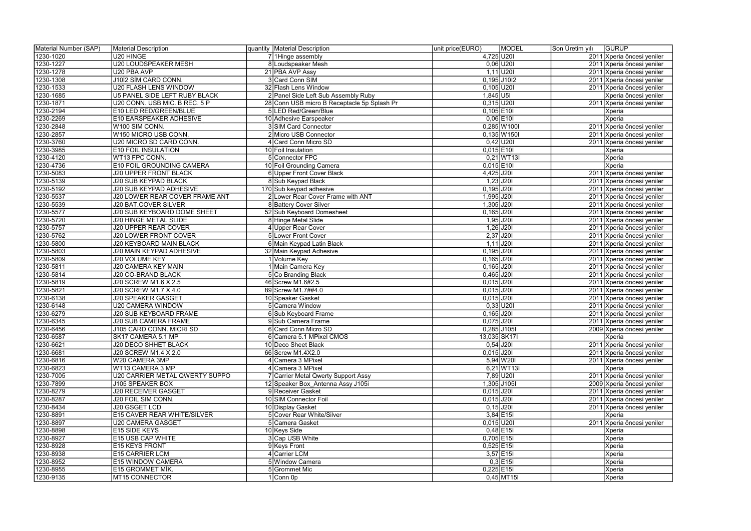| Material Number (SAP) | Material Description | quantity | Material Description | unit price(EURO) | MODEL | Son Üretim yılı | GURUP |
|---|---|---|---|---|---|---|---|
| 1230-1020 | U20 HINGE | 7 | 1Hinge assembly | 4,725 | U20I | 2011 | Xperia öncesi yeniler |
| 1230-1227 | U20 LOUDSPEAKER MESH | 8 | Loudspeaker Mesh | 0,06 | U20I | 2011 | Xperia öncesi yeniler |
| 1230-1278 | U20 PBA AVP | 21 | PBA AVP Assy | 1,11 | U20I | 2011 | Xperia öncesi yeniler |
| 1230-1308 | J10İ2 SİM CARD CONN. | 3 | Card Conn SIM | 0,195 | J10I2 | 2011 | Xperia öncesi yeniler |
| 1230-1533 | U20 FLASH LENS WINDOW | 32 | Flash Lens Window | 0,105 | U20I | 2011 | Xperia öncesi yeniler |
| 1230-1685 | U5 PANEL SIDE LEFT RUBY BLACK | 2 | Panel Side Left Sub Assembly Ruby | 1,845 | U5I | | Xperia öncesi yeniler |
| 1230-1871 | U20 CONN. USB MIC. B REC. 5 P | 28 | Conn USB micro B Receptacle 5p Splash Pr | 0,315 | U20I | 2011 | Xperia öncesi yeniler |
| 1230-2194 | E10 LED RED/GREEN/BLUE | 5 | LED Red/Green/Blue | 0,105 | E10I | | Xperia |
| 1230-2269 | E10 EARSPEAKER ADHESIVE | 10 | Adhesive Earspeaker | 0,06 | E10I | | Xperia |
| 1230-2848 | W100 SIM CONN. | 3 | SIM Card Connector | 0,285 | W100I | 2011 | Xperia öncesi yeniler |
| 1230-2857 | W150 MICRO USB CONN. | 2 | Micro USB Connector | 0,135 | W150I | 2011 | Xperia öncesi yeniler |
| 1230-3760 | U20 MICRO SD CARD CONN. | 4 | Card Conn Micro SD | 0,42 | U20I | 2011 | Xperia öncesi yeniler |
| 1230-3985 | E10 FOIL INSULATION | 10 | Foil Insulation | 0,015 | E10I | | Xperia |
| 1230-4120 | WT13 FPC CONN. | 5 | Connector FPC | 0,21 | WT13I | | Xperia |
| 1230-4736 | E10 FOIL GROUNDING CAMERA | 10 | Foil Grounding Camera | 0,015 | E10I | | Xperia |
| 1230-5083 | J20 UPPER FRONT BLACK | 6 | Upper Front Cover Black | 4,425 | J20I | 2011 | Xperia öncesi yeniler |
| 1230-5139 | J20 SUB KEYPAD BLACK | 8 | Sub Keypad Black | 1,23 | J20I | 2011 | Xperia öncesi yeniler |
| 1230-5192 | J20 SUB KEYPAD ADHESIVE | 170 | Sub keypad adhesive | 0,195 | J20I | 2011 | Xperia öncesi yeniler |
| 1230-5537 | J20 LOWER REAR COVER FRAME ANT | 2 | Lower Rear Cover Frame with ANT | 1,995 | J20I | 2011 | Xperia öncesi yeniler |
| 1230-5539 | J20 BAT.COVER SILVER | 8 | Battery Cover Silver | 1,305 | J20I | 2011 | Xperia öncesi yeniler |
| 1230-5577 | J20 SUB KEYBOARD DOME SHEET | 52 | Sub Keyboard Domesheet | 0,165 | J20I | 2011 | Xperia öncesi yeniler |
| 1230-5720 | J20 HINGE METAL SLIDE | 8 | Hinge Metal Slide | 1,95 | J20I | 2011 | Xperia öncesi yeniler |
| 1230-5757 | J20 UPPER REAR COVER | 4 | Upper Rear Cover | 1,26 | J20I | 2011 | Xperia öncesi yeniler |
| 1230-5762 | J20 LOWER FRONT COVER | 5 | Lower Front Cover | 2,37 | J20I | 2011 | Xperia öncesi yeniler |
| 1230-5800 | J20 KEYBOARD MAIN BLACK | 6 | Main Keypad Latin Black | 1,11 | J20I | 2011 | Xperia öncesi yeniler |
| 1230-5803 | J20 MAIN KEYPAD ADHESIVE | 32 | Main Keypad Adhesive | 0,195 | J20I | 2011 | Xperia öncesi yeniler |
| 1230-5809 | J20 VOLUME KEY | 1 | Volume Key | 0,165 | J20I | 2011 | Xperia öncesi yeniler |
| 1230-5811 | J20 CAMERA KEY MAIN | 1 | Main Camera Key | 0,165 | J20I | 2011 | Xperia öncesi yeniler |
| 1230-5814 | J20 CO-BRAND BLACK | 5 | Co Branding Black | 0,465 | J20I | 2011 | Xperia öncesi yeniler |
| 1230-5819 | J20 SCREW M1.6 X 2.5 | 46 | Screw M1.6#2.5 | 0,015 | J20I | 2011 | Xperia öncesi yeniler |
| 1230-5821 | J20 SCREW M1.7 X 4.0 | 89 | Screw M1.7##4.0 | 0,015 | J20I | 2011 | Xperia öncesi yeniler |
| 1230-6138 | J20 SPEAKER GASGET | 10 | Speaker Gasket | 0,015 | J20I | 2011 | Xperia öncesi yeniler |
| 1230-6148 | U20 CAMERA WINDOW | 5 | Camera Window | 0,33 | U20I | 2011 | Xperia öncesi yeniler |
| 1230-6279 | J20 SUB KEYBOARD FRAME | 6 | Sub Keyboard Frame | 0,165 | J20I | 2011 | Xperia öncesi yeniler |
| 1230-6345 | J20 SUB CAMERA FRAME | 9 | Sub Camera Frame | 0,075 | J20I | 2011 | Xperia öncesi yeniler |
| 1230-6456 | J105 CARD CONN. MICRI SD | 6 | Card Conn Micro SD | 0,285 | J105I | 2009 | Xperia öncesi yeniler |
| 1230-6587 | SK17 CAMERA 5.1 MP | 6 | Camera 5.1 MPixel CMOS | 13,035 | SK17I | | Xperia |
| 1230-6621 | J20 DECO SHHET BLACK | 10 | Deco Sheet Black | 0,54 | J20I | 2011 | Xperia öncesi yeniler |
| 1230-6681 | J20 SCREW M1.4 X 2.0 | 66 | Screw M1.4X2.0 | 0,015 | J20I | 2011 | Xperia öncesi yeniler |
| 1230-6816 | W20 CAMERA 3MP | 4 | Camera 3 MPixel | 5,94 | W20I | 2011 | Xperia öncesi yeniler |
| 1230-6823 | WT13 CAMERA 3 MP | 4 | Camera 3 MPixel | 6,21 | WT13I | | Xperia |
| 1230-7005 | U20 CARRIER METAL QWERTY SUPPO | 7 | Carrier Metal Qwerty Support Assy | 7,89 | U20I | 2011 | Xperia öncesi yeniler |
| 1230-7899 | J105 SPEAKER BOX | 12 | Speaker Box_Antenna Assy J105i | 1,305 | J105I | 2009 | Xperia öncesi yeniler |
| 1230-8279 | J20 RECEIVER GASGET | 9 | Receiver Gasket | 0,015 | J20I | 2011 | Xperia öncesi yeniler |
| 1230-8287 | J20 FOIL SIM CONN. | 10 | SIM Connector Foil | 0,015 | J20I | 2011 | Xperia öncesi yeniler |
| 1230-8434 | J20 GSGET LCD | 10 | Display Gasket | 0,15 | J20I | 2011 | Xperia öncesi yeniler |
| 1230-8891 | E15 CAVER REAR WHITE/SILVER | 5 | Cover Rear White/Silver | 3,84 | E15I | | Xperia |
| 1230-8897 | U20 CAMERA GASGET | 5 | Camera Gasket | 0,015 | U20I | 2011 | Xperia öncesi yeniler |
| 1230-8898 | E15 SIDE KEYS | 10 | Keys Side | 0,48 | E15I | | Xperia |
| 1230-8927 | E15 USB CAP WHITE | 3 | Cap USB White | 0,705 | E15I | | Xperia |
| 1230-8928 | E15 KEYS FRONT | 9 | Keys Front | 0,525 | E15I | | Xperia |
| 1230-8938 | E15 CARRIER LCM | 4 | Carrier LCM | 3,57 | E15I | | Xperia |
| 1230-8952 | E15 WINDOW CAMERA | 5 | Window Camera | 0,3 | E15I | | Xperia |
| 1230-8955 | E15 GROMMET MİK. | 5 | Grommet Mic | 0,225 | E15I | | Xperia |
| 1230-9135 | MT15 CONNECTOR | 1 | Conn 0p | 0,45 | MT15I | | Xperia |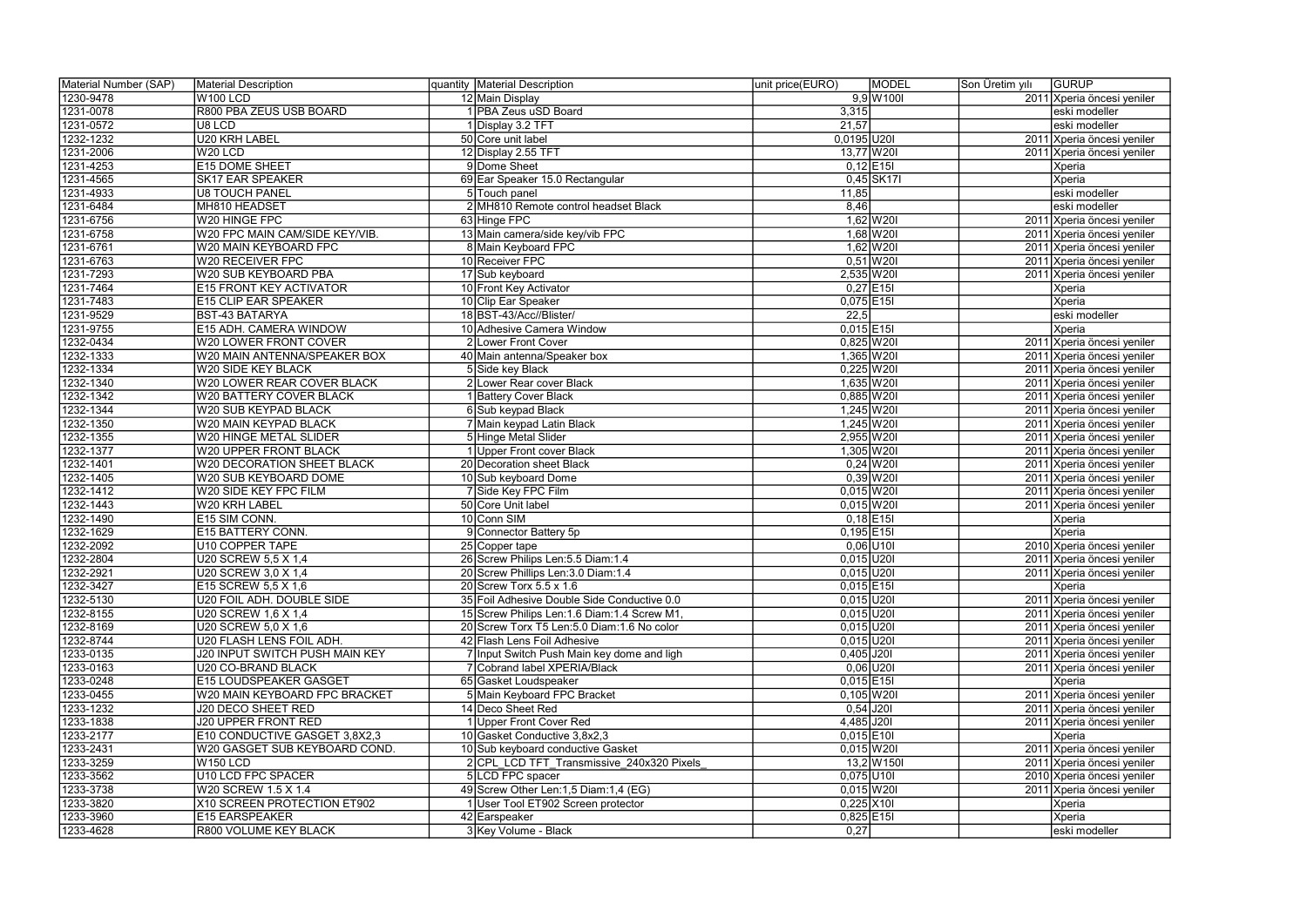| Material Number (SAP) | Material Description | quantity | Material Description | unit price(EURO) | MODEL | Son Üretim yılı | GURUP |
|---|---|---|---|---|---|---|---|
| 1230-9478 | W100 LCD | 12 | Main Display | 9,9 | W100I | 2011 | Xperia öncesi yeniler |
| 1231-0078 | R800 PBA ZEUS USB BOARD | 1 | PBA Zeus uSD Board | 3,315 | | | eski modeller |
| 1231-0572 | U8 LCD | 1 | Display 3.2 TFT | 21,57 | | | eski modeller |
| 1232-1232 | U20 KRH LABEL | 50 | Core unit label | 0,0195 | U20I | 2011 | Xperia öncesi yeniler |
| 1231-2006 | W20 LCD | 12 | Display 2.55 TFT | 13,77 | W20I | 2011 | Xperia öncesi yeniler |
| 1231-4253 | E15 DOME SHEET | 9 | Dome Sheet | 0,12 | E15I | | Xperia |
| 1231-4565 | SK17 EAR SPEAKER | 69 | Ear Speaker 15.0 Rectangular | 0,45 | SK17I | | Xperia |
| 1231-4933 | U8 TOUCH PANEL | 5 | Touch panel | 11,85 | | | eski modeller |
| 1231-6484 | MH810 HEADSET | 2 | MH810 Remote control headset Black | 8,46 | | | eski modeller |
| 1231-6756 | W20 HINGE FPC | 63 | Hinge FPC | 1,62 | W20I | 2011 | Xperia öncesi yeniler |
| 1231-6758 | W20 FPC MAIN CAM/SIDE KEY/VIB. | 13 | Main camera/side key/vib FPC | 1,68 | W20I | 2011 | Xperia öncesi yeniler |
| 1231-6761 | W20 MAIN KEYBOARD FPC | 8 | Main Keyboard FPC | 1,62 | W20I | 2011 | Xperia öncesi yeniler |
| 1231-6763 | W20 RECEIVER FPC | 10 | Receiver FPC | 0,51 | W20I | 2011 | Xperia öncesi yeniler |
| 1231-7293 | W20 SUB KEYBOARD PBA | 17 | Sub keyboard | 2,535 | W20I | 2011 | Xperia öncesi yeniler |
| 1231-7464 | E15 FRONT KEY ACTIVATOR | 10 | Front Key Activator | 0,27 | E15I | | Xperia |
| 1231-7483 | E15 CLIP EAR SPEAKER | 10 | Clip Ear Speaker | 0,075 | E15I | | Xperia |
| 1231-9529 | BST-43 BATARYA | 18 | BST-43/Acc//Blister/ | 22,5 | | | eski modeller |
| 1231-9755 | E15 ADH. CAMERA WINDOW | 10 | Adhesive Camera Window | 0,015 | E15I | | Xperia |
| 1232-0434 | W20 LOWER FRONT COVER | 2 | Lower Front Cover | 0,825 | W20I | 2011 | Xperia öncesi yeniler |
| 1232-1333 | W20 MAIN ANTENNA/SPEAKER BOX | 40 | Main antenna/Speaker box | 1,365 | W20I | 2011 | Xperia öncesi yeniler |
| 1232-1334 | W20 SIDE KEY BLACK | 5 | Side key Black | 0,225 | W20I | 2011 | Xperia öncesi yeniler |
| 1232-1340 | W20 LOWER REAR COVER BLACK | 2 | Lower Rear cover Black | 1,635 | W20I | 2011 | Xperia öncesi yeniler |
| 1232-1342 | W20 BATTERY COVER BLACK | 1 | Battery Cover Black | 0,885 | W20I | 2011 | Xperia öncesi yeniler |
| 1232-1344 | W20 SUB KEYPAD BLACK | 6 | Sub keypad Black | 1,245 | W20I | 2011 | Xperia öncesi yeniler |
| 1232-1350 | W20 MAIN KEYPAD BLACK | 7 | Main keypad Latin Black | 1,245 | W20I | 2011 | Xperia öncesi yeniler |
| 1232-1355 | W20 HINGE METAL SLIDER | 5 | Hinge Metal Slider | 2,955 | W20I | 2011 | Xperia öncesi yeniler |
| 1232-1377 | W20 UPPER FRONT BLACK | 1 | Upper Front cover Black | 1,305 | W20I | 2011 | Xperia öncesi yeniler |
| 1232-1401 | W20 DECORATION SHEET BLACK | 20 | Decoration sheet Black | 0,24 | W20I | 2011 | Xperia öncesi yeniler |
| 1232-1405 | W20 SUB KEYBOARD DOME | 10 | Sub keyboard Dome | 0,39 | W20I | 2011 | Xperia öncesi yeniler |
| 1232-1412 | W20 SIDE KEY FPC FILM | 7 | Side Key FPC Film | 0,015 | W20I | 2011 | Xperia öncesi yeniler |
| 1232-1443 | W20 KRH LABEL | 50 | Core Unit label | 0,015 | W20I | 2011 | Xperia öncesi yeniler |
| 1232-1490 | E15 SIM CONN. | 10 | Conn SIM | 0,18 | E15I | | Xperia |
| 1232-1629 | E15 BATTERY CONN. | 9 | Connector Battery 5p | 0,195 | E15I | | Xperia |
| 1232-2092 | U10 COPPER TAPE | 25 | Copper tape | 0,06 | U10I | 2010 | Xperia öncesi yeniler |
| 1232-2804 | U20 SCREW 5,5 X 1,4 | 26 | Screw Philips Len:5.5 Diam:1.4 | 0,015 | U20I | 2011 | Xperia öncesi yeniler |
| 1232-2921 | U20 SCREW 3,0 X 1,4 | 20 | Screw Phillips Len:3.0 Diam:1.4 | 0,015 | U20I | 2011 | Xperia öncesi yeniler |
| 1232-3427 | E15 SCREW 5,5 X 1,6 | 20 | Screw Torx 5.5 x 1.6 | 0,015 | E15I | | Xperia |
| 1232-5130 | U20 FOIL ADH. DOUBLE SIDE | 35 | Foil Adhesive Double Side Conductive 0.0 | 0,015 | U20I | 2011 | Xperia öncesi yeniler |
| 1232-8155 | U20 SCREW 1,6 X 1,4 | 15 | Screw Philips Len:1.6 Diam:1.4 Screw M1, | 0,015 | U20I | 2011 | Xperia öncesi yeniler |
| 1232-8169 | U20 SCREW 5,0 X 1,6 | 20 | Screw Torx T5 Len:5.0 Diam:1.6 No color | 0,015 | U20I | 2011 | Xperia öncesi yeniler |
| 1232-8744 | U20 FLASH LENS FOIL ADH. | 42 | Flash Lens Foil Adhesive | 0,015 | U20I | 2011 | Xperia öncesi yeniler |
| 1233-0135 | J20 INPUT SWITCH PUSH MAIN KEY | 7 | Input Switch Push Main key dome and ligh | 0,405 | J20I | 2011 | Xperia öncesi yeniler |
| 1233-0163 | U20 CO-BRAND BLACK | 7 | Cobrand label XPERIA/Black | 0,06 | U20I | 2011 | Xperia öncesi yeniler |
| 1233-0248 | E15 LOUDSPEAKER GASGET | 65 | Gasket Loudspeaker | 0,015 | E15I | | Xperia |
| 1233-0455 | W20 MAIN KEYBOARD FPC BRACKET | 5 | Main Keyboard FPC Bracket | 0,105 | W20I | 2011 | Xperia öncesi yeniler |
| 1233-1232 | J20 DECO SHEET RED | 14 | Deco Sheet Red | 0,54 | J20I | 2011 | Xperia öncesi yeniler |
| 1233-1838 | J20 UPPER FRONT RED | 1 | Upper Front Cover Red | 4,485 | J20I | 2011 | Xperia öncesi yeniler |
| 1233-2177 | E10 CONDUCTIVE GASGET 3,8X2,3 | 10 | Gasket Conductive 3,8x2,3 | 0,015 | E10I | | Xperia |
| 1233-2431 | W20 GASGET SUB KEYBOARD COND. | 10 | Sub keyboard conductive Gasket | 0,015 | W20I | 2011 | Xperia öncesi yeniler |
| 1233-3259 | W150 LCD | 2 | CPL_LCD TFT_Transmissive_240x320 Pixels_ | 13,2 | W150I | 2011 | Xperia öncesi yeniler |
| 1233-3562 | U10 LCD FPC SPACER | 5 | LCD FPC spacer | 0,075 | U10I | 2010 | Xperia öncesi yeniler |
| 1233-3738 | W20 SCREW 1.5 X 1.4 | 49 | Screw Other Len:1,5 Diam:1,4 (EG) | 0,015 | W20I | 2011 | Xperia öncesi yeniler |
| 1233-3820 | X10 SCREEN PROTECTION ET902 | 1 | User Tool ET902 Screen protector | 0,225 | X10I | | Xperia |
| 1233-3960 | E15 EARSPEAKER | 42 | Earspeaker | 0,825 | E15I | | Xperia |
| 1233-4628 | R800 VOLUME KEY BLACK | 3 | Key Volume - Black | 0,27 | | | eski modeller |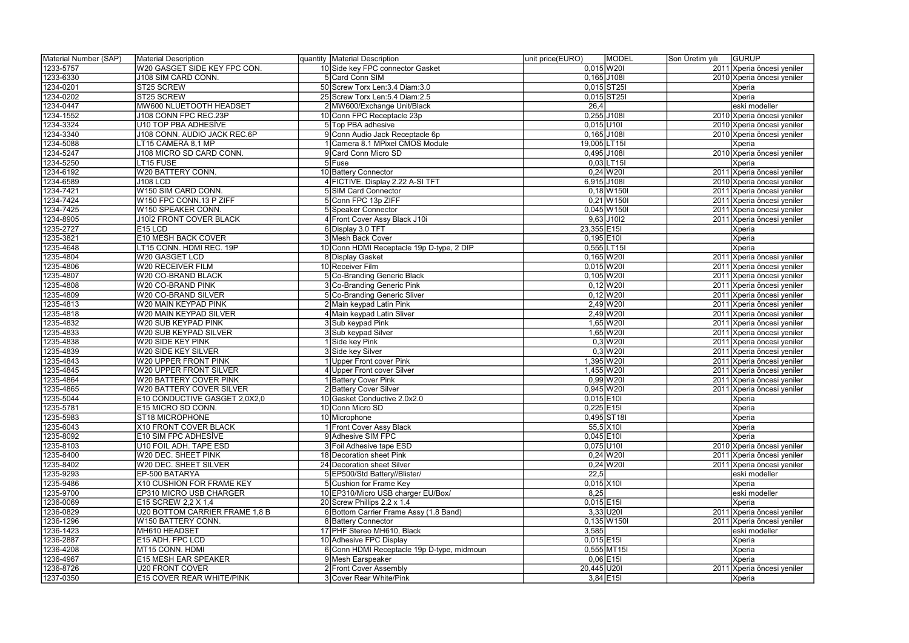| Material Number (SAP) | Material Description | quantity | Material Description | unit price(EURO) | MODEL | Son Üretim yılı | GURUP |
|---|---|---|---|---|---|---|---|
| 1233-5757 | W20 GASGET SIDE KEY FPC CON. | 10 | Side key FPC connector Gasket | 0,015 | W20I | 2011 | Xperia öncesi yeniler |
| 1233-6330 | J108 SIM CARD CONN. | 5 | Card Conn SIM | 0,165 | J108I | 2010 | Xperia öncesi yeniler |
| 1234-0201 | ST25 SCREW | 50 | Screw Torx Len:3.4 Diam:3.0 | 0,015 | ST25I | | Xperia |
| 1234-0202 | ST25 SCREW | 25 | Screw Torx Len:5.4 Diam:2.5 | 0,015 | ST25I | | Xperia |
| 1234-0447 | MW600 NLUETOOTH HEADSET | 2 | MW600/Exchange Unit/Black | 26,4 | | | eski modeller |
| 1234-1552 | J108 CONN FPC REC.23P | 10 | Conn FPC Receptacle 23p | 0,255 | J108I | 2010 | Xperia öncesi yeniler |
| 1234-3324 | U10 TOP PBA ADHESİVE | 5 | Top PBA adhesive | 0,015 | U10I | 2010 | Xperia öncesi yeniler |
| 1234-3340 | J108 CONN. AUDIO JACK REC.6P | 9 | Conn Audio Jack Receptacle 6p | 0,165 | J108I | 2010 | Xperia öncesi yeniler |
| 1234-5088 | LT15 CAMERA 8,1 MP | 1 | Camera 8.1 MPixel CMOS Module | 19,005 | LT15I | | Xperia |
| 1234-5247 | J108 MICRO SD CARD CONN. | 9 | Card Conn Micro SD | 0,495 | J108I | 2010 | Xperia öncesi yeniler |
| 1234-5250 | LT15 FUSE | 5 | Fuse | 0,03 | LT15I | | Xperia |
| 1234-6192 | W20 BATTERY CONN. | 10 | Battery Connector | 0,24 | W20I | 2011 | Xperia öncesi yeniler |
| 1234-6589 | J108 LCD | 4 | FICTIVE. Display 2.22 A-SI TFT | 6,915 | J108I | 2010 | Xperia öncesi yeniler |
| 1234-7421 | W150 SIM CARD CONN. | 5 | SIM Card Connector | 0,18 | W150I | 2011 | Xperia öncesi yeniler |
| 1234-7424 | W150 FPC CONN.13 P ZIFF | 5 | Conn FPC 13p ZIFF | 0,21 | W150I | 2011 | Xperia öncesi yeniler |
| 1234-7425 | W150 SPEAKER CONN. | 5 | Speaker Connector | 0,045 | W150I | 2011 | Xperia öncesi yeniler |
| 1234-8905 | J10İ2 FRONT COVER BLACK | 4 | Front Cover Assy Black J10i | 9,63 | J10I2 | 2011 | Xperia öncesi yeniler |
| 1235-2727 | E15 LCD | 6 | Display 3.0 TFT | 23,355 | E15I | | Xperia |
| 1235-3821 | E10 MESH BACK COVER | 3 | Mesh Back Cover | 0,195 | E10I | | Xperia |
| 1235-4648 | LT15 CONN. HDMI REC. 19P | 10 | Conn HDMI Receptacle 19p D-type, 2 DIP | 0,555 | LT15I | | Xperia |
| 1235-4804 | W20 GASGET LCD | 8 | Display Gasket | 0,165 | W20I | 2011 | Xperia öncesi yeniler |
| 1235-4806 | W20 RECEIVER FILM | 10 | Receiver Film | 0,015 | W20I | 2011 | Xperia öncesi yeniler |
| 1235-4807 | W20 CO-BRAND BLACK | 5 | Co-Branding Generic Black | 0,105 | W20I | 2011 | Xperia öncesi yeniler |
| 1235-4808 | W20 CO-BRAND PINK | 3 | Co-Branding Generic Pink | 0,12 | W20I | 2011 | Xperia öncesi yeniler |
| 1235-4809 | W20 CO-BRAND SILVER | 5 | Co-Branding Generic Sliver | 0,12 | W20I | 2011 | Xperia öncesi yeniler |
| 1235-4813 | W20 MAIN KEYPAD PINK | 2 | Main keypad Latin Pink | 2,49 | W20I | 2011 | Xperia öncesi yeniler |
| 1235-4818 | W20 MAIN KEYPAD SILVER | 4 | Main keypad Latin Sliver | 2,49 | W20I | 2011 | Xperia öncesi yeniler |
| 1235-4832 | W20 SUB KEYPAD PINK | 3 | Sub keypad Pink | 1,65 | W20I | 2011 | Xperia öncesi yeniler |
| 1235-4833 | W20 SUB KEYPAD SILVER | 3 | Sub keypad Silver | 1,65 | W20I | 2011 | Xperia öncesi yeniler |
| 1235-4838 | W20 SIDE KEY PINK | 1 | Side key Pink | 0,3 | W20I | 2011 | Xperia öncesi yeniler |
| 1235-4839 | W20 SIDE KEY SILVER | 3 | Side key Silver | 0,3 | W20I | 2011 | Xperia öncesi yeniler |
| 1235-4843 | W20 UPPER FRONT PINK | 1 | Upper Front cover Pink | 1,395 | W20I | 2011 | Xperia öncesi yeniler |
| 1235-4845 | W20 UPPER FRONT SILVER | 4 | Upper Front cover Silver | 1,455 | W20I | 2011 | Xperia öncesi yeniler |
| 1235-4864 | W20 BATTERY COVER PINK | 1 | Battery Cover Pink | 0,99 | W20I | 2011 | Xperia öncesi yeniler |
| 1235-4865 | W20 BATTERY COVER SILVER | 2 | Battery Cover Silver | 0,945 | W20I | 2011 | Xperia öncesi yeniler |
| 1235-5044 | E10 CONDUCTIVE GASGET 2,0X2,0 | 10 | Gasket Conductive 2.0x2.0 | 0,015 | E10I | | Xperia |
| 1235-5781 | E15 MICRO SD CONN. | 10 | Conn Micro SD | 0,225 | E15I | | Xperia |
| 1235-5983 | ST18 MICROPHONE | 10 | Microphone | 0,495 | ST18I | | Xperia |
| 1235-6043 | X10 FRONT COVER BLACK | 1 | Front Cover Assy Black | 55,5 | X10I | | Xperia |
| 1235-8092 | E10 SIM FPC ADHESİVE | 9 | Adhesive SIM FPC | 0,045 | E10I | | Xperia |
| 1235-8103 | U10 FOIL ADH. TAPE ESD | 3 | Foil Adhesive tape ESD | 0,075 | U10I | 2010 | Xperia öncesi yeniler |
| 1235-8400 | W20 DEC. SHEET PINK | 18 | Decoration sheet Pink | 0,24 | W20I | 2011 | Xperia öncesi yeniler |
| 1235-8402 | W20 DEC. SHEET SILVER | 24 | Decoration sheet Silver | 0,24 | W20I | 2011 | Xperia öncesi yeniler |
| 1235-9293 | EP-500 BATARYA | 5 | EP500/Std Battery//Blister/ | 22,5 | | | eski modeller |
| 1235-9486 | X10 CUSHION FOR FRAME KEY | 5 | Cushion for Frame Key | 0,015 | X10I | | Xperia |
| 1235-9700 | EP310 MICRO USB CHARGER | 10 | EP310/Micro USB charger EU/Box/ | 8,25 | | | eski modeller |
| 1236-0069 | E15 SCREW 2,2 X 1,4 | 20 | Screw Phillips 2.2 x 1.4 | 0,015 | E15I | | Xperia |
| 1236-0829 | U20 BOTTOM CARRIER FRAME 1,8 B | 6 | Bottom Carrier Frame Assy (1.8 Band) | 3,33 | U20I | 2011 | Xperia öncesi yeniler |
| 1236-1296 | W150 BATTERY CONN. | 8 | Battery Connector | 0,135 | W150I | 2011 | Xperia öncesi yeniler |
| 1236-1423 | MH610 HEADSET | 17 | PHF Stereo MH610, Black | 3,585 | | | eski modeller |
| 1236-2887 | E15 ADH. FPC LCD | 10 | Adhesive FPC Display | 0,015 | E15I | | Xperia |
| 1236-4208 | MT15 CONN. HDMI | 6 | Conn HDMI Receptacle 19p D-type, midmoun | 0,555 | MT15I | | Xperia |
| 1236-4967 | E15 MESH EAR SPEAKER | 9 | Mesh Earspeaker | 0,06 | E15I | | Xperia |
| 1236-8726 | U20 FRONT COVER | 2 | Front Cover Assembly | 20,445 | U20I | 2011 | Xperia öncesi yeniler |
| 1237-0350 | E15 COVER REAR WHITE/PINK | 3 | Cover Rear White/Pink | 3,84 | E15I | | Xperia |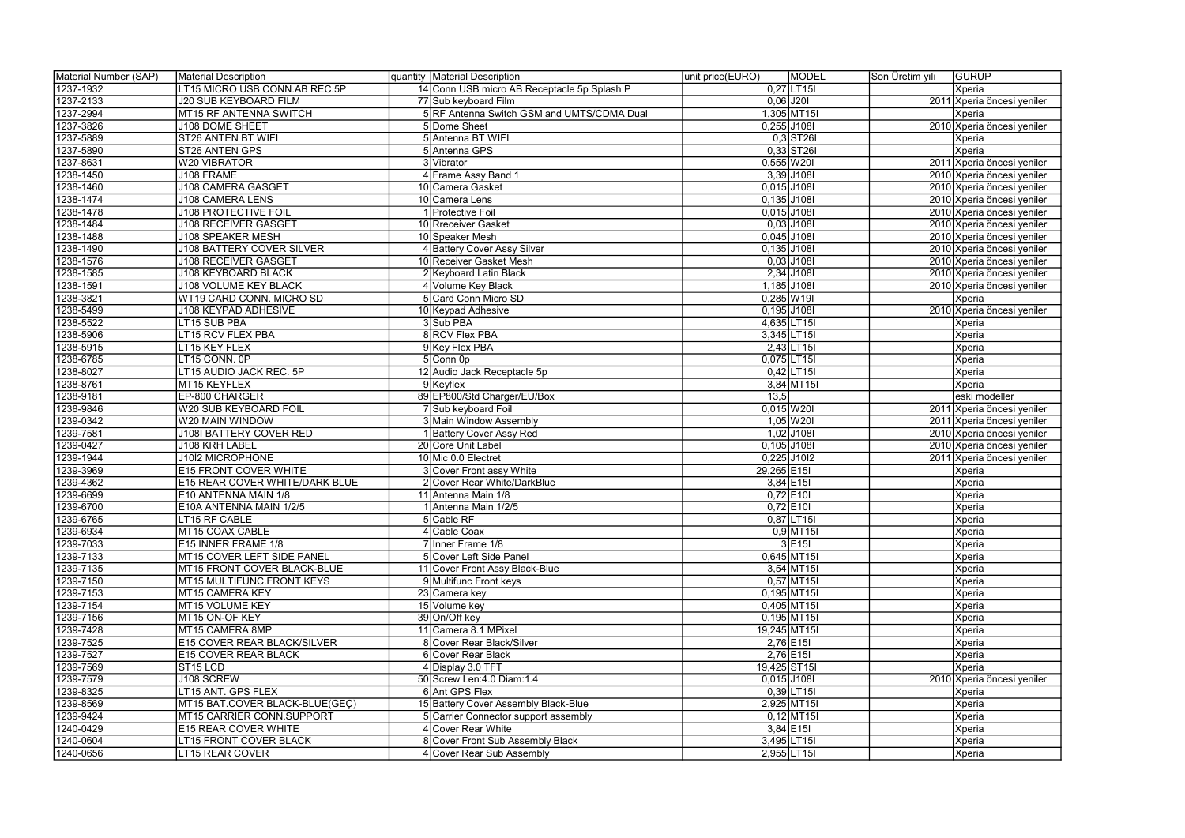| Material Number (SAP) | Material Description | quantity | Material Description | unit price(EURO) | MODEL | Son Üretim yılı | GURUP |
| --- | --- | --- | --- | --- | --- | --- | --- |
| 1237-1932 | LT15 MICRO USB CONN.AB REC.5P | 14 | Conn USB micro AB Receptacle 5p Splash P | 0,27 | LT15I | | Xperia |
| 1237-2133 | J20 SUB KEYBOARD FILM | 77 | Sub keyboard Film | 0,06 | J20I | 2011 | Xperia öncesi yeniler |
| 1237-2994 | MT15 RF ANTENNA SWITCH | 5 | RF Antenna Switch GSM and UMTS/CDMA Dual | 1,305 | MT15I | | Xperia |
| 1237-3826 | J108 DOME SHEET | 5 | Dome Sheet | 0,255 | J108I | 2010 | Xperia öncesi yeniler |
| 1237-5889 | ST26 ANTEN BT WIFI | 5 | Antenna BT WIFI | 0,3 | ST26I | | Xperia |
| 1237-5890 | ST26 ANTEN GPS | 5 | Antenna GPS | 0,33 | ST26I | | Xperia |
| 1237-8631 | W20 VIBRATOR | 3 | Vibrator | 0,555 | W20I | 2011 | Xperia öncesi yeniler |
| 1238-1450 | J108 FRAME | 4 | Frame Assy Band 1 | 3,39 | J108I | 2010 | Xperia öncesi yeniler |
| 1238-1460 | J108 CAMERA GASGET | 10 | Camera Gasket | 0,015 | J108I | 2010 | Xperia öncesi yeniler |
| 1238-1474 | J108 CAMERA LENS | 10 | Camera Lens | 0,135 | J108I | 2010 | Xperia öncesi yeniler |
| 1238-1478 | J108 PROTECTIVE FOIL | 1 | Protective Foil | 0,015 | J108I | 2010 | Xperia öncesi yeniler |
| 1238-1484 | J108 RECEIVER GASKET | 10 | Rreceiver Gasket | 0,03 | J108I | 2010 | Xperia öncesi yeniler |
| 1238-1488 | J108 SPEAKER MESH | 10 | Speaker Mesh | 0,045 | J108I | 2010 | Xperia öncesi yeniler |
| 1238-1490 | J108 BATTERY COVER SILVER | 4 | Battery Cover Assy Silver | 0,135 | J108I | 2010 | Xperia öncesi yeniler |
| 1238-1576 | J108 RECEIVER GASKET | 10 | Receiver Gasket Mesh | 0,03 | J108I | 2010 | Xperia öncesi yeniler |
| 1238-1585 | J108 KEYBOARD BLACK | 2 | Keyboard Latin Black | 2,34 | J108I | 2010 | Xperia öncesi yeniler |
| 1238-1591 | J108 VOLUME KEY BLACK | 4 | Volume Key Black | 1,185 | J108I | 2010 | Xperia öncesi yeniler |
| 1238-3821 | WT19 CARD CONN. MICRO SD | 5 | Card Conn Micro SD | 0,285 | W19I | | Xperia |
| 1238-5499 | J108 KEYPAD ADHESIVE | 10 | Keypad Adhesive | 0,195 | J108I | 2010 | Xperia öncesi yeniler |
| 1238-5522 | LT15 SUB PBA | 3 | Sub PBA | 4,635 | LT15I | | Xperia |
| 1238-5906 | LT15 RCV FLEX PBA | 8 | RCV Flex PBA | 3,345 | LT15I | | Xperia |
| 1238-5915 | LT15 KEY FLEX | 9 | Key Flex PBA | 2,43 | LT15I | | Xperia |
| 1238-6785 | LT15 CONN. 0P | 5 | Conn 0p | 0,075 | LT15I | | Xperia |
| 1238-8027 | LT15 AUDIO JACK REC. 5P | 12 | Audio Jack Receptacle 5p | 0,42 | LT15I | | Xperia |
| 1238-8761 | MT15 KEYFLEX | 9 | Keyflex | 3,84 | MT15I | | Xperia |
| 1238-9181 | EP-800 CHARGER | 89 | EP800/Std Charger/EU/Box | 13,5 | | | eski modeller |
| 1238-9846 | W20 SUB KEYBOARD FOIL | 7 | Sub keyboard Foil | 0,015 | W20I | 2011 | Xperia öncesi yeniler |
| 1239-0342 | W20 MAIN WINDOW | 3 | Main Window Assembly | 1,05 | W20I | 2011 | Xperia öncesi yeniler |
| 1239-7581 | J108I BATTERY COVER RED | 1 | Battery Cover Assy Red | 1,02 | J108I | 2010 | Xperia öncesi yeniler |
| 1239-0427 | J108 KRH LABEL | 20 | Core Unit Label | 0,105 | J108I | 2010 | Xperia öncesi yeniler |
| 1239-1944 | J10İ2 MICROPHONE | 10 | Mic 0.0 Electret | 0,225 | J10I2 | 2011 | Xperia öncesi yeniler |
| 1239-3969 | E15 FRONT COVER WHITE | 3 | Cover Front assy White | 29,265 | E15I | | Xperia |
| 1239-4362 | E15 REAR COVER WHITE/DARK BLUE | 2 | Cover Rear White/DarkBlue | 3,84 | E15I | | Xperia |
| 1239-6699 | E10 ANTENNA MAIN 1/8 | 11 | Antenna Main 1/8 | 0,72 | E10I | | Xperia |
| 1239-6700 | E10A ANTENNA MAIN 1/2/5 | 1 | Antenna Main 1/2/5 | 0,72 | E10I | | Xperia |
| 1239-6765 | LT15 RF CABLE | 5 | Cable RF | 0,87 | LT15I | | Xperia |
| 1239-6934 | MT15 COAX CABLE | 4 | Cable Coax | 0,9 | MT15I | | Xperia |
| 1239-7033 | E15 INNER FRAME 1/8 | 7 | Inner Frame 1/8 | 3 | E15I | | Xperia |
| 1239-7133 | MT15 COVER LEFT SIDE PANEL | 5 | Cover Left Side Panel | 0,645 | MT15I | | Xperia |
| 1239-7135 | MT15 FRONT COVER BLACK-BLUE | 11 | Cover Front Assy Black-Blue | 3,54 | MT15I | | Xperia |
| 1239-7150 | MT15 MULTIFUNC.FRONT KEYS | 9 | Multifunc Front keys | 0,57 | MT15I | | Xperia |
| 1239-7153 | MT15 CAMERA KEY | 23 | Camera key | 0,195 | MT15I | | Xperia |
| 1239-7154 | MT15 VOLUME KEY | 15 | Volume key | 0,405 | MT15I | | Xperia |
| 1239-7156 | MT15 ON-OF KEY | 39 | On/Off key | 0,195 | MT15I | | Xperia |
| 1239-7428 | MT15 CAMERA 8MP | 11 | Camera 8.1 MPixel | 19,245 | MT15I | | Xperia |
| 1239-7525 | E15 COVER REAR BLACK/SILVER | 8 | Cover Rear Black/Silver | 2,76 | E15I | | Xperia |
| 1239-7527 | E15 COVER REAR BLACK | 6 | Cover Rear Black | 2,76 | E15I | | Xperia |
| 1239-7569 | ST15 LCD | 4 | Display 3.0 TFT | 19,425 | ST15I | | Xperia |
| 1239-7579 | J108 SCREW | 50 | Screw Len:4.0 Diam:1.4 | 0,015 | J108I | 2010 | Xperia öncesi yeniler |
| 1239-8325 | LT15 ANT. GPS FLEX | 6 | Ant GPS Flex | 0,39 | LT15I | | Xperia |
| 1239-8569 | MT15 BAT.COVER BLACK-BLUE(GEÇ) | 15 | Battery Cover Assembly Black-Blue | 2,925 | MT15I | | Xperia |
| 1239-9424 | MT15 CARRIER CONN.SUPPORT | 5 | Carrier Connector support assembly | 0,12 | MT15I | | Xperia |
| 1240-0429 | E15 REAR COVER WHITE | 4 | Cover Rear White | 3,84 | E15I | | Xperia |
| 1240-0604 | LT15 FRONT COVER BLACK | 8 | Cover Front Sub Assembly Black | 3,495 | LT15I | | Xperia |
| 1240-0656 | LT15 REAR COVER | 4 | Cover Rear Sub Assembly | 2,955 | LT15I | | Xperia |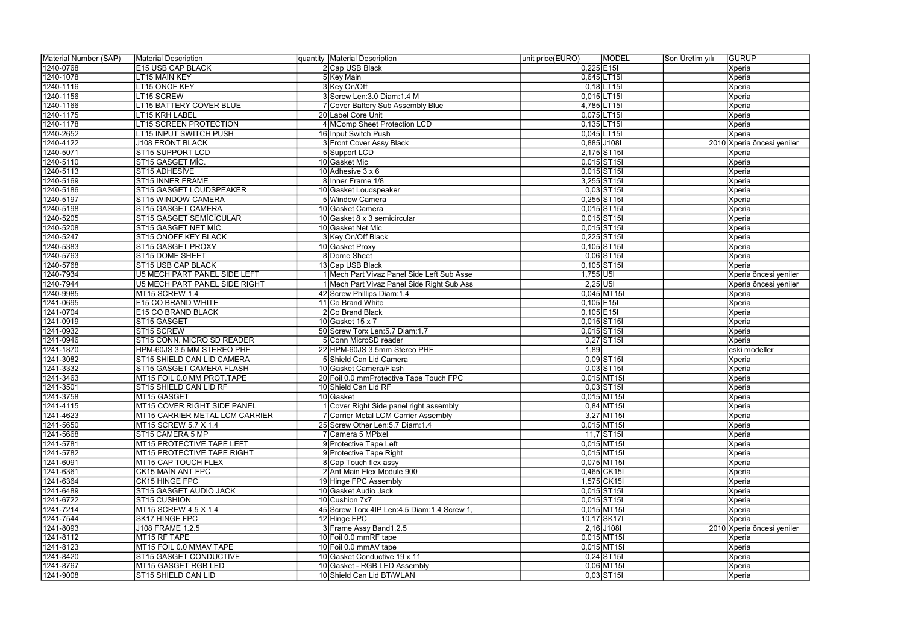| Material Number (SAP) | Material Description | quantity | Material Description | unit price(EURO) | MODEL | Son Üretim yılı | GURUP |
|---|---|---|---|---|---|---|---|
| 1240-0768 | E15 USB CAP BLACK | 2 | Cap USB Black | 0,225 | E15I | | Xperia |
| 1240-1078 | LT15 MAIN KEY | 5 | Key Main | 0,645 | LT15I | | Xperia |
| 1240-1116 | LT15 ONOF KEY | 3 | Key On/Off | 0,18 | LT15I | | Xperia |
| 1240-1156 | LT15 SCREW | 3 | Screw Len:3.0 Diam:1.4 M | 0,015 | LT15I | | Xperia |
| 1240-1166 | LT15 BATTERY COVER BLUE | 7 | Cover Battery Sub Assembly Blue | 4,785 | LT15I | | Xperia |
| 1240-1175 | LT15 KRH LABEL | 20 | Label Core Unit | 0,075 | LT15I | | Xperia |
| 1240-1178 | LT15 SCREEN PROTECTION | 4 | MComp Sheet Protection LCD | 0,135 | LT15I | | Xperia |
| 1240-2652 | LT15 INPUT SWITCH PUSH | 16 | Input Switch Push | 0,045 | LT15I | | Xperia |
| 1240-4122 | J108 FRONT BLACK | 3 | Front Cover Assy Black | 0,885 | J108I | 2010 | Xperia öncesi yeniler |
| 1240-5071 | ST15 SUPPORT LCD | 5 | Support LCD | 2,175 | ST15I | | Xperia |
| 1240-5110 | ST15 GASGET MİC. | 10 | Gasket Mic | 0,015 | ST15I | | Xperia |
| 1240-5113 | ST15 ADHESİVE | 10 | Adhesive 3 x 6 | 0,015 | ST15I | | Xperia |
| 1240-5169 | ST15 INNER FRAME | 8 | Inner Frame 1/8 | 3,255 | ST15I | | Xperia |
| 1240-5186 | ST15 GASGET LOUDSPEAKER | 10 | Gasket Loudspeaker | 0,03 | ST15I | | Xperia |
| 1240-5197 | ST15 WINDOW CAMERA | 5 | Window Camera | 0,255 | ST15I | | Xperia |
| 1240-5198 | ST15 GASGET CAMERA | 10 | Gasket Camera | 0,015 | ST15I | | Xperia |
| 1240-5205 | ST15 GASGET SEMİCİCULAR | 10 | Gasket 8 x 3 semicircular | 0,015 | ST15I | | Xperia |
| 1240-5208 | ST15 GASGET NET MİC. | 10 | Gasket Net Mic | 0,015 | ST15I | | Xperia |
| 1240-5247 | ST15 ONOFF KEY BLACK | 3 | Key On/Off Black | 0,225 | ST15I | | Xperia |
| 1240-5383 | ST15 GASGET PROXY | 10 | Gasket Proxy | 0,105 | ST15I | | Xperia |
| 1240-5763 | ST15 DOME SHEET | 8 | Dome Sheet | 0,06 | ST15I | | Xperia |
| 1240-5768 | ST15 USB CAP BLACK | 13 | Cap USB Black | 0,105 | ST15I | | Xperia |
| 1240-7934 | U5 MECH PART PANEL SIDE LEFT | 1 | Mech Part Vivaz Panel Side Left Sub Asse | 1,755 | U5I | | Xperia öncesi yeniler |
| 1240-7944 | U5 MECH PART PANEL SIDE RIGHT | 1 | Mech Part Vivaz Panel Side Right Sub Ass | 2,25 | U5I | | Xperia öncesi yeniler |
| 1240-9985 | MT15 SCREW 1.4 | 42 | Screw Phillips Diam:1.4 | 0,045 | MT15I | | Xperia |
| 1241-0695 | E15 CO BRAND WHITE | 11 | Co Brand White | 0,105 | E15I | | Xperia |
| 1241-0704 | E15 CO BRAND BLACK | 2 | Co Brand Black | 0,105 | E15I | | Xperia |
| 1241-0919 | ST15 GASGET | 10 | Gasket 15 x 7 | 0,015 | ST15I | | Xperia |
| 1241-0932 | ST15 SCREW | 50 | Screw Torx Len:5.7 Diam:1.7 | 0,015 | ST15I | | Xperia |
| 1241-0946 | ST15 CONN. MICRO SD READER | 5 | Conn MicroSD reader | 0,27 | ST15I | | Xperia |
| 1241-1870 | HPM-60JS 3,5 MM STEREO PHF | 22 | HPM-60JS 3.5mm Stereo PHF | 1,89 | | | eski modeller |
| 1241-3082 | ST15 SHIELD CAN LID CAMERA | 5 | Shield Can Lid Camera | 0,09 | ST15I | | Xperia |
| 1241-3332 | ST15 GASGET CAMERA FLASH | 10 | Gasket Camera/Flash | 0,03 | ST15I | | Xperia |
| 1241-3463 | MT15 FOIL 0.0 MM PROT.TAPE | 20 | Foil 0.0 mmProtective Tape Touch FPC | 0,015 | MT15I | | Xperia |
| 1241-3501 | ST15 SHIELD CAN LID RF | 10 | Shield Can Lid RF | 0,03 | ST15I | | Xperia |
| 1241-3758 | MT15 GASGET | 10 | Gasket | 0,015 | MT15I | | Xperia |
| 1241-4115 | MT15 COVER RIGHT SIDE PANEL | 1 | Cover Right Side panel right assembly | 0,84 | MT15I | | Xperia |
| 1241-4623 | MT15 CARRIER METAL LCM CARRIER | 7 | Carrier Metal LCM Carrier Assembly | 3,27 | MT15I | | Xperia |
| 1241-5650 | MT15 SCREW 5.7 X 1.4 | 25 | Screw Other Len:5.7 Diam:1.4 | 0,015 | MT15I | | Xperia |
| 1241-5668 | ST15 CAMERA 5 MP | 7 | Camera 5 MPixel | 11,7 | ST15I | | Xperia |
| 1241-5781 | MT15 PROTECTIVE TAPE LEFT | 9 | Protective Tape Left | 0,015 | MT15I | | Xperia |
| 1241-5782 | MT15 PROTECTIVE TAPE RIGHT | 9 | Protective Tape Right | 0,015 | MT15I | | Xperia |
| 1241-6091 | MT15 CAP TOUCH FLEX | 8 | Cap Touch flex assy | 0,075 | MT15I | | Xperia |
| 1241-6361 | CK15 MAİN ANT FPC | 2 | Ant Main Flex Module 900 | 0,465 | CK15I | | Xperia |
| 1241-6364 | CK15 HINGE FPC | 19 | Hinge FPC Assembly | 1,575 | CK15I | | Xperia |
| 1241-6489 | ST15 GASGET AUDIO JACK | 10 | Gasket Audio Jack | 0,015 | ST15I | | Xperia |
| 1241-6722 | ST15 CUSHİON | 10 | Cushion 7x7 | 0,015 | ST15I | | Xperia |
| 1241-7214 | MT15 SCREW 4.5 X 1.4 | 45 | Screw Torx 4IP Len:4.5 Diam:1.4 Screw 1, | 0,015 | MT15I | | Xperia |
| 1241-7544 | SK17 HINGE FPC | 12 | Hinge FPC | 10,17 | SK17I | | Xperia |
| 1241-8093 | J108 FRAME 1.2.5 | 3 | Frame Assy Band1.2.5 | 2,16 | J108I | 2010 | Xperia öncesi yeniler |
| 1241-8112 | MT15 RF TAPE | 10 | Foil 0.0 mmRF tape | 0,015 | MT15I | | Xperia |
| 1241-8123 | MT15 FOIL 0.0 MMAV TAPE | 10 | Foil 0.0 mmAV tape | 0,015 | MT15I | | Xperia |
| 1241-8420 | ST15 GASGET CONDUCTIVE | 10 | Gasket Conductive 19 x 11 | 0,24 | ST15I | | Xperia |
| 1241-8767 | MT15 GASGET RGB LED | 10 | Gasket - RGB LED Assembly | 0,06 | MT15I | | Xperia |
| 1241-9008 | ST15 SHIELD CAN LID | 10 | Shield Can Lid BT/WLAN | 0,03 | ST15I | | Xperia |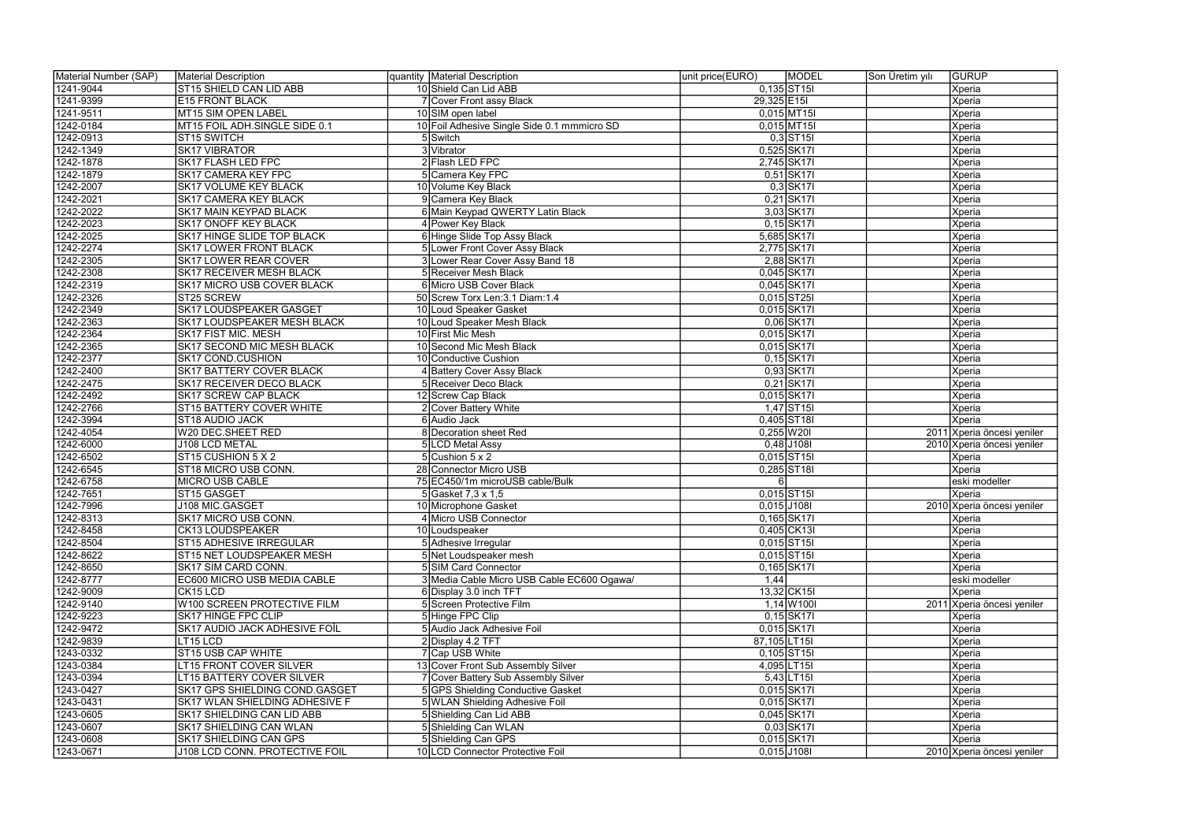| Material Number (SAP) | Material Description | quantity | Material Description | unit price(EURO) | MODEL | Son Üretim yılı | GURUP |
|---|---|---|---|---|---|---|---|
| 1241-9044 | ST15 SHIELD CAN LID ABB | 10 | Shield Can Lid ABB | 0,135 | ST15I | | Xperia |
| 1241-9399 | E15 FRONT BLACK | 7 | Cover Front assy Black | 29,325 | E15I | | Xperia |
| 1241-9511 | MT15 SIM OPEN LABEL | 10 | SIM open label | 0,015 | MT15I | | Xperia |
| 1242-0184 | MT15 FOIL ADH.SINGLE SIDE 0.1 | 10 | Foil Adhesive Single Side 0.1 mmmicro SD | 0,015 | MT15I | | Xperia |
| 1242-0913 | ST15 SWITCH | 5 | Switch | 0,3 | ST15I | | Xperia |
| 1242-1349 | SK17 VIBRATOR | 3 | Vibrator | 0,525 | SK17I | | Xperia |
| 1242-1878 | SK17 FLASH LED FPC | 2 | Flash LED FPC | 2,745 | SK17I | | Xperia |
| 1242-1879 | SK17 CAMERA KEY FPC | 5 | Camera Key FPC | 0,51 | SK17I | | Xperia |
| 1242-2007 | SK17 VOLUME KEY BLACK | 10 | Volume Key Black | 0,3 | SK17I | | Xperia |
| 1242-2021 | SK17 CAMERA KEY BLACK | 9 | Camera Key Black | 0,21 | SK17I | | Xperia |
| 1242-2022 | SK17 MAIN KEYPAD BLACK | 6 | Main Keypad QWERTY Latin Black | 3,03 | SK17I | | Xperia |
| 1242-2023 | SK17 ONOFF KEY BLACK | 4 | Power Key Black | 0,15 | SK17I | | Xperia |
| 1242-2025 | SK17 HINGE SLIDE TOP BLACK | 6 | Hinge Slide Top Assy Black | 5,685 | SK17I | | Xperia |
| 1242-2274 | SK17 LOWER FRONT BLACK | 5 | Lower Front Cover Assy Black | 2,775 | SK17I | | Xperia |
| 1242-2305 | SK17 LOWER REAR COVER | 3 | Lower Rear Cover Assy Band 18 | 2,88 | SK17I | | Xperia |
| 1242-2308 | SK17 RECEIVER MESH BLACK | 5 | Receiver Mesh Black | 0,045 | SK17I | | Xperia |
| 1242-2319 | SK17 MICRO USB COVER BLACK | 6 | Micro USB Cover Black | 0,045 | SK17I | | Xperia |
| 1242-2326 | ST25 SCREW | 50 | Screw Torx Len:3.1 Diam:1.4 | 0,015 | ST25I | | Xperia |
| 1242-2349 | SK17 LOUDSPEAKER GASGET | 10 | Loud Speaker Gasket | 0,015 | SK17I | | Xperia |
| 1242-2363 | SK17 LOUDSPEAKER MESH BLACK | 10 | Loud Speaker Mesh Black | 0,06 | SK17I | | Xperia |
| 1242-2364 | SK17 FIST MIC. MESH | 10 | First Mic Mesh | 0,015 | SK17I | | Xperia |
| 1242-2365 | SK17 SECOND MIC MESH BLACK | 10 | Second Mic Mesh Black | 0,015 | SK17I | | Xperia |
| 1242-2377 | SK17 COND.CUSHION | 10 | Conductive Cushion | 0,15 | SK17I | | Xperia |
| 1242-2400 | SK17 BATTERY COVER BLACK | 4 | Battery Cover Assy Black | 0,93 | SK17I | | Xperia |
| 1242-2475 | SK17 RECEIVER DECO BLACK | 5 | Receiver Deco Black | 0,21 | SK17I | | Xperia |
| 1242-2492 | SK17 SCREW CAP BLACK | 12 | Screw Cap Black | 0,015 | SK17I | | Xperia |
| 1242-2766 | ST15 BATTERY COVER WHITE | 2 | Cover Battery White | 1,47 | ST15I | | Xperia |
| 1242-3994 | ST18 AUDIO JACK | 6 | Audio Jack | 0,405 | ST18I | | Xperia |
| 1242-4054 | W20 DEC.SHEET RED | 8 | Decoration sheet Red | 0,255 | W20I | 2011 | Xperia öncesi yeniler |
| 1242-6000 | J108 LCD METAL | 5 | LCD Metal Assy | 0,48 | J108I | 2010 | Xperia öncesi yeniler |
| 1242-6502 | ST15 CUSHION 5 X 2 | 5 | Cushion 5 x 2 | 0,015 | ST15I | | Xperia |
| 1242-6545 | ST18 MICRO USB CONN. | 28 | Connector Micro USB | 0,285 | ST18I | | Xperia |
| 1242-6758 | MICRO USB CABLE | 75 | EC450/1m microUSB cable/Bulk | 6 | | | eski modeller |
| 1242-7651 | ST15 GASGET | 5 | Gasket 7,3 x 1,5 | 0,015 | ST15I | | Xperia |
| 1242-7996 | J108 MIC.GASGET | 10 | Microphone Gasket | 0,015 | J108I | 2010 | Xperia öncesi yeniler |
| 1242-8313 | SK17 MICRO USB CONN. | 4 | Micro USB Connector | 0,165 | SK17I | | Xperia |
| 1242-8458 | CK13 LOUDSPEAKER | 10 | Loudspeaker | 0,405 | CK13I | | Xperia |
| 1242-8504 | ST15 ADHESIVE IRREGULAR | 5 | Adhesive Irregular | 0,015 | ST15I | | Xperia |
| 1242-8622 | ST15 NET LOUDSPEAKER MESH | 5 | Net Loudspeaker mesh | 0,015 | ST15I | | Xperia |
| 1242-8650 | SK17 SIM CARD CONN. | 5 | SIM Card Connector | 0,165 | SK17I | | Xperia |
| 1242-8777 | EC600 MICRO USB MEDIA CABLE | 3 | Media Cable Micro USB Cable EC600 Ogawa/ | 1,44 | | | eski modeller |
| 1242-9009 | CK15 LCD | 6 | Display 3.0 inch TFT | 13,32 | CK15I | | Xperia |
| 1242-9140 | W100 SCREEN PROTECTIVE FILM | 5 | Screen Protective Film | 1,14 | W100I | 2011 | Xperia öncesi yeniler |
| 1242-9223 | SK17 HINGE FPC CLIP | 5 | Hinge FPC Clip | 0,15 | SK17I | | Xperia |
| 1242-9472 | SK17 AUDIO JACK ADHESIVE FOİL | 5 | Audio Jack Adhesive Foil | 0,015 | SK17I | | Xperia |
| 1242-9839 | LT15 LCD | 2 | Display 4.2 TFT | 87,105 | LT15I | | Xperia |
| 1243-0332 | ST15 USB CAP WHITE | 7 | Cap USB White | 0,105 | ST15I | | Xperia |
| 1243-0384 | LT15 FRONT COVER SILVER | 13 | Cover Front Sub Assembly Silver | 4,095 | LT15I | | Xperia |
| 1243-0394 | LT15 BATTERY COVER SILVER | 7 | Cover Battery Sub Assembly Silver | 5,43 | LT15I | | Xperia |
| 1243-0427 | SK17 GPS SHIELDING COND.GASGET | 5 | GPS Shielding Conductive Gasket | 0,015 | SK17I | | Xperia |
| 1243-0431 | SK17 WLAN SHIELDING ADHESIVE F | 5 | WLAN Shielding Adhesive Foil | 0,015 | SK17I | | Xperia |
| 1243-0605 | SK17 SHIELDING CAN LID ABB | 5 | Shielding Can Lid ABB | 0,045 | SK17I | | Xperia |
| 1243-0607 | SK17 SHIELDING CAN WLAN | 5 | Shielding Can WLAN | 0,03 | SK17I | | Xperia |
| 1243-0608 | SK17 SHIELDING CAN GPS | 5 | Shielding Can GPS | 0,015 | SK17I | | Xperia |
| 1243-0671 | J108 LCD CONN. PROTECTIVE FOIL | 10 | LCD Connector Protective Foil | 0,015 | J108I | 2010 | Xperia öncesi yeniler |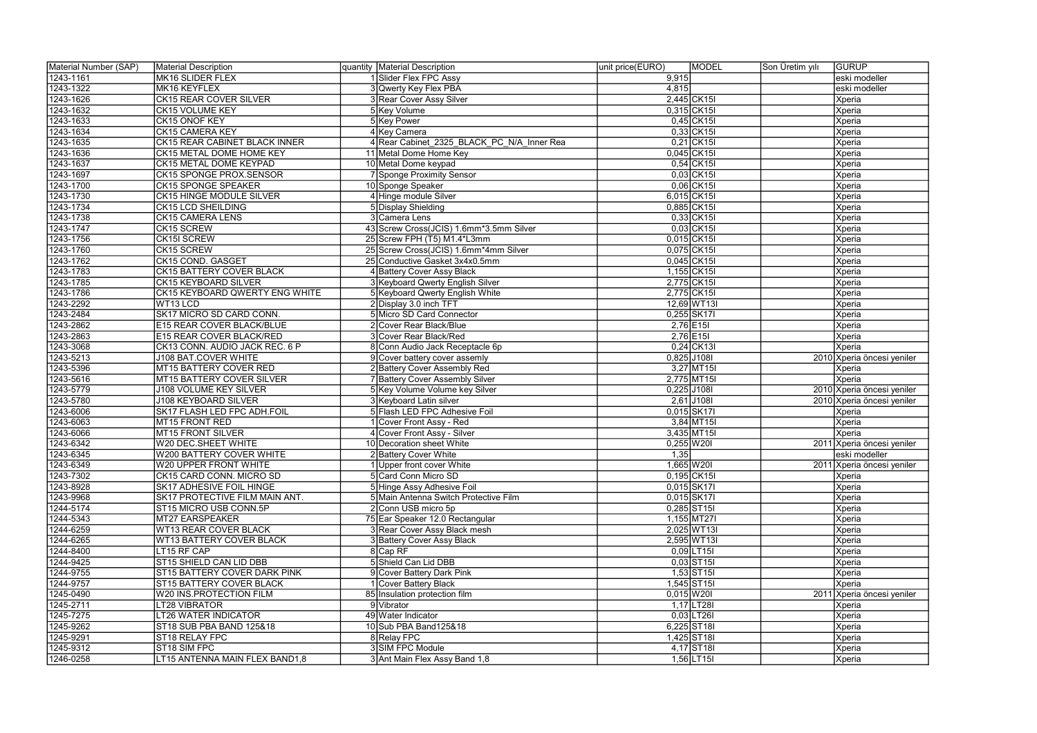| Material Number (SAP) | Material Description | quantity | Material Description | unit price(EURO) | MODEL | Son Üretim yılı | GURUP |
|---|---|---|---|---|---|---|---|
| 1243-1161 | MK16 SLIDER FLEX | 1 | Slider Flex FPC Assy | 9,915 | | | eski modeller |
| 1243-1322 | MK16 KEYFLEX | 3 | Qwerty Key Flex PBA | 4,815 | | | eski modeller |
| 1243-1626 | CK15 REAR COVER SILVER | 3 | Rear Cover Assy Silver | 2,445 | CK15I | | Xperia |
| 1243-1632 | CK15 VOLUME KEY | 5 | Key Volume | 0,315 | CK15I | | Xperia |
| 1243-1633 | CK15 ONOF KEY | 5 | Key Power | 0,45 | CK15I | | Xperia |
| 1243-1634 | CK15 CAMERA KEY | 4 | Key Camera | 0,33 | CK15I | | Xperia |
| 1243-1635 | CK15 REAR CABINET BLACK INNER | 4 | Rear Cabinet_2325_BLACK_PC_N/A_Inner Rea | 0,21 | CK15I | | Xperia |
| 1243-1636 | CK15 METAL DOME HOME KEY | 11 | Metal Dome Home Key | 0,045 | CK15I | | Xperia |
| 1243-1637 | CK15 METAL DOME KEYPAD | 10 | Metal Dome keypad | 0,54 | CK15I | | Xperia |
| 1243-1697 | CK15 SPONGE PROX.SENSOR | 7 | Sponge Proximity Sensor | 0,03 | CK15I | | Xperia |
| 1243-1700 | CK15 SPONGE SPEAKER | 10 | Sponge Speaker | 0,06 | CK15I | | Xperia |
| 1243-1730 | CK15 HINGE MODULE SILVER | 4 | Hinge module Silver | 6,015 | CK15I | | Xperia |
| 1243-1734 | CK15 LCD SHEILDING | 5 | Display Shielding | 0,885 | CK15I | | Xperia |
| 1243-1738 | CK15 CAMERA LENS | 3 | Camera Lens | 0,33 | CK15I | | Xperia |
| 1243-1747 | CK15 SCREW | 43 | Screw Cross(JCIS) 1.6mm*3.5mm Silver | 0,03 | CK15I | | Xperia |
| 1243-1756 | CK15I SCREW | 25 | Screw FPH (T5) M1.4*L3mm | 0,015 | CK15I | | Xperia |
| 1243-1760 | CK15 SCREW | 25 | Screw Cross(JCIS) 1.6mm*4mm Silver | 0,075 | CK15I | | Xperia |
| 1243-1762 | CK15 COND. GASGET | 25 | Conductive Gasket 3x4x0.5mm | 0,045 | CK15I | | Xperia |
| 1243-1783 | CK15 BATTERY COVER BLACK | 4 | Battery Cover Assy Black | 1,155 | CK15I | | Xperia |
| 1243-1785 | CK15 KEYBOARD SILVER | 3 | Keyboard Qwerty English Silver | 2,775 | CK15I | | Xperia |
| 1243-1786 | CK15 KEYBOARD QWERTY ENG WHITE | 5 | Keyboard Qwerty English White | 2,775 | CK15I | | Xperia |
| 1243-2292 | WT13 LCD | 2 | Display 3.0 inch TFT | 12,69 | WT13I | | Xperia |
| 1243-2484 | SK17 MICRO SD CARD CONN. | 5 | Micro SD Card Connector | 0,255 | SK17I | | Xperia |
| 1243-2862 | E15 REAR COVER BLACK/BLUE | 2 | Cover Rear Black/Blue | 2,76 | E15I | | Xperia |
| 1243-2863 | E15 REAR COVER BLACK/RED | 3 | Cover Rear Black/Red | 2,76 | E15I | | Xperia |
| 1243-3068 | CK13 CONN. AUDIO JACK REC. 6 P | 8 | Conn Audio Jack Receptacle 6p | 0,24 | CK13I | | Xperia |
| 1243-5213 | J108 BAT.COVER WHITE | 9 | Cover battery cover assemly | 0,825 | J108I | 2010 | Xperia öncesi yeniler |
| 1243-5396 | MT15 BATTERY COVER RED | 2 | Battery Cover Assembly Red | 3,27 | MT15I | | Xperia |
| 1243-5616 | MT15 BATTERY COVER SILVER | 7 | Battery Cover Assembly Silver | 2,775 | MT15I | | Xperia |
| 1243-5779 | J108 VOLUME KEY SILVER | 5 | Key Volume Volume key Silver | 0,225 | J108I | 2010 | Xperia öncesi yeniler |
| 1243-5780 | J108 KEYBOARD SILVER | 3 | Keyboard Latin silver | 2,61 | J108I | 2010 | Xperia öncesi yeniler |
| 1243-6006 | SK17 FLASH LED FPC ADH.FOIL | 5 | Flash LED FPC Adhesive Foil | 0,015 | SK17I | | Xperia |
| 1243-6063 | MT15 FRONT RED | 1 | Cover Front Assy - Red | 3,84 | MT15I | | Xperia |
| 1243-6066 | MT15 FRONT SILVER | 4 | Cover Front Assy - Silver | 3,435 | MT15I | | Xperia |
| 1243-6342 | W20 DEC.SHEET WHITE | 10 | Decoration sheet White | 0,255 | W20I | 2011 | Xperia öncesi yeniler |
| 1243-6345 | W200 BATTERY COVER WHITE | 2 | Battery Cover White | 1,35 | | | eski modeller |
| 1243-6349 | W20 UPPER FRONT WHITE | 1 | Upper front cover White | 1,665 | W20I | 2011 | Xperia öncesi yeniler |
| 1243-7302 | CK15 CARD CONN. MICRO SD | 5 | Card Conn Micro SD | 0,195 | CK15I | | Xperia |
| 1243-8928 | SK17 ADHESIVE FOIL HINGE | 5 | Hinge Assy Adhesive Foil | 0,015 | SK17I | | Xperia |
| 1243-9968 | SK17 PROTECTIVE FILM MAIN ANT. | 5 | Main Antenna Switch Protective Film | 0,015 | SK17I | | Xperia |
| 1244-5174 | ST15 MICRO USB CONN.5P | 2 | Conn USB micro 5p | 0,285 | ST15I | | Xperia |
| 1244-5343 | MT27 EARSPEAKER | 75 | Ear Speaker 12.0 Rectangular | 1,155 | MT27I | | Xperia |
| 1244-6259 | WT13 REAR COVER BLACK | 3 | Rear Cover Assy Black mesh | 2,025 | WT13I | | Xperia |
| 1244-6265 | WT13 BATTERY COVER BLACK | 3 | Battery Cover Assy Black | 2,595 | WT13I | | Xperia |
| 1244-8400 | LT15 RF CAP | 8 | Cap RF | 0,09 | LT15I | | Xperia |
| 1244-9425 | ST15 SHIELD CAN LID DBB | 5 | Shield Can Lid DBB | 0,03 | ST15I | | Xperia |
| 1244-9755 | ST15 BATTERY COVER DARK PINK | 9 | Cover Battery Dark Pink | 1,53 | ST15I | | Xperia |
| 1244-9757 | ST15 BATTERY COVER BLACK | 1 | Cover Battery Black | 1,545 | ST15I | | Xperia |
| 1245-0490 | W20 INS.PROTECTION FILM | 85 | Insulation protection film | 0,015 | W20I | 2011 | Xperia öncesi yeniler |
| 1245-2711 | LT28 VIBRATOR | 9 | Vibrator | 1,17 | LT28I | | Xperia |
| 1245-7275 | LT26 WATER INDICATOR | 49 | Water Indicator | 0,03 | LT26I | | Xperia |
| 1245-9262 | ST18 SUB PBA BAND 125&18 | 10 | Sub PBA Band125&18 | 6,225 | ST18I | | Xperia |
| 1245-9291 | ST18 RELAY FPC | 8 | Relay FPC | 1,425 | ST18I | | Xperia |
| 1245-9312 | ST18 SIM FPC | 3 | SIM FPC Module | 4,17 | ST18I | | Xperia |
| 1246-0258 | LT15 ANTENNA MAIN FLEX BAND1,8 | 3 | Ant Main Flex Assy Band 1,8 | 1,56 | LT15I | | Xperia |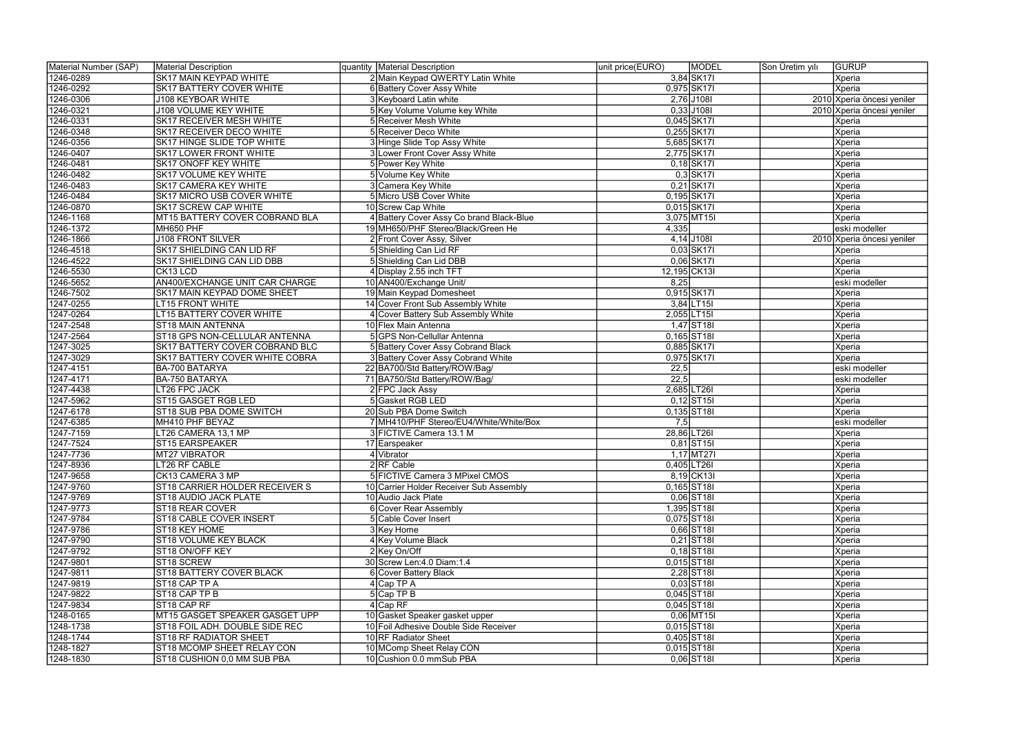| Material Number (SAP) | Material Description | quantity | Material Description | unit price(EURO) | MODEL | Son Üretim yılı | GURUP |
|---|---|---|---|---|---|---|---|
| 1246-0289 | SK17 MAIN KEYPAD WHITE | 2 | Main Keypad QWERTY Latin White | 3,84 | SK17I | | Xperia |
| 1246-0292 | SK17 BATTERY COVER WHITE | 6 | Battery Cover Assy White | 0,975 | SK17I | | Xperia |
| 1246-0306 | J108 KEYBOAR WHITE | 3 | Keyboard Latin white | 2,76 | J108I | 2010 | Xperia öncesi yeniler |
| 1246-0321 | J108 VOLUME KEY WHITE | 5 | Key Volume Volume key White | 0,33 | J108I | 2010 | Xperia öncesi yeniler |
| 1246-0331 | SK17 RECEIVER MESH WHITE | 5 | Receiver Mesh White | 0,045 | SK17I | | Xperia |
| 1246-0348 | SK17 RECEIVER DECO WHITE | 5 | Receiver Deco White | 0,255 | SK17I | | Xperia |
| 1246-0356 | SK17 HINGE SLIDE TOP WHITE | 3 | Hinge Slide Top Assy White | 5,685 | SK17I | | Xperia |
| 1246-0407 | SK17 LOWER FRONT WHITE | 3 | Lower Front Cover Assy White | 2,775 | SK17I | | Xperia |
| 1246-0481 | SK17 ONOFF KEY WHITE | 5 | Power Key White | 0,18 | SK17I | | Xperia |
| 1246-0482 | SK17 VOLUME KEY WHITE | 5 | Volume Key White | 0,3 | SK17I | | Xperia |
| 1246-0483 | SK17 CAMERA KEY WHITE | 3 | Camera Key White | 0,21 | SK17I | | Xperia |
| 1246-0484 | SK17 MICRO USB COVER WHITE | 5 | Micro USB Cover White | 0,195 | SK17I | | Xperia |
| 1246-0870 | SK17 SCREW CAP WHITE | 10 | Screw Cap White | 0,015 | SK17I | | Xperia |
| 1246-1168 | MT15 BATTERY COVER COBRAND BLA | 4 | Battery Cover Assy Co brand Black-Blue | 3,075 | MT15I | | Xperia |
| 1246-1372 | MH650 PHF | 19 | MH650/PHF Stereo/Black/Green He | 4,335 | | | eski modeller |
| 1246-1866 | J108 FRONT SILVER | 2 | Front Cover Assy, Silver | 4,14 | J108I | 2010 | Xperia öncesi yeniler |
| 1246-4518 | SK17 SHIELDING CAN LID RF | 5 | Shielding Can Lid RF | 0,03 | SK17I | | Xperia |
| 1246-4522 | SK17 SHIELDING CAN LID DBB | 5 | Shielding Can Lid DBB | 0,06 | SK17I | | Xperia |
| 1246-5530 | CK13 LCD | 4 | Display 2.55 inch TFT | 12,195 | CK13I | | Xperia |
| 1246-5652 | AN400/EXCHANGE UNIT CAR CHARGE | 10 | AN400/Exchange Unit/ | 8,25 | | | eski modeller |
| 1246-7502 | SK17 MAIN KEYPAD DOME SHEET | 19 | Main Keypad Domesheet | 0,915 | SK17I | | Xperia |
| 1247-0255 | LT15 FRONT WHITE | 14 | Cover Front Sub Assembly White | 3,84 | LT15I | | Xperia |
| 1247-0264 | LT15 BATTERY COVER WHITE | 4 | Cover Battery Sub Assembly White | 2,055 | LT15I | | Xperia |
| 1247-2548 | ST18 MAIN ANTENNA | 10 | Flex Main Antenna | 1,47 | ST18I | | Xperia |
| 1247-2564 | ST18 GPS NON-CELLULAR ANTENNA | 5 | GPS Non-Cellular Antenna | 0,165 | ST18I | | Xperia |
| 1247-3025 | SK17 BATTERY COVER COBRAND BLC | 5 | Battery Cover Assy Cobrand Black | 0,885 | SK17I | | Xperia |
| 1247-3029 | SK17 BATTERY COVER WHITE COBRA | 3 | Battery Cover Assy Cobrand White | 0,975 | SK17I | | Xperia |
| 1247-4151 | BA-700 BATARYA | 22 | BA700/Std Battery/ROW/Bag/ | 22,5 | | | eski modeller |
| 1247-4171 | BA-750 BATARYA | 71 | BA750/Std Battery/ROW/Bag/ | 22,5 | | | eski modeller |
| 1247-4438 | LT26 FPC JACK | 2 | FPC Jack Assy | 2,685 | LT26I | | Xperia |
| 1247-5962 | ST15 GASGET RGB LED | 5 | Gasket RGB LED | 0,12 | ST15I | | Xperia |
| 1247-6178 | ST18 SUB PBA DOME SWITCH | 20 | Sub PBA Dome Switch | 0,135 | ST18I | | Xperia |
| 1247-6385 | MH410 PHF BEYAZ | 7 | MH410/PHF Stereo/EU4/White/White/Box | 7,5 | | | eski modeller |
| 1247-7159 | LT26 CAMERA 13,1 MP | 3 | FICTIVE Camera 13.1 M | 28,86 | LT26I | | Xperia |
| 1247-7524 | ST15 EARSPEAKER | 17 | Earspeaker | 0,81 | ST15I | | Xperia |
| 1247-7736 | MT27 VIBRATOR | 4 | Vibrator | 1,17 | MT27I | | Xperia |
| 1247-8936 | LT26 RF CABLE | 2 | RF Cable | 0,405 | LT26I | | Xperia |
| 1247-9658 | CK13 CAMERA 3 MP | 5 | FICTIVE Camera 3 MPixel CMOS | 8,19 | CK13I | | Xperia |
| 1247-9760 | ST18 CARRIER HOLDER RECEIVER S | 10 | Carrier Holder Receiver Sub Assembly | 0,165 | ST18I | | Xperia |
| 1247-9769 | ST18 AUDIO JACK PLATE | 10 | Audio Jack Plate | 0,06 | ST18I | | Xperia |
| 1247-9773 | ST18 REAR COVER | 6 | Cover Rear Assembly | 1,395 | ST18I | | Xperia |
| 1247-9784 | ST18 CABLE COVER INSERT | 5 | Cable Cover Insert | 0,075 | ST18I | | Xperia |
| 1247-9786 | ST18 KEY HOME | 3 | Key Home | 0,66 | ST18I | | Xperia |
| 1247-9790 | ST18 VOLUME KEY BLACK | 4 | Key Volume Black | 0,21 | ST18I | | Xperia |
| 1247-9792 | ST18 ON/OFF KEY | 2 | Key On/Off | 0,18 | ST18I | | Xperia |
| 1247-9801 | ST18 SCREW | 30 | Screw Len:4.0 Diam:1.4 | 0,015 | ST18I | | Xperia |
| 1247-9811 | ST18 BATTERY COVER BLACK | 6 | Cover Battery Black | 2,28 | ST18I | | Xperia |
| 1247-9819 | ST18 CAP TP A | 4 | Cap TP A | 0,03 | ST18I | | Xperia |
| 1247-9822 | ST18 CAP TP B | 5 | Cap TP B | 0,045 | ST18I | | Xperia |
| 1247-9834 | ST18 CAP RF | 4 | Cap RF | 0,045 | ST18I | | Xperia |
| 1248-0165 | MT15 GASGET SPEAKER GASGET UPP | 10 | Gasket Speaker gasket upper | 0,06 | MT15I | | Xperia |
| 1248-1738 | ST18 FOIL ADH. DOUBLE SIDE REC | 10 | Foil Adhesive Double Side Receiver | 0,015 | ST18I | | Xperia |
| 1248-1744 | ST18 RF RADIATOR SHEET | 10 | RF Radiator Sheet | 0,405 | ST18I | | Xperia |
| 1248-1827 | ST18 MCOMP SHEET RELAY CON | 10 | MComp Sheet Relay CON | 0,015 | ST18I | | Xperia |
| 1248-1830 | ST18 CUSHION 0,0 MM SUB PBA | 10 | Cushion 0.0 mmSub PBA | 0,06 | ST18I | | Xperia |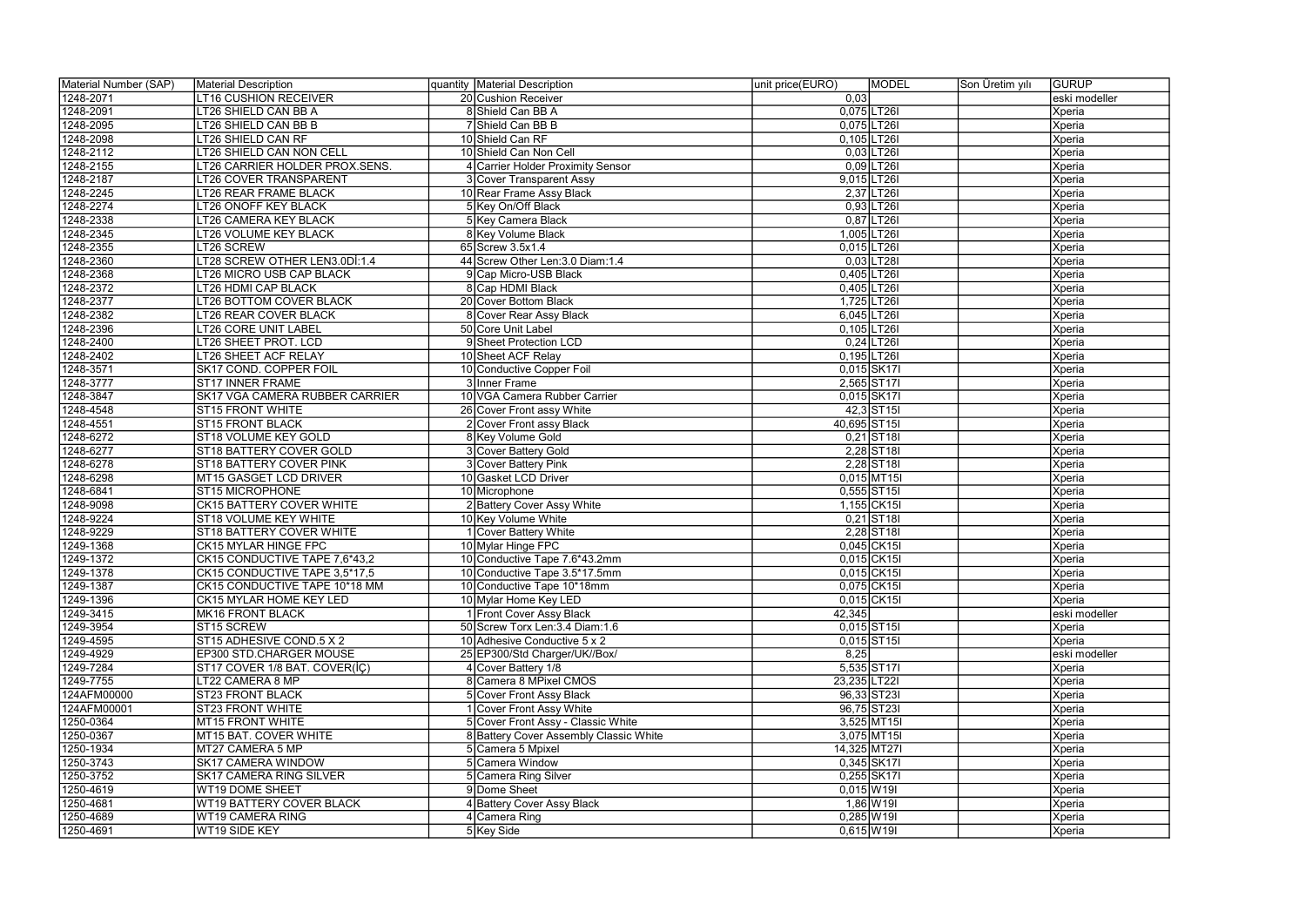| Material Number (SAP) | Material Description | quantity | Material Description | unit price(EURO) | MODEL | Son Üretim yılı | GURUP |
|---|---|---|---|---|---|---|---|
| 1248-2071 | LT16 CUSHION RECEIVER | 20 | Cushion Receiver | 0,03 | | | eski modeller |
| 1248-2091 | LT26 SHIELD CAN BB A | 8 | Shield Can BB A | 0,075 | LT26I | | Xperia |
| 1248-2095 | LT26 SHIELD CAN BB B | 7 | Shield Can BB B | 0,075 | LT26I | | Xperia |
| 1248-2098 | LT26 SHIELD CAN RF | 10 | Shield Can RF | 0,105 | LT26I | | Xperia |
| 1248-2112 | LT26 SHIELD CAN NON CELL | 10 | Shield Can Non Cell | 0,03 | LT26I | | Xperia |
| 1248-2155 | LT26 CARRIER HOLDER PROX.SENS. | 4 | Carrier Holder Proximity Sensor | 0,09 | LT26I | | Xperia |
| 1248-2187 | LT26 COVER TRANSPARENT | 3 | Cover Transparent Assy | 9,015 | LT26I | | Xperia |
| 1248-2245 | LT26 REAR FRAME BLACK | 10 | Rear Frame Assy Black | 2,37 | LT26I | | Xperia |
| 1248-2274 | LT26 ONOFF KEY BLACK | 5 | Key On/Off Black | 0,93 | LT26I | | Xperia |
| 1248-2338 | LT26 CAMERA KEY BLACK | 5 | Key Camera Black | 0,87 | LT26I | | Xperia |
| 1248-2345 | LT26 VOLUME KEY BLACK | 8 | Key Volume Black | 1,005 | LT26I | | Xperia |
| 1248-2355 | LT26 SCREW | 65 | Screw 3.5x1.4 | 0,015 | LT26I | | Xperia |
| 1248-2360 | LT28 SCREW OTHER LEN3.0Dİ:1.4 | 44 | Screw Other Len:3.0 Diam:1.4 | 0,03 | LT28I | | Xperia |
| 1248-2368 | LT26 MICRO USB CAP BLACK | 9 | Cap Micro-USB Black | 0,405 | LT26I | | Xperia |
| 1248-2372 | LT26 HDMI CAP BLACK | 8 | Cap HDMI Black | 0,405 | LT26I | | Xperia |
| 1248-2377 | LT26 BOTTOM COVER BLACK | 20 | Cover Bottom Black | 1,725 | LT26I | | Xperia |
| 1248-2382 | LT26 REAR COVER BLACK | 8 | Cover Rear Assy Black | 6,045 | LT26I | | Xperia |
| 1248-2396 | LT26 CORE UNIT LABEL | 50 | Core Unit Label | 0,105 | LT26I | | Xperia |
| 1248-2400 | LT26 SHEET PROT. LCD | 9 | Sheet Protection LCD | 0,24 | LT26I | | Xperia |
| 1248-2402 | LT26 SHEET ACF RELAY | 10 | Sheet ACF Relay | 0,195 | LT26I | | Xperia |
| 1248-3571 | SK17 COND. COPPER FOIL | 10 | Conductive Copper Foil | 0,015 | SK17I | | Xperia |
| 1248-3777 | ST17 INNER FRAME | 3 | Inner Frame | 2,565 | ST17I | | Xperia |
| 1248-3847 | SK17 VGA CAMERA RUBBER CARRIER | 10 | VGA Camera Rubber Carrier | 0,015 | SK17I | | Xperia |
| 1248-4548 | ST15 FRONT WHITE | 26 | Cover Front assy White | 42,3 | ST15I | | Xperia |
| 1248-4551 | ST15 FRONT BLACK | 2 | Cover Front assy Black | 40,695 | ST15I | | Xperia |
| 1248-6272 | ST18 VOLUME KEY GOLD | 8 | Key Volume Gold | 0,21 | ST18I | | Xperia |
| 1248-6277 | ST18 BATTERY COVER GOLD | 3 | Cover Battery Gold | 2,28 | ST18I | | Xperia |
| 1248-6278 | ST18 BATTERY COVER PINK | 3 | Cover Battery Pink | 2,28 | ST18I | | Xperia |
| 1248-6298 | MT15 GASGET LCD DRIVER | 10 | Gasket LCD Driver | 0,015 | MT15I | | Xperia |
| 1248-6841 | ST15 MICROPHONE | 10 | Microphone | 0,555 | ST15I | | Xperia |
| 1248-9098 | CK15 BATTERY COVER WHITE | 2 | Battery Cover Assy White | 1,155 | CK15I | | Xperia |
| 1248-9224 | ST18 VOLUME KEY WHITE | 10 | Key Volume White | 0,21 | ST18I | | Xperia |
| 1248-9229 | ST18 BATTERY COVER WHITE | 1 | Cover Battery White | 2,28 | ST18I | | Xperia |
| 1249-1368 | CK15 MYLAR HINGE FPC | 10 | Mylar Hinge FPC | 0,045 | CK15I | | Xperia |
| 1249-1372 | CK15 CONDUCTIVE TAPE 7,6*43,2 | 10 | Conductive Tape 7.6*43.2mm | 0,015 | CK15I | | Xperia |
| 1249-1378 | CK15 CONDUCTIVE TAPE 3,5*17,5 | 10 | Conductive Tape 3.5*17.5mm | 0,015 | CK15I | | Xperia |
| 1249-1387 | CK15 CONDUCTIVE TAPE 10*18 MM | 10 | Conductive Tape 10*18mm | 0,075 | CK15I | | Xperia |
| 1249-1396 | CK15 MYLAR HOME KEY LED | 10 | Mylar Home Key LED | 0,015 | CK15I | | Xperia |
| 1249-3415 | MK16 FRONT BLACK | 1 | Front Cover Assy Black | 42,345 | | | eski modeller |
| 1249-3954 | ST15 SCREW | 50 | Screw Torx Len:3.4 Diam:1.6 | 0,015 | ST15I | | Xperia |
| 1249-4595 | ST15 ADHESIVE COND.5 X 2 | 10 | Adhesive Conductive 5 x 2 | 0,015 | ST15I | | Xperia |
| 1249-4929 | EP300 STD.CHARGER MOUSE | 25 | EP300/Std Charger/UK//Box/ | 8,25 | | | eski modeller |
| 1249-7284 | ST17 COVER 1/8 BAT. COVER(İÇ) | 4 | Cover Battery 1/8 | 5,535 | ST17I | | Xperia |
| 1249-7755 | LT22 CAMERA 8 MP | 8 | Camera 8 MPixel CMOS | 23,235 | LT22I | | Xperia |
| 124AFM00000 | ST23 FRONT BLACK | 5 | Cover Front Assy Black | 96,33 | ST23I | | Xperia |
| 124AFM00001 | ST23 FRONT WHITE | 1 | Cover Front Assy White | 96,75 | ST23I | | Xperia |
| 1250-0364 | MT15 FRONT WHITE | 5 | Cover Front Assy - Classic White | 3,525 | MT15I | | Xperia |
| 1250-0367 | MT15 BAT. COVER WHITE | 8 | Battery Cover Assembly Classic White | 3,075 | MT15I | | Xperia |
| 1250-1934 | MT27 CAMERA 5 MP | 5 | Camera 5 Mpixel | 14,325 | MT27I | | Xperia |
| 1250-3743 | SK17 CAMERA WINDOW | 5 | Camera Window | 0,345 | SK17I | | Xperia |
| 1250-3752 | SK17 CAMERA RING SILVER | 5 | Camera Ring Silver | 0,255 | SK17I | | Xperia |
| 1250-4619 | WT19 DOME SHEET | 9 | Dome Sheet | 0,015 | W19I | | Xperia |
| 1250-4681 | WT19 BATTERY COVER BLACK | 4 | Battery Cover Assy Black | 1,86 | W19I | | Xperia |
| 1250-4689 | WT19 CAMERA RING | 4 | Camera Ring | 0,285 | W19I | | Xperia |
| 1250-4691 | WT19 SIDE KEY | 5 | Key Side | 0,615 | W19I | | Xperia |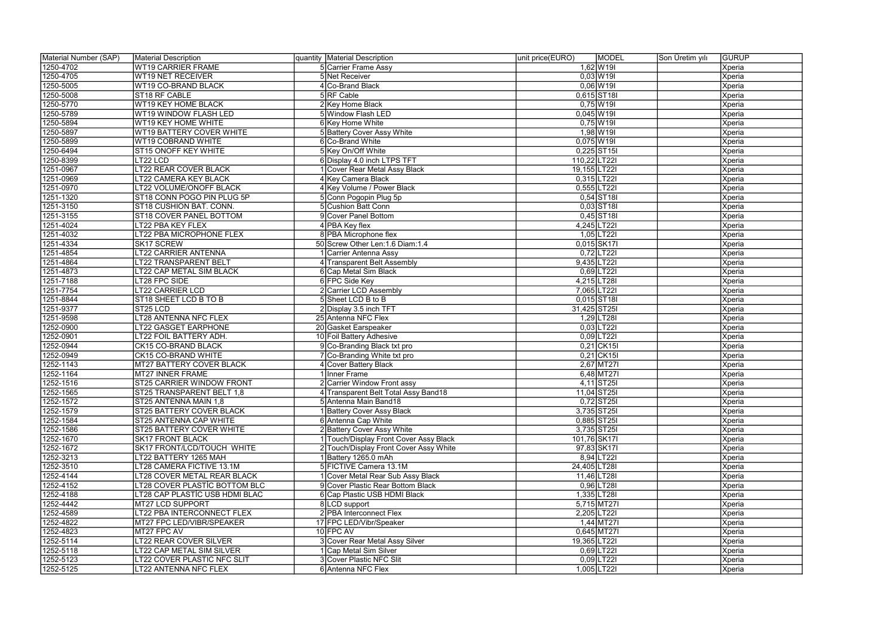| Material Number (SAP) | Material Description | quantity | Material Description | unit price(EURO) | MODEL | Son Üretim yılı | GURUP |
|---|---|---|---|---|---|---|---|
| 1250-4702 | WT19 CARRIER FRAME | 5 | Carrier Frame Assy | 1,62 | W19I | | Xperia |
| 1250-4705 | WT19 NET RECEIVER | 5 | Net Receiver | 0,03 | W19I | | Xperia |
| 1250-5005 | WT19 CO-BRAND BLACK | 4 | Co-Brand Black | 0,06 | W19I | | Xperia |
| 1250-5008 | ST18 RF CABLE | 5 | RF Cable | 0,615 | ST18I | | Xperia |
| 1250-5770 | WT19 KEY HOME BLACK | 2 | Key Home Black | 0,75 | W19I | | Xperia |
| 1250-5789 | WT19 WINDOW FLASH LED | 5 | Window Flash LED | 0,045 | W19I | | Xperia |
| 1250-5894 | WT19 KEY HOME WHITE | 6 | Key Home White | 0,75 | W19I | | Xperia |
| 1250-5897 | WT19 BATTERY COVER WHITE | 5 | Battery Cover Assy White | 1,98 | W19I | | Xperia |
| 1250-5899 | WT19 COBRAND WHITE | 6 | Co-Brand White | 0,075 | W19I | | Xperia |
| 1250-6494 | ST15 ONOFF KEY WHITE | 5 | Key On/Off White | 0,225 | ST15I | | Xperia |
| 1250-8399 | LT22 LCD | 6 | Display 4.0 inch LTPS TFT | 110,22 | LT22I | | Xperia |
| 1251-0967 | LT22 REAR COVER BLACK | 1 | Cover Rear Metal Assy Black | 19,155 | LT22I | | Xperia |
| 1251-0969 | LT22 CAMERA KEY BLACK | 4 | Key Camera Black | 0,315 | LT22I | | Xperia |
| 1251-0970 | LT22 VOLUME/ONOFF BLACK | 4 | Key Volume / Power Black | 0,555 | LT22I | | Xperia |
| 1251-1320 | ST18 CONN POGO PIN PLUG 5P | 5 | Conn Pogopin Plug 5p | 0,54 | ST18I | | Xperia |
| 1251-3150 | ST18 CUSHION BAT. CONN. | 5 | Cushion Batt Conn | 0,03 | ST18I | | Xperia |
| 1251-3155 | ST18 COVER PANEL BOTTOM | 9 | Cover Panel Bottom | 0,45 | ST18I | | Xperia |
| 1251-4024 | LT22 PBA KEY FLEX | 4 | PBA Key flex | 4,245 | LT22I | | Xperia |
| 1251-4032 | LT22 PBA MICROPHONE FLEX | 8 | PBA Microphone flex | 1,05 | LT22I | | Xperia |
| 1251-4334 | SK17 SCREW | 50 | Screw Other Len:1.6 Diam:1.4 | 0,015 | SK17I | | Xperia |
| 1251-4854 | LT22 CARRIER ANTENNA | 1 | Carrier Antenna Assy | 0,72 | LT22I | | Xperia |
| 1251-4864 | LT22 TRANSPARENT BELT | 4 | Transparent Belt Assembly | 9,435 | LT22I | | Xperia |
| 1251-4873 | LT22 CAP METAL SIM BLACK | 6 | Cap Metal Sim Black | 0,69 | LT22I | | Xperia |
| 1251-7188 | LT28 FPC SIDE | 6 | FPC Side Key | 4,215 | LT28I | | Xperia |
| 1251-7754 | LT22 CARRIER LCD | 2 | Carrier LCD Assembly | 7,065 | LT22I | | Xperia |
| 1251-8844 | ST18 SHEET LCD B TO B | 5 | Sheet LCD B to B | 0,015 | ST18I | | Xperia |
| 1251-9377 | ST25 LCD | 2 | Display 3.5 inch TFT | 31,425 | ST25I | | Xperia |
| 1251-9598 | LT28 ANTENNA NFC FLEX | 25 | Antenna NFC Flex | 1,29 | LT28I | | Xperia |
| 1252-0900 | LT22 GASGET EARPHONE | 20 | Gasket Earspeaker | 0,03 | LT22I | | Xperia |
| 1252-0901 | LT22 FOIL BATTERY ADH. | 10 | Foil Battery Adhesive | 0,09 | LT22I | | Xperia |
| 1252-0944 | CK15 CO-BRAND BLACK | 9 | Co-Branding Black txt pro | 0,21 | CK15I | | Xperia |
| 1252-0949 | CK15 CO-BRAND WHITE | 7 | Co-Branding White txt pro | 0,21 | CK15I | | Xperia |
| 1252-1143 | MT27 BATTERY COVER BLACK | 4 | Cover Battery Black | 2,67 | MT27I | | Xperia |
| 1252-1164 | MT27 INNER FRAME | 1 | Inner Frame | 6,48 | MT27I | | Xperia |
| 1252-1516 | ST25 CARRIER WINDOW FRONT | 2 | Carrier Window Front assy | 4,11 | ST25I | | Xperia |
| 1252-1565 | ST25 TRANSPARENT BELT 1,8 | 4 | Transparent Belt Total Assy Band18 | 11,04 | ST25I | | Xperia |
| 1252-1572 | ST25 ANTENNA MAIN 1,8 | 5 | Antenna Main Band18 | 0,72 | ST25I | | Xperia |
| 1252-1579 | ST25 BATTERY COVER BLACK | 1 | Battery Cover Assy Black | 3,735 | ST25I | | Xperia |
| 1252-1584 | ST25 ANTENNA CAP WHITE | 6 | Antenna Cap White | 0,885 | ST25I | | Xperia |
| 1252-1586 | ST25 BATTERY COVER WHITE | 2 | Battery Cover Assy White | 3,735 | ST25I | | Xperia |
| 1252-1670 | SK17 FRONT BLACK | 1 | Touch/Display Front Cover Assy Black | 101,76 | SK17I | | Xperia |
| 1252-1672 | SK17 FRONT/LCD/TOUCH WHITE | 2 | Touch/Display Front Cover Assy White | 97,83 | SK17I | | Xperia |
| 1252-3213 | LT22 BATTERY 1265 MAH | 1 | Battery 1265.0 mAh | 8,94 | LT22I | | Xperia |
| 1252-3510 | LT28 CAMERA FICTIVE 13.1M | 5 | FICTIVE Camera 13.1M | 24,405 | LT28I | | Xperia |
| 1252-4144 | LT28 COVER METAL REAR BLACK | 1 | Cover Metal Rear Sub Assy Black | 11,46 | LT28I | | Xperia |
| 1252-4152 | LT28 COVER PLASTİC BOTTOM BLC | 9 | Cover Plastic Rear Bottom Black | 0,96 | LT28I | | Xperia |
| 1252-4188 | LT28 CAP PLASTİC USB HDMI BLAC | 6 | Cap Plastic USB HDMI Black | 1,335 | LT28I | | Xperia |
| 1252-4442 | MT27 LCD SUPPORT | 8 | LCD support | 5,715 | MT27I | | Xperia |
| 1252-4589 | LT22 PBA INTERCONNECT FLEX | 2 | PBA Interconnect Flex | 2,205 | LT22I | | Xperia |
| 1252-4822 | MT27 FPC LED/VIBR/SPEAKER | 17 | FPC LED/Vibr/Speaker | 1,44 | MT27I | | Xperia |
| 1252-4823 | MT27 FPC AV | 10 | FPC AV | 0,645 | MT27I | | Xperia |
| 1252-5114 | LT22 REAR COVER SILVER | 3 | Cover Rear Metal Assy Silver | 19,365 | LT22I | | Xperia |
| 1252-5118 | LT22 CAP METAL SIM SILVER | 1 | Cap Metal Sim Silver | 0,69 | LT22I | | Xperia |
| 1252-5123 | LT22 COVER PLASTIC NFC SLIT | 3 | Cover Plastic NFC Slit | 0,09 | LT22I | | Xperia |
| 1252-5125 | LT22 ANTENNA NFC FLEX | 6 | Antenna NFC Flex | 1,005 | LT22I | | Xperia |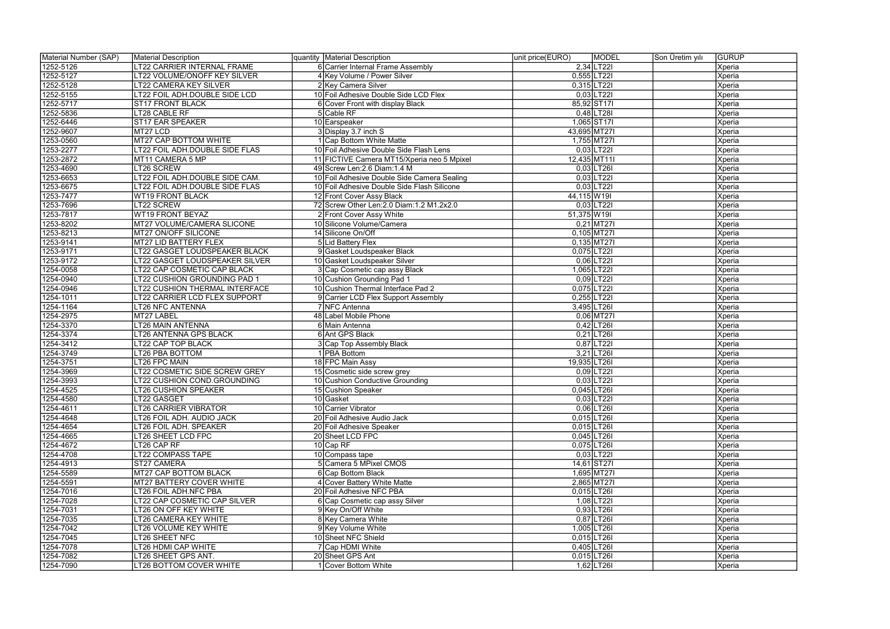| Material Number (SAP) | Material Description | quantity | Material Description | unit price(EURO) | MODEL | Son Üretim yılı | GURUP |
|---|---|---|---|---|---|---|---|
| 1252-5126 | LT22 CARRIER INTERNAL FRAME | 6 | Carrier Internal Frame Assembly | 2,34 | LT22I | | Xperia |
| 1252-5127 | LT22 VOLUME/ONOFF KEY SILVER | 4 | Key Volume / Power Silver | 0,555 | LT22I | | Xperia |
| 1252-5128 | LT22 CAMERA KEY SILVER | 2 | Key Camera Silver | 0,315 | LT22I | | Xperia |
| 1252-5155 | LT22 FOIL ADH.DOUBLE SIDE LCD | 10 | Foil Adhesive Double Side LCD Flex | 0,03 | LT22I | | Xperia |
| 1252-5717 | ST17 FRONT BLACK | 6 | Cover Front with display Black | 85,92 | ST17I | | Xperia |
| 1252-5836 | LT28 CABLE RF | 5 | Cable RF | 0,48 | LT28I | | Xperia |
| 1252-6446 | ST17 EAR SPEAKER | 10 | Earspeaker | 1,065 | ST17I | | Xperia |
| 1252-9607 | MT27 LCD | 3 | Display 3.7 inch S | 43,695 | MT27I | | Xperia |
| 1253-0560 | MT27 CAP BOTTOM WHITE | 1 | Cap Bottom White Matte | 1,755 | MT27I | | Xperia |
| 1253-2277 | LT22 FOIL ADH.DOUBLE SIDE FLAS | 10 | Foil Adhesive Double Side Flash Lens | 0,03 | LT22I | | Xperia |
| 1253-2872 | MT11 CAMERA 5 MP | 11 | FICTIVE Camera MT15/Xperia neo 5 Mpixel | 12,435 | MT11I | | Xperia |
| 1253-4690 | LT26 SCREW | 49 | Screw Len:2.6 Diam:1.4 M | 0,03 | LT26I | | Xperia |
| 1253-6653 | LT22 FOIL ADH.DOUBLE SIDE CAM. | 10 | Foil Adhesive Double Side Camera Sealing | 0,03 | LT22I | | Xperia |
| 1253-6675 | LT22 FOIL ADH.DOUBLE SIDE FLAS | 10 | Foil Adhesive Double Side Flash Silicone | 0,03 | LT22I | | Xperia |
| 1253-7477 | WT19 FRONT BLACK | 12 | Front Cover Assy Black | 44,115 | W19I | | Xperia |
| 1253-7696 | LT22 SCREW | 72 | Screw Other Len:2.0 Diam:1.2 M1.2x2.0 | 0,03 | LT22I | | Xperia |
| 1253-7817 | WT19 FRONT BEYAZ | 2 | Front Cover Assy White | 51,375 | W19I | | Xperia |
| 1253-8202 | MT27 VOLUME/CAMERA SLICONE | 10 | Silicone Volume/Camera | 0,21 | MT27I | | Xperia |
| 1253-8213 | MT27 ON/OFF SILICONE | 14 | Silicone On/Off | 0,105 | MT27I | | Xperia |
| 1253-9141 | MT27 LID BATTERY FLEX | 5 | Lid Battery Flex | 0,135 | MT27I | | Xperia |
| 1253-9171 | LT22 GASGET LOUDSPEAKER BLACK | 9 | Gasket Loudspeaker Black | 0,075 | LT22I | | Xperia |
| 1253-9172 | LT22 GASGET LOUDSPEAKER SILVER | 10 | Gasket Loudspeaker Silver | 0,06 | LT22I | | Xperia |
| 1254-0058 | LT22 CAP COSMETIC CAP BLACK | 3 | Cap Cosmetic cap assy Black | 1,065 | LT22I | | Xperia |
| 1254-0940 | LT22 CUSHION GROUNDING PAD 1 | 10 | Cushion Grounding Pad 1 | 0,09 | LT22I | | Xperia |
| 1254-0946 | LT22 CUSHION THERMAL INTERFACE | 10 | Cushion Thermal Interface Pad 2 | 0,075 | LT22I | | Xperia |
| 1254-1011 | LT22 CARRIER LCD FLEX SUPPORT | 9 | Carrier LCD Flex Support Assembly | 0,255 | LT22I | | Xperia |
| 1254-1164 | LT26 NFC ANTENNA | 7 | NFC Antenna | 3,495 | LT26I | | Xperia |
| 1254-2975 | MT27 LABEL | 48 | Label Mobile Phone | 0,06 | MT27I | | Xperia |
| 1254-3370 | LT26 MAIN ANTENNA | 6 | Main Antenna | 0,42 | LT26I | | Xperia |
| 1254-3374 | LT26 ANTENNA GPS BLACK | 6 | Ant GPS Black | 0,21 | LT26I | | Xperia |
| 1254-3412 | LT22 CAP TOP BLACK | 3 | Cap Top Assembly Black | 0,87 | LT22I | | Xperia |
| 1254-3749 | LT26 PBA BOTTOM | 1 | PBA Bottom | 3,21 | LT26I | | Xperia |
| 1254-3751 | LT26 FPC MAIN | 18 | FPC Main Assy | 19,935 | LT26I | | Xperia |
| 1254-3969 | LT22 COSMETIC SIDE SCREW GREY | 15 | Cosmetic side screw grey | 0,09 | LT22I | | Xperia |
| 1254-3993 | LT22 CUSHION COND.GROUNDING | 10 | Cushion Conductive Grounding | 0,03 | LT22I | | Xperia |
| 1254-4525 | LT26 CUSHION SPEAKER | 15 | Cushion Speaker | 0,045 | LT26I | | Xperia |
| 1254-4580 | LT22 GASGET | 10 | Gasket | 0,03 | LT22I | | Xperia |
| 1254-4611 | LT26 CARRIER VIBRATOR | 10 | Carrier Vibrator | 0,06 | LT26I | | Xperia |
| 1254-4648 | LT26 FOIL ADH. AUDIO JACK | 20 | Foil Adhesive Audio Jack | 0,015 | LT26I | | Xperia |
| 1254-4654 | LT26 FOIL ADH. SPEAKER | 20 | Foil Adhesive Speaker | 0,015 | LT26I | | Xperia |
| 1254-4665 | LT26 SHEET LCD FPC | 20 | Sheet LCD FPC | 0,045 | LT26I | | Xperia |
| 1254-4672 | LT26 CAP RF | 10 | Cap RF | 0,075 | LT26I | | Xperia |
| 1254-4708 | LT22 COMPASS TAPE | 10 | Compass tape | 0,03 | LT22I | | Xperia |
| 1254-4913 | ST27 CAMERA | 5 | Camera 5 MPixel CMOS | 14,61 | ST27I | | Xperia |
| 1254-5589 | MT27 CAP BOTTOM BLACK | 6 | Cap Bottom Black | 1,695 | MT27I | | Xperia |
| 1254-5591 | MT27 BATTERY COVER WHITE | 4 | Cover Battery White Matte | 2,865 | MT27I | | Xperia |
| 1254-7016 | LT26 FOIL ADH.NFC PBA | 20 | Foil Adhesive NFC PBA | 0,015 | LT26I | | Xperia |
| 1254-7028 | LT22 CAP COSMETIC CAP SILVER | 6 | Cap Cosmetic cap assy Silver | 1,08 | LT22I | | Xperia |
| 1254-7031 | LT26 ON OFF KEY WHITE | 9 | Key On/Off White | 0,93 | LT26I | | Xperia |
| 1254-7035 | LT26 CAMERA KEY WHITE | 8 | Key Camera White | 0,87 | LT26I | | Xperia |
| 1254-7042 | LT26 VOLUME KEY WHITE | 9 | Key Volume White | 1,005 | LT26I | | Xperia |
| 1254-7045 | LT26 SHEET NFC | 10 | Sheet NFC Shield | 0,015 | LT26I | | Xperia |
| 1254-7078 | LT26 HDMI CAP WHITE | 7 | Cap HDMI White | 0,405 | LT26I | | Xperia |
| 1254-7082 | LT26 SHEET GPS ANT. | 20 | Sheet GPS Ant | 0,015 | LT26I | | Xperia |
| 1254-7090 | LT26 BOTTOM COVER WHITE | 1 | Cover Bottom White | 1,62 | LT26I | | Xperia |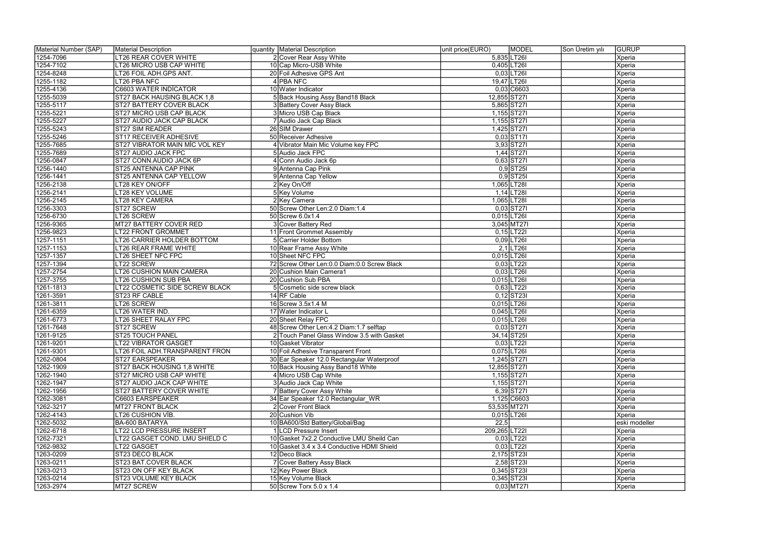| Material Number (SAP) | Material Description | quantity | Material Description | unit price(EURO) | MODEL | Son Üretim yılı | GURUP |
|---|---|---|---|---|---|---|---|
| 1254-7096 | LT26 REAR COVER WHITE | 2 | Cover Rear Assy White | 5,835 | LT26I | | Xperia |
| 1254-7102 | LT26 MICRO USB CAP WHITE | 10 | Cap Micro-USB White | 0,405 | LT26I | | Xperia |
| 1254-8248 | LT26 FOIL ADH.GPS ANT. | 20 | Foil Adhesive GPS Ant | 0,03 | LT26I | | Xperia |
| 1255-1182 | LT26 PBA NFC | 4 | PBA NFC | 19,47 | LT26I | | Xperia |
| 1255-4136 | C6603 WATER INDİCATOR | 10 | Water Indicator | 0,03 | C6603 | | Xperia |
| 1255-5039 | ST27 BACK HAUSING BLACK 1,8 | 5 | Back Housing Assy Band18 Black | 12,855 | ST27I | | Xperia |
| 1255-5117 | ST27 BATTERY COVER BLACK | 3 | Battery Cover Assy Black | 5,865 | ST27I | | Xperia |
| 1255-5221 | ST27 MICRO USB CAP BLACK | 3 | Micro USB Cap Black | 1,155 | ST27I | | Xperia |
| 1255-5227 | ST27 AUDIO JACK CAP BLACK | 7 | Audio Jack Cap Black | 1,155 | ST27I | | Xperia |
| 1255-5243 | ST27 SIM READER | 26 | SIM Drawer | 1,425 | ST27I | | Xperia |
| 1255-5246 | ST17 RECEIVER ADHESIVE | 50 | Receiver Adhesive | 0,03 | ST17I | | Xperia |
| 1255-7685 | ST27 VIBRATOR MAIN MİC VOL KEY | 4 | Vibrator Main Mic Volume key FPC | 3,93 | ST27I | | Xperia |
| 1255-7689 | ST27 AUDIO JACK FPC | 5 | Audio Jack FPC | 1,44 | ST27I | | Xperia |
| 1256-0847 | ST27 CONN.AUDIO JACK 6P | 4 | Conn Audio Jack 6p | 0,63 | ST27I | | Xperia |
| 1256-1440 | ST25 ANTENNA CAP PINK | 9 | Antenna Cap Pink | 0,9 | ST25I | | Xperia |
| 1256-1441 | ST25 ANTENNA CAP YELLOW | 9 | Antenna Cap Yellow | 0,9 | ST25I | | Xperia |
| 1256-2138 | LT28 KEY ON/OFF | 2 | Key On/Off | 1,065 | LT28I | | Xperia |
| 1256-2141 | LT28 KEY VOLUME | 5 | Key Volume | 1,14 | LT28I | | Xperia |
| 1256-2145 | LT28 KEY CAMERA | 2 | Key Camera | 1,065 | LT28I | | Xperia |
| 1256-3303 | ST27 SCREW | 50 | Screw Other Len:2.0 Diam:1.4 | 0,03 | ST27I | | Xperia |
| 1256-6730 | LT26 SCREW | 50 | Screw 6.0x1.4 | 0,015 | LT26I | | Xperia |
| 1256-9365 | MT27 BATTERY COVER RED | 3 | Cover Battery Red | 3,045 | MT27I | | Xperia |
| 1256-9823 | LT22 FRONT GROMMET | 11 | Front Grommet Assembly | 0,15 | LT22I | | Xperia |
| 1257-1151 | LT26 CARRIER HOLDER BOTTOM | 5 | Carrier Holder Bottom | 0,09 | LT26I | | Xperia |
| 1257-1153 | LT26 REAR FRAME WHITE | 10 | Rear Frame Assy White | 2,1 | LT26I | | Xperia |
| 1257-1357 | LT26 SHEET NFC FPC | 10 | Sheet NFC FPC | 0,015 | LT26I | | Xperia |
| 1257-1394 | LT22 SCREW | 72 | Screw Other Len:0.0 Diam:0.0 Screw Black | 0,03 | LT22I | | Xperia |
| 1257-2754 | LT26 CUSHION MAIN CAMERA | 20 | Cushion Main Camera1 | 0,03 | LT26I | | Xperia |
| 1257-3755 | LT26 CUSHION SUB PBA | 20 | Cushion Sub PBA | 0,015 | LT26I | | Xperia |
| 1261-1813 | LT22 COSMETIC SIDE SCREW BLACK | 5 | Cosmetic side screw black | 0,63 | LT22I | | Xperia |
| 1261-3591 | ST23 RF CABLE | 14 | RF Cable | 0,12 | ST23I | | Xperia |
| 1261-3811 | LT26 SCREW | 16 | Screw 3.5x1.4 M | 0,015 | LT26I | | Xperia |
| 1261-6359 | LT26 WATER IND. | 17 | Water Indicator L | 0,045 | LT26I | | Xperia |
| 1261-6773 | LT26 SHEET RALAY FPC | 20 | Sheet Relay FPC | 0,015 | LT26I | | Xperia |
| 1261-7648 | ST27 SCREW | 48 | Screw Other Len:4.2 Diam:1.7 selftap | 0,03 | ST27I | | Xperia |
| 1261-9125 | ST25 TOUCH PANEL | 2 | Touch Panel Glass Window 3.5 with Gasket | 34,14 | ST25I | | Xperia |
| 1261-9201 | LT22 VIBRATOR GASGET | 10 | Gasket Vibrator | 0,03 | LT22I | | Xperia |
| 1261-9301 | LT26 FOIL ADH.TRANSPARENT FRON | 10 | Foil Adhesive Transparent Front | 0,075 | LT26I | | Xperia |
| 1262-0804 | ST27 EARSPEAKER | 30 | Ear Speaker 12.0 Rectangular Waterproof | 1,245 | ST27I | | Xperia |
| 1262-1909 | ST27 BACK HOUSING 1,8 WHITE | 10 | Back Housing Assy Band18 White | 12,855 | ST27I | | Xperia |
| 1262-1940 | ST27 MICRO USB CAP WHITE | 4 | Micro USB Cap White | 1,155 | ST27I | | Xperia |
| 1262-1947 | ST27 AUDIO JACK CAP WHITE | 3 | Audio Jack Cap White | 1,155 | ST27I | | Xperia |
| 1262-1956 | ST27 BATTERY COVER WHITE | 7 | Battery Cover Assy White | 6,39 | ST27I | | Xperia |
| 1262-3081 | C6603 EARSPEAKER | 34 | Ear Speaker 12.0 Rectangular_WR | 1,125 | C6603 | | Xperia |
| 1262-3217 | MT27 FRONT BLACK | 2 | Cover Front Black | 53,535 | MT27I | | Xperia |
| 1262-4143 | LT26 CUSHION VİB. | 20 | Cushion Vib | 0,015 | LT26I | | Xperia |
| 1262-5032 | BA-600 BATARYA | 10 | BA600/Std Battery/Global/Bag | 22,5 | | | eski modeller |
| 1262-6718 | LT22 LCD PRESSURE INSERT | 1 | LCD Pressure Insert | 209,265 | LT22I | | Xperia |
| 1262-7321 | LT22 GASGET COND. LMU SHIELD C | 10 | Gasket 7x2.2 Conductive LMU Sheild Can | 0,03 | LT22I | | Xperia |
| 1262-9832 | LT22 GASGET | 10 | Gasket 3.4 x 3.4 Conductive HDMI Shield | 0,03 | LT22I | | Xperia |
| 1263-0209 | ST23 DECO BLACK | 12 | Deco Black | 2,175 | ST23I | | Xperia |
| 1263-0211 | ST23 BAT.COVER BLACK | 7 | Cover Battery Assy Black | 2,58 | ST23I | | Xperia |
| 1263-0213 | ST23 ON OFF KEY BLACK | 12 | Key Power Black | 0,345 | ST23I | | Xperia |
| 1263-0214 | ST23 VOLUME KEY BLACK | 15 | Key Volume Black | 0,345 | ST23I | | Xperia |
| 1263-2974 | MT27 SCREW | 50 | Screw Torx 5.0 x 1.4 | 0,03 | MT27I | | Xperia |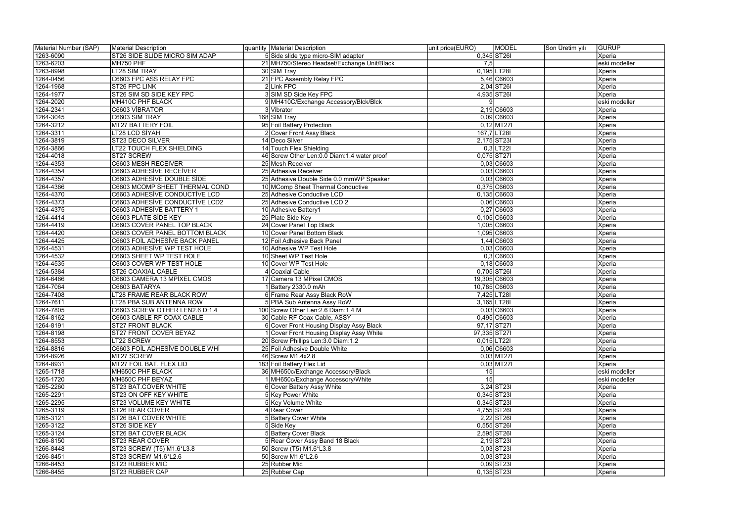| Material Number (SAP) | Material Description | quantity | Material Description | unit price(EURO) | MODEL | Son Üretim yılı | GURUP |
|---|---|---|---|---|---|---|---|
| 1263-6090 | ST26 SIDE SLIDE MICRO SIM ADAP | 5 | Side slide type micro-SIM adapter | 0,345 | ST26I | | Xperia |
| 1263-6203 | MH750 PHF | 21 | MH750/Stereo Headset/Exchange Unit/Black | 7,5 | | | eski modeller |
| 1263-8998 | LT28 SIM TRAY | 30 | SIM Tray | 0,195 | LT28I | | Xperia |
| 1264-0456 | C6603 FPC ASS RELAY FPC | 21 | FPC Assembly Relay FPC | 5,46 | C6603 | | Xperia |
| 1264-1968 | ST26 FPC LINK | 2 | Link FPC | 2,04 | ST26I | | Xperia |
| 1264-1977 | ST26 SIM SD SIDE KEY FPC | 3 | SIM SD Side Key FPC | 4,935 | ST26I | | Xperia |
| 1264-2020 | MH410C PHF BLACK | 9 | MH410C/Exchange Accessory/Blck/Blck | 9 | | | eski modeller |
| 1264-2341 | C6603 VİBRATOR | 3 | Vibrator | 2,19 | C6603 | | Xperia |
| 1264-3045 | C6603 SIM TRAY | 168 | SIM Tray | 0,09 | C6603 | | Xperia |
| 1264-3212 | MT27 BATTERY FOIL | 95 | Foil Battery Protection | 0,12 | MT27I | | Xperia |
| 1264-3311 | LT28 LCD SİYAH | 2 | Cover Front Assy Black | 167,7 | LT28I | | Xperia |
| 1264-3819 | ST23 DECO SILVER | 14 | Deco Silver | 2,175 | ST23I | | Xperia |
| 1264-3866 | LT22 TOUCH FLEX SHIELDING | 14 | Touch Flex Shielding | 0,3 | LT22I | | Xperia |
| 1264-4018 | ST27 SCREW | 46 | Screw Other Len:0.0 Diam:1.4 water proof | 0,075 | ST27I | | Xperia |
| 1264-4353 | C6603 MESH RECEIVER | 25 | Mesh Receiver | 0,03 | C6603 | | Xperia |
| 1264-4354 | C6603 ADHESİVE RECEİVER | 25 | Adhesive Receiver | 0,03 | C6603 | | Xperia |
| 1264-4357 | C6603 ADHESİVE DOUBLE SİDE | 25 | Adhesive Double Side 0.0 mmWP Speaker | 0,03 | C6603 | | Xperia |
| 1264-4366 | C6603 MCOMP SHEET THERMAL COND | 10 | MComp Sheet Thermal Conductive | 0,375 | C6603 | | Xperia |
| 1264-4370 | C6603 ADHESİVE CONDUCTİVE LCD | 25 | Adhesive Conductive LCD | 0,135 | C6603 | | Xperia |
| 1264-4373 | C6603 ADHESİVE CONDUCTİVE LCD2 | 25 | Adhesive Conductive LCD 2 | 0,06 | C6603 | | Xperia |
| 1264-4375 | C6603 ADHESİVE BATTERY 1 | 10 | Adhesive Battery1 | 0,27 | C6603 | | Xperia |
| 1264-4414 | C6603 PLATE SİDE KEY | 25 | Plate Side Key | 0,105 | C6603 | | Xperia |
| 1264-4419 | C6603 COVER PANEL TOP BLACK | 24 | Cover Panel Top Black | 1,005 | C6603 | | Xperia |
| 1264-4420 | C6603 COVER PANEL BOTTOM BLACK | 10 | Cover Panel Bottom Black | 1,095 | C6603 | | Xperia |
| 1264-4425 | C6603 FOİL ADHESİVE BACK PANEL | 12 | Foil Adhesive Back Panel | 1,44 | C6603 | | Xperia |
| 1264-4531 | C6603 ADHESİVE WP TEST HOLE | 10 | Adhesive WP Test Hole | 0,03 | C6603 | | Xperia |
| 1264-4532 | C6603 SHEET WP TEST HOLE | 10 | Sheet WP Test Hole | 0,3 | C6603 | | Xperia |
| 1264-4535 | C6603 COVER WP TEST HOLE | 10 | Cover WP Test Hole | 0,18 | C6603 | | Xperia |
| 1264-5384 | ST26 COAXIAL CABLE | 4 | Coaxial Cable | 0,705 | ST26I | | Xperia |
| 1264-6466 | C6603 CAMERA 13 MPİXEL CMOS | 17 | Camera 13 MPixel CMOS | 19,305 | C6603 | | Xperia |
| 1264-7064 | C6603 BATARYA | 1 | Battery 2330.0 mAh | 10,785 | C6603 | | Xperia |
| 1264-7408 | LT28 FRAME REAR BLACK ROW | 6 | Frame Rear Assy Black RoW | 7,425 | LT28I | | Xperia |
| 1264-7611 | LT28 PBA SUB ANTENNA ROW | 5 | PBA Sub Antenna Assy RoW | 3,165 | LT28I | | Xperia |
| 1264-7805 | C6603 SCREW OTHER LEN2.6 D:1.4 | 100 | Screw Other Len:2.6 Diam:1.4 M | 0,03 | C6603 | | Xperia |
| 1264-8162 | C6603 CABLE RF COAX CABLE | 30 | Cable RF Coax Cable, ASSY | 0,495 | C6603 | | Xperia |
| 1264-8191 | ST27 FRONT BLACK | 6 | Cover Front Housing Display Assy Black | 97,17 | ST27I | | Xperia |
| 1264-8198 | ST27 FRONT COVER BEYAZ | 1 | Cover Front Housing Display Assy White | 97,335 | ST27I | | Xperia |
| 1264-8553 | LT22 SCREW | 20 | Screw Phillips Len:3.0 Diam:1.2 | 0,015 | LT22I | | Xperia |
| 1264-8816 | C6603 FOİL ADHESİVE DOUBLE WHİ | 25 | Foil Adhesive Double White | 0,06 | C6603 | | Xperia |
| 1264-8926 | MT27 SCREW | 46 | Screw M1.4x2.8 | 0,03 | MT27I | | Xperia |
| 1264-8931 | MT27 FOIL BAT. FLEX LID | 183 | Foil Battery Flex Lid | 0,03 | MT27I | | Xperia |
| 1265-1718 | MH650C PHF BLACK | 36 | MH650c/Exchange Accessory/Black | 15 | | | eski modeller |
| 1265-1720 | MH650C PHF BEYAZ | 1 | MH650c/Exchange Accessory/White | 15 | | | eski modeller |
| 1265-2260 | ST23 BAT.COVER WHITE | 6 | Cover Battery Assy White | 3,24 | ST23I | | Xperia |
| 1265-2291 | ST23 ON OFF KEY WHITE | 5 | Key Power White | 0,345 | ST23I | | Xperia |
| 1265-2295 | ST23 VOLUME KEY WHITE | 5 | Key Volume White | 0,345 | ST23I | | Xperia |
| 1265-3119 | ST26 REAR COVER | 4 | Rear Cover | 4,755 | ST26I | | Xperia |
| 1265-3121 | ST26 BAT COVER WHITE | 5 | Battery Cover White | 2,22 | ST26I | | Xperia |
| 1265-3122 | ST26 SIDE KEY | 5 | Side Key | 0,555 | ST26I | | Xperia |
| 1265-3124 | ST26 BAT COVER BLACK | 5 | Battery Cover Black | 2,595 | ST26I | | Xperia |
| 1266-8150 | ST23 REAR COVER | 5 | Rear Cover Assy Band 18 Black | 2,19 | ST23I | | Xperia |
| 1266-8448 | ST23 SCREW (T5) M1.6*L3.8 | 50 | Screw (T5) M1.6*L3.8 | 0,03 | ST23I | | Xperia |
| 1266-8451 | ST23 SCREW M1.6*L2.6 | 50 | Screw M1.6*L2.6 | 0,03 | ST23I | | Xperia |
| 1266-8453 | ST23 RUBBER MIC | 25 | Rubber Mic | 0,09 | ST23I | | Xperia |
| 1266-8455 | ST23 RUBBER CAP | 25 | Rubber Cap | 0,135 | ST23I | | Xperia |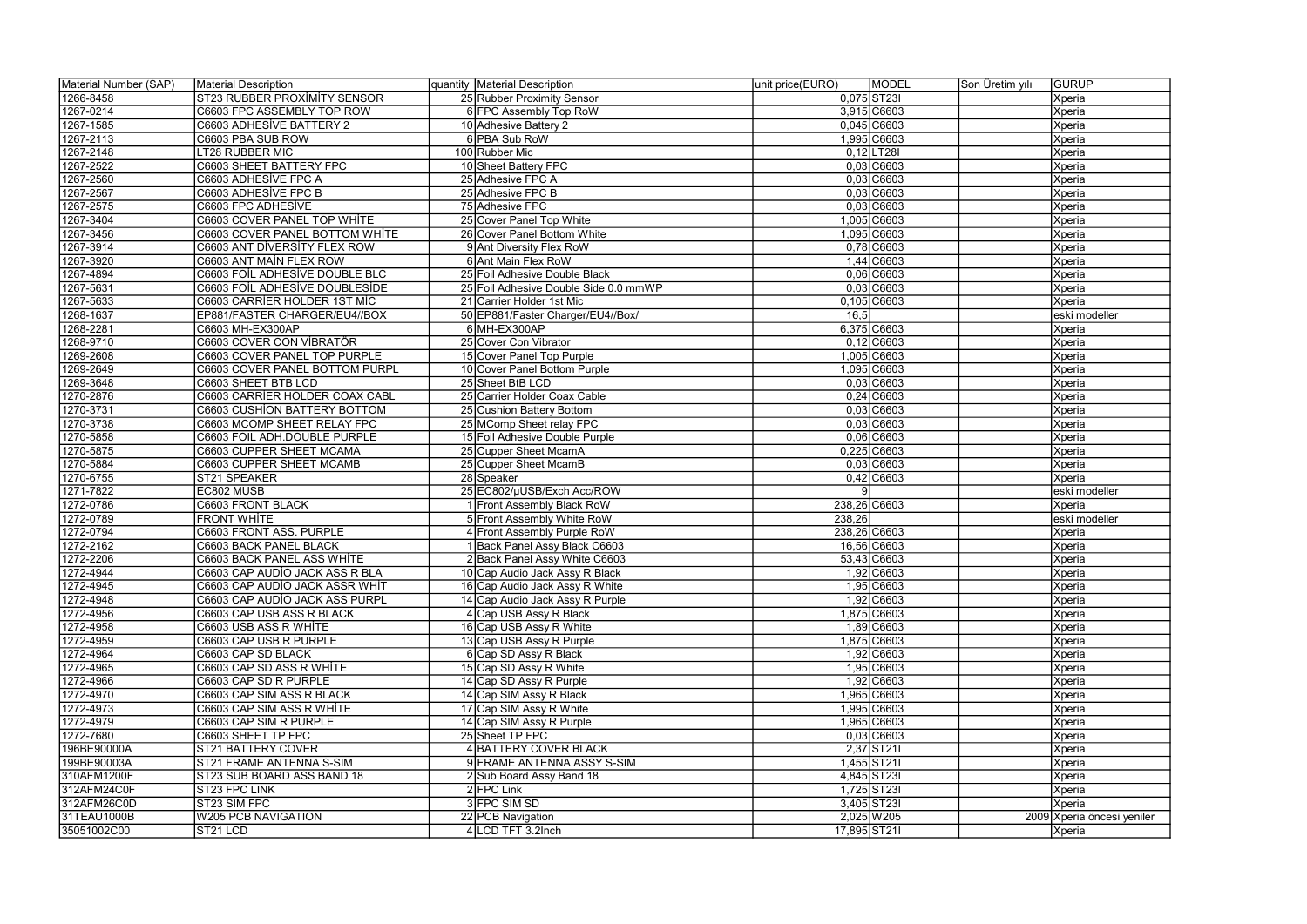| Material Number (SAP) | Material Description | quantity | Material Description | unit price(EURO) | MODEL | Son Üretim yılı | GURUP |
|---|---|---|---|---|---|---|---|
| 1266-8458 | ST23 RUBBER PROXİMİTY SENSOR | 25 | Rubber Proximity Sensor | 0,075 | ST23I | | Xperia |
| 1267-0214 | C6603 FPC ASSEMBLY TOP ROW | 6 | FPC Assembly Top RoW | 3,915 | C6603 | | Xperia |
| 1267-1585 | C6603 ADHESİVE BATTERY 2 | 10 | Adhesive Battery 2 | 0,045 | C6603 | | Xperia |
| 1267-2113 | C6603 PBA SUB ROW | 6 | PBA Sub RoW | 1,995 | C6603 | | Xperia |
| 1267-2148 | LT28 RUBBER MIC | 100 | Rubber Mic | 0,12 | LT28I | | Xperia |
| 1267-2522 | C6603 SHEET BATTERY FPC | 10 | Sheet Battery FPC | 0,03 | C6603 | | Xperia |
| 1267-2560 | C6603 ADHESİVE FPC A | 25 | Adhesive FPC A | 0,03 | C6603 | | Xperia |
| 1267-2567 | C6603 ADHESİVE FPC B | 25 | Adhesive FPC B | 0,03 | C6603 | | Xperia |
| 1267-2575 | C6603 FPC ADHESİVE | 75 | Adhesive FPC | 0,03 | C6603 | | Xperia |
| 1267-3404 | C6603 COVER PANEL TOP WHİTE | 25 | Cover Panel Top White | 1,005 | C6603 | | Xperia |
| 1267-3456 | C6603 COVER PANEL BOTTOM WHİTE | 26 | Cover Panel Bottom White | 1,095 | C6603 | | Xperia |
| 1267-3914 | C6603 ANT DİVERSİTY FLEX ROW | 9 | Ant Diversity Flex RoW | 0,78 | C6603 | | Xperia |
| 1267-3920 | C6603 ANT MAİN FLEX ROW | 6 | Ant Main Flex RoW | 1,44 | C6603 | | Xperia |
| 1267-4894 | C6603 FOİL ADHESİVE DOUBLE BLC | 25 | Foil Adhesive Double Black | 0,06 | C6603 | | Xperia |
| 1267-5631 | C6603 FOİL ADHESİVE DOUBLESİDE | 25 | Foil Adhesive Double Side 0.0 mmWP | 0,03 | C6603 | | Xperia |
| 1267-5633 | C6603 CARRİER HOLDER 1ST MİC | 21 | Carrier Holder 1st Mic | 0,105 | C6603 | | Xperia |
| 1268-1637 | EP881/FASTER CHARGER/EU4//BOX | 50 | EP881/Faster Charger/EU4//Box/ | 16,5 | | | eski modeller |
| 1268-2281 | C6603 MH-EX300AP | 6 | MH-EX300AP | 6,375 | C6603 | | Xperia |
| 1268-9710 | C6603 COVER CON VİBRATÖR | 25 | Cover Con Vibrator | 0,12 | C6603 | | Xperia |
| 1269-2608 | C6603 COVER PANEL TOP PURPLE | 15 | Cover Panel Top Purple | 1,005 | C6603 | | Xperia |
| 1269-2649 | C6603 COVER PANEL BOTTOM PURPL | 10 | Cover Panel Bottom Purple | 1,095 | C6603 | | Xperia |
| 1269-3648 | C6603 SHEET BTB LCD | 25 | Sheet BtB LCD | 0,03 | C6603 | | Xperia |
| 1270-2876 | C6603 CARRİER HOLDER COAX CABL | 25 | Carrier Holder Coax Cable | 0,24 | C6603 | | Xperia |
| 1270-3731 | C6603 CUSHİON BATTERY BOTTOM | 25 | Cushion Battery Bottom | 0,03 | C6603 | | Xperia |
| 1270-3738 | C6603 MCOMP SHEET RELAY FPC | 25 | MComp Sheet relay FPC | 0,03 | C6603 | | Xperia |
| 1270-5858 | C6603 FOIL ADH.DOUBLE PURPLE | 15 | Foil Adhesive Double Purple | 0,06 | C6603 | | Xperia |
| 1270-5875 | C6603 CUPPER SHEET MCAMA | 25 | Cupper Sheet McamA | 0,225 | C6603 | | Xperia |
| 1270-5884 | C6603 CUPPER SHEET MCAMB | 25 | Cupper Sheet McamB | 0,03 | C6603 | | Xperia |
| 1270-6755 | ST21 SPEAKER | 28 | Speaker | 0,42 | C6603 | | Xperia |
| 1271-7822 | EC802 MUSB | 25 | EC802/µUSB/Exch Acc/ROW | 9 | | | eski modeller |
| 1272-0786 | C6603 FRONT BLACK | 1 | Front Assembly Black RoW | 238,26 | C6603 | | Xperia |
| 1272-0789 | FRONT WHİTE | 5 | Front Assembly White RoW | 238,26 | | | eski modeller |
| 1272-0794 | C6603 FRONT ASS. PURPLE | 4 | Front Assembly Purple RoW | 238,26 | C6603 | | Xperia |
| 1272-2162 | C6603 BACK PANEL BLACK | 1 | Back Panel Assy Black C6603 | 16,56 | C6603 | | Xperia |
| 1272-2206 | C6603 BACK PANEL ASS WHİTE | 2 | Back Panel Assy White C6603 | 53,43 | C6603 | | Xperia |
| 1272-4944 | C6603 CAP AUDİO JACK ASS R BLA | 10 | Cap Audio Jack Assy R Black | 1,92 | C6603 | | Xperia |
| 1272-4945 | C6603 CAP AUDİO JACK ASSR WHİT | 16 | Cap Audio Jack Assy R White | 1,95 | C6603 | | Xperia |
| 1272-4948 | C6603 CAP AUDİO JACK ASS PURPL | 14 | Cap Audio Jack Assy R Purple | 1,92 | C6603 | | Xperia |
| 1272-4956 | C6603 CAP USB ASS R BLACK | 4 | Cap USB Assy R Black | 1,875 | C6603 | | Xperia |
| 1272-4958 | C6603 USB ASS R WHİTE | 16 | Cap USB Assy R White | 1,89 | C6603 | | Xperia |
| 1272-4959 | C6603 CAP USB R PURPLE | 13 | Cap USB Assy R Purple | 1,875 | C6603 | | Xperia |
| 1272-4964 | C6603 CAP SD BLACK | 6 | Cap SD Assy R Black | 1,92 | C6603 | | Xperia |
| 1272-4965 | C6603 CAP SD ASS R WHİTE | 15 | Cap SD Assy R White | 1,95 | C6603 | | Xperia |
| 1272-4966 | C6603 CAP SD R PURPLE | 14 | Cap SD Assy R Purple | 1,92 | C6603 | | Xperia |
| 1272-4970 | C6603 CAP SIM ASS R BLACK | 14 | Cap SIM Assy R Black | 1,965 | C6603 | | Xperia |
| 1272-4973 | C6603 CAP SIM ASS R WHİTE | 17 | Cap SIM Assy R White | 1,995 | C6603 | | Xperia |
| 1272-4979 | C6603 CAP SIM R PURPLE | 14 | Cap SIM Assy R Purple | 1,965 | C6603 | | Xperia |
| 1272-7680 | C6603 SHEET TP FPC | 25 | Sheet TP FPC | 0,03 | C6603 | | Xperia |
| 196BE90000A | ST21 BATTERY COVER | 4 | BATTERY COVER BLACK | 2,37 | ST21I | | Xperia |
| 199BE90003A | ST21 FRAME ANTENNA S-SIM | 9 | FRAME ANTENNA ASSY S-SIM | 1,455 | ST21I | | Xperia |
| 310AFM1200F | ST23 SUB BOARD ASS BAND 18 | 2 | Sub Board Assy Band 18 | 4,845 | ST23I | | Xperia |
| 312AFM24C0F | ST23 FPC LINK | 2 | FPC Link | 1,725 | ST23I | | Xperia |
| 312AFM26C0D | ST23 SIM FPC | 3 | FPC SIM SD | 3,405 | ST23I | | Xperia |
| 31TEAU1000B | W205 PCB NAVIGATION | 22 | PCB Navigation | 2,025 | W205 | 2009 | Xperia öncesi yeniler |
| 35051002C00 | ST21 LCD | 4 | LCD TFT 3.2Inch | 17,895 | ST21I | | Xperia |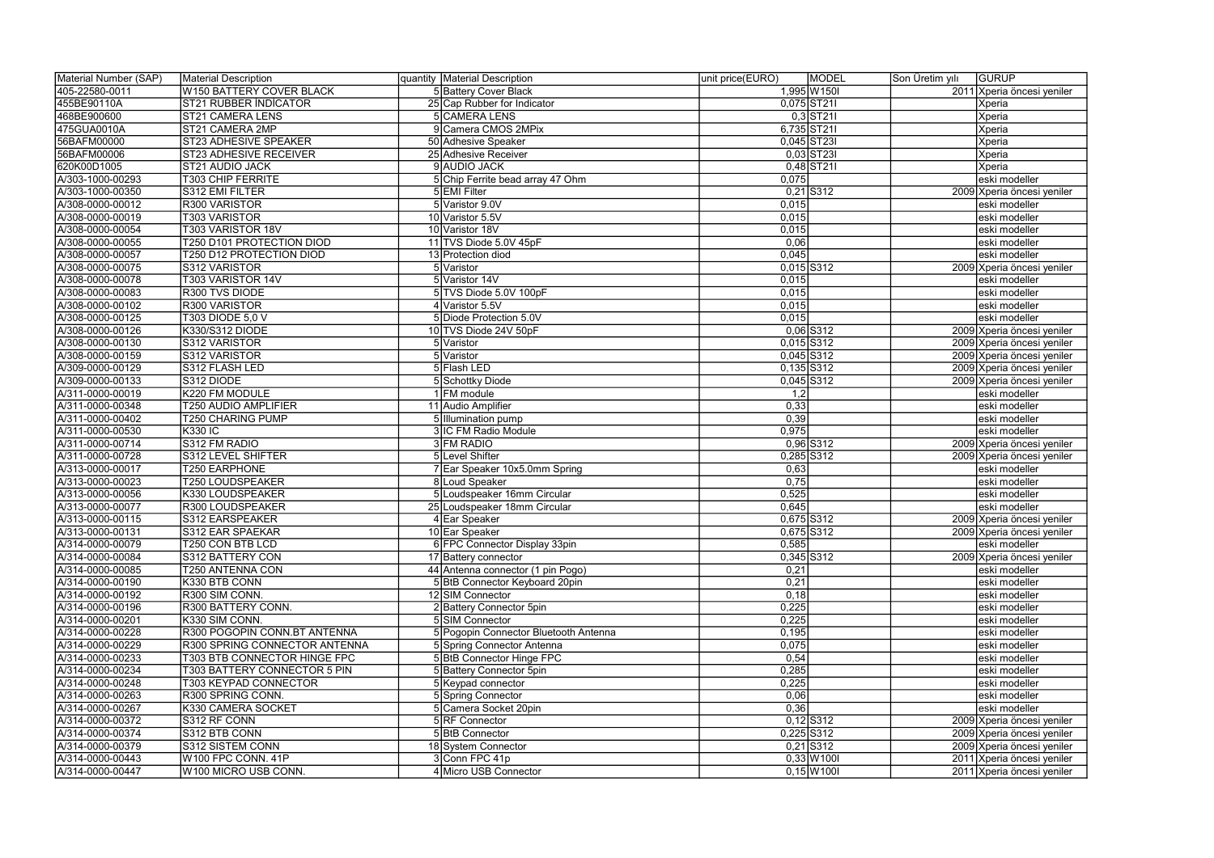| Material Number (SAP) | Material Description | quantity | Material Description | unit price(EURO) | MODEL | Son Üretim yılı | GURUP |
|---|---|---|---|---|---|---|---|
| 405-22580-0011 | W150 BATTERY COVER BLACK | 5 | Battery Cover Black | 1,995 | W150I | 2011 | Xperia öncesi yeniler |
| 455BE90110A | ST21 RUBBER INDICATOR | 25 | Cap Rubber for Indicator | 0,075 | ST21I | | Xperia |
| 468BE900600 | ST21 CAMERA LENS | 5 | CAMERA LENS | 0,3 | ST21I | | Xperia |
| 475GUA0010A | ST21 CAMERA 2MP | 9 | Camera CMOS 2MPix | 6,735 | ST21I | | Xperia |
| 56BAFM00000 | ST23 ADHESIVE SPEAKER | 50 | Adhesive Speaker | 0,045 | ST23I | | Xperia |
| 56BAFM00006 | ST23 ADHESIVE RECEIVER | 25 | Adhesive Receiver | 0,03 | ST23I | | Xperia |
| 620K00D1005 | ST21 AUDIO JACK | 9 | AUDIO JACK | 0,48 | ST21I | | Xperia |
| A/303-1000-00293 | T303 CHIP FERRITE | 5 | Chip Ferrite bead array 47 Ohm | 0,075 | | | eski modeller |
| A/303-1000-00350 | S312 EMI FILTER | 5 | EMI Filter | 0,21 | S312 | 2009 | Xperia öncesi yeniler |
| A/308-0000-00012 | R300 VARISTOR | 5 | Varistor 9.0V | 0,015 | | | eski modeller |
| A/308-0000-00019 | T303 VARISTOR | 10 | Varistor 5.5V | 0,015 | | | eski modeller |
| A/308-0000-00054 | T303 VARISTOR 18V | 10 | Varistor 18V | 0,015 | | | eski modeller |
| A/308-0000-00055 | T250 D101 PROTECTION DIOD | 11 | TVS Diode 5.0V 45pF | 0,06 | | | eski modeller |
| A/308-0000-00057 | T250 D12 PROTECTION DIOD | 13 | Protection diod | 0,045 | | | eski modeller |
| A/308-0000-00075 | S312 VARISTOR | 5 | Varistor | 0,015 | S312 | 2009 | Xperia öncesi yeniler |
| A/308-0000-00078 | T303 VARISTOR 14V | 5 | Varistor 14V | 0,015 | | | eski modeller |
| A/308-0000-00083 | R300 TVS DIODE | 5 | TVS Diode 5.0V 100pF | 0,015 | | | eski modeller |
| A/308-0000-00102 | R300 VARISTOR | 4 | Varistor 5.5V | 0,015 | | | eski modeller |
| A/308-0000-00125 | T303 DIODE 5,0 V | 5 | Diode Protection 5.0V | 0,015 | | | eski modeller |
| A/308-0000-00126 | K330/S312 DIODE | 10 | TVS Diode 24V 50pF | 0,06 | S312 | 2009 | Xperia öncesi yeniler |
| A/308-0000-00130 | S312 VARISTOR | 5 | Varistor | 0,015 | S312 | 2009 | Xperia öncesi yeniler |
| A/308-0000-00159 | S312 VARISTOR | 5 | Varistor | 0,045 | S312 | 2009 | Xperia öncesi yeniler |
| A/309-0000-00129 | S312 FLASH LED | 5 | Flash LED | 0,135 | S312 | 2009 | Xperia öncesi yeniler |
| A/309-0000-00133 | S312 DIODE | 5 | Schottky Diode | 0,045 | S312 | 2009 | Xperia öncesi yeniler |
| A/311-0000-00019 | K220 FM MODULE | 1 | FM module | 1,2 | | | eski modeller |
| A/311-0000-00348 | T250 AUDIO AMPLIFIER | 11 | Audio Amplifier | 0,33 | | | eski modeller |
| A/311-0000-00402 | T250 CHARING PUMP | 5 | Illumination pump | 0,39 | | | eski modeller |
| A/311-0000-00530 | K330 IC | 3 | IC FM Radio Module | 0,975 | | | eski modeller |
| A/311-0000-00714 | S312 FM RADIO | 3 | FM RADIO | 0,96 | S312 | 2009 | Xperia öncesi yeniler |
| A/311-0000-00728 | S312 LEVEL SHIFTER | 5 | Level Shifter | 0,285 | S312 | 2009 | Xperia öncesi yeniler |
| A/313-0000-00017 | T250 EARPHONE | 7 | Ear Speaker 10x5.0mm Spring | 0,63 | | | eski modeller |
| A/313-0000-00023 | T250 LOUDSPEAKER | 8 | Loud Speaker | 0,75 | | | eski modeller |
| A/313-0000-00056 | K330 LOUDSPEAKER | 5 | Loudspeaker 16mm Circular | 0,525 | | | eski modeller |
| A/313-0000-00077 | R300 LOUDSPEAKER | 25 | Loudspeaker 18mm Circular | 0,645 | | | eski modeller |
| A/313-0000-00115 | S312 EARSPEAKER | 4 | Ear Speaker | 0,675 | S312 | 2009 | Xperia öncesi yeniler |
| A/313-0000-00131 | S312 EAR SPAEKAR | 10 | Ear Speaker | 0,675 | S312 | 2009 | Xperia öncesi yeniler |
| A/314-0000-00079 | T250 CON BTB LCD | 6 | FPC Connector Display 33pin | 0,585 | | | eski modeller |
| A/314-0000-00084 | S312 BATTERY CON | 17 | Battery connector | 0,345 | S312 | 2009 | Xperia öncesi yeniler |
| A/314-0000-00085 | T250 ANTENNA CON | 44 | Antenna connector (1 pin Pogo) | 0,21 | | | eski modeller |
| A/314-0000-00190 | K330 BTB CONN | 5 | BtB Connector Keyboard 20pin | 0,21 | | | eski modeller |
| A/314-0000-00192 | R300 SIM CONN. | 12 | SIM Connector | 0,18 | | | eski modeller |
| A/314-0000-00196 | R300 BATTERY CONN. | 2 | Battery Connector 5pin | 0,225 | | | eski modeller |
| A/314-0000-00201 | K330 SIM CONN. | 5 | SIM Connector | 0,225 | | | eski modeller |
| A/314-0000-00228 | R300 POGOPIN CONN.BT ANTENNA | 5 | Pogopin Connector Bluetooth Antenna | 0,195 | | | eski modeller |
| A/314-0000-00229 | R300 SPRING CONNECTOR ANTENNA | 5 | Spring Connector Antenna | 0,075 | | | eski modeller |
| A/314-0000-00233 | T303 BTB CONNECTOR HINGE FPC | 5 | BtB Connector Hinge FPC | 0,54 | | | eski modeller |
| A/314-0000-00234 | T303 BATTERY CONNECTOR 5 PIN | 5 | Battery Connector 5pin | 0,285 | | | eski modeller |
| A/314-0000-00248 | T303 KEYPAD CONNECTOR | 5 | Keypad connector | 0,225 | | | eski modeller |
| A/314-0000-00263 | R300 SPRING CONN. | 5 | Spring Connector | 0,06 | | | eski modeller |
| A/314-0000-00267 | K330 CAMERA SOCKET | 5 | Camera Socket 20pin | 0,36 | | | eski modeller |
| A/314-0000-00372 | S312 RF CONN | 5 | RF Connector | 0,12 | S312 | 2009 | Xperia öncesi yeniler |
| A/314-0000-00374 | S312 BTB CONN | 5 | BtB Connector | 0,225 | S312 | 2009 | Xperia öncesi yeniler |
| A/314-0000-00379 | S312 SISTEM CONN | 18 | System Connector | 0,21 | S312 | 2009 | Xperia öncesi yeniler |
| A/314-0000-00443 | W100 FPC CONN. 41P | 3 | Conn FPC 41p | 0,33 | W100I | 2011 | Xperia öncesi yeniler |
| A/314-0000-00447 | W100 MICRO USB CONN. | 4 | Micro USB Connector | 0,15 | W100I | 2011 | Xperia öncesi yeniler |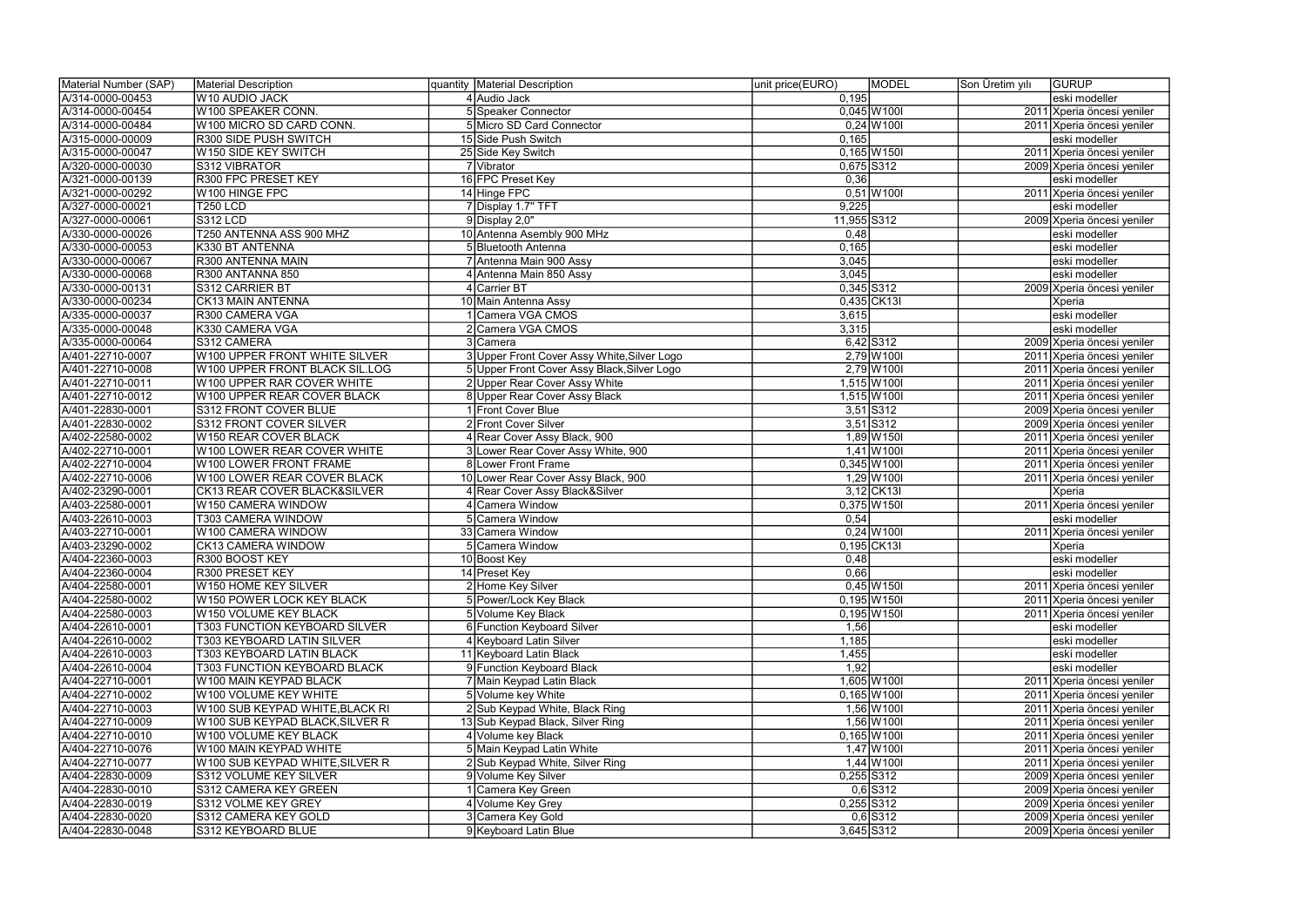| Material Number (SAP) | Material Description | quantity | Material Description | unit price(EURO) | MODEL | Son Üretim yılı | GURUP |
|---|---|---|---|---|---|---|---|
| A/314-0000-00453 | W10 AUDIO JACK | 4 | Audio Jack | 0,195 | | | eski modeller |
| A/314-0000-00454 | W100 SPEAKER CONN. | 5 | Speaker Connector | 0,045 | W100I | 2011 | Xperia öncesi yeniler |
| A/314-0000-00484 | W100 MICRO SD CARD CONN. | 5 | Micro SD Card Connector | 0,24 | W100I | 2011 | Xperia öncesi yeniler |
| A/315-0000-00009 | R300 SIDE PUSH SWITCH | 15 | Side Push Switch | 0,165 | | | eski modeller |
| A/315-0000-00047 | W150 SIDE KEY SWITCH | 25 | Side Key Switch | 0,165 | W150I | 2011 | Xperia öncesi yeniler |
| A/320-0000-00030 | S312 VIBRATOR | 7 | Vibrator | 0,675 | S312 | 2009 | Xperia öncesi yeniler |
| A/321-0000-00139 | R300 FPC PRESET KEY | 16 | FPC Preset Key | 0,36 | | | eski modeller |
| A/321-0000-00292 | W100 HINGE FPC | 14 | Hinge FPC | 0,51 | W100I | 2011 | Xperia öncesi yeniler |
| A/327-0000-00021 | T250 LCD | 7 | Display 1.7" TFT | 9,225 | | | eski modeller |
| A/327-0000-00061 | S312 LCD | 9 | Display 2,0" | 11,955 | S312 | 2009 | Xperia öncesi yeniler |
| A/330-0000-00026 | T250 ANTENNA ASS 900 MHZ | 10 | Antenna Asembly 900 MHz | 0,48 | | | eski modeller |
| A/330-0000-00053 | K330 BT ANTENNA | 5 | Bluetooth Antenna | 0,165 | | | eski modeller |
| A/330-0000-00067 | R300 ANTENNA MAIN | 7 | Antenna Main 900 Assy | 3,045 | | | eski modeller |
| A/330-0000-00068 | R300 ANTENNA 850 | 4 | Antenna Main 850 Assy | 3,045 | | | eski modeller |
| A/330-0000-00131 | S312 CARRIER BT | 4 | Carrier BT | 0,345 | S312 | 2009 | Xperia öncesi yeniler |
| A/330-0000-00234 | CK13 MAIN ANTENNA | 10 | Main Antenna Assy | 0,435 | CK13I | | Xperia |
| A/335-0000-00037 | R300 CAMERA VGA | 1 | Camera VGA CMOS | 3,615 | | | eski modeller |
| A/335-0000-00048 | K330 CAMERA VGA | 2 | Camera VGA CMOS | 3,315 | | | eski modeller |
| A/335-0000-00064 | S312 CAMERA | 3 | Camera | 6,42 | S312 | 2009 | Xperia öncesi yeniler |
| A/401-22710-0007 | W100 UPPER FRONT WHITE SILVER | 3 | Upper Front Cover Assy White,Silver Logo | 2,79 | W100I | 2011 | Xperia öncesi yeniler |
| A/401-22710-0008 | W100 UPPER FRONT BLACK SIL.LOG | 5 | Upper Front Cover Assy Black,Silver Logo | 2,79 | W100I | 2011 | Xperia öncesi yeniler |
| A/401-22710-0011 | W100 UPPER RAR COVER WHITE | 2 | Upper Rear Cover Assy White | 1,515 | W100I | 2011 | Xperia öncesi yeniler |
| A/401-22710-0012 | W100 UPPER REAR COVER BLACK | 8 | Upper Rear Cover Assy Black | 1,515 | W100I | 2011 | Xperia öncesi yeniler |
| A/401-22830-0001 | S312 FRONT COVER BLUE | 1 | Front Cover Blue | 3,51 | S312 | 2009 | Xperia öncesi yeniler |
| A/401-22830-0002 | S312 FRONT COVER SILVER | 2 | Front Cover Silver | 3,51 | S312 | 2009 | Xperia öncesi yeniler |
| A/402-22580-0002 | W150 REAR COVER BLACK | 4 | Rear Cover Assy Black, 900 | 1,89 | W150I | 2011 | Xperia öncesi yeniler |
| A/402-22710-0001 | W100 LOWER REAR COVER WHITE | 3 | Lower Rear Cover Assy White, 900 | 1,41 | W100I | 2011 | Xperia öncesi yeniler |
| A/402-22710-0004 | W100 LOWER FRONT FRAME | 8 | Lower Front Frame | 0,345 | W100I | 2011 | Xperia öncesi yeniler |
| A/402-22710-0006 | W100 LOWER REAR COVER BLACK | 10 | Lower Rear Cover Assy Black, 900 | 1,29 | W100I | 2011 | Xperia öncesi yeniler |
| A/402-23290-0001 | CK13 REAR COVER BLACK&SILVER | 4 | Rear Cover Assy Black&Silver | 3,12 | CK13I | | Xperia |
| A/403-22580-0001 | W150 CAMERA WINDOW | 4 | Camera Window | 0,375 | W150I | 2011 | Xperia öncesi yeniler |
| A/403-22610-0003 | T303 CAMERA WINDOW | 5 | Camera Window | 0,54 | | | eski modeller |
| A/403-22710-0001 | W100 CAMERA WINDOW | 33 | Camera Window | 0,24 | W100I | 2011 | Xperia öncesi yeniler |
| A/403-23290-0002 | CK13 CAMERA WINDOW | 5 | Camera Window | 0,195 | CK13I | | Xperia |
| A/404-22360-0003 | R300 BOOST KEY | 10 | Boost Key | 0,48 | | | eski modeller |
| A/404-22360-0004 | R300 PRESET KEY | 14 | Preset Key | 0,66 | | | eski modeller |
| A/404-22580-0001 | W150 HOME KEY SILVER | 2 | Home Key Silver | 0,45 | W150I | 2011 | Xperia öncesi yeniler |
| A/404-22580-0002 | W150 POWER LOCK KEY BLACK | 5 | Power/Lock Key Black | 0,195 | W150I | 2011 | Xperia öncesi yeniler |
| A/404-22580-0003 | W150 VOLUME KEY BLACK | 5 | Volume Key Black | 0,195 | W150I | 2011 | Xperia öncesi yeniler |
| A/404-22610-0001 | T303 FUNCTION KEYBOARD SILVER | 6 | Function Keyboard Silver | 1,56 | | | eski modeller |
| A/404-22610-0002 | T303 KEYBOARD LATIN SILVER | 4 | Keyboard Latin Silver | 1,185 | | | eski modeller |
| A/404-22610-0003 | T303 KEYBOARD LATIN BLACK | 11 | Keyboard Latin Black | 1,455 | | | eski modeller |
| A/404-22610-0004 | T303 FUNCTION KEYBOARD BLACK | 9 | Function Keyboard Black | 1,92 | | | eski modeller |
| A/404-22710-0001 | W100 MAIN KEYPAD BLACK | 7 | Main Keypad Latin Black | 1,605 | W100I | 2011 | Xperia öncesi yeniler |
| A/404-22710-0002 | W100 VOLUME KEY WHITE | 5 | Volume key White | 0,165 | W100I | 2011 | Xperia öncesi yeniler |
| A/404-22710-0003 | W100 SUB KEYPAD WHITE,BLACK RI | 2 | Sub Keypad White, Black Ring | 1,56 | W100I | 2011 | Xperia öncesi yeniler |
| A/404-22710-0009 | W100 SUB KEYPAD BLACK,SILVER R | 13 | Sub Keypad Black, Silver Ring | 1,56 | W100I | 2011 | Xperia öncesi yeniler |
| A/404-22710-0010 | W100 VOLUME KEY BLACK | 4 | Volume key Black | 0,165 | W100I | 2011 | Xperia öncesi yeniler |
| A/404-22710-0076 | W100 MAIN KEYPAD WHITE | 5 | Main Keypad Latin White | 1,47 | W100I | 2011 | Xperia öncesi yeniler |
| A/404-22710-0077 | W100 SUB KEYPAD WHITE,SILVER R | 2 | Sub Keypad White, Silver Ring | 1,44 | W100I | 2011 | Xperia öncesi yeniler |
| A/404-22830-0009 | S312 VOLUME KEY SILVER | 9 | Volume Key Silver | 0,255 | S312 | 2009 | Xperia öncesi yeniler |
| A/404-22830-0010 | S312 CAMERA KEY GREEN | 1 | Camera Key Green | 0,6 | S312 | 2009 | Xperia öncesi yeniler |
| A/404-22830-0019 | S312 VOLME KEY GREY | 4 | Volume Key Grey | 0,255 | S312 | 2009 | Xperia öncesi yeniler |
| A/404-22830-0020 | S312 CAMERA KEY GOLD | 3 | Camera Key Gold | 0,6 | S312 | 2009 | Xperia öncesi yeniler |
| A/404-22830-0048 | S312 KEYBOARD BLUE | 9 | Keyboard Latin Blue | 3,645 | S312 | 2009 | Xperia öncesi yeniler |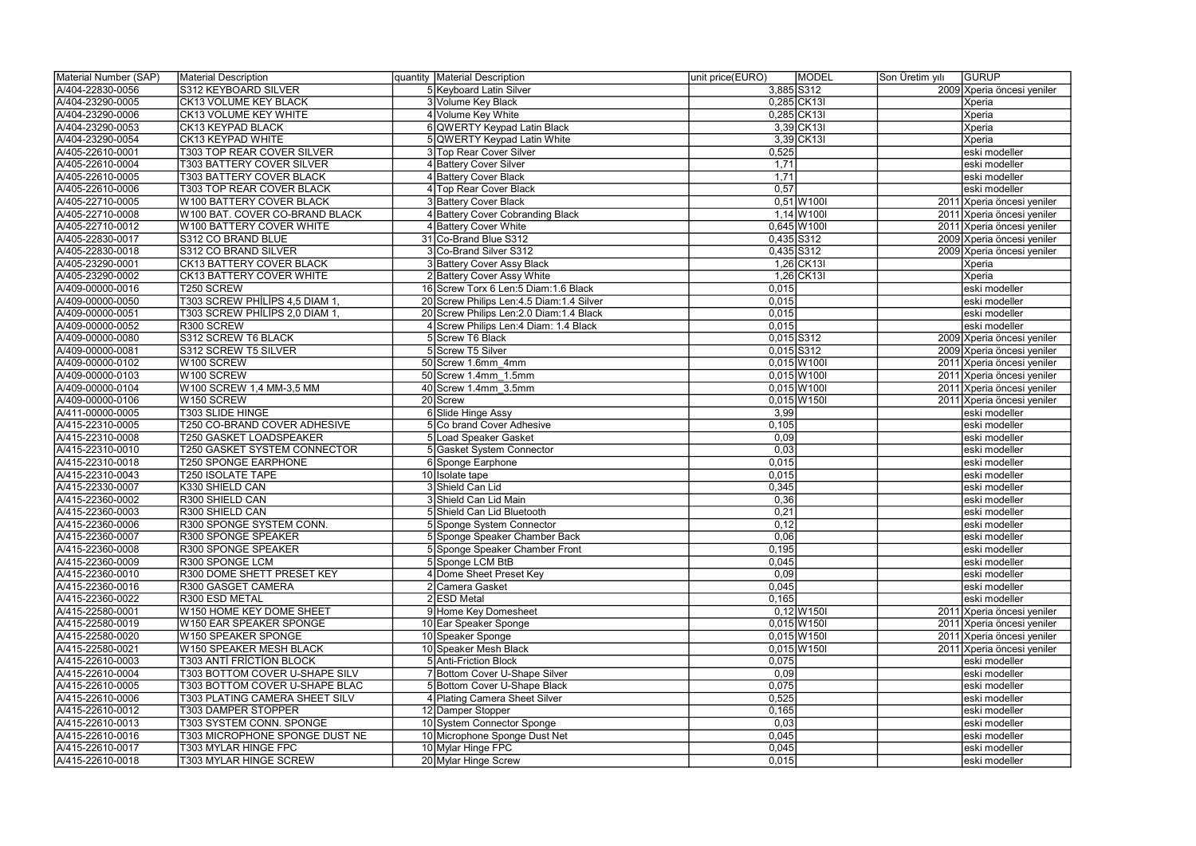| Material Number (SAP) | Material Description | quantity | Material Description | unit price(EURO) | MODEL | Son Üretim yılı | GURUP |
|---|---|---|---|---|---|---|---|
| A/404-22830-0056 | S312 KEYBOARD SILVER | 5 | Keyboard Latin Silver | 3,885 | S312 | 2009 | Xperia öncesi yeniler |
| A/404-23290-0005 | CK13 VOLUME KEY BLACK | 3 | Volume Key Black | 0,285 | CK13I | | Xperia |
| A/404-23290-0006 | CK13 VOLUME KEY WHITE | 4 | Volume Key White | 0,285 | CK13I | | Xperia |
| A/404-23290-0053 | CK13 KEYPAD BLACK | 6 | QWERTY Keypad Latin Black | 3,39 | CK13I | | Xperia |
| A/404-23290-0054 | CK13 KEYPAD WHITE | 5 | QWERTY Keypad Latin White | 3,39 | CK13I | | Xperia |
| A/405-22610-0001 | T303 TOP REAR COVER SILVER | 3 | Top Rear Cover Silver | 0,525 | | | eski modeller |
| A/405-22610-0004 | T303 BATTERY COVER SILVER | 4 | Battery Cover Silver | 1,71 | | | eski modeller |
| A/405-22610-0005 | T303 BATTERY COVER BLACK | 4 | Battery Cover Black | 1,71 | | | eski modeller |
| A/405-22610-0006 | T303 TOP REAR COVER BLACK | 4 | Top Rear Cover Black | 0,57 | | | eski modeller |
| A/405-22710-0005 | W100 BATTERY COVER BLACK | 3 | Battery Cover Black | 0,51 | W100I | 2011 | Xperia öncesi yeniler |
| A/405-22710-0008 | W100 BAT. COVER CO-BRAND BLACK | 4 | Battery Cover Cobranding Black | 1,14 | W100I | 2011 | Xperia öncesi yeniler |
| A/405-22710-0012 | W100 BATTERY COVER WHITE | 4 | Battery Cover White | 0,645 | W100I | 2011 | Xperia öncesi yeniler |
| A/405-22830-0017 | S312 CO BRAND BLUE | 31 | Co-Brand Blue S312 | 0,435 | S312 | 2009 | Xperia öncesi yeniler |
| A/405-22830-0018 | S312 CO BRAND SILVER | 3 | Co-Brand Silver S312 | 0,435 | S312 | 2009 | Xperia öncesi yeniler |
| A/405-23290-0001 | CK13 BATTERY COVER BLACK | 3 | Battery Cover Assy Black | 1,26 | CK13I | | Xperia |
| A/405-23290-0002 | CK13 BATTERY COVER WHITE | 2 | Battery Cover Assy White | 1,26 | CK13I | | Xperia |
| A/409-00000-0016 | T250 SCREW | 16 | Screw Torx 6 Len:5 Diam:1.6 Black | 0,015 | | | eski modeller |
| A/409-00000-0050 | T303 SCREW PHİLİPS 4,5 DIAM 1, | 20 | Screw Philips Len:4.5 Diam:1.4 Silver | 0,015 | | | eski modeller |
| A/409-00000-0051 | T303 SCREW PHİLİPS 2,0 DIAM 1, | 20 | Screw Philips Len:2.0 Diam:1.4 Black | 0,015 | | | eski modeller |
| A/409-00000-0052 | R300 SCREW | 4 | Screw Philips Len:4 Diam: 1.4 Black | 0,015 | | | eski modeller |
| A/409-00000-0080 | S312 SCREW T6 BLACK | 5 | Screw T6 Black | 0,015 | S312 | 2009 | Xperia öncesi yeniler |
| A/409-00000-0081 | S312 SCREW T5 SILVER | 5 | Screw T5 Silver | 0,015 | S312 | 2009 | Xperia öncesi yeniler |
| A/409-00000-0102 | W100 SCREW | 50 | Screw 1.6mm_4mm | 0,015 | W100I | 2011 | Xperia öncesi yeniler |
| A/409-00000-0103 | W100 SCREW | 50 | Screw 1.4mm_1.5mm | 0,015 | W100I | 2011 | Xperia öncesi yeniler |
| A/409-00000-0104 | W100 SCREW 1,4 MM-3,5 MM | 40 | Screw 1.4mm_3.5mm | 0,015 | W100I | 2011 | Xperia öncesi yeniler |
| A/409-00000-0106 | W150 SCREW | 20 | Screw | 0,015 | W150I | 2011 | Xperia öncesi yeniler |
| A/411-00000-0005 | T303 SLIDE HINGE | 6 | Slide Hinge Assy | 3,99 | | | eski modeller |
| A/415-22310-0005 | T250 CO-BRAND COVER ADHESIVE | 5 | Co brand Cover Adhesive | 0,105 | | | eski modeller |
| A/415-22310-0008 | T250 GASKET LOADSPEAKER | 5 | Load Speaker Gasket | 0,09 | | | eski modeller |
| A/415-22310-0010 | T250 GASKET SYSTEM CONNECTOR | 5 | Gasket System Connector | 0,03 | | | eski modeller |
| A/415-22310-0018 | T250 SPONGE EARPHONE | 6 | Sponge Earphone | 0,015 | | | eski modeller |
| A/415-22310-0043 | T250 ISOLATE TAPE | 10 | Isolate tape | 0,015 | | | eski modeller |
| A/415-22330-0007 | K330 SHIELD CAN | 3 | Shield Can Lid | 0,345 | | | eski modeller |
| A/415-22360-0002 | R300 SHIELD CAN | 3 | Shield Can Lid Main | 0,36 | | | eski modeller |
| A/415-22360-0003 | R300 SHIELD CAN | 5 | Shield Can Lid Bluetooth | 0,21 | | | eski modeller |
| A/415-22360-0006 | R300 SPONGE SYSTEM CONN. | 5 | Sponge System Connector | 0,12 | | | eski modeller |
| A/415-22360-0007 | R300 SPONGE SPEAKER | 5 | Sponge Speaker Chamber Back | 0,06 | | | eski modeller |
| A/415-22360-0008 | R300 SPONGE SPEAKER | 5 | Sponge Speaker Chamber Front | 0,195 | | | eski modeller |
| A/415-22360-0009 | R300 SPONGE LCM | 5 | Sponge LCM BtB | 0,045 | | | eski modeller |
| A/415-22360-0010 | R300 DOME SHETT PRESET KEY | 4 | Dome Sheet Preset Key | 0,09 | | | eski modeller |
| A/415-22360-0016 | R300 GASGET CAMERA | 2 | Camera Gasket | 0,045 | | | eski modeller |
| A/415-22360-0022 | R300 ESD METAL | 2 | ESD Metal | 0,165 | | | eski modeller |
| A/415-22580-0001 | W150 HOME KEY DOME SHEET | 9 | Home Key Domesheet | 0,12 | W150I | 2011 | Xperia öncesi yeniler |
| A/415-22580-0019 | W150 EAR SPEAKER SPONGE | 10 | Ear Speaker Sponge | 0,015 | W150I | 2011 | Xperia öncesi yeniler |
| A/415-22580-0020 | W150 SPEAKER SPONGE | 10 | Speaker Sponge | 0,015 | W150I | 2011 | Xperia öncesi yeniler |
| A/415-22580-0021 | W150 SPEAKER MESH BLACK | 10 | Speaker Mesh Black | 0,015 | W150I | 2011 | Xperia öncesi yeniler |
| A/415-22610-0003 | T303 ANTİ FRİCTİON BLOCK | 5 | Anti-Friction Block | 0,075 | | | eski modeller |
| A/415-22610-0004 | T303 BOTTOM COVER U-SHAPE SILV | 7 | Bottom Cover U-Shape Silver | 0,09 | | | eski modeller |
| A/415-22610-0005 | T303 BOTTOM COVER U-SHAPE BLAC | 5 | Bottom Cover U-Shape Black | 0,075 | | | eski modeller |
| A/415-22610-0006 | T303 PLATING CAMERA SHEET SILV | 4 | Plating Camera Sheet Silver | 0,525 | | | eski modeller |
| A/415-22610-0012 | T303 DAMPER STOPPER | 12 | Damper Stopper | 0,165 | | | eski modeller |
| A/415-22610-0013 | T303 SYSTEM CONN. SPONGE | 10 | System Connector Sponge | 0,03 | | | eski modeller |
| A/415-22610-0016 | T303 MICROPHONE SPONGE DUST NE | 10 | Microphone Sponge Dust Net | 0,045 | | | eski modeller |
| A/415-22610-0017 | T303 MYLAR HINGE FPC | 10 | Mylar Hinge FPC | 0,045 | | | eski modeller |
| A/415-22610-0018 | T303 MYLAR HINGE SCREW | 20 | Mylar Hinge Screw | 0,015 | | | eski modeller |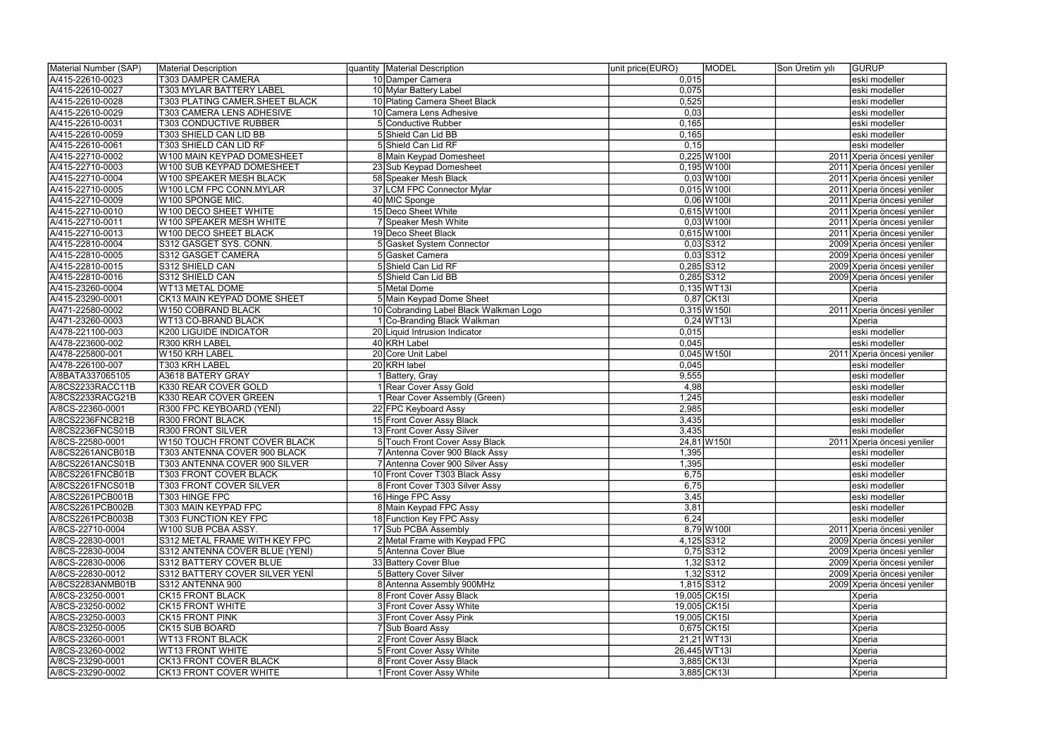| Material Number (SAP) | Material Description | quantity | Material Description | unit price(EURO) | MODEL | Son Üretim yılı | GURUP |
|---|---|---|---|---|---|---|---|
| A/415-22610-0023 | T303 DAMPER CAMERA | 10 | Damper Camera | 0,015 | | | eski modeller |
| A/415-22610-0027 | T303 MYLAR BATTERY LABEL | 10 | Mylar Battery Label | 0,075 | | | eski modeller |
| A/415-22610-0028 | T303 PLATING CAMER.SHEET BLACK | 10 | Plating Camera Sheet Black | 0,525 | | | eski modeller |
| A/415-22610-0029 | T303 CAMERA LENS ADHESIVE | 10 | Camera Lens Adhesive | 0,03 | | | eski modeller |
| A/415-22610-0031 | T303 CONDUCTIVE RUBBER | 5 | Conductive Rubber | 0,165 | | | eski modeller |
| A/415-22610-0059 | T303 SHIELD CAN LID BB | 5 | Shield Can Lid BB | 0,165 | | | eski modeller |
| A/415-22610-0061 | T303 SHIELD CAN LID RF | 5 | Shield Can Lid RF | 0,15 | | | eski modeller |
| A/415-22710-0002 | W100 MAIN KEYPAD DOMESHEET | 8 | Main Keypad Domesheet | 0,225 | W100I | 2011 | Xperia öncesi yeniler |
| A/415-22710-0003 | W100 SUB KEYPAD DOMESHEET | 23 | Sub Keypad Domesheet | 0,195 | W100I | 2011 | Xperia öncesi yeniler |
| A/415-22710-0004 | W100 SPEAKER MESH BLACK | 58 | Speaker Mesh Black | 0,03 | W100I | 2011 | Xperia öncesi yeniler |
| A/415-22710-0005 | W100 LCM FPC CONN.MYLAR | 37 | LCM FPC Connector Mylar | 0,015 | W100I | 2011 | Xperia öncesi yeniler |
| A/415-22710-0009 | W100 SPONGE MIC. | 40 | MIC Sponge | 0,06 | W100I | 2011 | Xperia öncesi yeniler |
| A/415-22710-0010 | W100 DECO SHEET WHITE | 15 | Deco Sheet White | 0,615 | W100I | 2011 | Xperia öncesi yeniler |
| A/415-22710-0011 | W100 SPEAKER MESH WHITE | 7 | Speaker Mesh White | 0,03 | W100I | 2011 | Xperia öncesi yeniler |
| A/415-22710-0013 | W100 DECO SHEET BLACK | 19 | Deco Sheet Black | 0,615 | W100I | 2011 | Xperia öncesi yeniler |
| A/415-22810-0004 | S312 GASGET SYS. CONN. | 5 | Gasket System Connector | 0,03 | S312 | 2009 | Xperia öncesi yeniler |
| A/415-22810-0005 | S312 GASGET CAMERA | 5 | Gasket Camera | 0,03 | S312 | 2009 | Xperia öncesi yeniler |
| A/415-22810-0015 | S312 SHIELD CAN | 5 | Shield Can Lid RF | 0,285 | S312 | 2009 | Xperia öncesi yeniler |
| A/415-22810-0016 | S312 SHIELD CAN | 5 | Shield Can Lid BB | 0,285 | S312 | 2009 | Xperia öncesi yeniler |
| A/415-23260-0004 | WT13 METAL DOME | 5 | Metal Dome | 0,135 | WT13I | | Xperia |
| A/415-23290-0001 | CK13 MAIN KEYPAD DOME SHEET | 5 | Main Keypad Dome Sheet | 0,87 | CK13I | | Xperia |
| A/471-22580-0002 | W150 COBRAND BLACK | 10 | Cobranding Label Black Walkman Logo | 0,315 | W150I | 2011 | Xperia öncesi yeniler |
| A/471-23260-0003 | WT13 CO-BRAND BLACK | 1 | Co-Branding Black Walkman | 0,24 | WT13I | | Xperia |
| A/478-221100-003 | K200 LIGUIDE INDICATOR | 20 | Liquid Intrusion Indicator | 0,015 | | | eski modeller |
| A/478-223600-002 | R300 KRH LABEL | 40 | KRH Label | 0,045 | | | eski modeller |
| A/478-225800-001 | W150 KRH LABEL | 20 | Core Unit Label | 0,045 | W150I | 2011 | Xperia öncesi yeniler |
| A/478-226100-007 | T303 KRH LABEL | 20 | KRH label | 0,045 | | | eski modeller |
| A/8BATA337065105 | A3618 BATERY GRAY | 1 | Battery, Gray | 9,555 | | | eski modeller |
| A/8CS2233RACC11B | K330 REAR COVER GOLD | 1 | Rear Cover Assy Gold | 4,98 | | | eski modeller |
| A/8CS2233RACG21B | K330 REAR COVER GREEN | 1 | Rear Cover Assembly (Green) | 1,245 | | | eski modeller |
| A/8CS-22360-0001 | R300 FPC KEYBOARD (YENİ) | 22 | FPC Keyboard Assy | 2,985 | | | eski modeller |
| A/8CS2236FNCB21B | R300 FRONT BLACK | 15 | Front Cover Assy Black | 3,435 | | | eski modeller |
| A/8CS2236FNCS01B | R300 FRONT SILVER | 13 | Front Cover Assy Silver | 3,435 | | | eski modeller |
| A/8CS-22580-0001 | W150 TOUCH FRONT COVER BLACK | 5 | Touch Front Cover Assy Black | 24,81 | W150I | 2011 | Xperia öncesi yeniler |
| A/8CS2261ANCB01B | T303 ANTENNA COVER 900 BLACK | 7 | Antenna Cover 900 Black Assy | 1,395 | | | eski modeller |
| A/8CS2261ANCS01B | T303 ANTENNA COVER 900 SILVER | 7 | Antenna Cover 900 Silver Assy | 1,395 | | | eski modeller |
| A/8CS2261FNCB01B | T303 FRONT COVER BLACK | 10 | Front Cover T303 Black Assy | 6,75 | | | eski modeller |
| A/8CS2261FNCS01B | T303 FRONT COVER SILVER | 8 | Front Cover T303 Silver Assy | 6,75 | | | eski modeller |
| A/8CS2261PCB001B | T303 HINGE FPC | 16 | Hinge FPC Assy | 3,45 | | | eski modeller |
| A/8CS2261PCB002B | T303 MAIN KEYPAD FPC | 8 | Main Keypad FPC Assy | 3,81 | | | eski modeller |
| A/8CS2261PCB003B | T303 FUNCTION KEY FPC | 18 | Function Key FPC Assy | 6,24 | | | eski modeller |
| A/8CS-22710-0004 | W100 SUB PCBA ASSY. | 17 | Sub PCBA Assembly | 8,79 | W100I | 2011 | Xperia öncesi yeniler |
| A/8CS-22830-0001 | S312 METAL FRAME WITH KEY FPC | 2 | Metal Frame with Keypad FPC | 4,125 | S312 | 2009 | Xperia öncesi yeniler |
| A/8CS-22830-0004 | S312 ANTENNA COVER BLUE (YENİ) | 5 | Antenna Cover Blue | 0,75 | S312 | 2009 | Xperia öncesi yeniler |
| A/8CS-22830-0006 | S312 BATTERY COVER BLUE | 33 | Battery Cover Blue | 1,32 | S312 | 2009 | Xperia öncesi yeniler |
| A/8CS-22830-0012 | S312 BATTERY COVER SILVER YENİ | 5 | Battery Cover Silver | 1,32 | S312 | 2009 | Xperia öncesi yeniler |
| A/8CS2283ANMB01B | S312 ANTENNA 900 | 8 | Antenna Assembly 900MHz | 1,815 | S312 | 2009 | Xperia öncesi yeniler |
| A/8CS-23250-0001 | CK15 FRONT BLACK | 8 | Front Cover Assy Black | 19,005 | CK15I | | Xperia |
| A/8CS-23250-0002 | CK15 FRONT WHITE | 3 | Front Cover Assy White | 19,005 | CK15I | | Xperia |
| A/8CS-23250-0003 | CK15 FRONT PINK | 3 | Front Cover Assy Pink | 19,005 | CK15I | | Xperia |
| A/8CS-23250-0005 | CK15 SUB BOARD | 7 | Sub Board Assy | 0,675 | CK15I | | Xperia |
| A/8CS-23260-0001 | WT13 FRONT BLACK | 2 | Front Cover Assy Black | 21,21 | WT13I | | Xperia |
| A/8CS-23260-0002 | WT13 FRONT WHITE | 5 | Front Cover Assy White | 26,445 | WT13I | | Xperia |
| A/8CS-23290-0001 | CK13 FRONT COVER BLACK | 8 | Front Cover Assy Black | 3,885 | CK13I | | Xperia |
| A/8CS-23290-0002 | CK13 FRONT COVER WHITE | 1 | Front Cover Assy White | 3,885 | CK13I | | Xperia |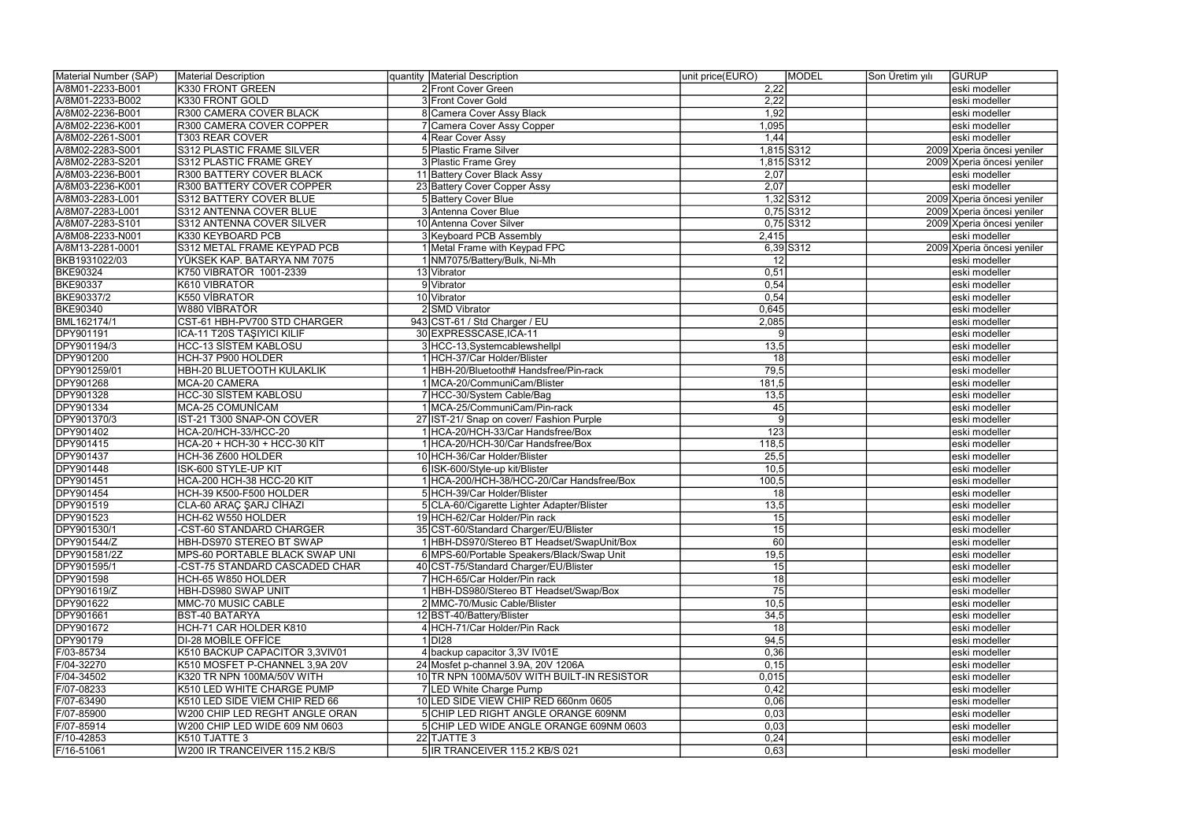| Material Number (SAP) | Material Description | quantity | Material Description | unit price(EURO) | MODEL | Son Üretim yılı | GURUP |
|---|---|---|---|---|---|---|---|
| A/8M01-2233-B001 | K330 FRONT GREEN | 2 | Front Cover Green | 2,22 | | | eski modeller |
| A/8M01-2233-B002 | K330 FRONT GOLD | 3 | Front Cover Gold | 2,22 | | | eski modeller |
| A/8M02-2236-B001 | R300 CAMERA COVER BLACK | 8 | Camera Cover Assy Black | 1,92 | | | eski modeller |
| A/8M02-2236-K001 | R300 CAMERA COVER COPPER | 7 | Camera Cover Assy Copper | 1,095 | | | eski modeller |
| A/8M02-2261-S001 | T303 REAR COVER | 4 | Rear Cover Assy | 1,44 | | | eski modeller |
| A/8M02-2283-S001 | S312 PLASTIC FRAME SILVER | 5 | Plastic Frame Silver | 1,815 | S312 | 2009 | Xperia öncesi yeniler |
| A/8M02-2283-S201 | S312 PLASTIC FRAME GREY | 3 | Plastic Frame Grey | 1,815 | S312 | 2009 | Xperia öncesi yeniler |
| A/8M03-2236-B001 | R300 BATTERY COVER BLACK | 11 | Battery Cover Black Assy | 2,07 | | | eski modeller |
| A/8M03-2236-K001 | R300 BATTERY COVER COPPER | 23 | Battery Cover Copper Assy | 2,07 | | | eski modeller |
| A/8M03-2283-L001 | S312 BATTERY COVER BLUE | 5 | Battery Cover Blue | 1,32 | S312 | 2009 | Xperia öncesi yeniler |
| A/8M07-2283-L001 | S312 ANTENNA COVER BLUE | 3 | Antenna Cover Blue | 0,75 | S312 | 2009 | Xperia öncesi yeniler |
| A/8M07-2283-S101 | S312 ANTENNA COVER SILVER | 10 | Antenna Cover Silver | 0,75 | S312 | 2009 | Xperia öncesi yeniler |
| A/8M08-2233-N001 | K330 KEYBOARD PCB | 3 | Keyboard PCB Assembly | 2,415 | | | eski modeller |
| A/8M13-2281-0001 | S312 METAL FRAME KEYPAD PCB | 1 | Metal Frame with Keypad FPC | 6,39 | S312 | 2009 | Xperia öncesi yeniler |
| BKB1931022/03 | YÜKSEK KAP. BATARYA NM 7075 | 1 | NM7075/Battery/Bulk, Ni-Mh | 12 | | | eski modeller |
| BKE90324 | K750 VIBRATOR 1001-2339 | 13 | Vibrator | 0,51 | | | eski modeller |
| BKE90337 | K610 VIBRATOR | 9 | Vibrator | 0,54 | | | eski modeller |
| BKE90337/2 | K550 VİBRATOR | 10 | Vibrator | 0,54 | | | eski modeller |
| BKE90340 | W880 VİBRATÖR | 2 | SMD Vibrator | 0,645 | | | eski modeller |
| BML162174/1 | CST-61 HBH-PV700 STD CHARGER | 943 | CST-61 / Std Charger / EU | 2,085 | | | eski modeller |
| DPY901191 | ICA-11 T20S TAŞIYICI KILIF | 30 | EXPRESSCASE,ICA-11 | 9 | | | eski modeller |
| DPY901194/3 | HCC-13 SİSTEM KABLOSU | 3 | HCC-13,Systemcablewshellpl | 13,5 | | | eski modeller |
| DPY901200 | HCH-37 P900 HOLDER | 1 | HCH-37/Car Holder/Blister | 18 | | | eski modeller |
| DPY901259/01 | HBH-20 BLUETOOTH KULAKLIK | 1 | HBH-20/Bluetooth# Handsfree/Pin-rack | 79,5 | | | eski modeller |
| DPY901268 | MCA-20 CAMERA | 1 | MCA-20/CommuniCam/Blister | 181,5 | | | eski modeller |
| DPY901328 | HCC-30 SİSTEM KABLOSU | 7 | HCC-30/System Cable/Bag | 13,5 | | | eski modeller |
| DPY901334 | MCA-25 COMUNİCAM | 1 | MCA-25/CommuniCam/Pin-rack | 45 | | | eski modeller |
| DPY901370/3 | IST-21 T300 SNAP-ON COVER | 27 | IST-21/ Snap on cover/ Fashion Purple | 9 | | | eski modeller |
| DPY901402 | HCA-20/HCH-33/HCC-20 | 1 | HCA-20/HCH-33/Car Handsfree/Box | 123 | | | eski modeller |
| DPY901415 | HCA-20 + HCH-30 + HCC-30 KİT | 1 | HCA-20/HCH-30/Car Handsfree/Box | 118,5 | | | eski modeller |
| DPY901437 | HCH-36 Z600 HOLDER | 10 | HCH-36/Car Holder/Blister | 25,5 | | | eski modeller |
| DPY901448 | ISK-600 STYLE-UP KIT | 6 | ISK-600/Style-up kit/Blister | 10,5 | | | eski modeller |
| DPY901451 | HCA-200 HCH-38 HCC-20 KIT | 1 | HCA-200/HCH-38/HCC-20/Car Handsfree/Box | 100,5 | | | eski modeller |
| DPY901454 | HCH-39 K500-F500 HOLDER | 5 | HCH-39/Car Holder/Blister | 18 | | | eski modeller |
| DPY901519 | CLA-60 ARAÇ ŞARJ CİHAZI | 5 | CLA-60/Cigarette Lighter Adapter/Blister | 13,5 | | | eski modeller |
| DPY901523 | HCH-62 W550 HOLDER | 19 | HCH-62/Car Holder/Pin rack | 15 | | | eski modeller |
| DPY901530/1 | -CST-60 STANDARD CHARGER | 35 | CST-60/Standard Charger/EU/Blister | 15 | | | eski modeller |
| DPY901544/Z | HBH-DS970 STEREO BT SWAP | 1 | HBH-DS970/Stereo BT Headset/SwapUnit/Box | 60 | | | eski modeller |
| DPY901581/2Z | MPS-60 PORTABLE BLACK SWAP UNI | 6 | MPS-60/Portable Speakers/Black/Swap Unit | 19,5 | | | eski modeller |
| DPY901595/1 | -CST-75 STANDARD CASCADED CHAR | 40 | CST-75/Standard Charger/EU/Blister | 15 | | | eski modeller |
| DPY901598 | HCH-65 W850 HOLDER | 7 | HCH-65/Car Holder/Pin rack | 18 | | | eski modeller |
| DPY901619/Z | HBH-DS980 SWAP UNIT | 1 | HBH-DS980/Stereo BT Headset/Swap/Box | 75 | | | eski modeller |
| DPY901622 | MMC-70 MUSIC CABLE | 2 | MMC-70/Music Cable/Blister | 10,5 | | | eski modeller |
| DPY901661 | BST-40 BATARYA | 12 | BST-40/Battery/Blister | 34,5 | | | eski modeller |
| DPY901672 | HCH-71 CAR HOLDER K810 | 4 | HCH-71/Car Holder/Pin Rack | 18 | | | eski modeller |
| DPY90179 | DI-28 MOBİLE OFFİCE | 1 | DI28 | 94,5 | | | eski modeller |
| F/03-85734 | K510 BACKUP CAPACITOR 3,3VIV01 | 4 | backup capacitor 3,3V IV01E | 0,36 | | | eski modeller |
| F/04-32270 | K510 MOSFET P-CHANNEL 3,9A 20V | 24 | Mosfet p-channel 3.9A, 20V 1206A | 0,15 | | | eski modeller |
| F/04-34502 | K320 TR NPN 100MA/50V WITH | 10 | TR NPN 100MA/50V WITH BUILT-IN RESISTOR | 0,015 | | | eski modeller |
| F/07-08233 | K510 LED WHITE CHARGE PUMP | 7 | LED White Charge Pump | 0,42 | | | eski modeller |
| F/07-63490 | K510 LED SIDE VIEM CHIP RED 66 | 10 | LED SIDE VIEW CHIP RED 660nm 0605 | 0,06 | | | eski modeller |
| F/07-85900 | W200 CHIP LED REGHT ANGLE ORAN | 5 | CHIP LED RIGHT ANGLE ORANGE 609NM | 0,03 | | | eski modeller |
| F/07-85914 | W200 CHIP LED WIDE 609 NM 0603 | 5 | CHIP LED WIDE ANGLE ORANGE 609NM 0603 | 0,03 | | | eski modeller |
| F/10-42853 | K510 TJATTE 3 | 22 | TJATTE 3 | 0,24 | | | eski modeller |
| F/16-51061 | W200 IR TRANCEIVER 115.2 KB/S | 5 | IR TRANCEIVER 115.2 KB/S 021 | 0,63 | | | eski modeller |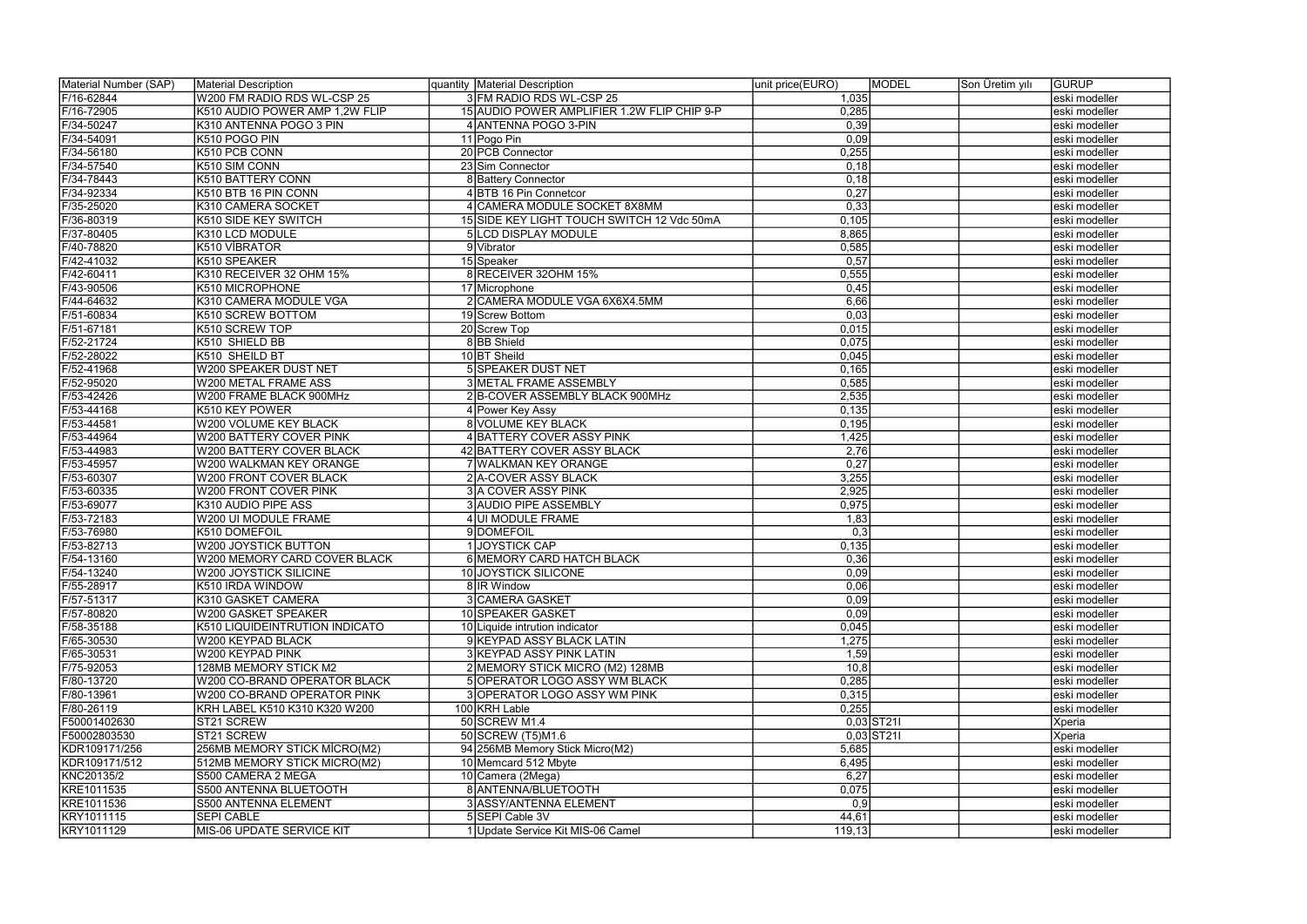| Material Number (SAP) | Material Description | quantity | Material Description | unit price(EURO) | MODEL | Son Üretim yılı | GURUP |
|---|---|---|---|---|---|---|---|
| F/16-62844 | W200 FM RADIO RDS WL-CSP 25 | 3 | FM RADIO RDS WL-CSP 25 | 1,035 | | | eski modeller |
| F/16-72905 | K510 AUDIO POWER AMP 1,2W FLIP | 15 | AUDIO POWER AMPLIFIER 1.2W FLIP CHIP 9-P | 0,285 | | | eski modeller |
| F/34-50247 | K310 ANTENNA POGO 3 PIN | 4 | ANTENNA POGO 3-PIN | 0,39 | | | eski modeller |
| F/34-54091 | K510 POGO PIN | 11 | Pogo Pin | 0,09 | | | eski modeller |
| F/34-56180 | K510 PCB CONN | 20 | PCB Connector | 0,255 | | | eski modeller |
| F/34-57540 | K510 SIM CONN | 23 | Sim Connector | 0,18 | | | eski modeller |
| F/34-78443 | K510 BATTERY CONN | 8 | Battery Connector | 0,18 | | | eski modeller |
| F/34-92334 | K510 BTB 16 PIN CONN | 4 | BTB 16 Pin Connetcor | 0,27 | | | eski modeller |
| F/35-25020 | K310 CAMERA SOCKET | 4 | CAMERA MODULE SOCKET 8X8MM | 0,33 | | | eski modeller |
| F/36-80319 | K510 SIDE KEY SWITCH | 15 | SIDE KEY LIGHT TOUCH SWITCH 12 Vdc 50mA | 0,105 | | | eski modeller |
| F/37-80405 | K310 LCD MODULE | 5 | LCD DISPLAY MODULE | 8,865 | | | eski modeller |
| F/40-78820 | K510 VİBRATOR | 9 | Vibrator | 0,585 | | | eski modeller |
| F/42-41032 | K510 SPEAKER | 15 | Speaker | 0,57 | | | eski modeller |
| F/42-60411 | K310 RECEIVER 32 OHM 15% | 8 | RECEIVER 32OHM 15% | 0,555 | | | eski modeller |
| F/43-90506 | K510 MICROPHONE | 17 | Microphone | 0,45 | | | eski modeller |
| F/44-64632 | K310 CAMERA MODULE VGA | 2 | CAMERA MODULE VGA 6X6X4.5MM | 6,66 | | | eski modeller |
| F/51-60834 | K510 SCREW BOTTOM | 19 | Screw Bottom | 0,03 | | | eski modeller |
| F/51-67181 | K510 SCREW TOP | 20 | Screw Top | 0,015 | | | eski modeller |
| F/52-21724 | K510 SHEILD BB | 8 | BB Shield | 0,075 | | | eski modeller |
| F/52-28022 | K510 SHEILD BT | 10 | BT Sheild | 0,045 | | | eski modeller |
| F/52-41968 | W200 SPEAKER DUST NET | 5 | SPEAKER DUST NET | 0,165 | | | eski modeller |
| F/52-95020 | W200 METAL FRAME ASS | 3 | METAL FRAME ASSEMBLY | 0,585 | | | eski modeller |
| F/53-42426 | W200 FRAME BLACK 900MHz | 2 | B-COVER ASSEMBLY BLACK 900MHz | 2,535 | | | eski modeller |
| F/53-44168 | K510 KEY POWER | 4 | Power Key Assy | 0,135 | | | eski modeller |
| F/53-44581 | W200 VOLUME KEY BLACK | 8 | VOLUME KEY BLACK | 0,195 | | | eski modeller |
| F/53-44964 | W200 BATTERY COVER PINK | 4 | BATTERY COVER ASSY PINK | 1,425 | | | eski modeller |
| F/53-44983 | W200 BATTERY COVER BLACK | 42 | BATTERY COVER ASSY BLACK | 2,76 | | | eski modeller |
| F/53-45957 | W200 WALKMAN KEY ORANGE | 7 | WALKMAN KEY ORANGE | 0,27 | | | eski modeller |
| F/53-60307 | W200 FRONT COVER BLACK | 2 | A-COVER ASSY BLACK | 3,255 | | | eski modeller |
| F/53-60335 | W200 FRONT COVER PINK | 3 | A COVER ASSY PINK | 2,925 | | | eski modeller |
| F/53-69077 | K310 AUDIO PIPE ASS | 3 | AUDIO PIPE ASSEMBLY | 0,975 | | | eski modeller |
| F/53-72183 | W200 UI MODULE FRAME | 4 | UI MODULE FRAME | 1,83 | | | eski modeller |
| F/53-76980 | K510 DOMEFOIL | 9 | DOMEFOIL | 0,3 | | | eski modeller |
| F/53-82713 | W200 JOYSTICK BUTTON | 1 | JOYSTICK CAP | 0,135 | | | eski modeller |
| F/54-13160 | W200 MEMORY CARD COVER BLACK | 6 | MEMORY CARD HATCH BLACK | 0,36 | | | eski modeller |
| F/54-13240 | W200 JOYSTICK SILICINE | 10 | JOYSTICK SILICONE | 0,09 | | | eski modeller |
| F/55-28917 | K510 IRDA WINDOW | 8 | IR Window | 0,06 | | | eski modeller |
| F/57-51317 | K310 GASKET CAMERA | 3 | CAMERA GASKET | 0,09 | | | eski modeller |
| F/57-80820 | W200 GASKET SPEAKER | 10 | SPEAKER GASKET | 0,09 | | | eski modeller |
| F/58-35188 | K510 LIQUIDEINTRUTION INDICATO | 10 | Liquide intrution indicator | 0,045 | | | eski modeller |
| F/65-30530 | W200 KEYPAD BLACK | 9 | KEYPAD ASSY BLACK LATIN | 1,275 | | | eski modeller |
| F/65-30531 | W200 KEYPAD PINK | 3 | KEYPAD ASSY PINK LATIN | 1,59 | | | eski modeller |
| F/75-92053 | 128MB MEMORY STICK M2 | 2 | MEMORY STICK MICRO (M2) 128MB | 10,8 | | | eski modeller |
| F/80-13720 | W200 CO-BRAND OPERATOR BLACK | 5 | OPERATOR LOGO ASSY WM BLACK | 0,285 | | | eski modeller |
| F/80-13961 | W200 CO-BRAND OPERATOR PINK | 3 | OPERATOR LOGO ASSY WM PINK | 0,315 | | | eski modeller |
| F/80-26119 | KRH LABEL K510 K310 K320 W200 | 100 | KRH Lable | 0,255 | | | eski modeller |
| F50001402630 | ST21 SCREW | 50 | SCREW M1.4 | 0,03 | ST21I | | Xperia |
| F50002803530 | ST21 SCREW | 50 | SCREW (T5)M1.6 | 0,03 | ST21I | | Xperia |
| KDR109171/256 | 256MB MEMORY STICK MİCRO(M2) | 94 | 256MB Memory Stick Micro(M2) | 5,685 | | | eski modeller |
| KDR109171/512 | 512MB MEMORY STICK MICRO(M2) | 10 | Memcard 512 Mbyte | 6,495 | | | eski modeller |
| KNC20135/2 | S500 CAMERA 2 MEGA | 10 | Camera (2Mega) | 6,27 | | | eski modeller |
| KRE1011535 | S500 ANTENNA BLUETOOTH | 8 | ANTENNA/BLUETOOTH | 0,075 | | | eski modeller |
| KRE1011536 | S500 ANTENNA ELEMENT | 3 | ASSY/ANTENNA ELEMENT | 0,9 | | | eski modeller |
| KRY1011115 | SEPI CABLE | 5 | SEPI Cable 3V | 44,61 | | | eski modeller |
| KRY1011129 | MIS-06 UPDATE SERVICE KIT | 1 | Update Service Kit MIS-06 Camel | 119,13 | | | eski modeller |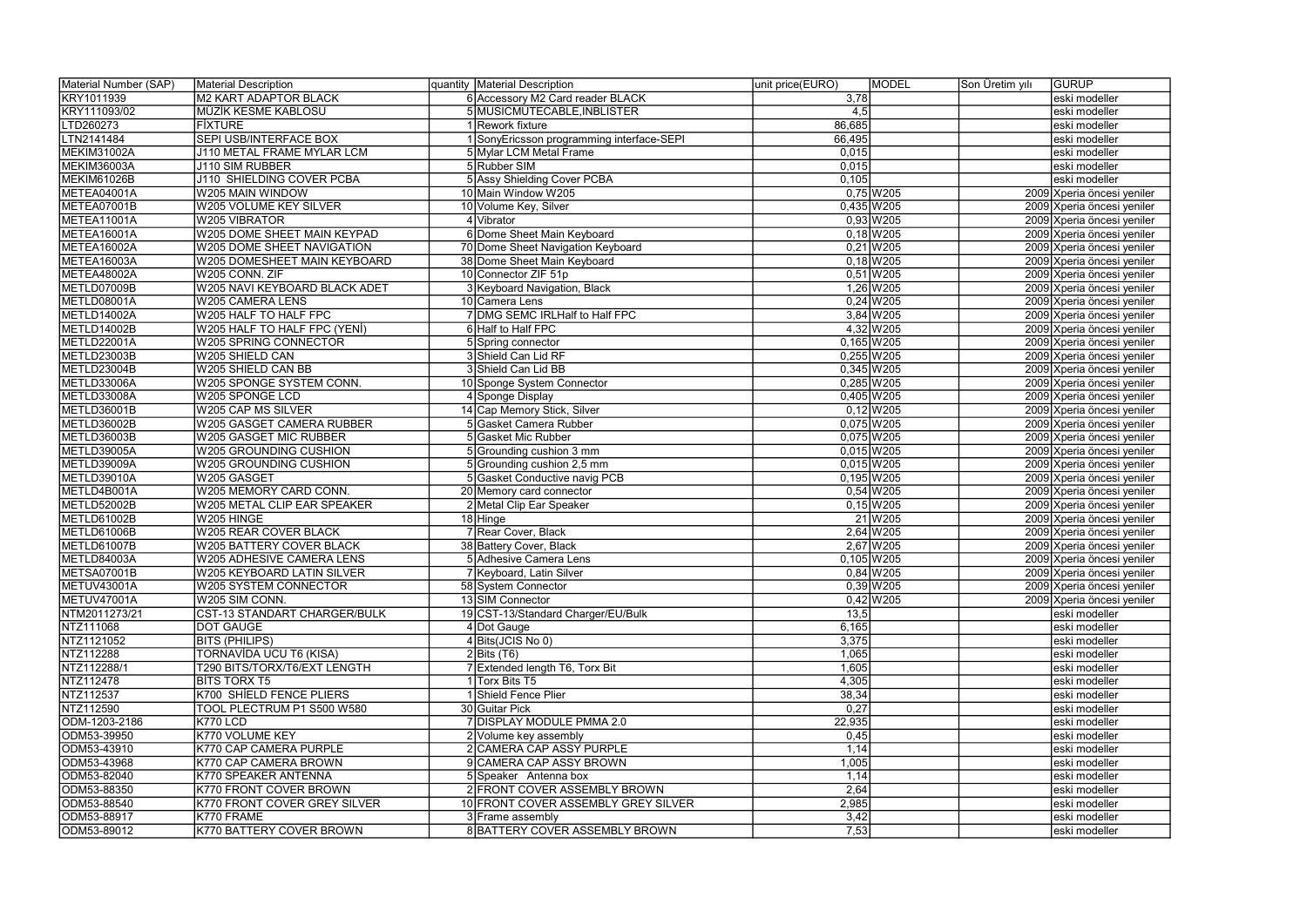| Material Number (SAP) | Material Description | quantity | Material Description | unit price(EURO) | MODEL | Son Üretim yılı | GURUP |
|---|---|---|---|---|---|---|---|
| KRY1011939 | M2 KART ADAPTOR BLACK | 6 | Accessory M2 Card reader BLACK | 3,78 | | | eski modeller |
| KRY111093/02 | MÜZİK KESME KABLOSU | 5 | MUSICMUTECABLE,INBLISTER | 4,5 | | | eski modeller |
| LTD260273 | FİXTURE | 1 | Rework fixture | 86,685 | | | eski modeller |
| LTN2141484 | SEPI USB/INTERFACE BOX | 1 | SonyEricsson programming interface-SEPI | 66,495 | | | eski modeller |
| MEKIM31002A | J110 METAL FRAME MYLAR LCM | 5 | Mylar LCM Metal Frame | 0,015 | | | eski modeller |
| MEKIM36003A | J110 SIM RUBBER | 5 | Rubber SIM | 0,015 | | | eski modeller |
| MEKIM61026B | J110 SHIELDING COVER PCBA | 5 | Assy Shielding Cover PCBA | 0,105 | | | eski modeller |
| METEA04001A | W205 MAIN WINDOW | 10 | Main Window W205 | 0,75 | W205 | 2009 | Xperia öncesi yeniler |
| METEA07001B | W205 VOLUME KEY SILVER | 10 | Volume Key, Silver | 0,435 | W205 | 2009 | Xperia öncesi yeniler |
| METEA11001A | W205 VIBRATOR | 4 | Vibrator | 0,93 | W205 | 2009 | Xperia öncesi yeniler |
| METEA16001A | W205 DOME SHEET MAIN KEYPAD | 6 | Dome Sheet Main Keyboard | 0,18 | W205 | 2009 | Xperia öncesi yeniler |
| METEA16002A | W205 DOME SHEET NAVIGATION | 70 | Dome Sheet Navigation Keyboard | 0,21 | W205 | 2009 | Xperia öncesi yeniler |
| METEA16003A | W205 DOMESHEET MAIN KEYBOARD | 38 | Dome Sheet Main Keyboard | 0,18 | W205 | 2009 | Xperia öncesi yeniler |
| METEA48002A | W205 CONN. ZIF | 10 | Connector ZIF 51p | 0,51 | W205 | 2009 | Xperia öncesi yeniler |
| METLD07009B | W205 NAVI KEYBOARD BLACK ADET | 3 | Keyboard Navigation, Black | 1,26 | W205 | 2009 | Xperia öncesi yeniler |
| METLD08001A | W205 CAMERA LENS | 10 | Camera Lens | 0,24 | W205 | 2009 | Xperia öncesi yeniler |
| METLD14002A | W205 HALF TO HALF FPC | 7 | DMG SEMC IRLHalf to Half FPC | 3,84 | W205 | 2009 | Xperia öncesi yeniler |
| METLD14002B | W205 HALF TO HALF FPC (YENİ) | 6 | Half to Half FPC | 4,32 | W205 | 2009 | Xperia öncesi yeniler |
| METLD22001A | W205 SPRING CONNECTOR | 5 | Spring connector | 0,165 | W205 | 2009 | Xperia öncesi yeniler |
| METLD23003B | W205 SHIELD CAN | 3 | Shield Can Lid RF | 0,255 | W205 | 2009 | Xperia öncesi yeniler |
| METLD23004B | W205 SHIELD CAN BB | 3 | Shield Can Lid BB | 0,345 | W205 | 2009 | Xperia öncesi yeniler |
| METLD33006A | W205 SPONGE SYSTEM CONN. | 10 | Sponge System Connector | 0,285 | W205 | 2009 | Xperia öncesi yeniler |
| METLD33008A | W205 SPONGE LCD | 4 | Sponge Display | 0,405 | W205 | 2009 | Xperia öncesi yeniler |
| METLD36001B | W205 CAP MS SILVER | 14 | Cap Memory Stick, Silver | 0,12 | W205 | 2009 | Xperia öncesi yeniler |
| METLD36002B | W205 GASGET CAMERA RUBBER | 5 | Gasket Camera Rubber | 0,075 | W205 | 2009 | Xperia öncesi yeniler |
| METLD36003B | W205 GASGET MIC RUBBER | 5 | Gasket Mic Rubber | 0,075 | W205 | 2009 | Xperia öncesi yeniler |
| METLD39005A | W205 GROUNDING CUSHION | 5 | Grounding cushion 3 mm | 0,015 | W205 | 2009 | Xperia öncesi yeniler |
| METLD39009A | W205 GROUNDING CUSHION | 5 | Grounding cushion 2,5 mm | 0,015 | W205 | 2009 | Xperia öncesi yeniler |
| METLD39010A | W205 GASGET | 5 | Gasket Conductive navig PCB | 0,195 | W205 | 2009 | Xperia öncesi yeniler |
| METLD4B001A | W205 MEMORY CARD CONN. | 20 | Memory card connector | 0,54 | W205 | 2009 | Xperia öncesi yeniler |
| METLD52002B | W205 METAL CLIP EAR SPEAKER | 2 | Metal Clip Ear Speaker | 0,15 | W205 | 2009 | Xperia öncesi yeniler |
| METLD61002B | W205 HINGE | 18 | Hinge | 21 | W205 | 2009 | Xperia öncesi yeniler |
| METLD61006B | W205 REAR COVER BLACK | 7 | Rear Cover, Black | 2,64 | W205 | 2009 | Xperia öncesi yeniler |
| METLD61007B | W205 BATTERY COVER BLACK | 38 | Battery Cover, Black | 2,67 | W205 | 2009 | Xperia öncesi yeniler |
| METLD84003A | W205 ADHESIVE CAMERA LENS | 5 | Adhesive Camera Lens | 0,105 | W205 | 2009 | Xperia öncesi yeniler |
| METSA07001B | W205 KEYBOARD LATIN SILVER | 7 | Keyboard, Latin Silver | 0,84 | W205 | 2009 | Xperia öncesi yeniler |
| METUV43001A | W205 SYSTEM CONNECTOR | 58 | System Connector | 0,39 | W205 | 2009 | Xperia öncesi yeniler |
| METUV47001A | W205 SIM CONN. | 13 | SIM Connector | 0,42 | W205 | 2009 | Xperia öncesi yeniler |
| NTM2011273/21 | CST-13 STANDART CHARGER/BULK | 19 | CST-13/Standard Charger/EU/Bulk | 13,5 | | | eski modeller |
| NTZ111068 | DOT GAUGE | 4 | Dot Gauge | 6,165 | | | eski modeller |
| NTZ1121052 | BITS (PHILIPS) | 4 | Bits(JCIS No 0) | 3,375 | | | eski modeller |
| NTZ112288 | TORNAVİDA UCU T6 (KISA) | 2 | Bits (T6) | 1,065 | | | eski modeller |
| NTZ112288/1 | T290 BITS/TORX/T6/EXT LENGTH | 7 | Extended length T6, Torx Bit | 1,605 | | | eski modeller |
| NTZ112478 | BİTS TORX T5 | 1 | Torx Bits T5 | 4,305 | | | eski modeller |
| NTZ112537 | K700 SHİELD FENCE PLIERS | 1 | Shield Fence Plier | 38,34 | | | eski modeller |
| NTZ112590 | TOOL PLECTRUM P1 S500 W580 | 30 | Guitar Pick | 0,27 | | | eski modeller |
| ODM-1203-2186 | K770 LCD | 7 | DISPLAY MODULE PMMA 2.0 | 22,935 | | | eski modeller |
| ODM53-39950 | K770 VOLUME KEY | 2 | Volume key assembly | 0,45 | | | eski modeller |
| ODM53-43910 | K770 CAP CAMERA PURPLE | 2 | CAMERA CAP ASSY PURPLE | 1,14 | | | eski modeller |
| ODM53-43968 | K770 CAP CAMERA BROWN | 9 | CAMERA CAP ASSY BROWN | 1,005 | | | eski modeller |
| ODM53-82040 | K770 SPEAKER ANTENNA | 5 | Speaker Antenna box | 1,14 | | | eski modeller |
| ODM53-88350 | K770 FRONT COVER BROWN | 2 | FRONT COVER ASSEMBLY BROWN | 2,64 | | | eski modeller |
| ODM53-88540 | K770 FRONT COVER GREY SILVER | 10 | FRONT COVER ASSEMBLY GREY SILVER | 2,985 | | | eski modeller |
| ODM53-88917 | K770 FRAME | 3 | Frame assembly | 3,42 | | | eski modeller |
| ODM53-89012 | K770 BATTERY COVER BROWN | 8 | BATTERY COVER ASSEMBLY BROWN | 7,53 | | | eski modeller |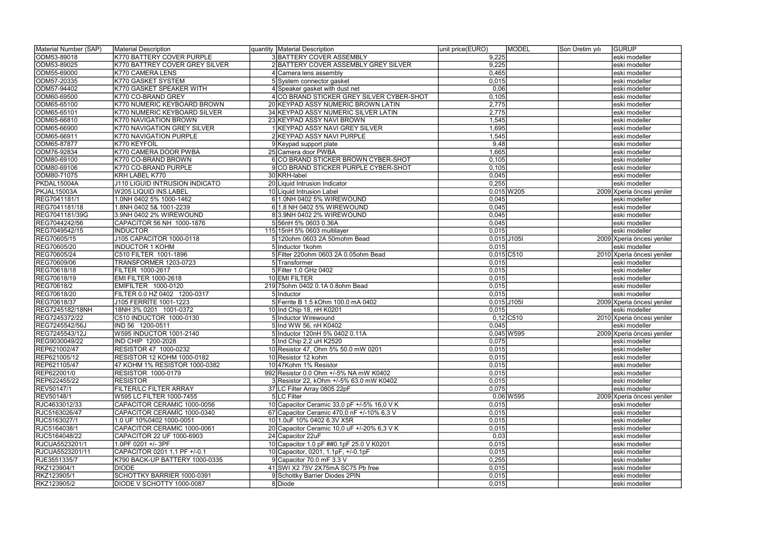| Material Number (SAP) | Material Description | quantity | Material Description | unit price(EURO) | MODEL | Son Üretim yılı | GURUP |
|---|---|---|---|---|---|---|---|
| ODM53-89018 | K770 BATTERY COVER PURPLE | 3 | BATTERY COVER ASSEMBLY | 9,225 | | | eski modeller |
| ODM53-89025 | K770 BATTREY COVER GREY SILVER | 2 | BATTERY COVER ASSEMBLY GREY SILVER | 9,225 | | | eski modeller |
| ODM55-69000 | K770 CAMERA LENS | 4 | Camera lens assembly | 0,465 | | | eski modeller |
| ODM57-20335 | K770 GASKET SYSTEM | 5 | System connector gasket | 0,015 | | | eski modeller |
| ODM57-94402 | K770 GASKET SPEAKER WITH | 4 | Speaker gasket with dust net | 0,06 | | | eski modeller |
| ODM60-69500 | K770 CO-BRAND GREY | 4 | CO BRAND STICKER GREY SILVER CYBER-SHOT | 0,105 | | | eski modeller |
| ODM65-65100 | K770 NUMERIC KEYBOARD BROWN | 20 | KEYPAD ASSY NUMERIC BROWN LATIN | 2,775 | | | eski modeller |
| ODM65-65101 | K770 NUMERIC KEYBOARD SILVER | 34 | KEYPAD ASSY NUMERIC SILVER LATIN | 2,775 | | | eski modeller |
| ODM65-66810 | K770 NAVIGATION BROWN | 23 | KEYPAD ASSY NAVI BROWN | 1,545 | | | eski modeller |
| ODM65-66900 | K770 NAVIGATION GREY SILVER | 1 | KEYPAD ASSY NAVI GREY SILVER | 1,695 | | | eski modeller |
| ODM65-66911 | K770 NAVIGATION PURPLE | 2 | KEYPAD ASSY NAVI PURPLE | 1,545 | | | eski modeller |
| ODM65-87877 | K770 KEYFOİL | 9 | Keypad support plate | 9,48 | | | eski modeller |
| ODM76-92834 | K770 CAMERA DOOR PWBA | 25 | Camera door PWBA | 1,665 | | | eski modeller |
| ODM80-69100 | K770 CO-BRAND BROWN | 6 | CO BRAND STICKER BROWN CYBER-SHOT | 0,105 | | | eski modeller |
| ODM80-69106 | K770 CO-BRAND PURPLE | 9 | CO BRAND STICKER PURPLE CYBER-SHOT | 0,105 | | | eski modeller |
| ODM80-71075 | KRH LABEL K770 | 30 | KRH-label | 0,045 | | | eski modeller |
| PKDAL15004A | J110 LIGUID INTRUSION INDICATO | 20 | Liquid Intrusion Indicator | 0,255 | | | eski modeller |
| PKJAL15003A | W205 LIQUID INS.LABEL | 10 | Liquid Intrusion Label | 0,015 | W205 | 2009 | Xperia öncesi yeniler |
| REG7041181/1 | 1.0NH 0402 5% 1000-1462 | 6 | 1.0NH 0402 5% WIREWOUND | 0,045 | | | eski modeller |
| REG7041181/18 | 1.8NH 0402 5& 1001-2239 | 6 | 1.8 NH 0402 5% WIREWOUND | 0,045 | | | eski modeller |
| REG7041181/39G | 3.9NH 0402 2% WIREWOUND | 8 | 3.9NH 0402 2% WIREWOUND | 0,045 | | | eski modeller |
| REG7044242/56 | CAPACITOR 56 NH 1000-1876 | 5 | 56nH 5% 0603 0.36A | 0,045 | | | eski modeller |
| REG7049542/15 | İNDUCTOR | 115 | 15nH 5% 0603 multilayer | 0,015 | | | eski modeller |
| REG70605/15 | J105 CAPACITOR 1000-0118 | 5 | 120ohm 0603 2A 50mohm Bead | 0,015 | J105I | 2009 | Xperia öncesi yeniler |
| REG70605/20 | INDUCTOR 1 KOHM | 5 | Inductor 1kohm | 0,015 | | | eski modeller |
| REG70605/24 | C510 FILTER 1001-1896 | 5 | Filter 220ohm 0603 2A 0.05ohm Bead | 0,015 | C510 | 2010 | Xperia öncesi yeniler |
| REG70609/06 | TRANSFORMER 1203-0723 | 5 | Transformer | 0,015 | | | eski modeller |
| REG70618/18 | FILTER 1000-2617 | 5 | Filter 1.0 GHz 0402 | 0,015 | | | eski modeller |
| REG70618/19 | EMI FILTER 1000-2618 | 10 | EMI FILTER | 0,015 | | | eski modeller |
| REG70618/2 | EMİFILTER 1000-0120 | 219 | 75ohm 0402 0.1A 0.8ohm Bead | 0,015 | | | eski modeller |
| REG70618/20 | FILTER 0.0 HZ 0402 1200-0317 | 5 | Inductor | 0,015 | | | eski modeller |
| REG70618/37 | J105 FERRİTE 1001-1223 | 5 | Ferrite B 1.5 kOhm 100.0 mA 0402 | 0,015 | J105I | 2009 | Xperia öncesi yeniler |
| REG7245182/18NH | 18NH 3% 0201 1001-0372 | 10 | Ind Chip 18, nH K0201 | 0,015 | | | eski modeller |
| REG7245372/22 | C510 INDUCTOR 1000-0130 | 5 | Inductor Wirewound | 0,12 | C510 | 2010 | Xperia öncesi yeniler |
| REG7245542/56J | IND 56 1200-0511 | 5 | Ind WW 56, nH K0402 | 0,045 | | | eski modeller |
| REG7245543/12J | W595 INDUCTOR 1001-2140 | 5 | Inductor 120nH 5% 0402 0.11A | 0,045 | W595 | 2009 | Xperia öncesi yeniler |
| REG9030049/22 | IND CHIP 1200-2028 | 5 | Ind Chip 2,2 uH K2520 | 0,075 | | | eski modeller |
| REP621002/47 | RESISTOR 47 1000-0232 | 10 | Resistor 47, Ohm 5% 50.0 mW 0201 | 0,015 | | | eski modeller |
| REP621005/12 | RESISTOR 12 KOHM 1000-0182 | 10 | Resistor 12 kohm | 0,015 | | | eski modeller |
| REP621105/47 | 47 KOHM 1% RESISTOR 1000-0382 | 10 | 47Kohm 1% Resistor | 0,015 | | | eski modeller |
| REP622001/0 | RESISTOR 1000-0179 | 992 | Resistor 0.0 Ohm +/-5% NA mW K0402 | 0,015 | | | eski modeller |
| REP622455/22 | RESISTOR | 3 | Resistor 22, kOhm +/-5% 63.0 mW K0402 | 0,015 | | | eski modeller |
| REV50147/1 | FILTER/LC FILTER ARRAY | 37 | LC Filter Array 0805 22pF | 0,075 | | | eski modeller |
| REV50148/1 | W595 LC FILTER 1000-7455 | 5 | LC Filter | 0,06 | W595 | 2009 | Xperia öncesi yeniler |
| RJC4633012/33 | CAPACITOR CERAMIC 1000-0056 | 10 | Capacitor Ceramic 33,0 pF +/-5% 16,0 V K | 0,015 | | | eski modeller |
| RJC5163026/47 | CAPACITOR CERAMİC 1000-0340 | 67 | Capacitor Ceramic 470,0 nF +/-10% 6,3 V | 0,015 | | | eski modeller |
| RJC5163027/1 | 1.0 UF 10%0402 1000-0051 | 10 | 1.0uF 10% 0402 6.3V X5R | 0,015 | | | eski modeller |
| RJC5164038/1 | CAPACITOR CERAMIC 1000-0061 | 20 | Capacitor Ceramic 10,0 uF +/-20% 6,3 V K | 0,015 | | | eski modeller |
| RJC5164048/22 | CAPACITOR 22 UF 1000-6903 | 24 | Capacitor 22uF | 0,03 | | | eski modeller |
| RJCUA5523201/1 | 1.0PF 0201 +/- 3PF | 10 | Capacitor 1.0 pF ##0.1pF 25.0 V K0201 | 0,015 | | | eski modeller |
| RJCUA5523201/11 | CAPACITOR 0201 1,1 PF +/-0.1 | 10 | Capacitor, 0201, 1.1pF, +/-0.1pF | 0,015 | | | eski modeller |
| RJE3551335/7 | K790 BACK-UP BATTERY 1000-0335 | 9 | Capacitor 70.0 mF 3.3 V | 0,255 | | | eski modeller |
| RKZ123904/1 | DIODE | 41 | SWI X2 75V 2X75mA SC75 Pb free | 0,015 | | | eski modeller |
| RKZ123905/1 | SCHOTTKY BARRIER 1000-0391 | 9 | Schottky Barrier Diodes 2PIN | 0,015 | | | eski modeller |
| RKZ123905/2 | DIODE V SCHOTTY 1000-0087 | 8 | Diode | 0,015 | | | eski modeller |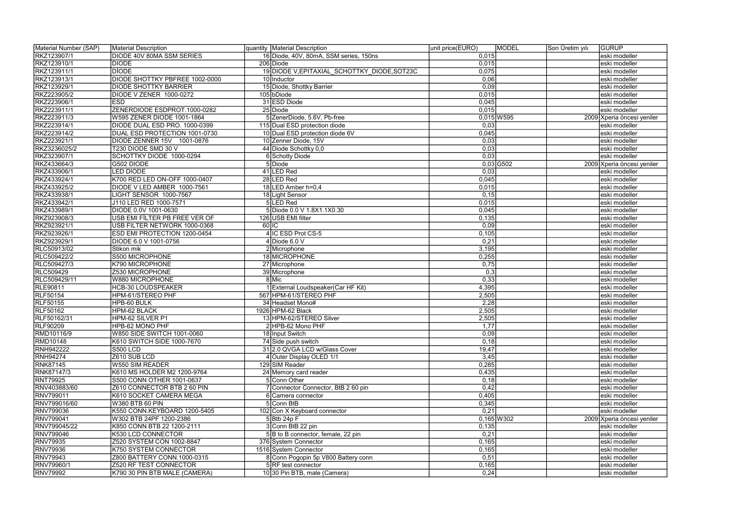| Material Number (SAP) | Material Description | quantity | Material Description | unit price(EURO) | MODEL | Son Üretim yılı | GURUP |
|---|---|---|---|---|---|---|---|
| RKZ123907/1 | DIODE 40V 80MA SSM SERIES | 16 | Diode, 40V, 80mA, SSM series, 150ns | 0,015 | | | eski modeller |
| RKZ123910/1 | DIODE | 206 | Diode | 0,015 | | | eski modeller |
| RKZ123911/1 | DİODE | 19 | DIODE V,EPITAXIAL_SCHOTTKY_DIODE,SOT23C | 0,075 | | | eski modeller |
| RKZ123913/1 | DIODE SHOTTKY PBFREE 1002-0000 | 10 | Inductor | 0,06 | | | eski modeller |
| RKZ123929/1 | DIODE SHOTTKY BARRIER | 15 | Diode, Shottky Barrier | 0,09 | | | eski modeller |
| RKZ223905/2 | DIODE V ZENER 1000-0272 | 105 | bDiode | 0,015 | | | eski modeller |
| RKZ223906/1 | ESD | 31 | ESD Diode | 0,045 | | | eski modeller |
| RKZ223911/1 | ZENERDIODE ESDPROT.1000-0282 | 25 | Diode | 0,015 | | | eski modeller |
| RKZ223911/3 | W595 ZENER DIODE 1001-1864 | 5 | ZenerDiode, 5.6V, Pb-free | 0,015 | W595 | 2009 | Xperia öncesi yeniler |
| RKZ223914/1 | DIODE DUAL ESD PRO. 1000-0399 | 115 | Dual ESD protection diode | 0,03 | | | eski modeller |
| RKZ223914/2 | DUAL ESD PROTECTION 1001-0730 | 10 | Dual ESD protection diode 6V | 0,045 | | | eski modeller |
| RKZ223921/1 | DIODE ZENNER 15V 1001-0876 | 10 | Zenner Diode, 15V | 0,03 | | | eski modeller |
| RKZ3236025/2 | T230 DIODE SMD 30 V | 44 | Diode Schottky 0,0 | 0,03 | | | eski modeller |
| RKZ323907/1 | SCHOTTKY DIODE 1000-0294 | 6 | Schotty Diode | 0,03 | | | eski modeller |
| RKZ433664/3 | G502 DIODE | 5 | Diode | 0,03 | G502 | 2009 | Xperia öncesi yeniler |
| RKZ433906/1 | LED DIODE | 41 | LED Red | 0,03 | | | eski modeller |
| RKZ433924/1 | K700 RED LED ON-OFF 1000-0407 | 28 | LED Red | 0,045 | | | eski modeller |
| RKZ433925/2 | DIODE V LED AMBER 1000-7561 | 18 | LED Amber h=0,4 | 0,015 | | | eski modeller |
| RKZ433938/1 | LIGHT SENSOR 1000-7567 | 18 | Light Sensor | 0,15 | | | eski modeller |
| RKZ433942/1 | J110 LED RED 1000-7571 | 5 | LED Red | 0,015 | | | eski modeller |
| RKZ433989/1 | DIODE 0.0V 1001-0630 | 5 | Diode 0.0 V 1.8X1.1X0.30 | 0,045 | | | eski modeller |
| RKZ923908/3 | USB EMI FİLTER PB FREE VER OF | 126 | USB EMI filter | 0,135 | | | eski modeller |
| RKZ923921/1 | USB FILTER NETWORK 1000-0368 | 60 | IC | 0,09 | | | eski modeller |
| RKZ923926/1 | ESD EMI PROTECTION 1200-0454 | 4 | IC ESD Prot CS-5 | 0,105 | | | eski modeller |
| RKZ923929/1 | DIODE 6.0 V 1001-0756 | 4 | Diode 6.0 V | 0,21 | | | eski modeller |
| RLC50913/02 | Stikon mik | 2 | Microphone | 3,195 | | | eski modeller |
| RLC509422/2 | S500 MICROPHONE | 18 | MICROPHONE | 0,255 | | | eski modeller |
| RLC509427/3 | K790 MICROPHONE | 27 | Microphone | 0,75 | | | eski modeller |
| RLC509429 | Z530 MICROPHONE | 39 | Microphone | 0,3 | | | eski modeller |
| RLC509429/11 | W880 MICROPHONE | 8 | Mic | 0,33 | | | eski modeller |
| RLE90811 | HCB-30 LOUDSPEAKER | 1 | External Loudspeaker(Car HF Kit) | 4,395 | | | eski modeller |
| RLF50154 | HPM-61/STEREO PHF | 567 | HPM-61/STEREO PHF | 2,505 | | | eski modeller |
| RLF50155 | HPB-60 BULK | 34 | Headset Mono# | 2,28 | | | eski modeller |
| RLF50162 | HPM-62 BLACK | 1926 | HPM-62 Black | 2,505 | | | eski modeller |
| RLF50162/31 | HPM-62 SILVER P1 | 13 | HPM-62/STEREO Silver | 2,505 | | | eski modeller |
| RLF90209 | HPB-62 MONO PHF | 2 | HPB-62 Mono PHF | 1,77 | | | eski modeller |
| RMD10116/9 | W850 SIDE SWITCH 1001-0060 | 18 | Input Switch | 0,09 | | | eski modeller |
| RMD10148 | K610 SWITCH SIDE 1000-7670 | 74 | Side push switch | 0,18 | | | eski modeller |
| RNH942222 | S500 LCD | 31 | 2.0 QVGA LCD w/Glass Cover | 19,47 | | | eski modeller |
| RNH94274 | Z610 SUB LCD | 4 | Outer Display OLED 1/1 | 3,45 | | | eski modeller |
| RNK87145 | W550 SIM READER | 129 | SIM Reader | 0,285 | | | eski modeller |
| RNK87147/3 | K610 MS HOLDER M2 1200-9764 | 24 | Memory card reader | 0,435 | | | eski modeller |
| RNT79925 | S500 CONN OTHER 1001-0637 | 5 | Conn Other | 0,18 | | | eski modeller |
| RNV403883/60 | Z610 CONNECTOR BTB 2 60 PIN | 7 | Connector Connector, BtB 2 60 pin | 0,42 | | | eski modeller |
| RNV799011 | K610 SOCKET CAMERA MEGA | 6 | Camera connector | 0,405 | | | eski modeller |
| RNV799016/60 | W380 BTB 60 PIN | 5 | Conn BtB | 0,345 | | | eski modeller |
| RNV799036 | K550 CONN.KEYBOARD 1200-5405 | 102 | Con X Keyboard connector | 0,21 | | | eski modeller |
| RNV799041 | W302 BTB 24PF 1200-2386 | 5 | Btb 24p F | 0,165 | W302 | 2009 | Xperia öncesi yeniler |
| RNV799045/22 | K850 CONN BTB 22 1200-2111 | 3 | Conn BtB 22 pin | 0,135 | | | eski modeller |
| RNV799046 | K530 LCD CONNECTOR | 5 | B to B connector, female, 22 pin | 0,21 | | | eski modeller |
| RNV79935 | Z520 SYSTEM CON 1002-8847 | 376 | System Connector | 0,165 | | | eski modeller |
| RNV79936 | K750 SYSTEM CONNECTOR | 1516 | System Connector | 0,165 | | | eski modeller |
| RNV79943 | Z800 BATTERY CONN.1000-0315 | 8 | Conn Pogopin 5p V800 Battery conn | 0,51 | | | eski modeller |
| RNV79960/1 | Z520 RF TEST CONNECTOR | 5 | RF test connector | 0,165 | | | eski modeller |
| RNV79992 | K790 30 PIN BTB MALE (CAMERA) | 10 | 30 Pin BTB, male (Camera) | 0,24 | | | eski modeller |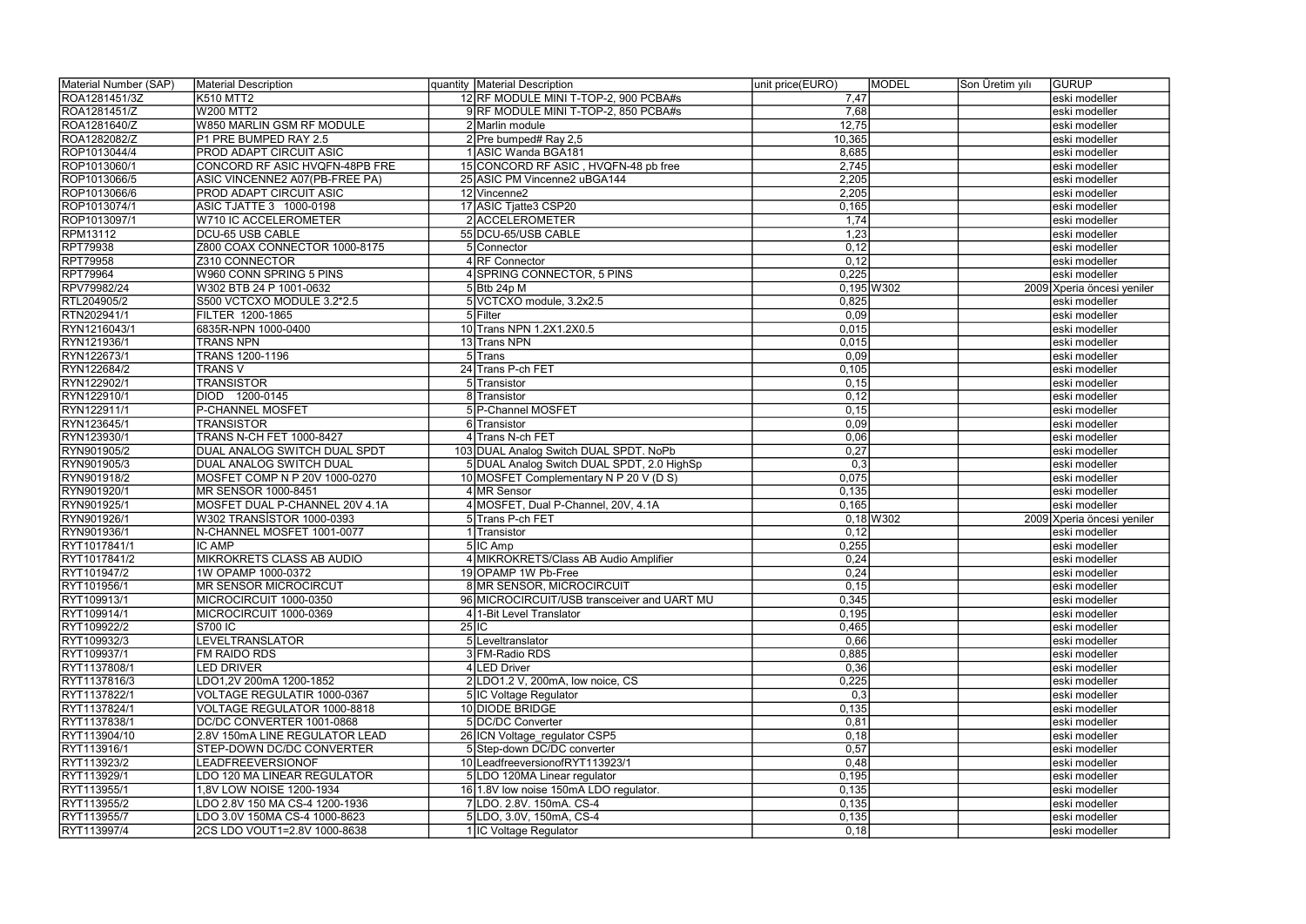| Material Number (SAP) | Material Description | quantity | Material Description | unit price(EURO) | MODEL | Son Üretim yılı | GURUP |
|---|---|---|---|---|---|---|---|
| ROA1281451/3Z | K510 MTT2 | 12 | RF MODULE MINI T-TOP-2, 900 PCBA#s | 7,47 | | | eski modeller |
| ROA1281451/Z | W200 MTT2 | 9 | RF MODULE MINI T-TOP-2, 850 PCBA#s | 7,68 | | | eski modeller |
| ROA1281640/Z | W850 MARLIN GSM RF MODULE | 2 | Marlin module | 12,75 | | | eski modeller |
| ROA1282082/Z | P1 PRE BUMPED RAY 2.5 | 2 | Pre bumped# Ray 2,5 | 10,365 | | | eski modeller |
| ROP1013044/4 | PROD ADAPT CIRCUIT ASIC | 1 | ASIC Wanda BGA181 | 8,685 | | | eski modeller |
| ROP1013060/1 | CONCORD RF ASIC HVQFN-48PB FRE | 15 | CONCORD RF ASIC , HVQFN-48 pb free | 2,745 | | | eski modeller |
| ROP1013066/5 | ASIC VINCENNE2 A07(PB-FREE PA) | 25 | ASIC PM Vincenne2 uBGA144 | 2,205 | | | eski modeller |
| ROP1013066/6 | PROD ADAPT CIRCUIT ASIC | 12 | Vincenne2 | 2,205 | | | eski modeller |
| ROP1013074/1 | ASIC TJATTE 3 1000-0198 | 17 | ASIC Tjatte3 CSP20 | 0,165 | | | eski modeller |
| ROP1013097/1 | W710 IC ACCELEROMETER | 2 | ACCELEROMETER | 1,74 | | | eski modeller |
| RPM13112 | DCU-65 USB CABLE | 55 | DCU-65/USB CABLE | 1,23 | | | eski modeller |
| RPT79938 | Z800 COAX CONNECTOR 1000-8175 | 5 | Connector | 0,12 | | | eski modeller |
| RPT79958 | Z310 CONNECTOR | 4 | RF Connector | 0,12 | | | eski modeller |
| RPT79964 | W960 CONN SPRING 5 PINS | 4 | SPRING CONNECTOR, 5 PINS | 0,225 | | | eski modeller |
| RPV79982/24 | W302 BTB 24 P 1001-0632 | 5 | Btb 24p M | 0,195 | W302 | 2009 | Xperia öncesi yeniler |
| RTL204905/2 | S500 VCTCXO MODULE 3.2*2.5 | 5 | VCTCXO module, 3.2x2.5 | 0,825 | | | eski modeller |
| RTN202941/1 | FILTER 1200-1865 | 5 | Filter | 0,09 | | | eski modeller |
| RYN1216043/1 | 6835R-NPN 1000-0400 | 10 | Trans NPN 1.2X1.2X0.5 | 0,015 | | | eski modeller |
| RYN121936/1 | TRANS NPN | 13 | Trans NPN | 0,015 | | | eski modeller |
| RYN122673/1 | TRANS 1200-1196 | 5 | Trans | 0,09 | | | eski modeller |
| RYN122684/2 | TRANS V | 24 | Trans P-ch FET | 0,105 | | | eski modeller |
| RYN122902/1 | TRANSISTOR | 5 | Transistor | 0,15 | | | eski modeller |
| RYN122910/1 | DIOD 1200-0145 | 8 | Transistor | 0,12 | | | eski modeller |
| RYN122911/1 | P-CHANNEL MOSFET | 5 | P-Channel MOSFET | 0,15 | | | eski modeller |
| RYN123645/1 | TRANSISTOR | 6 | Transistor | 0,09 | | | eski modeller |
| RYN123930/1 | TRANS N-CH FET 1000-8427 | 4 | Trans N-ch FET | 0,06 | | | eski modeller |
| RYN901905/2 | DUAL ANALOG SWITCH DUAL SPDT | 103 | DUAL Analog Switch DUAL SPDT. NoPb | 0,27 | | | eski modeller |
| RYN901905/3 | DUAL ANALOG SWITCH DUAL | 5 | DUAL Analog Switch DUAL SPDT, 2.0 HighSp | 0,3 | | | eski modeller |
| RYN901918/2 | MOSFET COMP N P 20V 1000-0270 | 10 | MOSFET Complementary N P 20 V (D S) | 0,075 | | | eski modeller |
| RYN901920/1 | MR SENSOR 1000-8451 | 4 | MR Sensor | 0,135 | | | eski modeller |
| RYN901925/1 | MOSFET DUAL P-CHANNEL 20V 4.1A | 4 | MOSFET, Dual P-Channel, 20V, 4.1A | 0,165 | | | eski modeller |
| RYN901926/1 | W302 TRANSİSTOR 1000-0393 | 5 | Trans P-ch FET | 0,18 | W302 | 2009 | Xperia öncesi yeniler |
| RYN901936/1 | N-CHANNEL MOSFET 1001-0077 | 1 | Transistor | 0,12 | | | eski modeller |
| RYT1017841/1 | IC AMP | 5 | IC Amp | 0,255 | | | eski modeller |
| RYT1017841/2 | MIKROKRETS CLASS AB AUDIO | 4 | MIKROKRETS/Class AB Audio Amplifier | 0,24 | | | eski modeller |
| RYT101947/2 | 1W OPAMP 1000-0372 | 19 | OPAMP 1W Pb-Free | 0,24 | | | eski modeller |
| RYT101956/1 | MR SENSOR MICROCIRCUT | 8 | MR SENSOR, MICROCIRCUIT | 0,15 | | | eski modeller |
| RYT109913/1 | MICROCIRCUIT 1000-0350 | 96 | MICROCIRCUIT/USB transceiver and UART MU | 0,345 | | | eski modeller |
| RYT109914/1 | MICROCIRCUIT 1000-0369 | 4 | 1-Bit Level Translator | 0,195 | | | eski modeller |
| RYT109922/2 | S700 IC | 25 | IC | 0,465 | | | eski modeller |
| RYT109932/3 | LEVELTRANSLATOR | 5 | Leveltranslator | 0,66 | | | eski modeller |
| RYT109937/1 | FM RAIDO RDS | 3 | FM-Radio RDS | 0,885 | | | eski modeller |
| RYT1137808/1 | LED DRIVER | 4 | LED Driver | 0,36 | | | eski modeller |
| RYT1137816/3 | LDO1,2V 200mA 1200-1852 | 2 | LDO1.2 V, 200mA, low noice, CS | 0,225 | | | eski modeller |
| RYT1137822/1 | VOLTAGE REGULATIR 1000-0367 | 5 | IC Voltage Regulator | 0,3 | | | eski modeller |
| RYT1137824/1 | VOLTAGE REGULATOR 1000-8818 | 10 | DIODE BRIDGE | 0,135 | | | eski modeller |
| RYT1137838/1 | DC/DC CONVERTER 1001-0868 | 5 | DC/DC Converter | 0,81 | | | eski modeller |
| RYT113904/10 | 2.8V 150mA LINE REGULATOR LEAD | 26 | ICN Voltage_regulator CSP5 | 0,18 | | | eski modeller |
| RYT113916/1 | STEP-DOWN DC/DC CONVERTER | 5 | Step-down DC/DC converter | 0,57 | | | eski modeller |
| RYT113923/2 | LEADFREEVERSIONOF | 10 | LeadfreeversionofRYT113923/1 | 0,48 | | | eski modeller |
| RYT113929/1 | LDO 120 MA LINEAR REGULATOR | 5 | LDO 120MA Linear regulator | 0,195 | | | eski modeller |
| RYT113955/1 | 1,8V LOW NOISE 1200-1934 | 16 | 1.8V low noise 150mA LDO regulator. | 0,135 | | | eski modeller |
| RYT113955/2 | LDO 2.8V 150 MA CS-4 1200-1936 | 7 | LDO. 2.8V. 150mA. CS-4 | 0,135 | | | eski modeller |
| RYT113955/7 | LDO 3.0V 150MA CS-4 1000-8623 | 5 | LDO, 3.0V, 150mA, CS-4 | 0,135 | | | eski modeller |
| RYT113997/4 | 2CS LDO VOUT1=2.8V 1000-8638 | 1 | IC Voltage Regulator | 0,18 | | | eski modeller |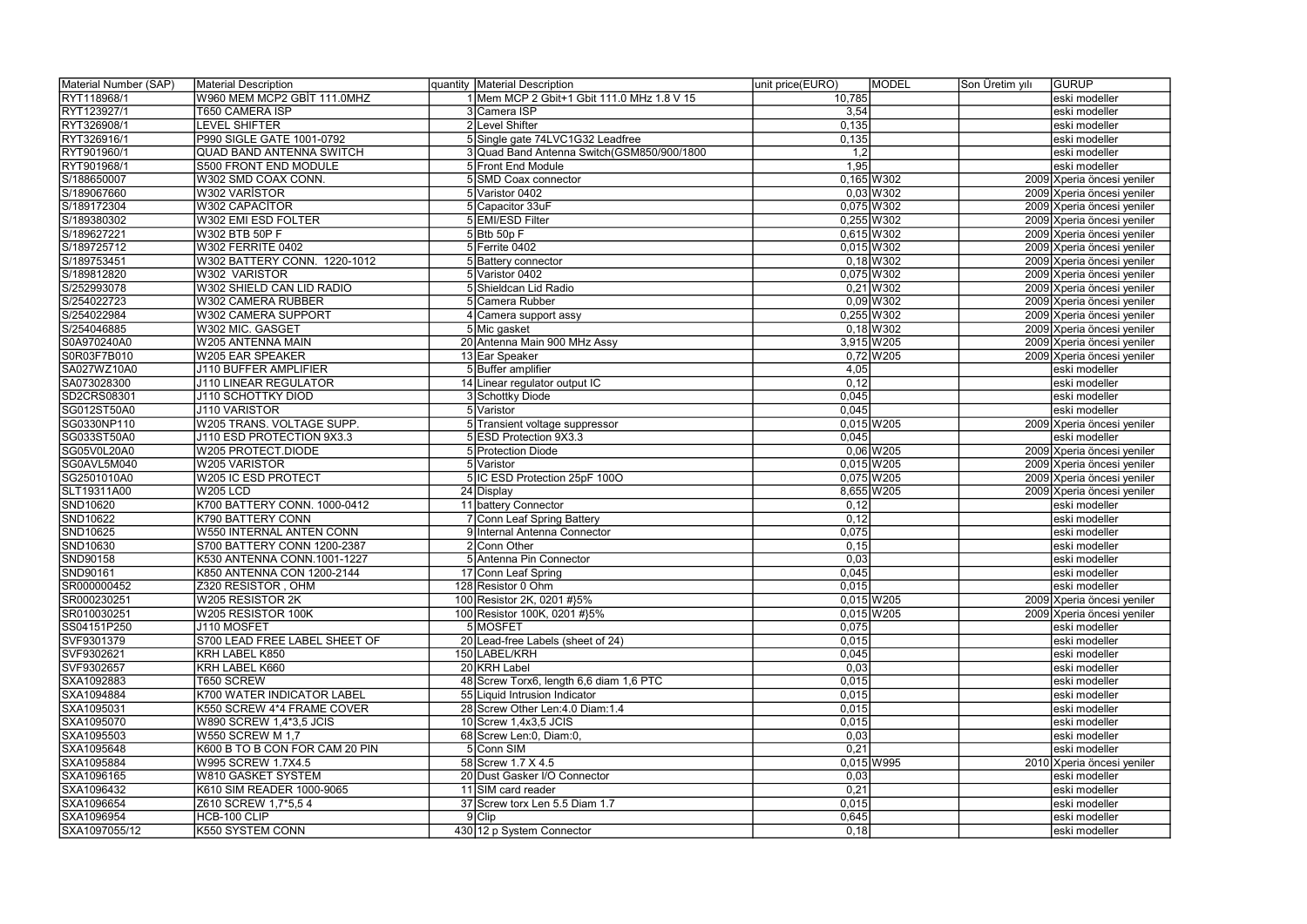| Material Number (SAP) | Material Description | quantity | Material Description | unit price(EURO) | MODEL | Son Üretim yılı | GURUP |
|---|---|---|---|---|---|---|---|
| RYT118968/1 | W960 MEM MCP2 GBİT 111.0MHZ | 1 | Mem MCP 2 Gbit+1 Gbit 111.0 MHz 1.8 V 15 | 10,785 | | | eski modeller |
| RYT123927/1 | T650 CAMERA ISP | 3 | Camera ISP | 3,54 | | | eski modeller |
| RYT326908/1 | LEVEL SHIFTER | 2 | Level Shifter | 0,135 | | | eski modeller |
| RYT326916/1 | P990 SIGLE GATE 1001-0792 | 5 | Single gate 74LVC1G32 Leadfree | 0,135 | | | eski modeller |
| RYT901960/1 | QUAD BAND ANTENNA SWITCH | 3 | Quad Band Antenna Switch(GSM850/900/1800 | 1,2 | | | eski modeller |
| RYT901968/1 | S500 FRONT END MODULE | 5 | Front End Module | 1,95 | | | eski modeller |
| S/188650007 | W302 SMD COAX CONN. | 5 | SMD Coax connector | 0,165 | W302 | 2009 | Xperia öncesi yeniler |
| S/189067660 | W302 VARİSTOR | 5 | Varistor 0402 | 0,03 | W302 | 2009 | Xperia öncesi yeniler |
| S/189172304 | W302 CAPACİTOR | 5 | Capacitor 33uF | 0,075 | W302 | 2009 | Xperia öncesi yeniler |
| S/189380302 | W302 EMI ESD FOLTER | 5 | EMI/ESD Filter | 0,255 | W302 | 2009 | Xperia öncesi yeniler |
| S/189627221 | W302 BTB 50P F | 5 | Btb 50p F | 0,615 | W302 | 2009 | Xperia öncesi yeniler |
| S/189725712 | W302 FERRITE 0402 | 5 | Ferrite 0402 | 0,015 | W302 | 2009 | Xperia öncesi yeniler |
| S/189753451 | W302 BATTERY CONN. 1220-1012 | 5 | Battery connector | 0,18 | W302 | 2009 | Xperia öncesi yeniler |
| S/189812820 | W302 VARISTOR | 5 | Varistor 0402 | 0,075 | W302 | 2009 | Xperia öncesi yeniler |
| S/252993078 | W302 SHIELD CAN LID RADIO | 5 | Shieldcan Lid Radio | 0,21 | W302 | 2009 | Xperia öncesi yeniler |
| S/254022723 | W302 CAMERA RUBBER | 5 | Camera Rubber | 0,09 | W302 | 2009 | Xperia öncesi yeniler |
| S/254022984 | W302 CAMERA SUPPORT | 4 | Camera support assy | 0,255 | W302 | 2009 | Xperia öncesi yeniler |
| S/254046885 | W302 MIC. GASGET | 5 | Mic gasket | 0,18 | W302 | 2009 | Xperia öncesi yeniler |
| S0A970240A0 | W205 ANTENNA MAIN | 20 | Antenna Main 900 MHz Assy | 3,915 | W205 | 2009 | Xperia öncesi yeniler |
| S0R03F7B010 | W205 EAR SPEAKER | 13 | Ear Speaker | 0,72 | W205 | 2009 | Xperia öncesi yeniler |
| SA027WZ10A0 | J110 BUFFER AMPLIFIER | 5 | Buffer amplifier | 4,05 | | | eski modeller |
| SA073028300 | J110 LINEAR REGULATOR | 14 | Linear regulator output IC | 0,12 | | | eski modeller |
| SD2CRS08301 | J110 SCHOTTKY DIOD | 3 | Schottky Diode | 0,045 | | | eski modeller |
| SG012ST50A0 | J110 VARISTOR | 5 | Varistor | 0,045 | | | eski modeller |
| SG0330NP110 | W205 TRANS. VOLTAGE SUPP. | 5 | Transient voltage suppressor | 0,015 | W205 | 2009 | Xperia öncesi yeniler |
| SG033ST50A0 | J110 ESD PROTECTION 9X3.3 | 5 | ESD Protection 9X3.3 | 0,045 | | | eski modeller |
| SG05V0L20A0 | W205 PROTECT.DIODE | 5 | Protection Diode | 0,06 | W205 | 2009 | Xperia öncesi yeniler |
| SG0AVL5M040 | W205 VARISTOR | 5 | Varistor | 0,015 | W205 | 2009 | Xperia öncesi yeniler |
| SG2501010A0 | W205 IC ESD PROTECT | 5 | IC ESD Protection 25pF 100O | 0,075 | W205 | 2009 | Xperia öncesi yeniler |
| SLT19311A00 | W205 LCD | 24 | Display | 8,655 | W205 | 2009 | Xperia öncesi yeniler |
| SND10620 | K700 BATTERY CONN. 1000-0412 | 11 | battery Connector | 0,12 | | | eski modeller |
| SND10622 | K790 BATTERY CONN | 7 | Conn Leaf Spring Battery | 0,12 | | | eski modeller |
| SND10625 | W550 INTERNAL ANTEN CONN | 9 | Internal Antenna Connector | 0,075 | | | eski modeller |
| SND10630 | S700 BATTERY CONN 1200-2387 | 2 | Conn Other | 0,15 | | | eski modeller |
| SND90158 | K530 ANTENNA CONN.1001-1227 | 5 | Antenna Pin Connector | 0,03 | | | eski modeller |
| SND90161 | K850 ANTENNA CON 1200-2144 | 17 | Conn Leaf Spring | 0,045 | | | eski modeller |
| SR000000452 | Z320 RESISTOR , OHM | 128 | Resistor 0 Ohm | 0,015 | | | eski modeller |
| SR000230251 | W205 RESISTOR 2K | 100 | Resistor 2K, 0201 #}5% | 0,015 | W205 | 2009 | Xperia öncesi yeniler |
| SR010030251 | W205 RESISTOR 100K | 100 | Resistor 100K, 0201 #}5% | 0,015 | W205 | 2009 | Xperia öncesi yeniler |
| SS04151P250 | J110 MOSFET | 5 | MOSFET | 0,075 | | | eski modeller |
| SVF9301379 | S700 LEAD FREE LABEL SHEET OF | 20 | Lead-free Labels (sheet of 24) | 0,015 | | | eski modeller |
| SVF9302621 | KRH LABEL K850 | 150 | LABEL/KRH | 0,045 | | | eski modeller |
| SVF9302657 | KRH LABEL K660 | 20 | KRH Label | 0,03 | | | eski modeller |
| SXA1092883 | T650 SCREW | 48 | Screw Torx6, length 6,6 diam 1,6 PTC | 0,015 | | | eski modeller |
| SXA1094884 | K700 WATER INDICATOR LABEL | 55 | Liquid Intrusion Indicator | 0,015 | | | eski modeller |
| SXA1095031 | K550 SCREW 4*4 FRAME COVER | 28 | Screw Other Len:4.0 Diam:1.4 | 0,015 | | | eski modeller |
| SXA1095070 | W890 SCREW 1,4*3,5 JCIS | 10 | Screw 1,4x3,5 JCIS | 0,015 | | | eski modeller |
| SXA1095503 | W550 SCREW M 1,7 | 68 | Screw Len:0, Diam:0, | 0,03 | | | eski modeller |
| SXA1095648 | K600 B TO B CON FOR CAM 20 PIN | 5 | Conn SIM | 0,21 | | | eski modeller |
| SXA1095884 | W995 SCREW 1.7X4.5 | 58 | Screw 1.7 X 4.5 | 0,015 | W995 | 2010 | Xperia öncesi yeniler |
| SXA1096165 | W810 GASKET SYSTEM | 20 | Dust Gasker I/O Connector | 0,03 | | | eski modeller |
| SXA1096432 | K610 SIM READER 1000-9065 | 11 | SIM card reader | 0,21 | | | eski modeller |
| SXA1096654 | Z610 SCREW 1,7*5,5 4 | 37 | Screw torx Len 5.5 Diam 1.7 | 0,015 | | | eski modeller |
| SXA1096954 | HCB-100 CLIP | 9 | Clip | 0,645 | | | eski modeller |
| SXA1097055/12 | K550 SYSTEM CONN | 430 | 12 p System Connector | 0,18 | | | eski modeller |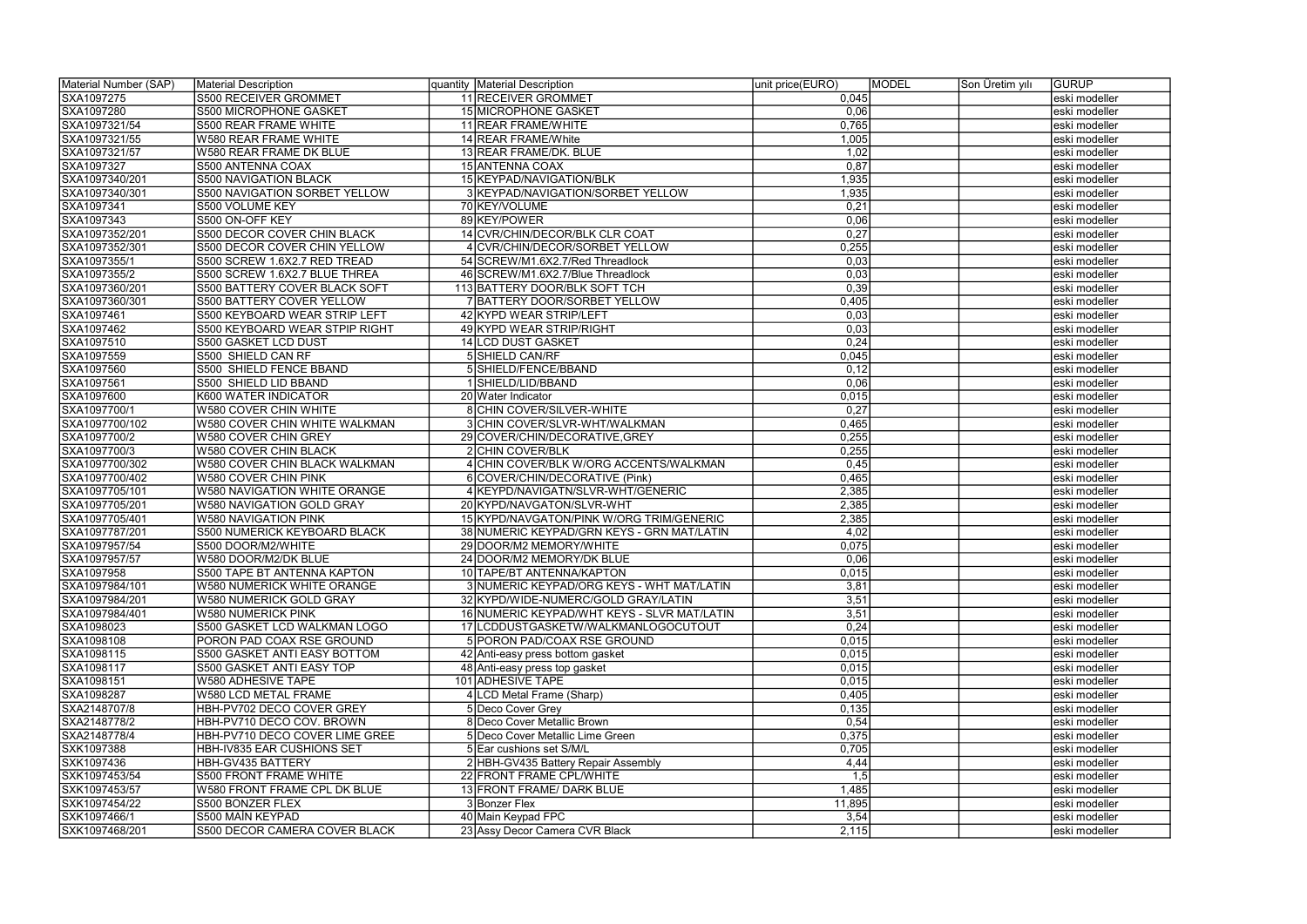| Material Number (SAP) | Material Description | quantity | Material Description | unit price(EURO) | MODEL | Son Üretim yılı | GURUP |
|---|---|---|---|---|---|---|---|
| SXA1097275 | S500 RECEIVER GROMMET | 11 | RECEIVER GROMMET | 0,045 | | | eski modeller |
| SXA1097280 | S500 MICROPHONE GASKET | 15 | MICROPHONE GASKET | 0,06 | | | eski modeller |
| SXA1097321/54 | S500 REAR FRAME WHITE | 11 | REAR FRAME/WHITE | 0,765 | | | eski modeller |
| SXA1097321/55 | W580 REAR FRAME WHITE | 14 | REAR FRAME/White | 1,005 | | | eski modeller |
| SXA1097321/57 | W580 REAR FRAME DK BLUE | 13 | REAR FRAME/DK. BLUE | 1,02 | | | eski modeller |
| SXA1097327 | S500 ANTENNA COAX | 15 | ANTENNA COAX | 0,87 | | | eski modeller |
| SXA1097340/201 | S500 NAVIGATION BLACK | 15 | KEYPAD/NAVIGATION/BLK | 1,935 | | | eski modeller |
| SXA1097340/301 | S500 NAVIGATION SORBET YELLOW | 3 | KEYPAD/NAVIGATION/SORBET YELLOW | 1,935 | | | eski modeller |
| SXA1097341 | S500 VOLUME KEY | 70 | KEY/VOLUME | 0,21 | | | eski modeller |
| SXA1097343 | S500 ON-OFF KEY | 89 | KEY/POWER | 0,06 | | | eski modeller |
| SXA1097352/201 | S500 DECOR COVER CHIN BLACK | 14 | CVR/CHIN/DECOR/BLK CLR COAT | 0,27 | | | eski modeller |
| SXA1097352/301 | S500 DECOR COVER CHIN YELLOW | 4 | CVR/CHIN/DECOR/SORBET YELLOW | 0,255 | | | eski modeller |
| SXA1097355/1 | S500 SCREW 1.6X2.7 RED TREAD | 54 | SCREW/M1.6X2.7/Red Threadlock | 0,03 | | | eski modeller |
| SXA1097355/2 | S500 SCREW 1.6X2.7 BLUE THREA | 46 | SCREW/M1.6X2.7/Blue Threadlock | 0,03 | | | eski modeller |
| SXA1097360/201 | S500 BATTERY COVER BLACK SOFT | 113 | BATTERY DOOR/BLK SOFT TCH | 0,39 | | | eski modeller |
| SXA1097360/301 | S500 BATTERY COVER YELLOW | 7 | BATTERY DOOR/SORBET YELLOW | 0,405 | | | eski modeller |
| SXA1097461 | S500 KEYBOARD WEAR STRIP LEFT | 42 | KYPD WEAR STRIP/LEFT | 0,03 | | | eski modeller |
| SXA1097462 | S500 KEYBOARD WEAR STPIP RIGHT | 49 | KYPD WEAR STRIP/RIGHT | 0,03 | | | eski modeller |
| SXA1097510 | S500 GASKET LCD DUST | 14 | LCD DUST GASKET | 0,24 | | | eski modeller |
| SXA1097559 | S500  SHIELD CAN RF | 5 | SHIELD CAN/RF | 0,045 | | | eski modeller |
| SXA1097560 | S500  SHIELD FENCE BBAND | 5 | SHIELD/FENCE/BBAND | 0,12 | | | eski modeller |
| SXA1097561 | S500  SHIELD LID BBAND | 1 | SHIELD/LID/BBAND | 0,06 | | | eski modeller |
| SXA1097600 | K600 WATER INDICATOR | 20 | Water Indicator | 0,015 | | | eski modeller |
| SXA1097700/1 | W580 COVER CHIN WHITE | 8 | CHIN COVER/SILVER-WHITE | 0,27 | | | eski modeller |
| SXA1097700/102 | W580 COVER CHIN WHITE WALKMAN | 3 | CHIN COVER/SLVR-WHT/WALKMAN | 0,465 | | | eski modeller |
| SXA1097700/2 | W580 COVER CHIN GREY | 29 | COVER/CHIN/DECORATIVE,GREY | 0,255 | | | eski modeller |
| SXA1097700/3 | W580 COVER CHIN BLACK | 2 | CHIN COVER/BLK | 0,255 | | | eski modeller |
| SXA1097700/302 | W580 COVER CHIN BLACK WALKMAN | 4 | CHIN COVER/BLK W/ORG ACCENTS/WALKMAN | 0,45 | | | eski modeller |
| SXA1097700/402 | W580 COVER CHIN PINK | 6 | COVER/CHIN/DECORATIVE (Pink) | 0,465 | | | eski modeller |
| SXA1097705/101 | W580 NAVIGATION WHITE ORANGE | 4 | KEYPD/NAVIGATN/SLVR-WHT/GENERIC | 2,385 | | | eski modeller |
| SXA1097705/201 | W580 NAVIGATION GOLD GRAY | 20 | KYPD/NAVGATON/SLVR-WHT | 2,385 | | | eski modeller |
| SXA1097705/401 | W580 NAVIGATION PINK | 15 | KYPD/NAVGATON/PINK W/ORG TRIM/GENERIC | 2,385 | | | eski modeller |
| SXA1097787/201 | S500 NUMERICK KEYBOARD BLACK | 38 | NUMERIC KEYPAD/GRN KEYS - GRN MAT/LATIN | 4,02 | | | eski modeller |
| SXA1097957/54 | S500 DOOR/M2/WHITE | 29 | DOOR/M2 MEMORY/WHITE | 0,075 | | | eski modeller |
| SXA1097957/57 | W580 DOOR/M2/DK BLUE | 24 | DOOR/M2 MEMORY/DK BLUE | 0,06 | | | eski modeller |
| SXA1097958 | S500 TAPE BT ANTENNA KAPTON | 10 | TAPE/BT ANTENNA/KAPTON | 0,015 | | | eski modeller |
| SXA1097984/101 | W580 NUMERICK WHITE ORANGE | 3 | NUMERIC KEYPAD/ORG KEYS - WHT MAT/LATIN | 3,81 | | | eski modeller |
| SXA1097984/201 | W580 NUMERICK GOLD GRAY | 32 | KYPD/WIDE-NUMERC/GOLD GRAY/LATIN | 3,51 | | | eski modeller |
| SXA1097984/401 | W580 NUMERICK PINK | 16 | NUMERIC KEYPAD/WHT KEYS - SLVR MAT/LATIN | 3,51 | | | eski modeller |
| SXA1098023 | S500 GASKET LCD WALKMAN LOGO | 17 | LCDDUSTGASKETW/WALKMANLOGOCUTOUT | 0,24 | | | eski modeller |
| SXA1098108 | PORON PAD COAX RSE GROUND | 5 | PORON PAD/COAX RSE GROUND | 0,015 | | | eski modeller |
| SXA1098115 | S500 GASKET ANTI EASY BOTTOM | 42 | Anti-easy press bottom gasket | 0,015 | | | eski modeller |
| SXA1098117 | S500 GASKET ANTI EASY TOP | 48 | Anti-easy press top gasket | 0,015 | | | eski modeller |
| SXA1098151 | W580 ADHESIVE TAPE | 101 | ADHESIVE TAPE | 0,015 | | | eski modeller |
| SXA1098287 | W580 LCD METAL FRAME | 4 | LCD Metal Frame (Sharp) | 0,405 | | | eski modeller |
| SXA2148707/8 | HBH-PV702 DECO COVER GREY | 5 | Deco Cover Grey | 0,135 | | | eski modeller |
| SXA2148778/2 | HBH-PV710 DECO COV. BROWN | 8 | Deco Cover Metallic Brown | 0,54 | | | eski modeller |
| SXA2148778/4 | HBH-PV710 DECO COVER LIME GREE | 5 | Deco Cover Metallic Lime Green | 0,375 | | | eski modeller |
| SXK1097388 | HBH-IV835 EAR CUSHIONS SET | 5 | Ear cushions set S/M/L | 0,705 | | | eski modeller |
| SXK1097436 | HBH-GV435 BATTERY | 2 | HBH-GV435 Battery Repair Assembly | 4,44 | | | eski modeller |
| SXK1097453/54 | S500 FRONT FRAME WHITE | 22 | FRONT FRAME CPL/WHITE | 1,5 | | | eski modeller |
| SXK1097453/57 | W580 FRONT FRAME CPL DK BLUE | 13 | FRONT FRAME/ DARK BLUE | 1,485 | | | eski modeller |
| SXK1097454/22 | S500 BONZER FLEX | 3 | Bonzer Flex | 11,895 | | | eski modeller |
| SXK1097466/1 | S500 MAİN KEYPAD | 40 | Main Keypad FPC | 3,54 | | | eski modeller |
| SXK1097468/201 | S500 DECOR CAMERA COVER BLACK | 23 | Assy Decor Camera CVR Black | 2,115 | | | eski modeller |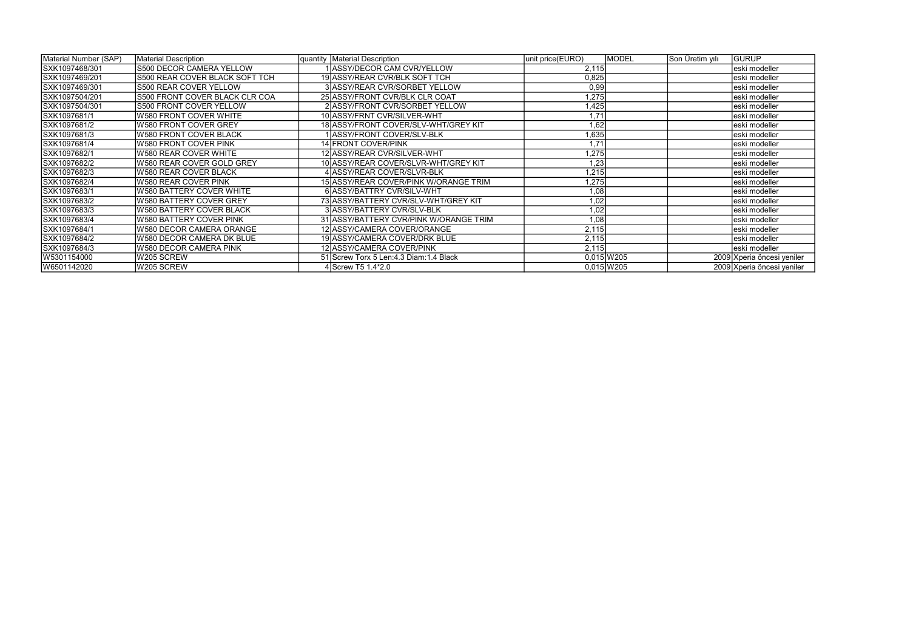| Material Number (SAP) | Material Description | quantity | Material Description | unit price(EURO) | MODEL | Son Üretim yılı | GURUP |
|---|---|---|---|---|---|---|---|
| SXK1097468/301 | S500 DECOR CAMERA YELLOW | 1 | ASSY/DECOR CAM CVR/YELLOW | 2,115 | | | eski modeller |
| SXK1097469/201 | S500 REAR COVER BLACK SOFT TCH | 19 | ASSY/REAR CVR/BLK SOFT TCH | 0,825 | | | eski modeller |
| SXK1097469/301 | S500 REAR COVER YELLOW | 3 | ASSY/REAR CVR/SORBET YELLOW | 0,99 | | | eski modeller |
| SXK1097504/201 | S500 FRONT COVER BLACK CLR COA | 25 | ASSY/FRONT CVR/BLK CLR COAT | 1,275 | | | eski modeller |
| SXK1097504/301 | S500 FRONT COVER YELLOW | 2 | ASSY/FRONT CVR/SORBET YELLOW | 1,425 | | | eski modeller |
| SXK1097681/1 | W580 FRONT COVER WHITE | 10 | ASSY/FRNT CVR/SILVER-WHT | 1,71 | | | eski modeller |
| SXK1097681/2 | W580 FRONT COVER GREY | 18 | ASSY/FRONT COVER/SLV-WHT/GREY KIT | 1,62 | | | eski modeller |
| SXK1097681/3 | W580 FRONT COVER BLACK | 1 | ASSY/FRONT COVER/SLV-BLK | 1,635 | | | eski modeller |
| SXK1097681/4 | W580 FRONT COVER PINK | 14 | FRONT COVER/PINK | 1,71 | | | eski modeller |
| SXK1097682/1 | W580 REAR COVER WHITE | 12 | ASSY/REAR CVR/SILVER-WHT | 1,275 | | | eski modeller |
| SXK1097682/2 | W580 REAR COVER GOLD GREY | 10 | ASSY/REAR COVER/SLVR-WHT/GREY KIT | 1,23 | | | eski modeller |
| SXK1097682/3 | W580 REAR COVER BLACK | 4 | ASSY/REAR COVER/SLVR-BLK | 1,215 | | | eski modeller |
| SXK1097682/4 | W580 REAR COVER PINK | 15 | ASSY/REAR COVER/PINK W/ORANGE TRIM | 1,275 | | | eski modeller |
| SXK1097683/1 | W580 BATTERY COVER WHITE | 6 | ASSY/BATTRY CVR/SILV-WHT | 1,08 | | | eski modeller |
| SXK1097683/2 | W580 BATTERY COVER GREY | 73 | ASSY/BATTERY CVR/SLV-WHT/GREY KIT | 1,02 | | | eski modeller |
| SXK1097683/3 | W580 BATTERY COVER BLACK | 3 | ASSY/BATTERY CVR/SLV-BLK | 1,02 | | | eski modeller |
| SXK1097683/4 | W580 BATTERY COVER PINK | 31 | ASSY/BATTERY CVR/PINK W/ORANGE TRIM | 1,08 | | | eski modeller |
| SXK1097684/1 | W580 DECOR CAMERA ORANGE | 12 | ASSY/CAMERA COVER/ORANGE | 2,115 | | | eski modeller |
| SXK1097684/2 | W580 DECOR CAMERA DK BLUE | 19 | ASSY/CAMERA COVER/DRK BLUE | 2,115 | | | eski modeller |
| SXK1097684/3 | W580 DECOR CAMERA PINK | 12 | ASSY/CAMERA COVER/PINK | 2,115 | | | eski modeller |
| W5301154000 | W205 SCREW | 51 | Screw Torx 5 Len:4.3 Diam:1.4 Black | 0,015 | W205 | 2009 | Xperia öncesi yeniler |
| W6501142020 | W205 SCREW | 4 | Screw T5 1.4*2.0 | 0,015 | W205 | 2009 | Xperia öncesi yeniler |